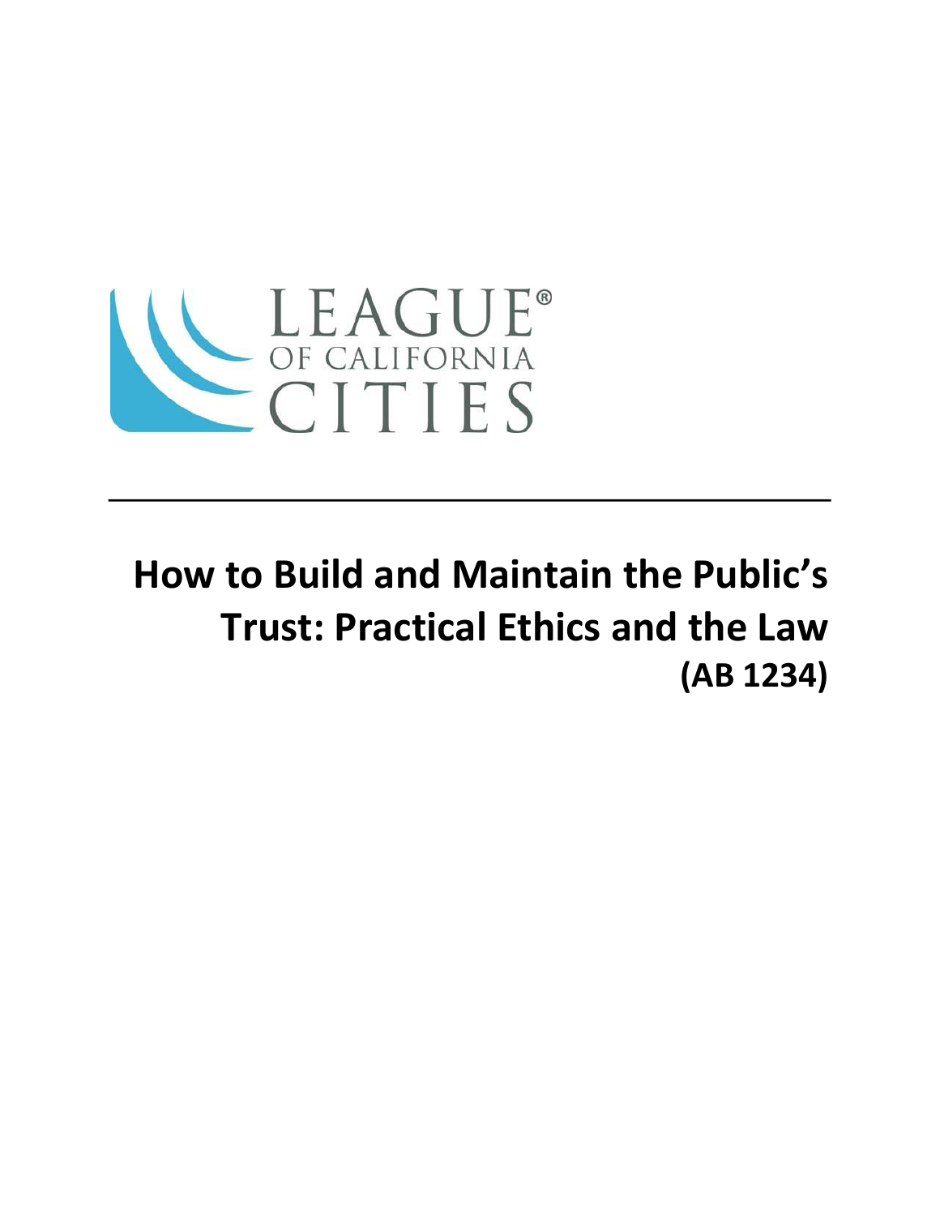LEAGUE®
OF CALIFORNIA
CITIES

---

# How to Build and Maintain the Public's Trust: Practical Ethics and the Law

**(AB 1234)**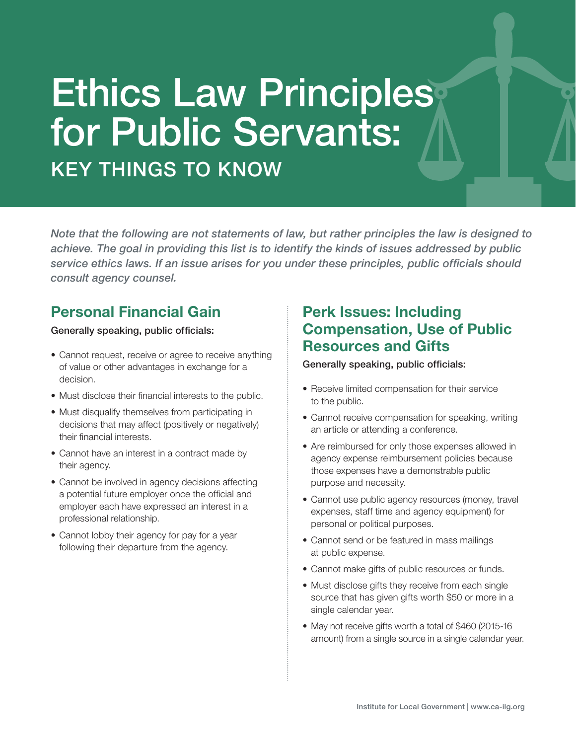# Ethics Law Principles for Public Servants:

## KEY THINGS TO KNOW

*Note that the following are not statements of law, but rather principles the law is designed to achieve. The goal in providing this list is to identify the kinds of issues addressed by public service ethics laws. If an issue arises for you under these principles, public officials should consult agency counsel.*

### Personal Financial Gain

Generally speaking, public officials:

- Cannot request, receive or agree to receive anything of value or other advantages in exchange for a decision.
- Must disclose their financial interests to the public.
- Must disqualify themselves from participating in decisions that may affect (positively or negatively) their financial interests.
- Cannot have an interest in a contract made by their agency.
- Cannot be involved in agency decisions affecting a potential future employer once the official and employer each have expressed an interest in a professional relationship.
- Cannot lobby their agency for pay for a year following their departure from the agency.

### Perk Issues: Including Compensation, Use of Public Resources and Gifts

Generally speaking, public officials:

- Receive limited compensation for their service to the public.
- Cannot receive compensation for speaking, writing an article or attending a conference.
- Are reimbursed for only those expenses allowed in agency expense reimbursement policies because those expenses have a demonstrable public purpose and necessity.
- Cannot use public agency resources (money, travel expenses, staff time and agency equipment) for personal or political purposes.
- Cannot send or be featured in mass mailings at public expense.
- Cannot make gifts of public resources or funds.
- Must disclose gifts they receive from each single source that has given gifts worth $50 or more in a single calendar year.
- May not receive gifts worth a total of $460 (2015-16 amount) from a single source in a single calendar year.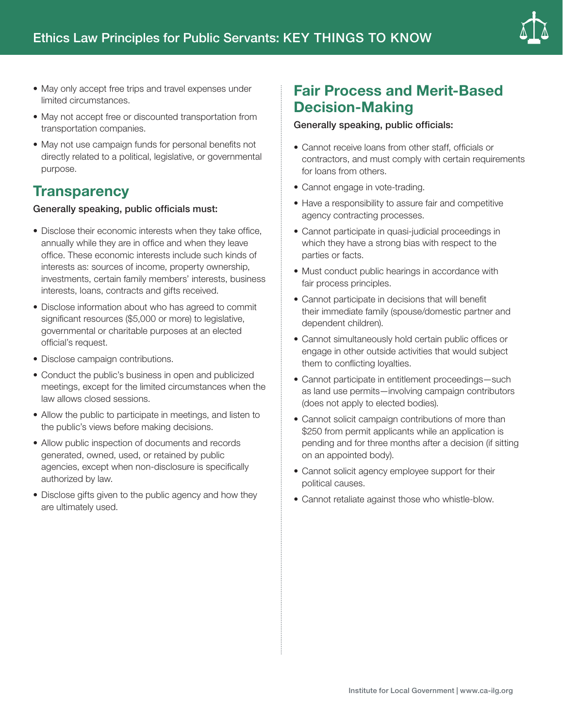- May only accept free trips and travel expenses under limited circumstances.
- May not accept free or discounted transportation from transportation companies.
- May not use campaign funds for personal benefits not directly related to a political, legislative, or governmental purpose.

## Transparency

**Generally speaking, public officials must:**

- Disclose their economic interests when they take office, annually while they are in office and when they leave office. These economic interests include such kinds of interests as: sources of income, property ownership, investments, certain family members' interests, business interests, loans, contracts and gifts received.
- Disclose information about who has agreed to commit significant resources ($5,000 or more) to legislative, governmental or charitable purposes at an elected official's request.
- Disclose campaign contributions.
- Conduct the public's business in open and publicized meetings, except for the limited circumstances when the law allows closed sessions.
- Allow the public to participate in meetings, and listen to the public's views before making decisions.
- Allow public inspection of documents and records generated, owned, used, or retained by public agencies, except when non-disclosure is specifically authorized by law.
- Disclose gifts given to the public agency and how they are ultimately used.

## Fair Process and Merit-Based Decision-Making

**Generally speaking, public officials:**

- Cannot receive loans from other staff, officials or contractors, and must comply with certain requirements for loans from others.
- Cannot engage in vote-trading.
- Have a responsibility to assure fair and competitive agency contracting processes.
- Cannot participate in quasi-judicial proceedings in which they have a strong bias with respect to the parties or facts.
- Must conduct public hearings in accordance with fair process principles.
- Cannot participate in decisions that will benefit their immediate family (spouse/domestic partner and dependent children).
- Cannot simultaneously hold certain public offices or engage in other outside activities that would subject them to conflicting loyalties.
- Cannot participate in entitlement proceedings—such as land use permits—involving campaign contributors (does not apply to elected bodies).
- Cannot solicit campaign contributions of more than $250 from permit applicants while an application is pending and for three months after a decision (if sitting on an appointed body).
- Cannot solicit agency employee support for their political causes.
- Cannot retaliate against those who whistle-blow.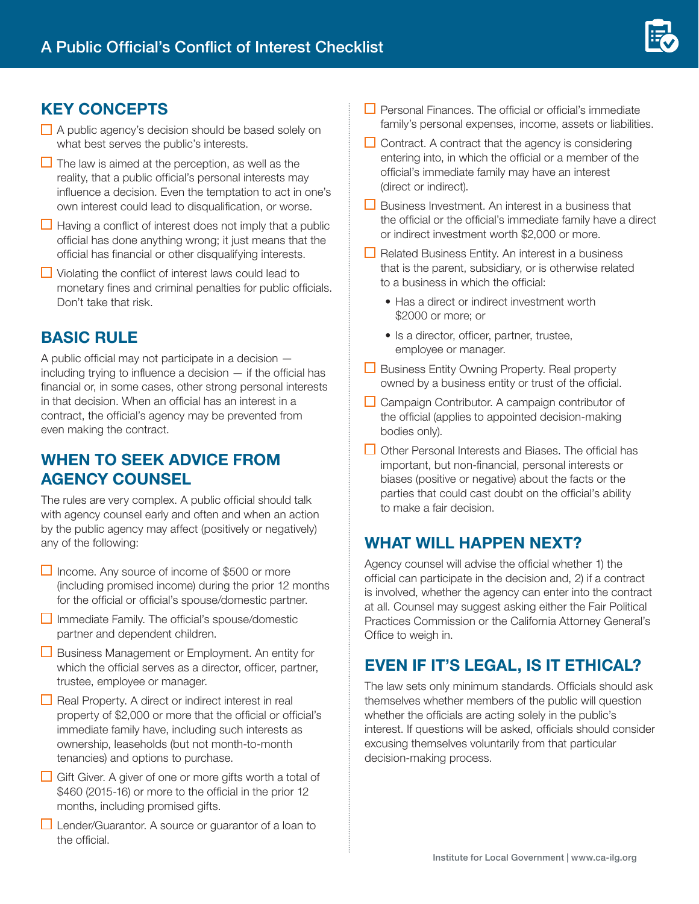# A Public Official's Conflict of Interest Checklist

## KEY CONCEPTS

- ☐ A public agency's decision should be based solely on what best serves the public's interests.
- ☐ The law is aimed at the perception, as well as the reality, that a public official's personal interests may influence a decision. Even the temptation to act in one's own interest could lead to disqualification, or worse.
- ☐ Having a conflict of interest does not imply that a public official has done anything wrong; it just means that the official has financial or other disqualifying interests.
- ☐ Violating the conflict of interest laws could lead to monetary fines and criminal penalties for public officials. Don't take that risk.

## BASIC RULE

A public official may not participate in a decision — including trying to influence a decision — if the official has financial or, in some cases, other strong personal interests in that decision. When an official has an interest in a contract, the official's agency may be prevented from even making the contract.

## WHEN TO SEEK ADVICE FROM AGENCY COUNSEL

The rules are very complex. A public official should talk with agency counsel early and often and when an action by the public agency may affect (positively or negatively) any of the following:

- ☐ Income. Any source of income of $500 or more (including promised income) during the prior 12 months for the official or official's spouse/domestic partner.
- ☐ Immediate Family. The official's spouse/domestic partner and dependent children.
- ☐ Business Management or Employment. An entity for which the official serves as a director, officer, partner, trustee, employee or manager.
- ☐ Real Property. A direct or indirect interest in real property of $2,000 or more that the official or official's immediate family have, including such interests as ownership, leaseholds (but not month-to-month tenancies) and options to purchase.
- ☐ Gift Giver. A giver of one or more gifts worth a total of $460 (2015-16) or more to the official in the prior 12 months, including promised gifts.
- ☐ Lender/Guarantor. A source or guarantor of a loan to the official.
- ☐ Personal Finances. The official or official's immediate family's personal expenses, income, assets or liabilities.
- ☐ Contract. A contract that the agency is considering entering into, in which the official or a member of the official's immediate family may have an interest (direct or indirect).
- ☐ Business Investment. An interest in a business that the official or the official's immediate family have a direct or indirect investment worth $2,000 or more.
- ☐ Related Business Entity. An interest in a business that is the parent, subsidiary, or is otherwise related to a business in which the official:
  - Has a direct or indirect investment worth $2000 or more; or
  - Is a director, officer, partner, trustee, employee or manager.
- ☐ Business Entity Owning Property. Real property owned by a business entity or trust of the official.
- ☐ Campaign Contributor. A campaign contributor of the official (applies to appointed decision-making bodies only).
- ☐ Other Personal Interests and Biases. The official has important, but non-financial, personal interests or biases (positive or negative) about the facts or the parties that could cast doubt on the official's ability to make a fair decision.

## WHAT WILL HAPPEN NEXT?

Agency counsel will advise the official whether 1) the official can participate in the decision and, 2) if a contract is involved, whether the agency can enter into the contract at all. Counsel may suggest asking either the Fair Political Practices Commission or the California Attorney General's Office to weigh in.

## EVEN IF IT'S LEGAL, IS IT ETHICAL?

The law sets only minimum standards. Officials should ask themselves whether members of the public will question whether the officials are acting solely in the public's interest. If questions will be asked, officials should consider excusing themselves voluntarily from that particular decision-making process.

Institute for Local Government | www.ca-ilg.org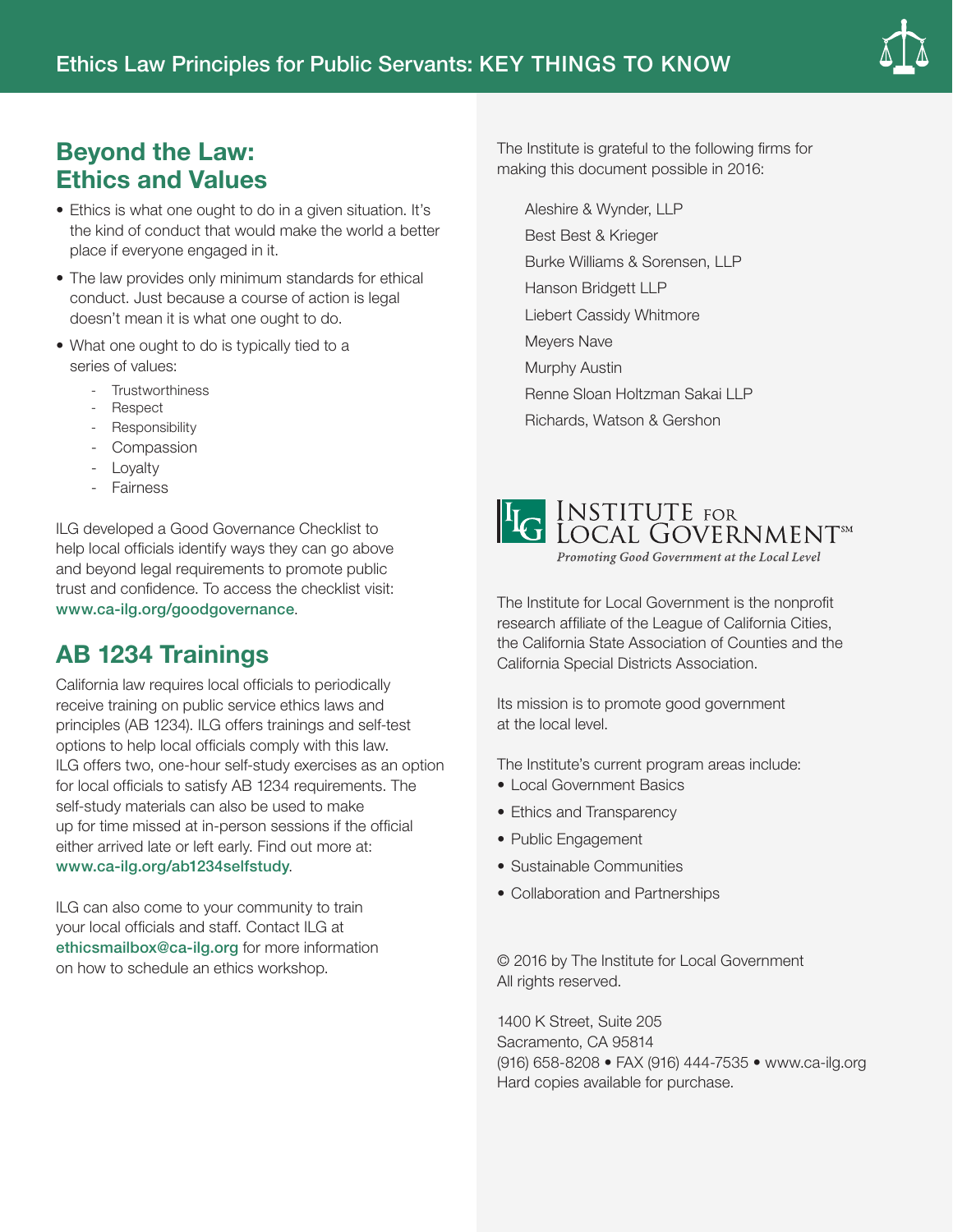## Beyond the Law: Ethics and Values

- Ethics is what one ought to do in a given situation. It's the kind of conduct that would make the world a better place if everyone engaged in it.
- The law provides only minimum standards for ethical conduct. Just because a course of action is legal doesn't mean it is what one ought to do.
- What one ought to do is typically tied to a series of values:
  - Trustworthiness
  - Respect
  - Responsibility
  - Compassion
  - Loyalty
  - Fairness

ILG developed a Good Governance Checklist to help local officials identify ways they can go above and beyond legal requirements to promote public trust and confidence. To access the checklist visit: www.ca-ilg.org/goodgovernance.

## AB 1234 Trainings

California law requires local officials to periodically receive training on public service ethics laws and principles (AB 1234). ILG offers trainings and self-test options to help local officials comply with this law. ILG offers two, one-hour self-study exercises as an option for local officials to satisfy AB 1234 requirements. The self-study materials can also be used to make up for time missed at in-person sessions if the official either arrived late or left early. Find out more at: www.ca-ilg.org/ab1234selfstudy.

ILG can also come to your community to train your local officials and staff. Contact ILG at ethicsmailbox@ca-ilg.org for more information on how to schedule an ethics workshop.

The Institute is grateful to the following firms for making this document possible in 2016:

- Aleshire & Wynder, LLP
- Best Best & Krieger
- Burke Williams & Sorensen, LLP
- Hanson Bridgett LLP
- Liebert Cassidy Whitmore
- Meyers Nave
- Murphy Austin
- Renne Sloan Holtzman Sakai LLP
- Richards, Watson & Gershon

**Institute for Local Government**℠
*Promoting Good Government at the Local Level*

The Institute for Local Government is the nonprofit research affiliate of the League of California Cities, the California State Association of Counties and the California Special Districts Association.

Its mission is to promote good government at the local level.

The Institute's current program areas include:

- Local Government Basics
- Ethics and Transparency
- Public Engagement
- Sustainable Communities
- Collaboration and Partnerships

© 2016 by The Institute for Local Government
All rights reserved.

1400 K Street, Suite 205
Sacramento, CA 95814
(916) 658-8208 • FAX (916) 444-7535 • www.ca-ilg.org
Hard copies available for purchase.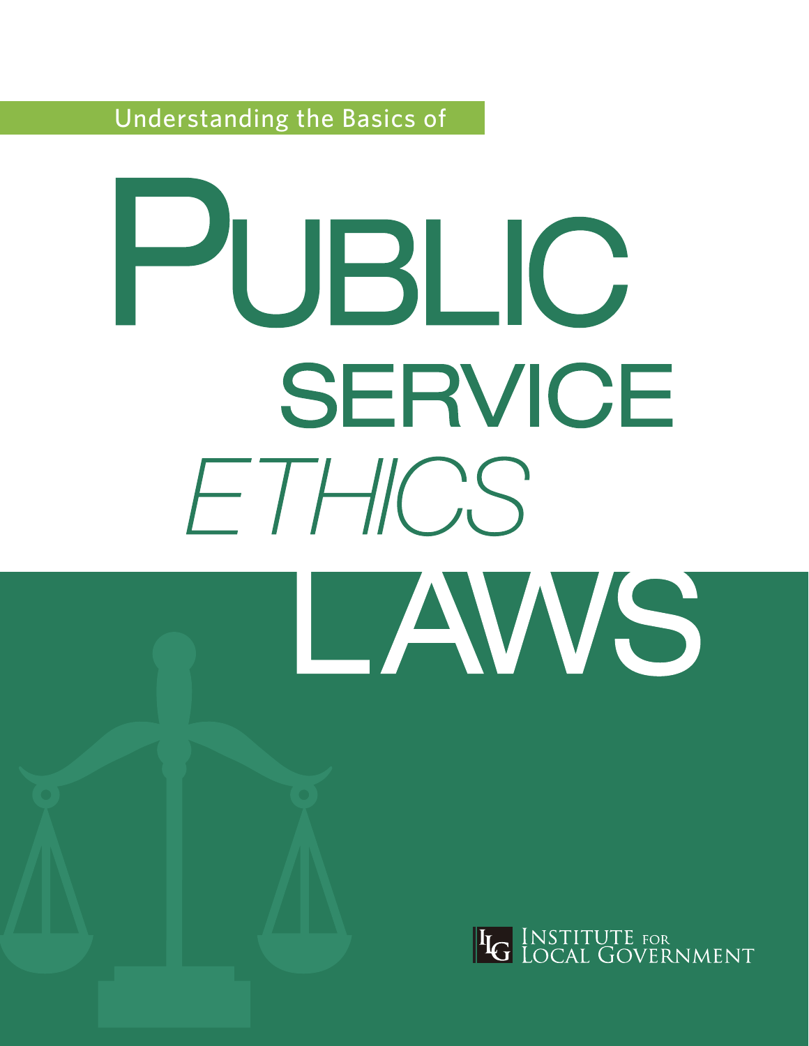Understanding the Basics of

# Public Service Ethics Laws

Institute for Local Government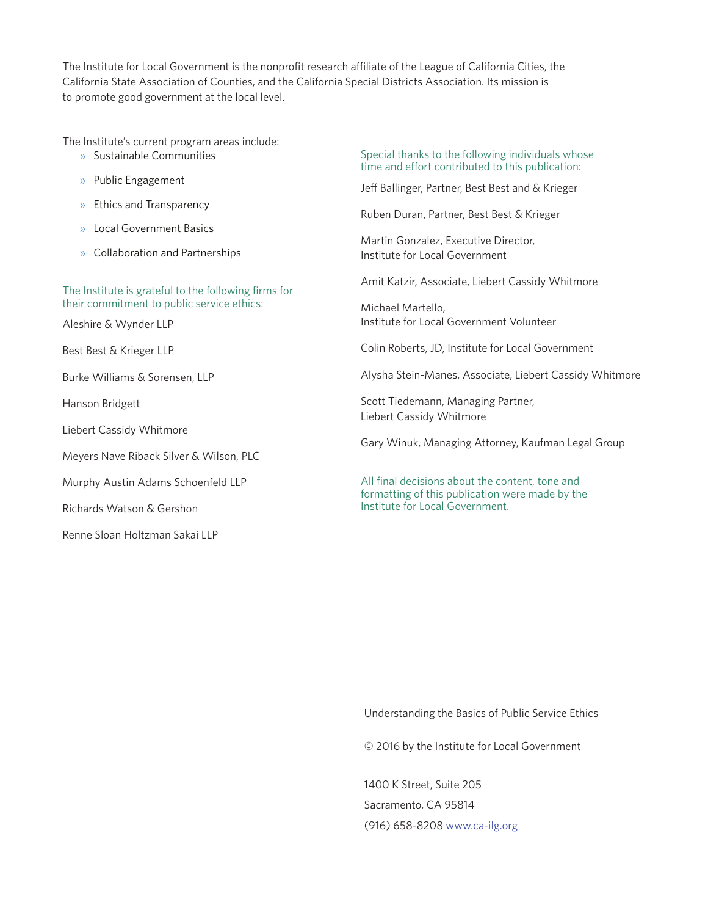The Institute for Local Government is the nonprofit research affiliate of the League of California Cities, the California State Association of Counties, and the California Special Districts Association. Its mission is to promote good government at the local level.

The Institute's current program areas include:

- Sustainable Communities
- Public Engagement
- Ethics and Transparency
- Local Government Basics
- Collaboration and Partnerships

The Institute is grateful to the following firms for their commitment to public service ethics:

Aleshire & Wynder LLP

Best Best & Krieger LLP

Burke Williams & Sorensen, LLP

Hanson Bridgett

Liebert Cassidy Whitmore

Meyers Nave Riback Silver & Wilson, PLC

Murphy Austin Adams Schoenfeld LLP

Richards Watson & Gershon

Renne Sloan Holtzman Sakai LLP

Special thanks to the following individuals whose time and effort contributed to this publication:

Jeff Ballinger, Partner, Best Best and & Krieger

Ruben Duran, Partner, Best Best & Krieger

Martin Gonzalez, Executive Director, Institute for Local Government

Amit Katzir, Associate, Liebert Cassidy Whitmore

Michael Martello, Institute for Local Government Volunteer

Colin Roberts, JD, Institute for Local Government

Alysha Stein-Manes, Associate, Liebert Cassidy Whitmore

Scott Tiedemann, Managing Partner, Liebert Cassidy Whitmore

Gary Winuk, Managing Attorney, Kaufman Legal Group

All final decisions about the content, tone and formatting of this publication were made by the Institute for Local Government.

Understanding the Basics of Public Service Ethics

© 2016 by the Institute for Local Government

1400 K Street, Suite 205

Sacramento, CA 95814

(916) 658-8208 www.ca-ilg.org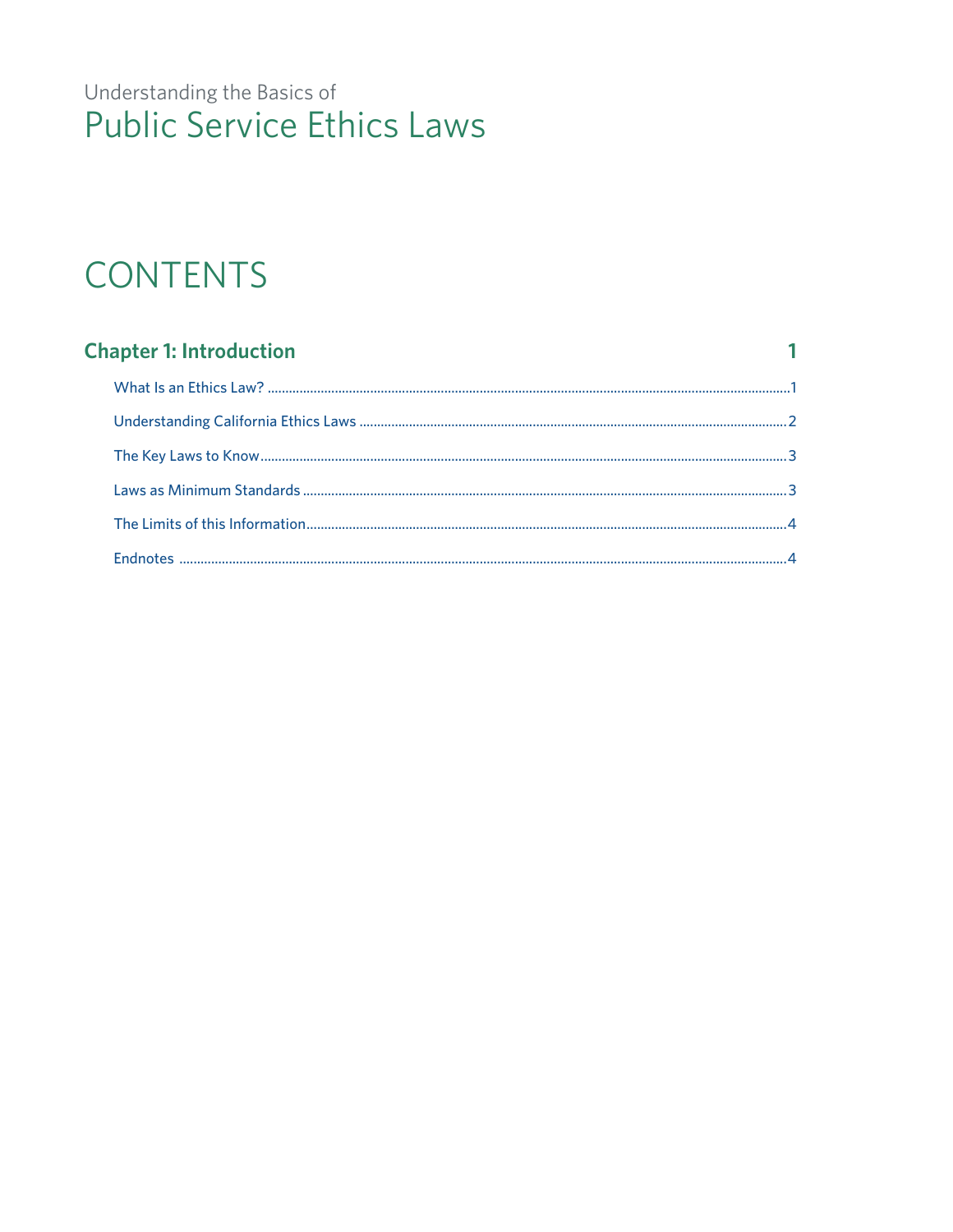Understanding the Basics of

# Public Service Ethics Laws

## CONTENTS

### Chapter 1: Introduction — 1

- What Is an Ethics Law? ........ 1
- Understanding California Ethics Laws ........ 2
- The Key Laws to Know ........ 3
- Laws as Minimum Standards ........ 3
- The Limits of this Information ........ 4
- Endnotes ........ 4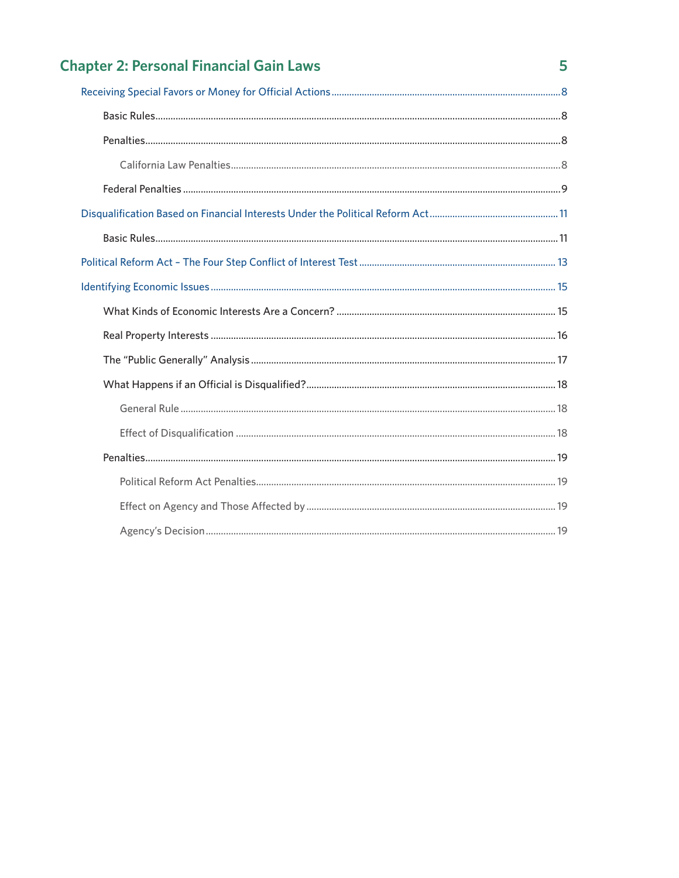## Chapter 2: Personal Financial Gain Laws 5

- Receiving Special Favors or Money for Official Actions ........ 8
  - Basic Rules ........ 8
  - Penalties ........ 8
    - California Law Penalties ........ 8
  - Federal Penalties ........ 9
- Disqualification Based on Financial Interests Under the Political Reform Act ........ 11
  - Basic Rules ........ 11
- Political Reform Act – The Four Step Conflict of Interest Test ........ 13
- Identifying Economic Issues ........ 15
  - What Kinds of Economic Interests Are a Concern? ........ 15
  - Real Property Interests ........ 16
  - The "Public Generally" Analysis ........ 17
  - What Happens if an Official is Disqualified? ........ 18
    - General Rule ........ 18
    - Effect of Disqualification ........ 18
  - Penalties ........ 19
    - Political Reform Act Penalties ........ 19
    - Effect on Agency and Those Affected by ........ 19
    - Agency's Decision ........ 19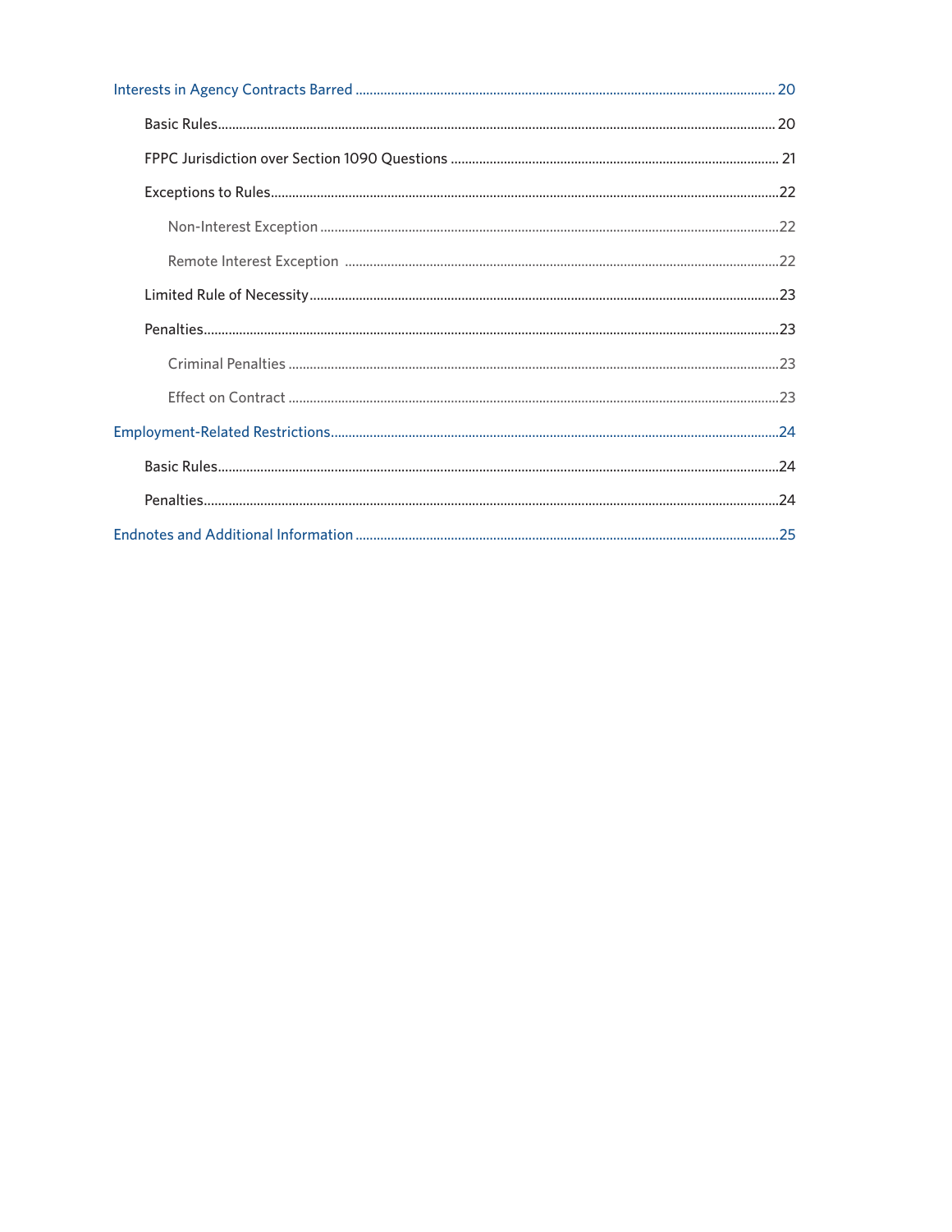- [Interests in Agency Contracts Barred](#) ..... 20
  - Basic Rules ..... 20
  - FPPC Jurisdiction over Section 1090 Questions ..... 21
  - Exceptions to Rules ..... 22
    - Non-Interest Exception ..... 22
    - Remote Interest Exception ..... 22
  - Limited Rule of Necessity ..... 23
  - Penalties ..... 23
    - Criminal Penalties ..... 23
    - Effect on Contract ..... 23
- [Employment-Related Restrictions](#) ..... 24
  - Basic Rules ..... 24
  - Penalties ..... 24
- [Endnotes and Additional Information](#) ..... 25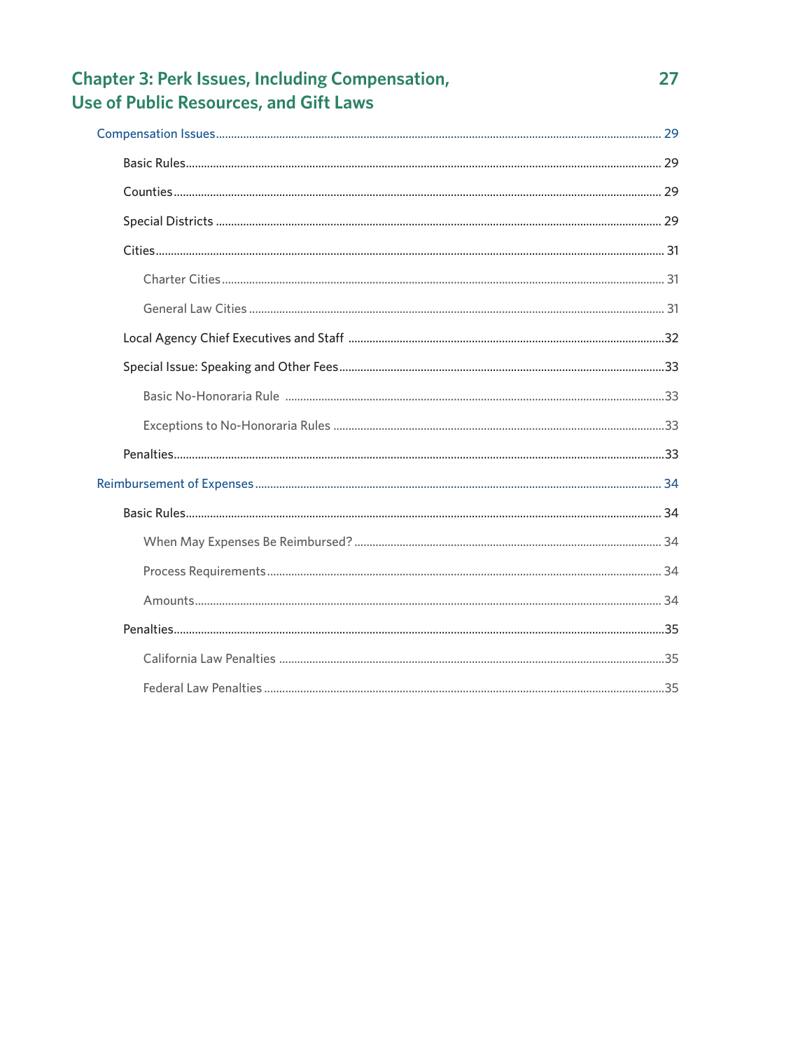## Chapter 3: Perk Issues, Including Compensation, Use of Public Resources, and Gift Laws 27

- Compensation Issues 29
  - Basic Rules 29
  - Counties 29
  - Special Districts 29
  - Cities 31
    - Charter Cities 31
    - General Law Cities 31
  - Local Agency Chief Executives and Staff 32
  - Special Issue: Speaking and Other Fees 33
    - Basic No-Honoraria Rule 33
    - Exceptions to No-Honoraria Rules 33
  - Penalties 33
- Reimbursement of Expenses 34
  - Basic Rules 34
    - When May Expenses Be Reimbursed? 34
    - Process Requirements 34
    - Amounts 34
  - Penalties 35
    - California Law Penalties 35
    - Federal Law Penalties 35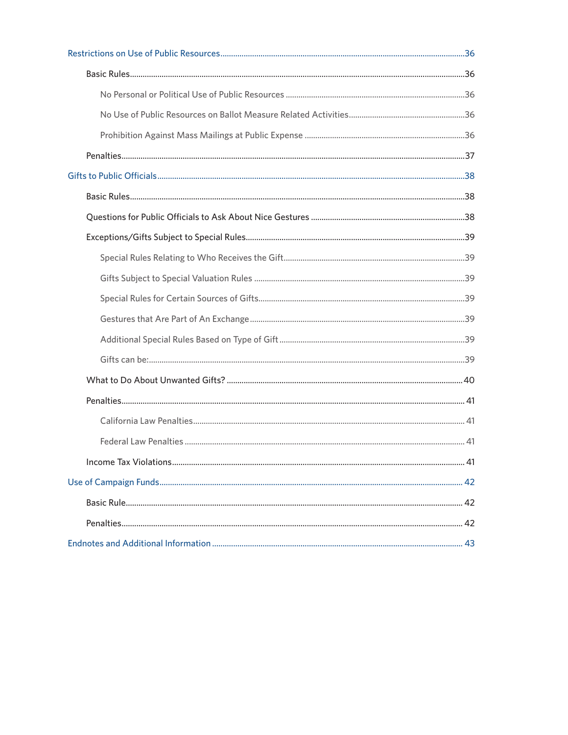- Restrictions on Use of Public Resources ..... 36
  - Basic Rules ..... 36
    - No Personal or Political Use of Public Resources ..... 36
    - No Use of Public Resources on Ballot Measure Related Activities ..... 36
    - Prohibition Against Mass Mailings at Public Expense ..... 36
  - Penalties ..... 37
- Gifts to Public Officials ..... 38
  - Basic Rules ..... 38
  - Questions for Public Officials to Ask About Nice Gestures ..... 38
  - Exceptions/Gifts Subject to Special Rules ..... 39
    - Special Rules Relating to Who Receives the Gift ..... 39
    - Gifts Subject to Special Valuation Rules ..... 39
    - Special Rules for Certain Sources of Gifts ..... 39
    - Gestures that Are Part of An Exchange ..... 39
    - Additional Special Rules Based on Type of Gift ..... 39
    - Gifts can be: ..... 39
  - What to Do About Unwanted Gifts? ..... 40
  - Penalties ..... 41
    - California Law Penalties ..... 41
    - Federal Law Penalties ..... 41
  - Income Tax Violations ..... 41
- Use of Campaign Funds ..... 42
  - Basic Rule ..... 42
  - Penalties ..... 42
- Endnotes and Additional Information ..... 43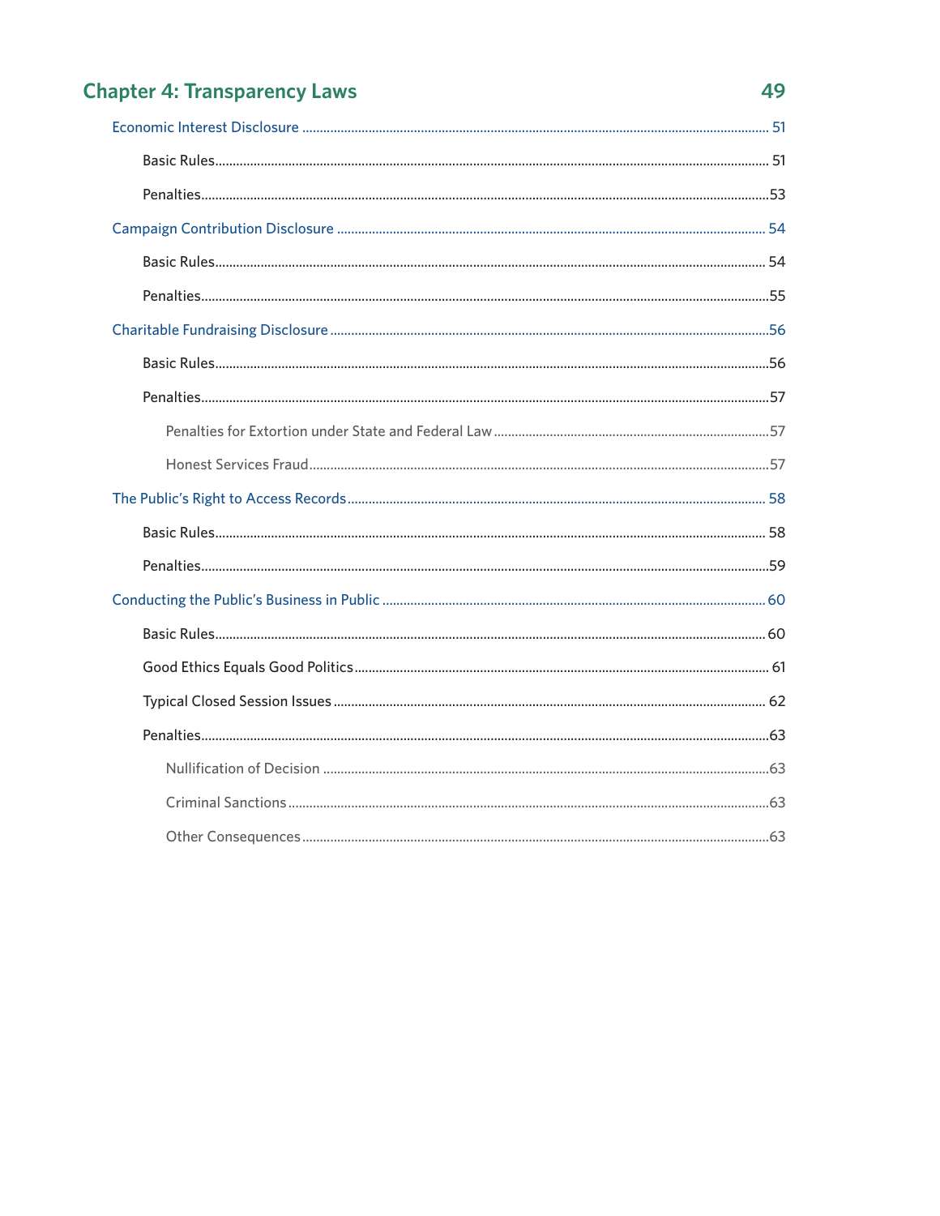## Chapter 4: Transparency Laws 49

- Economic Interest Disclosure ... 51
  - Basic Rules ... 51
  - Penalties ... 53
- Campaign Contribution Disclosure ... 54
  - Basic Rules ... 54
  - Penalties ... 55
- Charitable Fundraising Disclosure ... 56
  - Basic Rules ... 56
  - Penalties ... 57
    - Penalties for Extortion under State and Federal Law ... 57
    - Honest Services Fraud ... 57
- The Public's Right to Access Records ... 58
  - Basic Rules ... 58
  - Penalties ... 59
- Conducting the Public's Business in Public ... 60
  - Basic Rules ... 60
  - Good Ethics Equals Good Politics ... 61
  - Typical Closed Session Issues ... 62
  - Penalties ... 63
    - Nullification of Decision ... 63
    - Criminal Sanctions ... 63
    - Other Consequences ... 63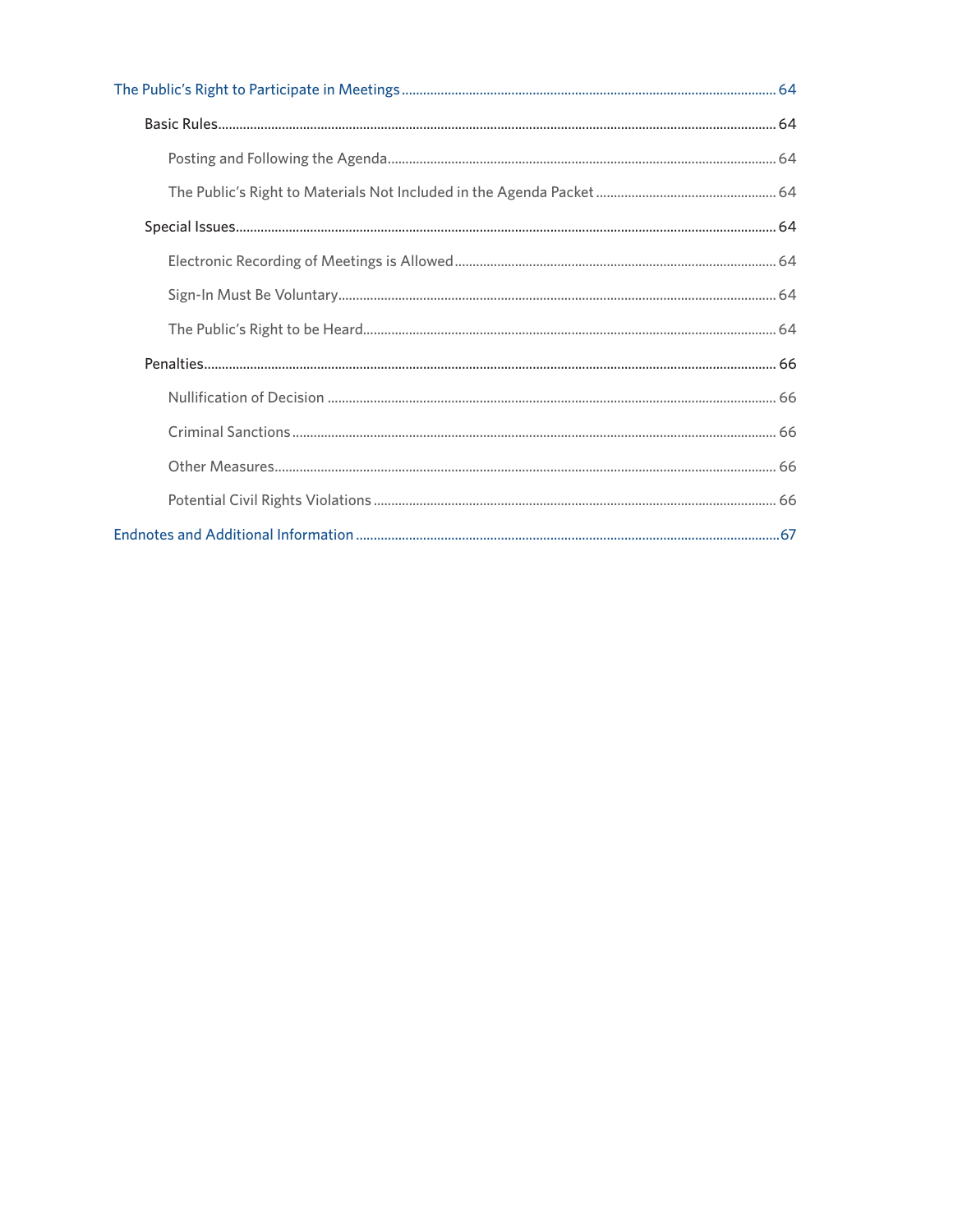- The Public's Right to Participate in Meetings ........ 64
  - Basic Rules ........ 64
    - Posting and Following the Agenda ........ 64
    - The Public's Right to Materials Not Included in the Agenda Packet ........ 64
  - Special Issues ........ 64
    - Electronic Recording of Meetings is Allowed ........ 64
    - Sign-In Must Be Voluntary ........ 64
    - The Public's Right to be Heard ........ 64
  - Penalties ........ 66
    - Nullification of Decision ........ 66
    - Criminal Sanctions ........ 66
    - Other Measures ........ 66
    - Potential Civil Rights Violations ........ 66
- Endnotes and Additional Information ........ 67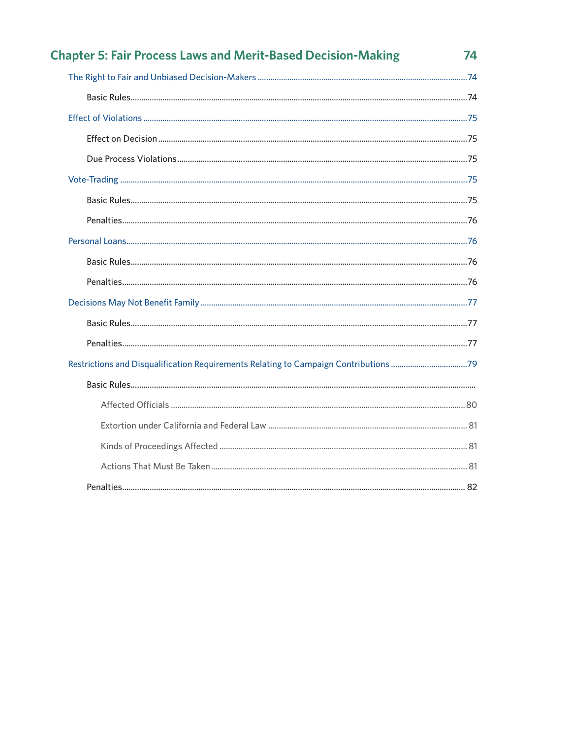## Chapter 5: Fair Process Laws and Merit-Based Decision-Making 74

- The Right to Fair and Unbiased Decision-Makers ..... 74
  - Basic Rules ..... 74
- Effect of Violations ..... 75
  - Effect on Decision ..... 75
  - Due Process Violations ..... 75
- Vote-Trading ..... 75
  - Basic Rules ..... 75
  - Penalties ..... 76
- Personal Loans ..... 76
  - Basic Rules ..... 76
  - Penalties ..... 76
- Decisions May Not Benefit Family ..... 77
  - Basic Rules ..... 77
  - Penalties ..... 77
- Restrictions and Disqualification Requirements Relating to Campaign Contributions ..... 79
  - Basic Rules .....
    - Affected Officials ..... 80
    - Extortion under California and Federal Law ..... 81
    - Kinds of Proceedings Affected ..... 81
    - Actions That Must Be Taken ..... 81
  - Penalties ..... 82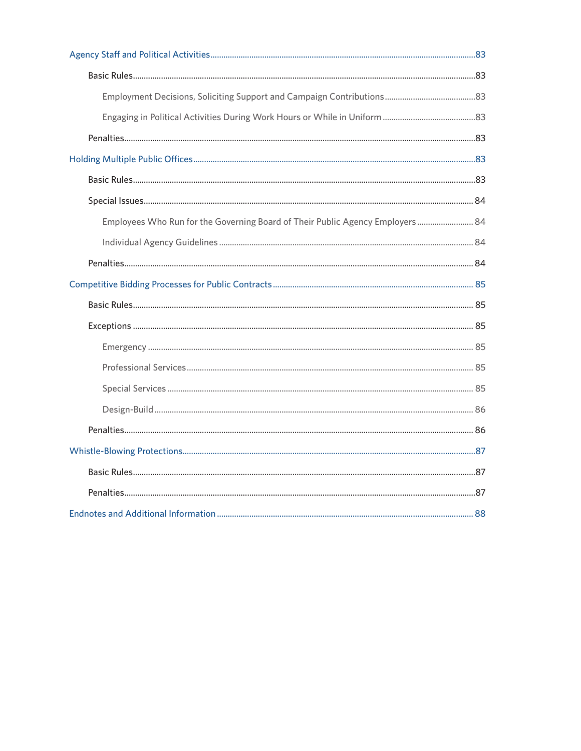- Agency Staff and Political Activities ..... 83
  - Basic Rules ..... 83
    - Employment Decisions, Soliciting Support and Campaign Contributions ..... 83
    - Engaging in Political Activities During Work Hours or While in Uniform ..... 83
  - Penalties ..... 83
- Holding Multiple Public Offices ..... 83
  - Basic Rules ..... 83
  - Special Issues ..... 84
    - Employees Who Run for the Governing Board of Their Public Agency Employers ..... 84
    - Individual Agency Guidelines ..... 84
  - Penalties ..... 84
- Competitive Bidding Processes for Public Contracts ..... 85
  - Basic Rules ..... 85
  - Exceptions ..... 85
    - Emergency ..... 85
    - Professional Services ..... 85
    - Special Services ..... 85
    - Design-Build ..... 86
  - Penalties ..... 86
- Whistle-Blowing Protections ..... 87
  - Basic Rules ..... 87
  - Penalties ..... 87
- Endnotes and Additional Information ..... 88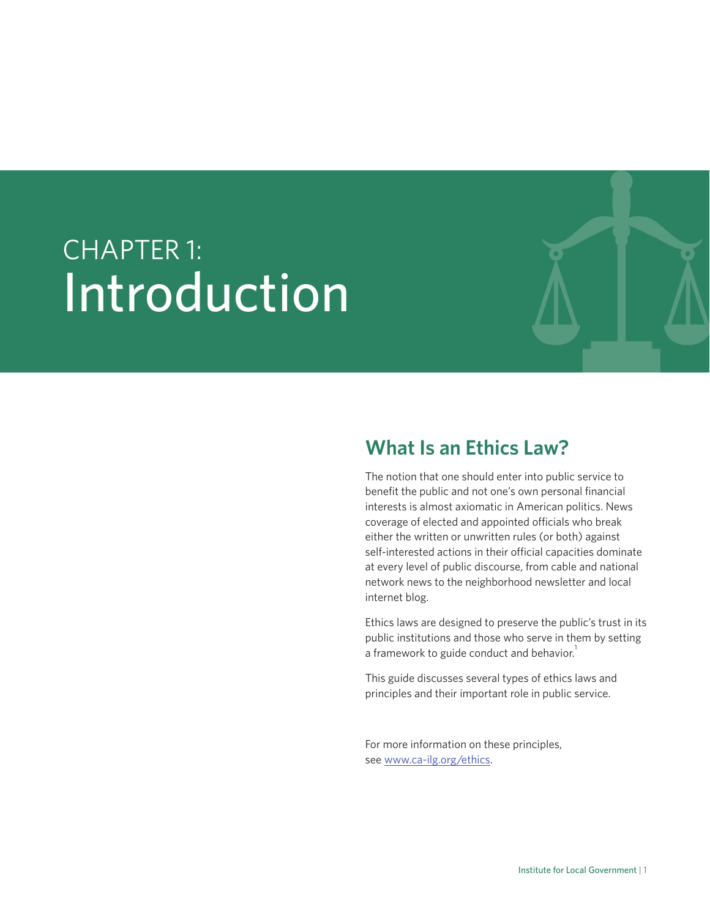# CHAPTER 1: Introduction

## What Is an Ethics Law?

The notion that one should enter into public service to benefit the public and not one's own personal financial interests is almost axiomatic in American politics. News coverage of elected and appointed officials who break either the written or unwritten rules (or both) against self-interested actions in their official capacities dominate at every level of public discourse, from cable and national network news to the neighborhood newsletter and local internet blog.

Ethics laws are designed to preserve the public's trust in its public institutions and those who serve in them by setting a framework to guide conduct and behavior.[1]

This guide discusses several types of ethics laws and principles and their important role in public service.

For more information on these principles, see www.ca-ilg.org/ethics.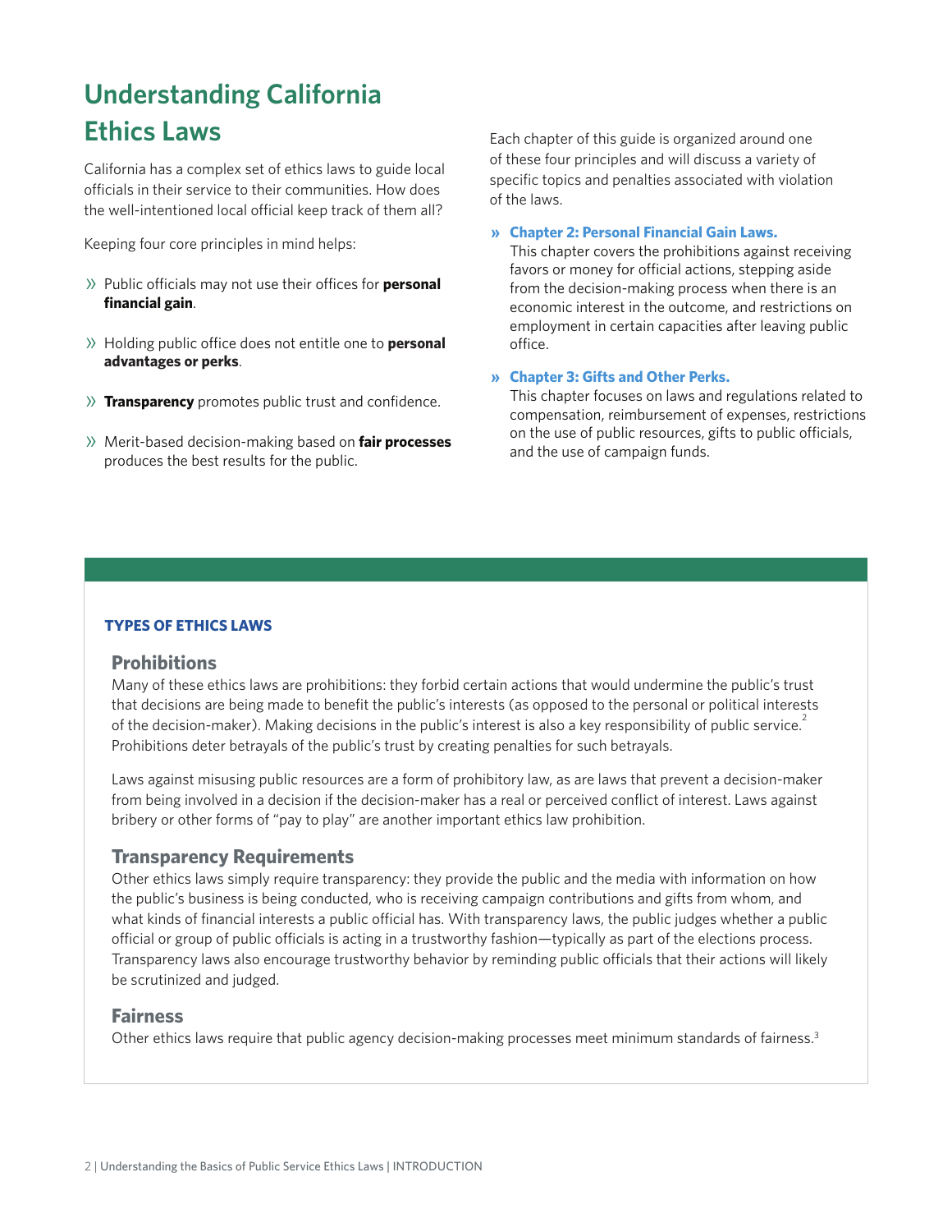# Understanding California Ethics Laws

California has a complex set of ethics laws to guide local officials in their service to their communities. How does the well-intentioned local official keep track of them all?

Keeping four core principles in mind helps:

- Public officials may not use their offices for **personal financial gain**.
- Holding public office does not entitle one to **personal advantages or perks**.
- **Transparency** promotes public trust and confidence.
- Merit-based decision-making based on **fair processes** produces the best results for the public.

Each chapter of this guide is organized around one of these four principles and will discuss a variety of specific topics and penalties associated with violation of the laws.

- **Chapter 2: Personal Financial Gain Laws.** This chapter covers the prohibitions against receiving favors or money for official actions, stepping aside from the decision-making process when there is an economic interest in the outcome, and restrictions on employment in certain capacities after leaving public office.
- **Chapter 3: Gifts and Other Perks.** This chapter focuses on laws and regulations related to compensation, reimbursement of expenses, restrictions on the use of public resources, gifts to public officials, and the use of campaign funds.

**TYPES OF ETHICS LAWS**

### Prohibitions

Many of these ethics laws are prohibitions: they forbid certain actions that would undermine the public's trust that decisions are being made to benefit the public's interests (as opposed to the personal or political interests of the decision-maker). Making decisions in the public's interest is also a key responsibility of public service.[2] Prohibitions deter betrayals of the public's trust by creating penalties for such betrayals.

Laws against misusing public resources are a form of prohibitory law, as are laws that prevent a decision-maker from being involved in a decision if the decision-maker has a real or perceived conflict of interest. Laws against bribery or other forms of "pay to play" are another important ethics law prohibition.

### Transparency Requirements

Other ethics laws simply require transparency: they provide the public and the media with information on how the public's business is being conducted, who is receiving campaign contributions and gifts from whom, and what kinds of financial interests a public official has. With transparency laws, the public judges whether a public official or group of public officials is acting in a trustworthy fashion—typically as part of the elections process. Transparency laws also encourage trustworthy behavior by reminding public officials that their actions will likely be scrutinized and judged.

### Fairness

Other ethics laws require that public agency decision-making processes meet minimum standards of fairness.[3]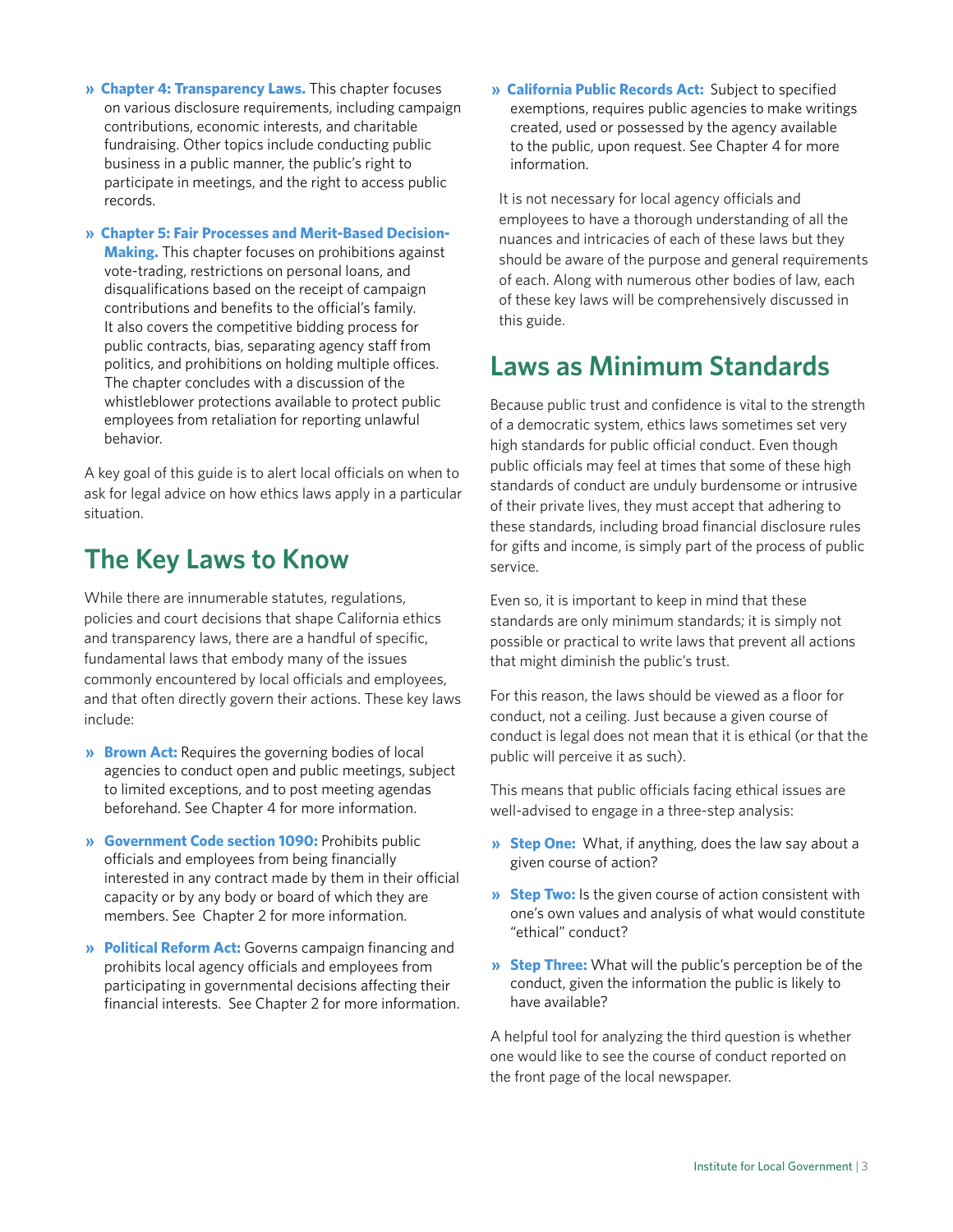- **Chapter 4: Transparency Laws.** This chapter focuses on various disclosure requirements, including campaign contributions, economic interests, and charitable fundraising. Other topics include conducting public business in a public manner, the public's right to participate in meetings, and the right to access public records.
- **Chapter 5: Fair Processes and Merit-Based Decision-Making.** This chapter focuses on prohibitions against vote-trading, restrictions on personal loans, and disqualifications based on the receipt of campaign contributions and benefits to the official's family. It also covers the competitive bidding process for public contracts, bias, separating agency staff from politics, and prohibitions on holding multiple offices. The chapter concludes with a discussion of the whistleblower protections available to protect public employees from retaliation for reporting unlawful behavior.

A key goal of this guide is to alert local officials on when to ask for legal advice on how ethics laws apply in a particular situation.

## The Key Laws to Know

While there are innumerable statutes, regulations, policies and court decisions that shape California ethics and transparency laws, there are a handful of specific, fundamental laws that embody many of the issues commonly encountered by local officials and employees, and that often directly govern their actions. These key laws include:

- **Brown Act:** Requires the governing bodies of local agencies to conduct open and public meetings, subject to limited exceptions, and to post meeting agendas beforehand. See Chapter 4 for more information.
- **Government Code section 1090:** Prohibits public officials and employees from being financially interested in any contract made by them in their official capacity or by any body or board of which they are members. See Chapter 2 for more information.
- **Political Reform Act:** Governs campaign financing and prohibits local agency officials and employees from participating in governmental decisions affecting their financial interests. See Chapter 2 for more information.
- **California Public Records Act:** Subject to specified exemptions, requires public agencies to make writings created, used or possessed by the agency available to the public, upon request. See Chapter 4 for more information.

It is not necessary for local agency officials and employees to have a thorough understanding of all the nuances and intricacies of each of these laws but they should be aware of the purpose and general requirements of each. Along with numerous other bodies of law, each of these key laws will be comprehensively discussed in this guide.

## Laws as Minimum Standards

Because public trust and confidence is vital to the strength of a democratic system, ethics laws sometimes set very high standards for public official conduct. Even though public officials may feel at times that some of these high standards of conduct are unduly burdensome or intrusive of their private lives, they must accept that adhering to these standards, including broad financial disclosure rules for gifts and income, is simply part of the process of public service.

Even so, it is important to keep in mind that these standards are only minimum standards; it is simply not possible or practical to write laws that prevent all actions that might diminish the public's trust.

For this reason, the laws should be viewed as a floor for conduct, not a ceiling. Just because a given course of conduct is legal does not mean that it is ethical (or that the public will perceive it as such).

This means that public officials facing ethical issues are well-advised to engage in a three-step analysis:

- **Step One:** What, if anything, does the law say about a given course of action?
- **Step Two:** Is the given course of action consistent with one's own values and analysis of what would constitute "ethical" conduct?
- **Step Three:** What will the public's perception be of the conduct, given the information the public is likely to have available?

A helpful tool for analyzing the third question is whether one would like to see the course of conduct reported on the front page of the local newspaper.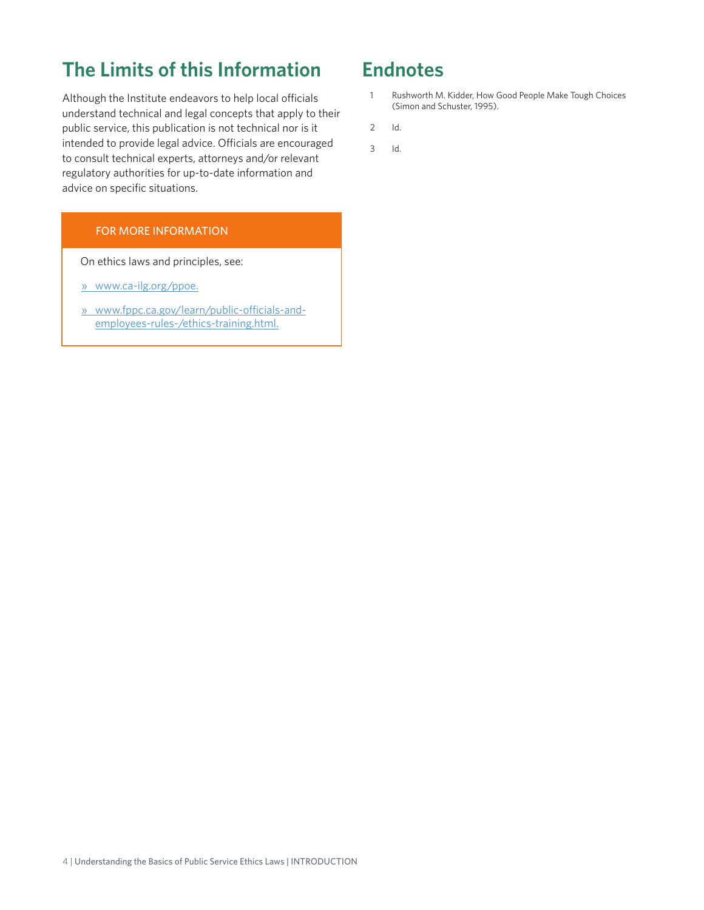## The Limits of this Information

Although the Institute endeavors to help local officials understand technical and legal concepts that apply to their public service, this publication is not technical nor is it intended to provide legal advice. Officials are encouraged to consult technical experts, attorneys and/or relevant regulatory authorities for up-to-date information and advice on specific situations.

### FOR MORE INFORMATION

On ethics laws and principles, see:

- » www.ca-ilg.org/ppoe.
- » www.fppc.ca.gov/learn/public-officials-and-employees-rules-/ethics-training.html.

## Endnotes

1. Rushworth M. Kidder, How Good People Make Tough Choices (Simon and Schuster, 1995).
2. Id.
3. Id.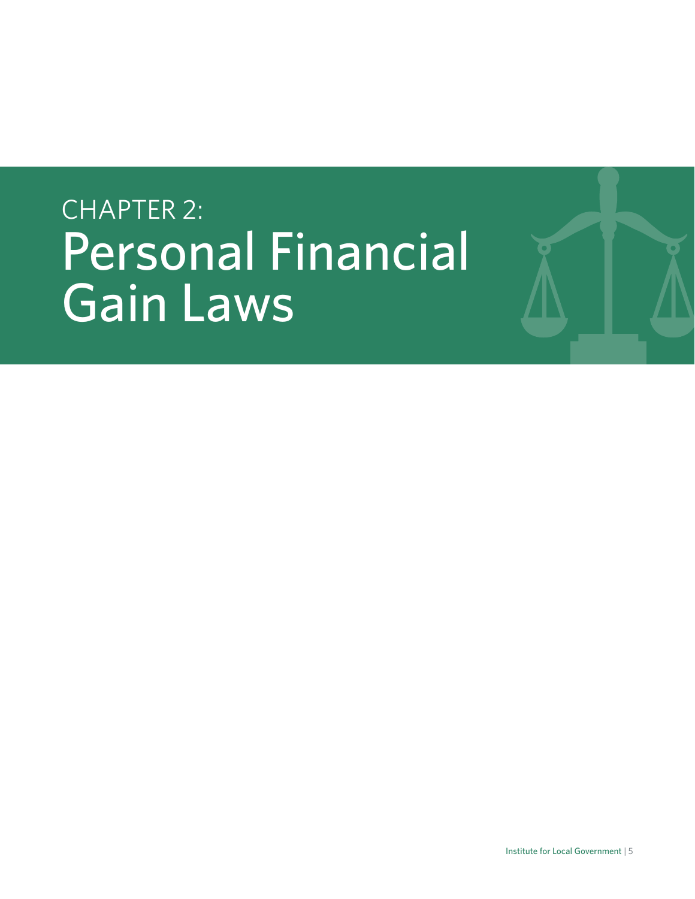# CHAPTER 2: Personal Financial Gain Laws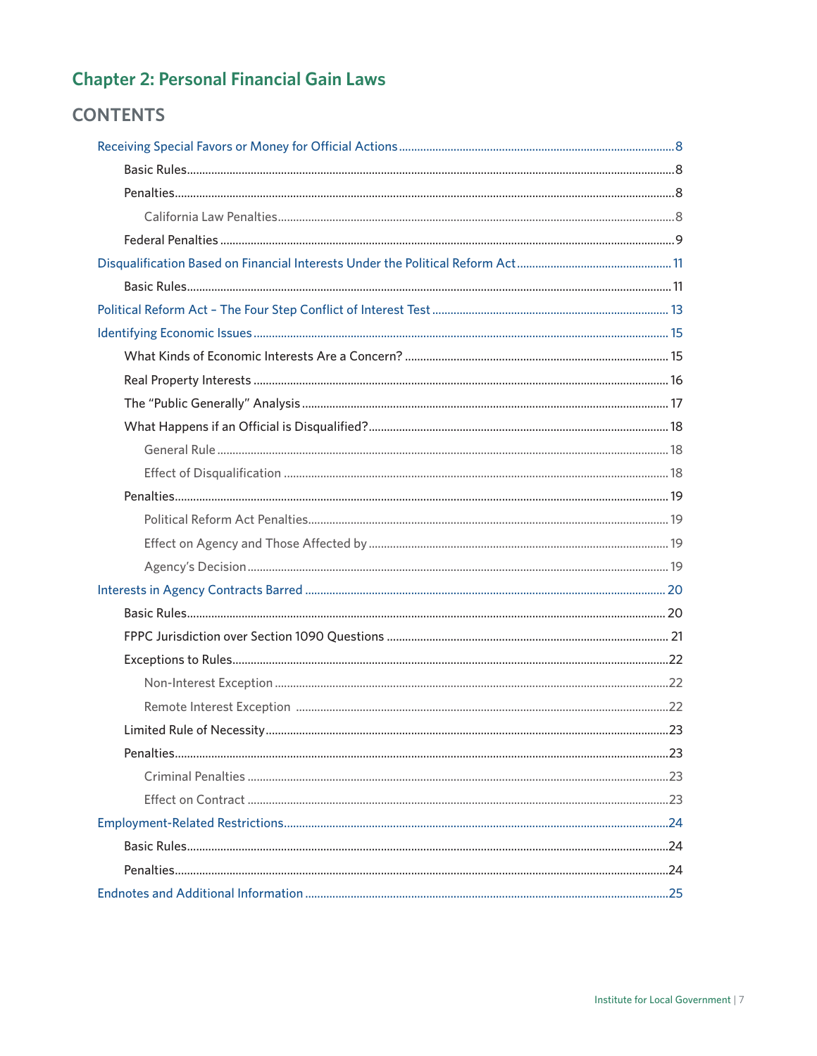# Chapter 2: Personal Financial Gain Laws

## CONTENTS

- Receiving Special Favors or Money for Official Actions ... 8
  - Basic Rules ... 8
  - Penalties ... 8
    - California Law Penalties ... 8
  - Federal Penalties ... 9
- Disqualification Based on Financial Interests Under the Political Reform Act ... 11
  - Basic Rules ... 11
- Political Reform Act – The Four Step Conflict of Interest Test ... 13
- Identifying Economic Issues ... 15
  - What Kinds of Economic Interests Are a Concern? ... 15
  - Real Property Interests ... 16
  - The "Public Generally" Analysis ... 17
  - What Happens if an Official is Disqualified? ... 18
    - General Rule ... 18
    - Effect of Disqualification ... 18
  - Penalties ... 19
    - Political Reform Act Penalties ... 19
    - Effect on Agency and Those Affected by ... 19
    - Agency's Decision ... 19
- Interests in Agency Contracts Barred ... 20
  - Basic Rules ... 20
  - FPPC Jurisdiction over Section 1090 Questions ... 21
  - Exceptions to Rules ... 22
    - Non-Interest Exception ... 22
    - Remote Interest Exception ... 22
  - Limited Rule of Necessity ... 23
  - Penalties ... 23
    - Criminal Penalties ... 23
    - Effect on Contract ... 23
- Employment-Related Restrictions ... 24
  - Basic Rules ... 24
  - Penalties ... 24
- Endnotes and Additional Information ... 25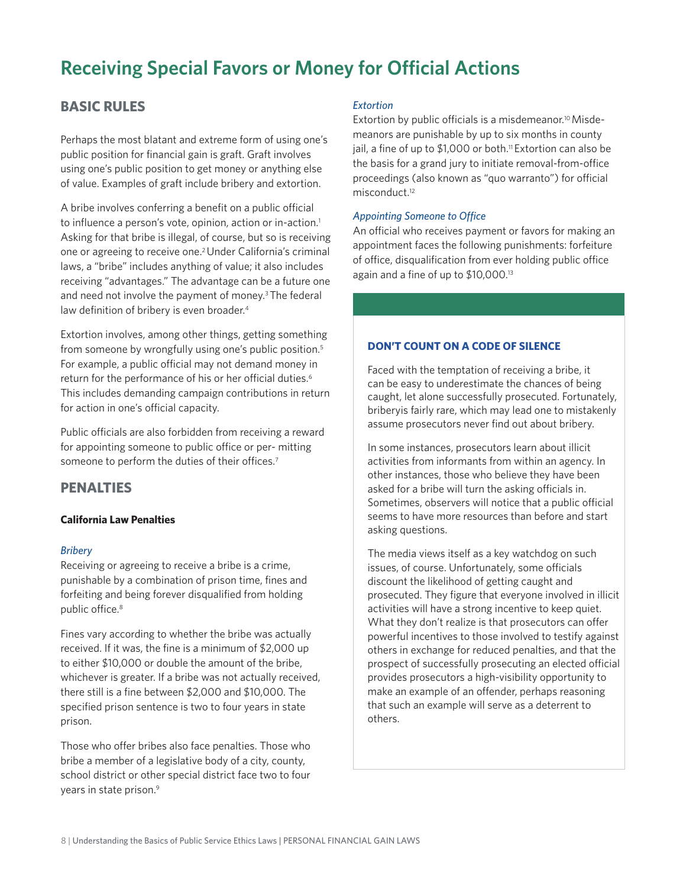# Receiving Special Favors or Money for Official Actions

## BASIC RULES

Perhaps the most blatant and extreme form of using one's public position for financial gain is graft. Graft involves using one's public position to get money or anything else of value. Examples of graft include bribery and extortion.

A bribe involves conferring a benefit on a public official to influence a person's vote, opinion, action or in-action.[1] Asking for that bribe is illegal, of course, but so is receiving one or agreeing to receive one.[2] Under California's criminal laws, a "bribe" includes anything of value; it also includes receiving "advantages." The advantage can be a future one and need not involve the payment of money.[3] The federal law definition of bribery is even broader.[4]

Extortion involves, among other things, getting something from someone by wrongfully using one's public position.[5] For example, a public official may not demand money in return for the performance of his or her official duties.[6] This includes demanding campaign contributions in return for action in one's official capacity.

Public officials are also forbidden from receiving a reward for appointing someone to public office or per- mitting someone to perform the duties of their offices.[7]

## PENALTIES

### California Law Penalties

*Bribery*

Receiving or agreeing to receive a bribe is a crime, punishable by a combination of prison time, fines and forfeiting and being forever disqualified from holding public office.[8]

Fines vary according to whether the bribe was actually received. If it was, the fine is a minimum of $2,000 up to either $10,000 or double the amount of the bribe, whichever is greater. If a bribe was not actually received, there still is a fine between $2,000 and $10,000. The specified prison sentence is two to four years in state prison.

Those who offer bribes also face penalties. Those who bribe a member of a legislative body of a city, county, school district or other special district face two to four years in state prison.[9]

*Extortion*

Extortion by public officials is a misdemeanor.[10] Misdemeanors are punishable by up to six months in county jail, a fine of up to $1,000 or both.[11] Extortion can also be the basis for a grand jury to initiate removal-from-office proceedings (also known as "quo warranto") for official misconduct.[12]

*Appointing Someone to Office*

An official who receives payment or favors for making an appointment faces the following punishments: forfeiture of office, disqualification from ever holding public office again and a fine of up to $10,000.[13]

### DON'T COUNT ON A CODE OF SILENCE

Faced with the temptation of receiving a bribe, it can be easy to underestimate the chances of being caught, let alone successfully prosecuted. Fortunately, briberyis fairly rare, which may lead one to mistakenly assume prosecutors never find out about bribery.

In some instances, prosecutors learn about illicit activities from informants from within an agency. In other instances, those who believe they have been asked for a bribe will turn the asking officials in. Sometimes, observers will notice that a public official seems to have more resources than before and start asking questions.

The media views itself as a key watchdog on such issues, of course. Unfortunately, some officials discount the likelihood of getting caught and prosecuted. They figure that everyone involved in illicit activities will have a strong incentive to keep quiet. What they don't realize is that prosecutors can offer powerful incentives to those involved to testify against others in exchange for reduced penalties, and that the prospect of successfully prosecuting an elected official provides prosecutors a high-visibility opportunity to make an example of an offender, perhaps reasoning that such an example will serve as a deterrent to others.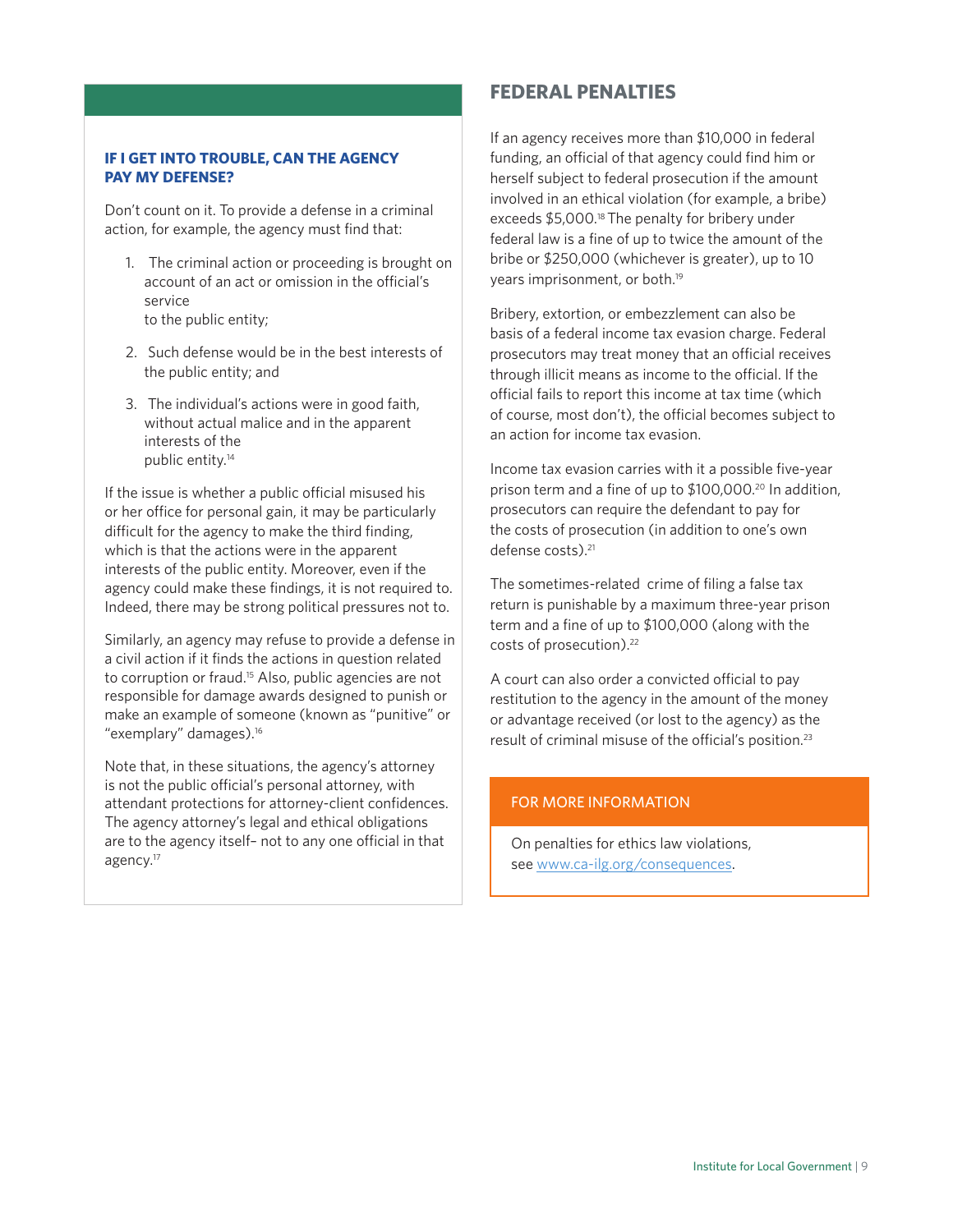### IF I GET INTO TROUBLE, CAN THE AGENCY PAY MY DEFENSE?

Don't count on it. To provide a defense in a criminal action, for example, the agency must find that:

1. The criminal action or proceeding is brought on account of an act or omission in the official's service to the public entity;
2. Such defense would be in the best interests of the public entity; and
3. The individual's actions were in good faith, without actual malice and in the apparent interests of the public entity.[14]

If the issue is whether a public official misused his or her office for personal gain, it may be particularly difficult for the agency to make the third finding, which is that the actions were in the apparent interests of the public entity. Moreover, even if the agency could make these findings, it is not required to. Indeed, there may be strong political pressures not to.

Similarly, an agency may refuse to provide a defense in a civil action if it finds the actions in question related to corruption or fraud.[15] Also, public agencies are not responsible for damage awards designed to punish or make an example of someone (known as "punitive" or "exemplary" damages).[16]

Note that, in these situations, the agency's attorney is not the public official's personal attorney, with attendant protections for attorney-client confidences. The agency attorney's legal and ethical obligations are to the agency itself– not to any one official in that agency.[17]

## FEDERAL PENALTIES

If an agency receives more than $10,000 in federal funding, an official of that agency could find him or herself subject to federal prosecution if the amount involved in an ethical violation (for example, a bribe) exceeds $5,000.[18] The penalty for bribery under federal law is a fine of up to twice the amount of the bribe or $250,000 (whichever is greater), up to 10 years imprisonment, or both.[19]

Bribery, extortion, or embezzlement can also be basis of a federal income tax evasion charge. Federal prosecutors may treat money that an official receives through illicit means as income to the official. If the official fails to report this income at tax time (which of course, most don't), the official becomes subject to an action for income tax evasion.

Income tax evasion carries with it a possible five-year prison term and a fine of up to $100,000.[20] In addition, prosecutors can require the defendant to pay for the costs of prosecution (in addition to one's own defense costs).[21]

The sometimes-related crime of filing a false tax return is punishable by a maximum three-year prison term and a fine of up to $100,000 (along with the costs of prosecution).[22]

A court can also order a convicted official to pay restitution to the agency in the amount of the money or advantage received (or lost to the agency) as the result of criminal misuse of the official's position.[23]

**FOR MORE INFORMATION**

On penalties for ethics law violations, see www.ca-ilg.org/consequences.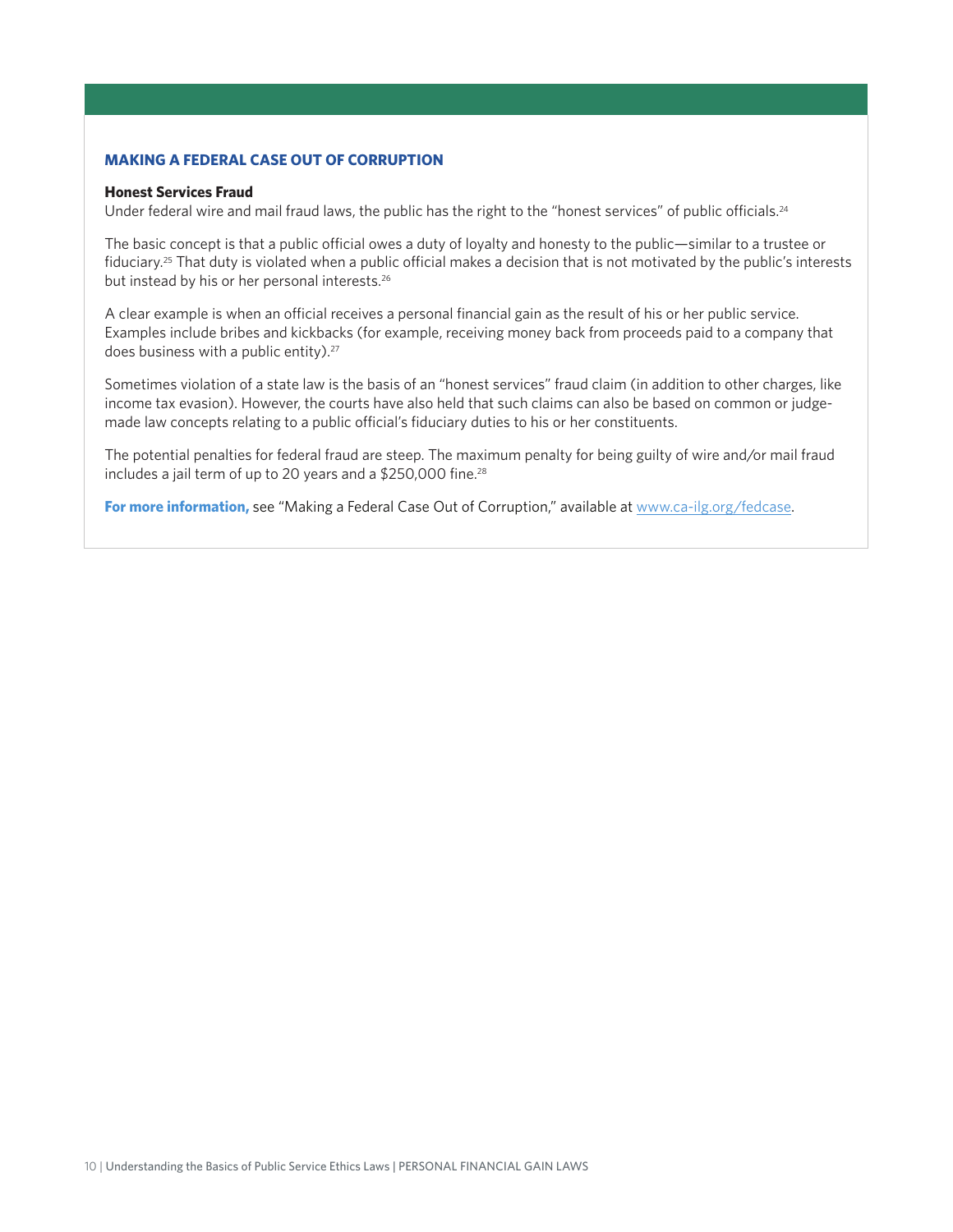## MAKING A FEDERAL CASE OUT OF CORRUPTION

**Honest Services Fraud**

Under federal wire and mail fraud laws, the public has the right to the "honest services" of public officials.[24]

The basic concept is that a public official owes a duty of loyalty and honesty to the public—similar to a trustee or fiduciary.[25] That duty is violated when a public official makes a decision that is not motivated by the public's interests but instead by his or her personal interests.[26]

A clear example is when an official receives a personal financial gain as the result of his or her public service. Examples include bribes and kickbacks (for example, receiving money back from proceeds paid to a company that does business with a public entity).[27]

Sometimes violation of a state law is the basis of an "honest services" fraud claim (in addition to other charges, like income tax evasion). However, the courts have also held that such claims can also be based on common or judge-made law concepts relating to a public official's fiduciary duties to his or her constituents.

The potential penalties for federal fraud are steep. The maximum penalty for being guilty of wire and/or mail fraud includes a jail term of up to 20 years and a $250,000 fine.[28]

**For more information,** see "Making a Federal Case Out of Corruption," available at www.ca-ilg.org/fedcase.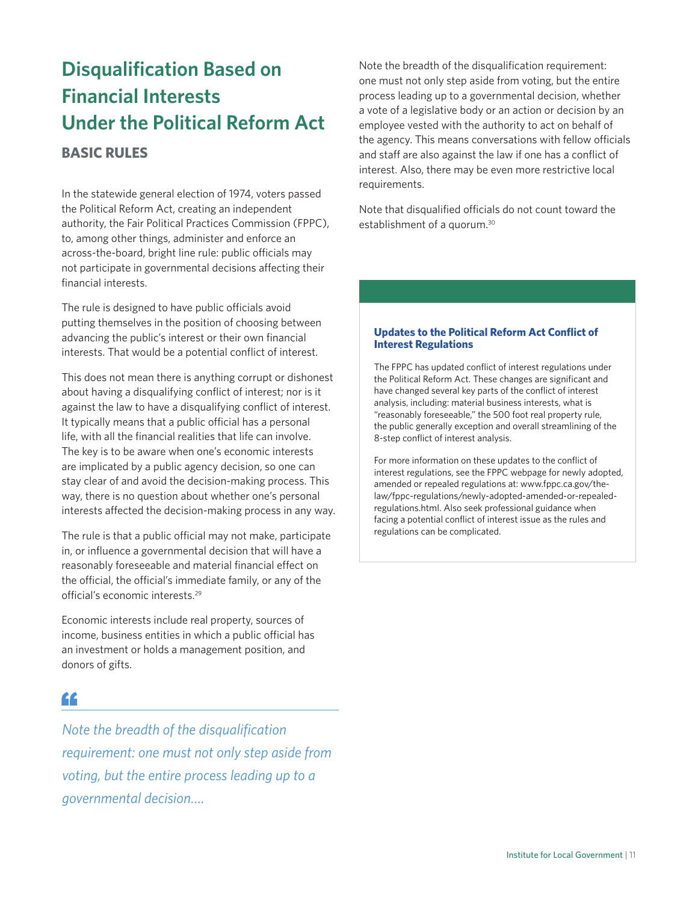# Disqualification Based on Financial Interests Under the Political Reform Act

## BASIC RULES

In the statewide general election of 1974, voters passed the Political Reform Act, creating an independent authority, the Fair Political Practices Commission (FPPC), to, among other things, administer and enforce an across-the-board, bright line rule: public officials may not participate in governmental decisions affecting their financial interests.

The rule is designed to have public officials avoid putting themselves in the position of choosing between advancing the public's interest or their own financial interests. That would be a potential conflict of interest.

This does not mean there is anything corrupt or dishonest about having a disqualifying conflict of interest; nor is it against the law to have a disqualifying conflict of interest. It typically means that a public official has a personal life, with all the financial realities that life can involve. The key is to be aware when one's economic interests are implicated by a public agency decision, so one can stay clear of and avoid the decision-making process. This way, there is no question about whether one's personal interests affected the decision-making process in any way.

The rule is that a public official may not make, participate in, or influence a governmental decision that will have a reasonably foreseeable and material financial effect on the official, the official's immediate family, or any of the official's economic interests.[29]

Economic interests include real property, sources of income, business entities in which a public official has an investment or holds a management position, and donors of gifts.

> *Note the breadth of the disqualification requirement: one must not only step aside from voting, but the entire process leading up to a governmental decision....*

Note the breadth of the disqualification requirement: one must not only step aside from voting, but the entire process leading up to a governmental decision, whether a vote of a legislative body or an action or decision by an employee vested with the authority to act on behalf of the agency. This means conversations with fellow officials and staff are also against the law if one has a conflict of interest. Also, there may be even more restrictive local requirements.

Note that disqualified officials do not count toward the establishment of a quorum.[30]

### Updates to the Political Reform Act Conflict of Interest Regulations

The FPPC has updated conflict of interest regulations under the Political Reform Act. These changes are significant and have changed several key parts of the conflict of interest analysis, including: material business interests, what is "reasonably foreseeable," the 500 foot real property rule, the public generally exception and overall streamlining of the 8-step conflict of interest analysis.

For more information on these updates to the conflict of interest regulations, see the FPPC webpage for newly adopted, amended or repealed regulations at: www.fppc.ca.gov/the-law/fppc-regulations/newly-adopted-amended-or-repealed-regulations.html. Also seek professional guidance when facing a potential conflict of interest issue as the rules and regulations can be complicated.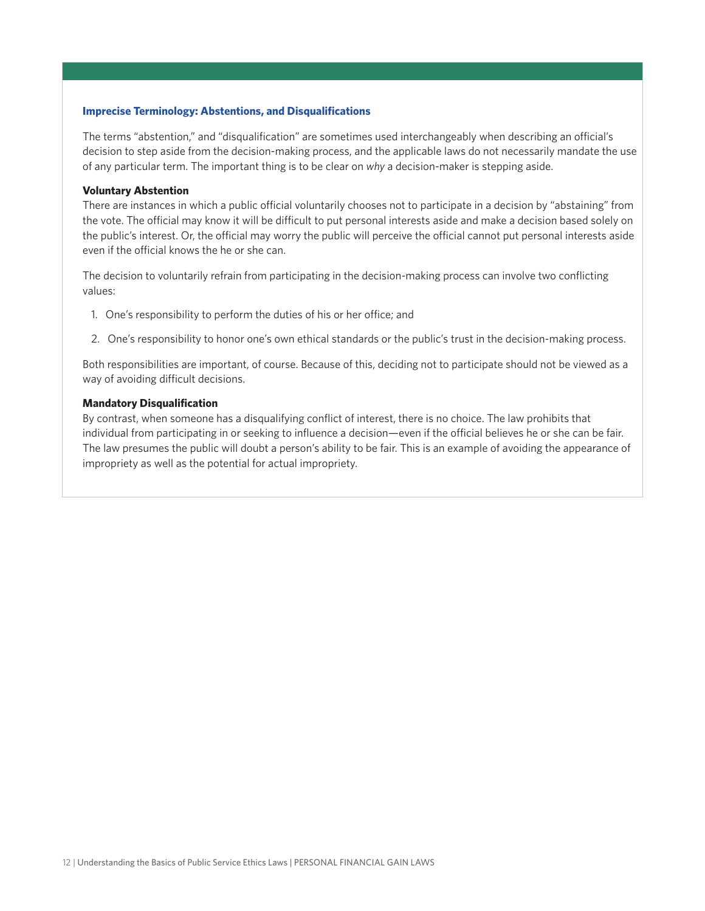### Imprecise Terminology: Abstentions, and Disqualifications

The terms "abstention," and "disqualification" are sometimes used interchangeably when describing an official's decision to step aside from the decision-making process, and the applicable laws do not necessarily mandate the use of any particular term. The important thing is to be clear on *why* a decision-maker is stepping aside.

**Voluntary Abstention**

There are instances in which a public official voluntarily chooses not to participate in a decision by "abstaining" from the vote. The official may know it will be difficult to put personal interests aside and make a decision based solely on the public's interest. Or, the official may worry the public will perceive the official cannot put personal interests aside even if the official knows the he or she can.

The decision to voluntarily refrain from participating in the decision-making process can involve two conflicting values:

1. One's responsibility to perform the duties of his or her office; and
2. One's responsibility to honor one's own ethical standards or the public's trust in the decision-making process.

Both responsibilities are important, of course. Because of this, deciding not to participate should not be viewed as a way of avoiding difficult decisions.

**Mandatory Disqualification**

By contrast, when someone has a disqualifying conflict of interest, there is no choice. The law prohibits that individual from participating in or seeking to influence a decision—even if the official believes he or she can be fair. The law presumes the public will doubt a person's ability to be fair. This is an example of avoiding the appearance of impropriety as well as the potential for actual impropriety.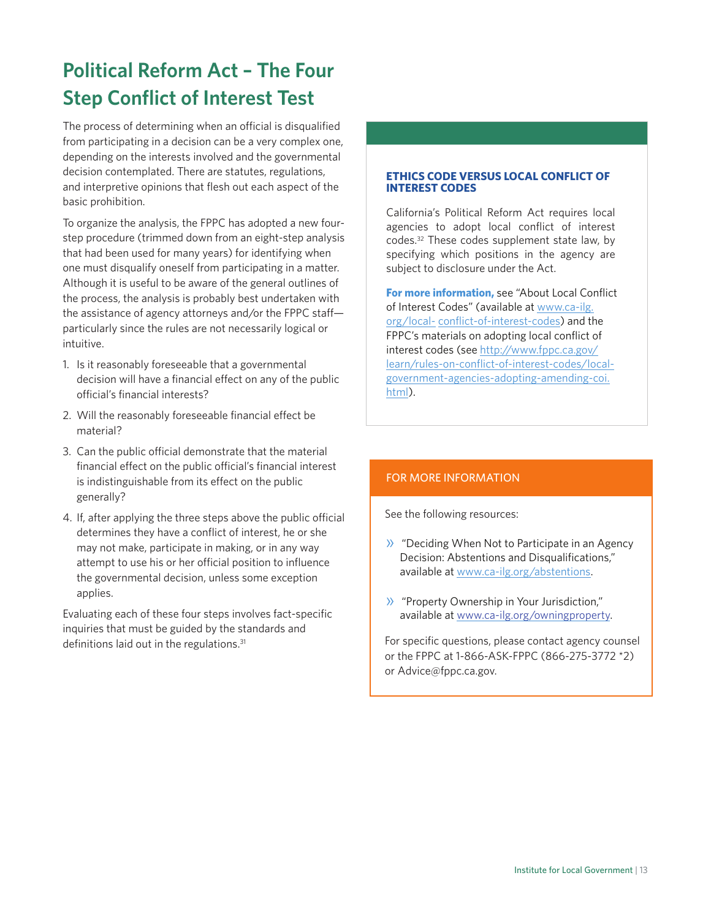## Political Reform Act – The Four Step Conflict of Interest Test

The process of determining when an official is disqualified from participating in a decision can be a very complex one, depending on the interests involved and the governmental decision contemplated. There are statutes, regulations, and interpretive opinions that flesh out each aspect of the basic prohibition.

To organize the analysis, the FPPC has adopted a new four-step procedure (trimmed down from an eight-step analysis that had been used for many years) for identifying when one must disqualify oneself from participating in a matter. Although it is useful to be aware of the general outlines of the process, the analysis is probably best undertaken with the assistance of agency attorneys and/or the FPPC staff—particularly since the rules are not necessarily logical or intuitive.

1. Is it reasonably foreseeable that a governmental decision will have a financial effect on any of the public official's financial interests?
2. Will the reasonably foreseeable financial effect be material?
3. Can the public official demonstrate that the material financial effect on the public official's financial interest is indistinguishable from its effect on the public generally?
4. If, after applying the three steps above the public official determines they have a conflict of interest, he or she may not make, participate in making, or in any way attempt to use his or her official position to influence the governmental decision, unless some exception applies.

Evaluating each of these four steps involves fact-specific inquiries that must be guided by the standards and definitions laid out in the regulations.[31]

**ETHICS CODE VERSUS LOCAL CONFLICT OF INTEREST CODES**

California's Political Reform Act requires local agencies to adopt local conflict of interest codes.[32] These codes supplement state law, by specifying which positions in the agency are subject to disclosure under the Act.

**For more information,** see "About Local Conflict of Interest Codes" (available at www.ca-ilg.org/local- conflict-of-interest-codes) and the FPPC's materials on adopting local conflict of interest codes (see http://www.fppc.ca.gov/learn/rules-on-conflict-of-interest-codes/local-government-agencies-adopting-amending-coi.html).

**FOR MORE INFORMATION**

See the following resources:

- "Deciding When Not to Participate in an Agency Decision: Abstentions and Disqualifications," available at www.ca-ilg.org/abstentions.
- "Property Ownership in Your Jurisdiction," available at www.ca-ilg.org/owningproperty.

For specific questions, please contact agency counsel or the FPPC at 1-866-ASK-FPPC (866-275-3772 *2) or Advice@fppc.ca.gov.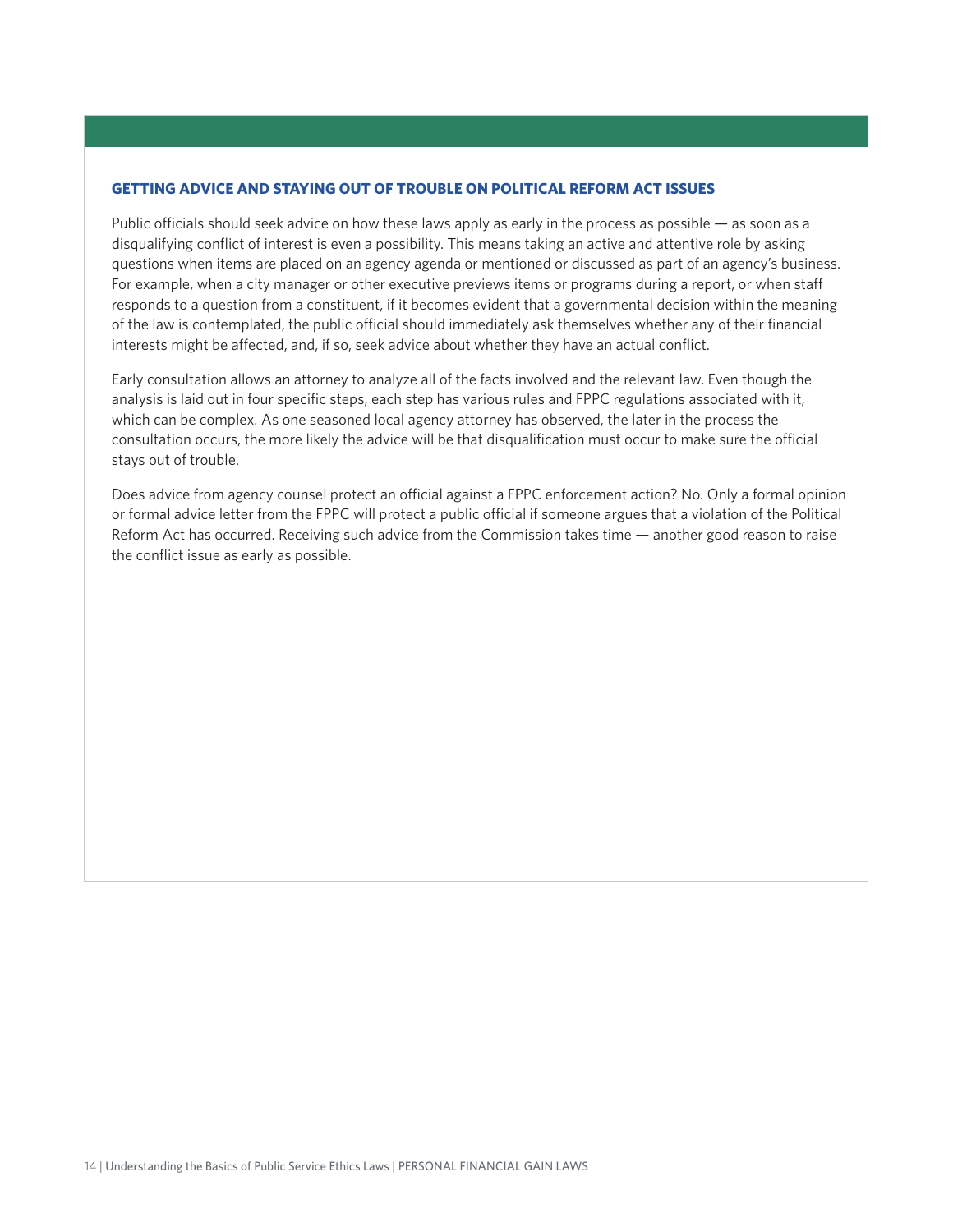### GETTING ADVICE AND STAYING OUT OF TROUBLE ON POLITICAL REFORM ACT ISSUES

Public officials should seek advice on how these laws apply as early in the process as possible — as soon as a disqualifying conflict of interest is even a possibility. This means taking an active and attentive role by asking questions when items are placed on an agency agenda or mentioned or discussed as part of an agency's business. For example, when a city manager or other executive previews items or programs during a report, or when staff responds to a question from a constituent, if it becomes evident that a governmental decision within the meaning of the law is contemplated, the public official should immediately ask themselves whether any of their financial interests might be affected, and, if so, seek advice about whether they have an actual conflict.

Early consultation allows an attorney to analyze all of the facts involved and the relevant law. Even though the analysis is laid out in four specific steps, each step has various rules and FPPC regulations associated with it, which can be complex. As one seasoned local agency attorney has observed, the later in the process the consultation occurs, the more likely the advice will be that disqualification must occur to make sure the official stays out of trouble.

Does advice from agency counsel protect an official against a FPPC enforcement action? No. Only a formal opinion or formal advice letter from the FPPC will protect a public official if someone argues that a violation of the Political Reform Act has occurred. Receiving such advice from the Commission takes time — another good reason to raise the conflict issue as early as possible.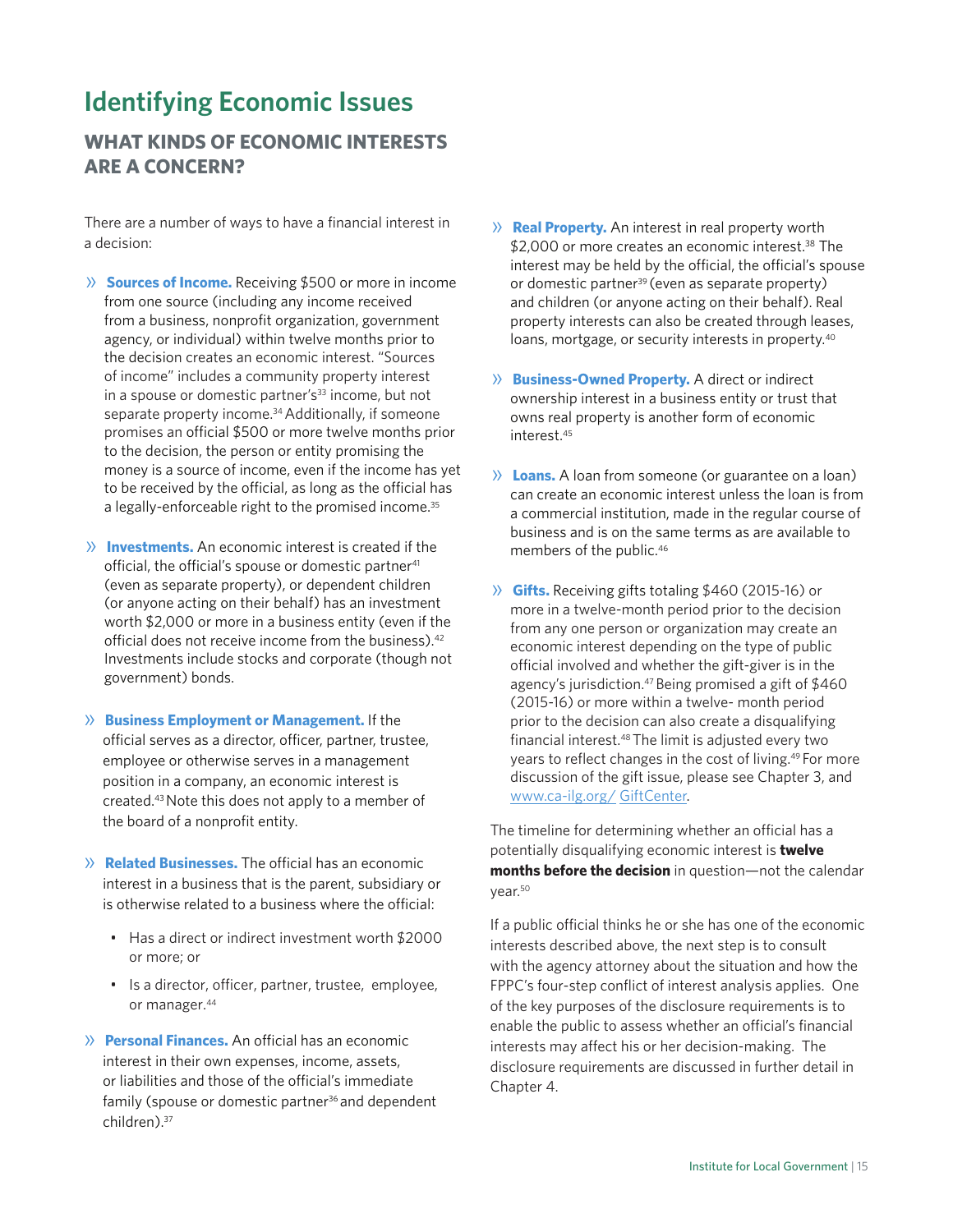# Identifying Economic Issues

## WHAT KINDS OF ECONOMIC INTERESTS ARE A CONCERN?

There are a number of ways to have a financial interest in a decision:

- **Sources of Income.** Receiving $500 or more in income from one source (including any income received from a business, nonprofit organization, government agency, or individual) within twelve months prior to the decision creates an economic interest. "Sources of income" includes a community property interest in a spouse or domestic partner's[33] income, but not separate property income.[34] Additionally, if someone promises an official $500 or more twelve months prior to the decision, the person or entity promising the money is a source of income, even if the income has yet to be received by the official, as long as the official has a legally-enforceable right to the promised income.[35]

- **Investments.** An economic interest is created if the official, the official's spouse or domestic partner[41] (even as separate property), or dependent children (or anyone acting on their behalf) has an investment worth $2,000 or more in a business entity (even if the official does not receive income from the business).[42] Investments include stocks and corporate (though not government) bonds.

- **Business Employment or Management.** If the official serves as a director, officer, partner, trustee, employee or otherwise serves in a management position in a company, an economic interest is created.[43] Note this does not apply to a member of the board of a nonprofit entity.

- **Related Businesses.** The official has an economic interest in a business that is the parent, subsidiary or is otherwise related to a business where the official:
  - Has a direct or indirect investment worth $2000 or more; or
  - Is a director, officer, partner, trustee, employee, or manager.[44]

- **Personal Finances.** An official has an economic interest in their own expenses, income, assets, or liabilities and those of the official's immediate family (spouse or domestic partner[36] and dependent children).[37]

- **Real Property.** An interest in real property worth $2,000 or more creates an economic interest.[38] The interest may be held by the official, the official's spouse or domestic partner[39] (even as separate property) and children (or anyone acting on their behalf). Real property interests can also be created through leases, loans, mortgage, or security interests in property.[40]

- **Business-Owned Property.** A direct or indirect ownership interest in a business entity or trust that owns real property is another form of economic interest.[45]

- **Loans.** A loan from someone (or guarantee on a loan) can create an economic interest unless the loan is from a commercial institution, made in the regular course of business and is on the same terms as are available to members of the public.[46]

- **Gifts.** Receiving gifts totaling $460 (2015-16) or more in a twelve-month period prior to the decision from any one person or organization may create an economic interest depending on the type of public official involved and whether the gift-giver is in the agency's jurisdiction.[47] Being promised a gift of $460 (2015-16) or more within a twelve- month period prior to the decision can also create a disqualifying financial interest.[48] The limit is adjusted every two years to reflect changes in the cost of living.[49] For more discussion of the gift issue, please see Chapter 3, and www.ca-ilg.org/ GiftCenter.

The timeline for determining whether an official has a potentially disqualifying economic interest is **twelve months before the decision** in question—not the calendar year.[50]

If a public official thinks he or she has one of the economic interests described above, the next step is to consult with the agency attorney about the situation and how the FPPC's four-step conflict of interest analysis applies. One of the key purposes of the disclosure requirements is to enable the public to assess whether an official's financial interests may affect his or her decision-making. The disclosure requirements are discussed in further detail in Chapter 4.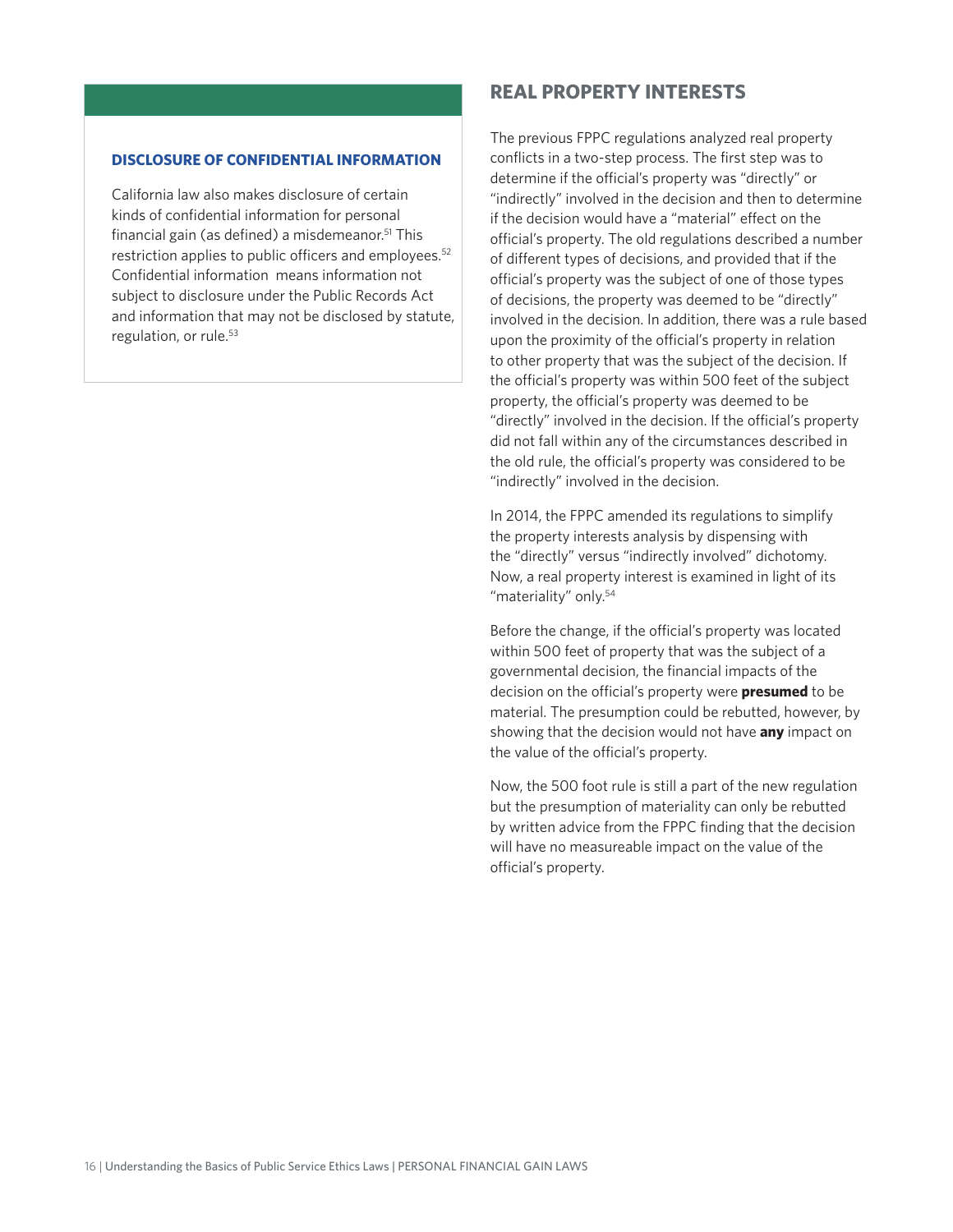### DISCLOSURE OF CONFIDENTIAL INFORMATION

California law also makes disclosure of certain kinds of confidential information for personal financial gain (as defined) a misdemeanor.[51] This restriction applies to public officers and employees.[52] Confidential information means information not subject to disclosure under the Public Records Act and information that may not be disclosed by statute, regulation, or rule.[53]

## REAL PROPERTY INTERESTS

The previous FPPC regulations analyzed real property conflicts in a two-step process. The first step was to determine if the official's property was "directly" or "indirectly" involved in the decision and then to determine if the decision would have a "material" effect on the official's property. The old regulations described a number of different types of decisions, and provided that if the official's property was the subject of one of those types of decisions, the property was deemed to be "directly" involved in the decision. In addition, there was a rule based upon the proximity of the official's property in relation to other property that was the subject of the decision. If the official's property was within 500 feet of the subject property, the official's property was deemed to be "directly" involved in the decision. If the official's property did not fall within any of the circumstances described in the old rule, the official's property was considered to be "indirectly" involved in the decision.

In 2014, the FPPC amended its regulations to simplify the property interests analysis by dispensing with the "directly" versus "indirectly involved" dichotomy. Now, a real property interest is examined in light of its "materiality" only.[54]

Before the change, if the official's property was located within 500 feet of property that was the subject of a governmental decision, the financial impacts of the decision on the official's property were **presumed** to be material. The presumption could be rebutted, however, by showing that the decision would not have **any** impact on the value of the official's property.

Now, the 500 foot rule is still a part of the new regulation but the presumption of materiality can only be rebutted by written advice from the FPPC finding that the decision will have no measureable impact on the value of the official's property.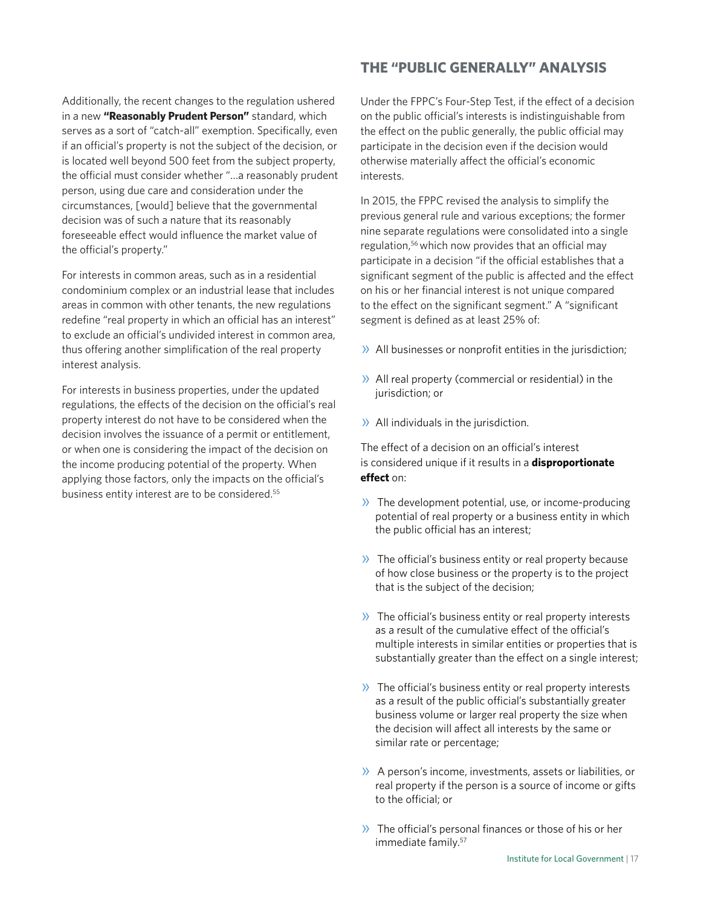Additionally, the recent changes to the regulation ushered in a new **"Reasonably Prudent Person"** standard, which serves as a sort of "catch-all" exemption. Specifically, even if an official's property is not the subject of the decision, or is located well beyond 500 feet from the subject property, the official must consider whether "…a reasonably prudent person, using due care and consideration under the circumstances, [would] believe that the governmental decision was of such a nature that its reasonably foreseeable effect would influence the market value of the official's property."

For interests in common areas, such as in a residential condominium complex or an industrial lease that includes areas in common with other tenants, the new regulations redefine "real property in which an official has an interest" to exclude an official's undivided interest in common area, thus offering another simplification of the real property interest analysis.

For interests in business properties, under the updated regulations, the effects of the decision on the official's real property interest do not have to be considered when the decision involves the issuance of a permit or entitlement, or when one is considering the impact of the decision on the income producing potential of the property. When applying those factors, only the impacts on the official's business entity interest are to be considered.[55]

## THE "PUBLIC GENERALLY" ANALYSIS

Under the FPPC's Four-Step Test, if the effect of a decision on the public official's interests is indistinguishable from the effect on the public generally, the public official may participate in the decision even if the decision would otherwise materially affect the official's economic interests.

In 2015, the FPPC revised the analysis to simplify the previous general rule and various exceptions; the former nine separate regulations were consolidated into a single regulation,[56] which now provides that an official may participate in a decision "if the official establishes that a significant segment of the public is affected and the effect on his or her financial interest is not unique compared to the effect on the significant segment." A "significant segment is defined as at least 25% of:

- All businesses or nonprofit entities in the jurisdiction;
- All real property (commercial or residential) in the jurisdiction; or
- All individuals in the jurisdiction.

The effect of a decision on an official's interest is considered unique if it results in a **disproportionate effect** on:

- The development potential, use, or income-producing potential of real property or a business entity in which the public official has an interest;
- The official's business entity or real property because of how close business or the property is to the project that is the subject of the decision;
- The official's business entity or real property interests as a result of the cumulative effect of the official's multiple interests in similar entities or properties that is substantially greater than the effect on a single interest;
- The official's business entity or real property interests as a result of the public official's substantially greater business volume or larger real property the size when the decision will affect all interests by the same or similar rate or percentage;
- A person's income, investments, assets or liabilities, or real property if the person is a source of income or gifts to the official; or
- The official's personal finances or those of his or her immediate family.[57]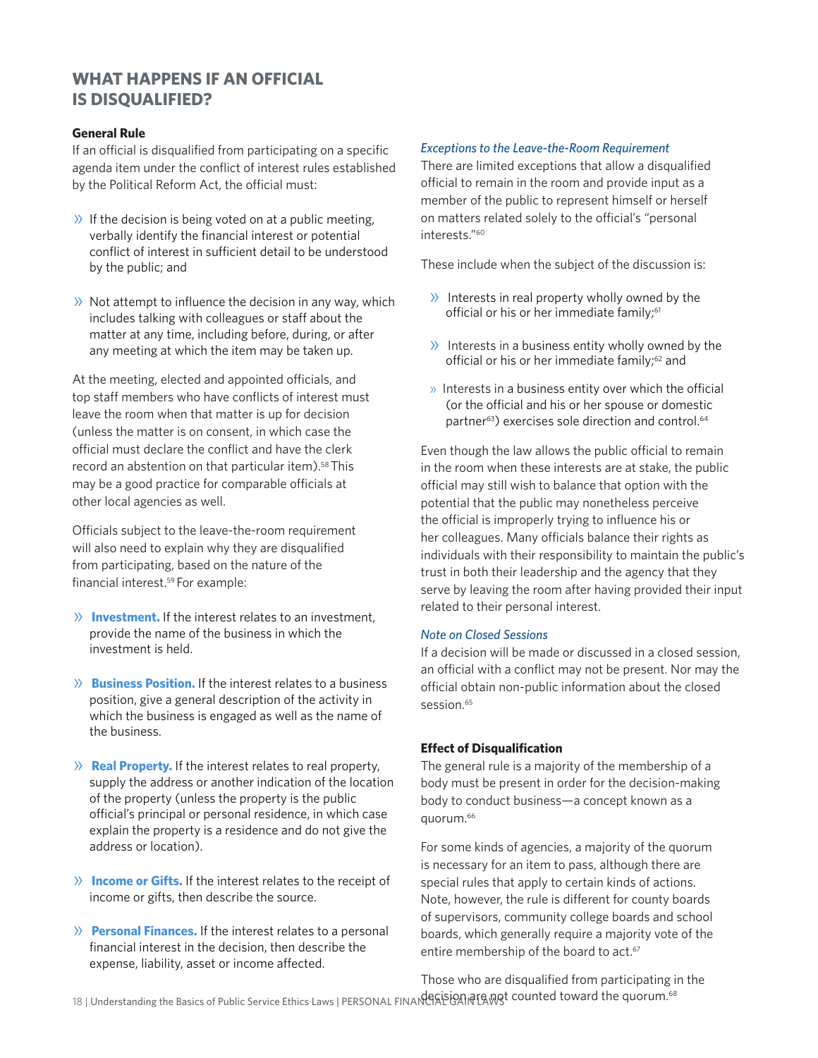## WHAT HAPPENS IF AN OFFICIAL IS DISQUALIFIED?

### General Rule

If an official is disqualified from participating on a specific agenda item under the conflict of interest rules established by the Political Reform Act, the official must:

- If the decision is being voted on at a public meeting, verbally identify the financial interest or potential conflict of interest in sufficient detail to be understood by the public; and
- Not attempt to influence the decision in any way, which includes talking with colleagues or staff about the matter at any time, including before, during, or after any meeting at which the item may be taken up.

At the meeting, elected and appointed officials, and top staff members who have conflicts of interest must leave the room when that matter is up for decision (unless the matter is on consent, in which case the official must declare the conflict and have the clerk record an abstention on that particular item).[58] This may be a good practice for comparable officials at other local agencies as well.

Officials subject to the leave-the-room requirement will also need to explain why they are disqualified from participating, based on the nature of the financial interest.[59] For example:

- **Investment.** If the interest relates to an investment, provide the name of the business in which the investment is held.
- **Business Position.** If the interest relates to a business position, give a general description of the activity in which the business is engaged as well as the name of the business.
- **Real Property.** If the interest relates to real property, supply the address or another indication of the location of the property (unless the property is the public official's principal or personal residence, in which case explain the property is a residence and do not give the address or location).
- **Income or Gifts.** If the interest relates to the receipt of income or gifts, then describe the source.
- **Personal Finances.** If the interest relates to a personal financial interest in the decision, then describe the expense, liability, asset or income affected.

*Exceptions to the Leave-the-Room Requirement*

There are limited exceptions that allow a disqualified official to remain in the room and provide input as a member of the public to represent himself or herself on matters related solely to the official's "personal interests."[60]

These include when the subject of the discussion is:

- Interests in real property wholly owned by the official or his or her immediate family;[61]
- Interests in a business entity wholly owned by the official or his or her immediate family;[62] and
- Interests in a business entity over which the official (or the official and his or her spouse or domestic partner[63]) exercises sole direction and control.[64]

Even though the law allows the public official to remain in the room when these interests are at stake, the public official may still wish to balance that option with the potential that the public may nonetheless perceive the official is improperly trying to influence his or her colleagues. Many officials balance their rights as individuals with their responsibility to maintain the public's trust in both their leadership and the agency that they serve by leaving the room after having provided their input related to their personal interest.

*Note on Closed Sessions*

If a decision will be made or discussed in a closed session, an official with a conflict may not be present. Nor may the official obtain non-public information about the closed session.[65]

### Effect of Disqualification

The general rule is a majority of the membership of a body must be present in order for the decision-making body to conduct business—a concept known as a quorum.[66]

For some kinds of agencies, a majority of the quorum is necessary for an item to pass, although there are special rules that apply to certain kinds of actions. Note, however, the rule is different for county boards of supervisors, community college boards and school boards, which generally require a majority vote of the entire membership of the board to act.[67]

Those who are disqualified from participating in the decision are not counted toward the quorum.[68]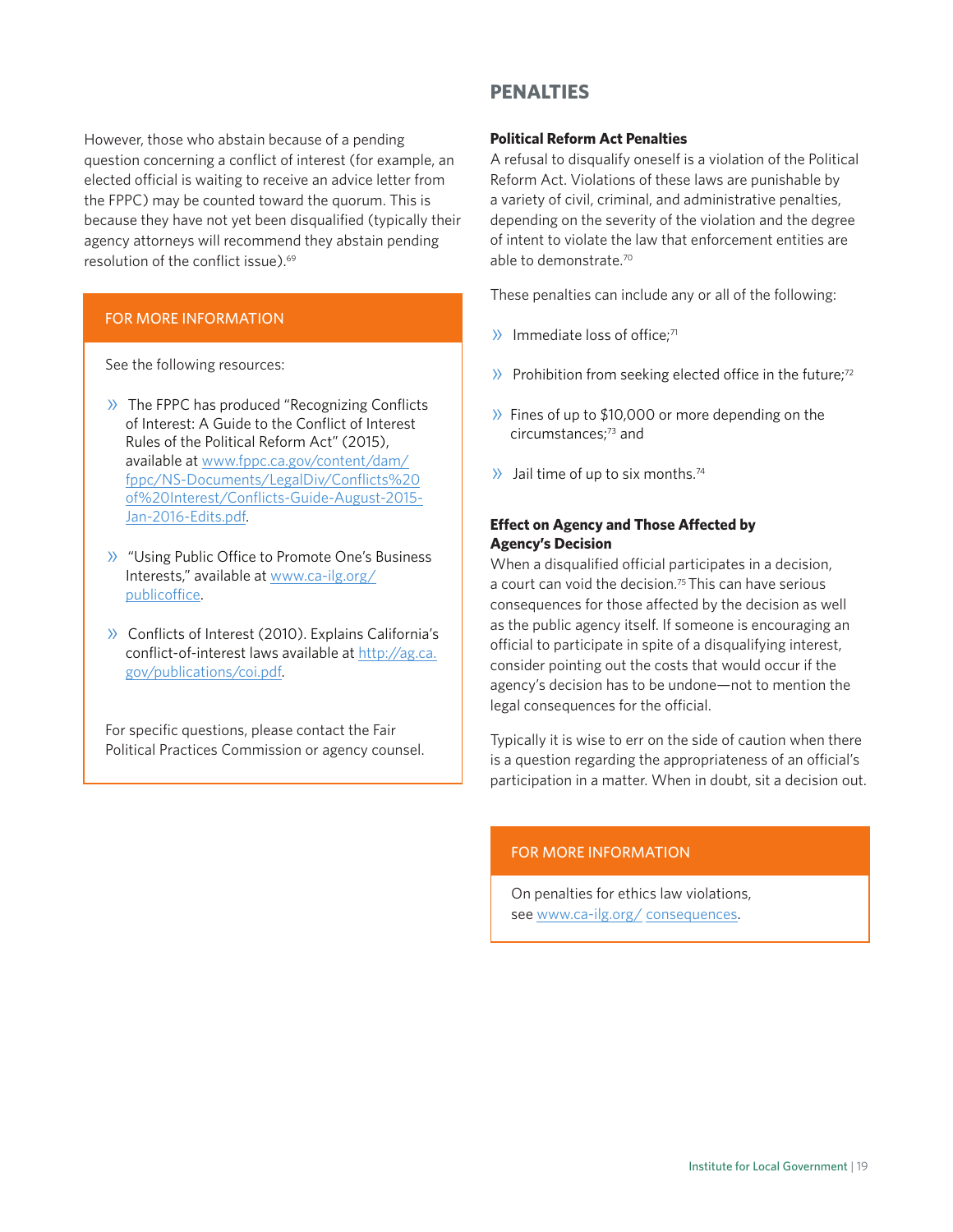However, those who abstain because of a pending question concerning a conflict of interest (for example, an elected official is waiting to receive an advice letter from the FPPC) may be counted toward the quorum. This is because they have not yet been disqualified (typically their agency attorneys will recommend they abstain pending resolution of the conflict issue).[69]

### FOR MORE INFORMATION

See the following resources:

- The FPPC has produced "Recognizing Conflicts of Interest: A Guide to the Conflict of Interest Rules of the Political Reform Act" (2015), available at www.fppc.ca.gov/content/dam/fppc/NS-Documents/LegalDiv/Conflicts%20of%20Interest/Conflicts-Guide-August-2015-Jan-2016-Edits.pdf.
- "Using Public Office to Promote One's Business Interests," available at www.ca-ilg.org/publicoffice.
- Conflicts of Interest (2010). Explains California's conflict-of-interest laws available at http://ag.ca.gov/publications/coi.pdf.

For specific questions, please contact the Fair Political Practices Commission or agency counsel.

## PENALTIES

**Political Reform Act Penalties**

A refusal to disqualify oneself is a violation of the Political Reform Act. Violations of these laws are punishable by a variety of civil, criminal, and administrative penalties, depending on the severity of the violation and the degree of intent to violate the law that enforcement entities are able to demonstrate.[70]

These penalties can include any or all of the following:

- Immediate loss of office;[71]
- Prohibition from seeking elected office in the future;[72]
- Fines of up to $10,000 or more depending on the circumstances;[73] and
- Jail time of up to six months.[74]

**Effect on Agency and Those Affected by Agency's Decision**

When a disqualified official participates in a decision, a court can void the decision.[75] This can have serious consequences for those affected by the decision as well as the public agency itself. If someone is encouraging an official to participate in spite of a disqualifying interest, consider pointing out the costs that would occur if the agency's decision has to be undone—not to mention the legal consequences for the official.

Typically it is wise to err on the side of caution when there is a question regarding the appropriateness of an official's participation in a matter. When in doubt, sit a decision out.

### FOR MORE INFORMATION

On penalties for ethics law violations, see www.ca-ilg.org/consequences.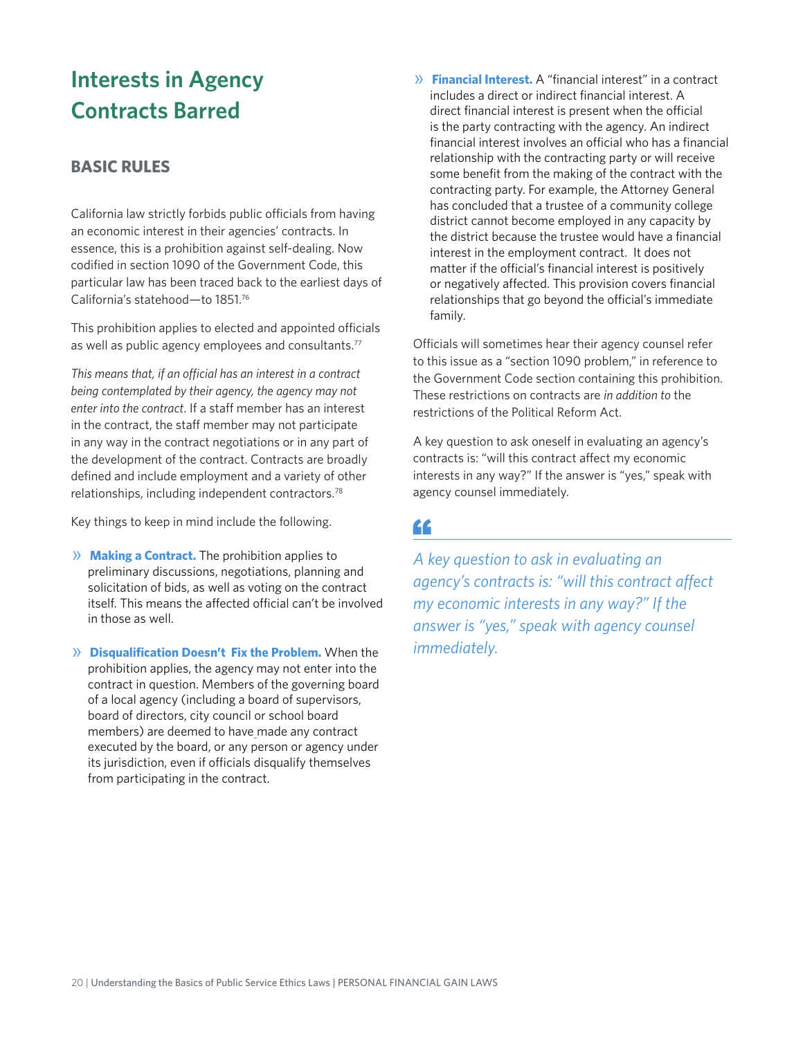# Interests in Agency Contracts Barred

## BASIC RULES

California law strictly forbids public officials from having an economic interest in their agencies' contracts. In essence, this is a prohibition against self-dealing. Now codified in section 1090 of the Government Code, this particular law has been traced back to the earliest days of California's statehood—to 1851.[76]

This prohibition applies to elected and appointed officials as well as public agency employees and consultants.[77]

*This means that, if an official has an interest in a contract being contemplated by their agency, the agency may not enter into the contract*. If a staff member has an interest in the contract, the staff member may not participate in any way in the contract negotiations or in any part of the development of the contract. Contracts are broadly defined and include employment and a variety of other relationships, including independent contractors.[78]

Key things to keep in mind include the following.

- **Making a Contract.** The prohibition applies to preliminary discussions, negotiations, planning and solicitation of bids, as well as voting on the contract itself. This means the affected official can't be involved in those as well.

- **Disqualification Doesn't Fix the Problem.** When the prohibition applies, the agency may not enter into the contract in question. Members of the governing board of a local agency (including a board of supervisors, board of directors, city council or school board members) are deemed to have made any contract executed by the board, or any person or agency under its jurisdiction, even if officials disqualify themselves from participating in the contract.

- **Financial Interest.** A "financial interest" in a contract includes a direct or indirect financial interest. A direct financial interest is present when the official is the party contracting with the agency. An indirect financial interest involves an official who has a financial relationship with the contracting party or will receive some benefit from the making of the contract with the contracting party. For example, the Attorney General has concluded that a trustee of a community college district cannot become employed in any capacity by the district because the trustee would have a financial interest in the employment contract. It does not matter if the official's financial interest is positively or negatively affected. This provision covers financial relationships that go beyond the official's immediate family.

Officials will sometimes hear their agency counsel refer to this issue as a "section 1090 problem," in reference to the Government Code section containing this prohibition. These restrictions on contracts are *in addition to* the restrictions of the Political Reform Act.

A key question to ask oneself in evaluating an agency's contracts is: "will this contract affect my economic interests in any way?" If the answer is "yes," speak with agency counsel immediately.

> *A key question to ask in evaluating an agency's contracts is: "will this contract affect my economic interests in any way?" If the answer is "yes," speak with agency counsel immediately.*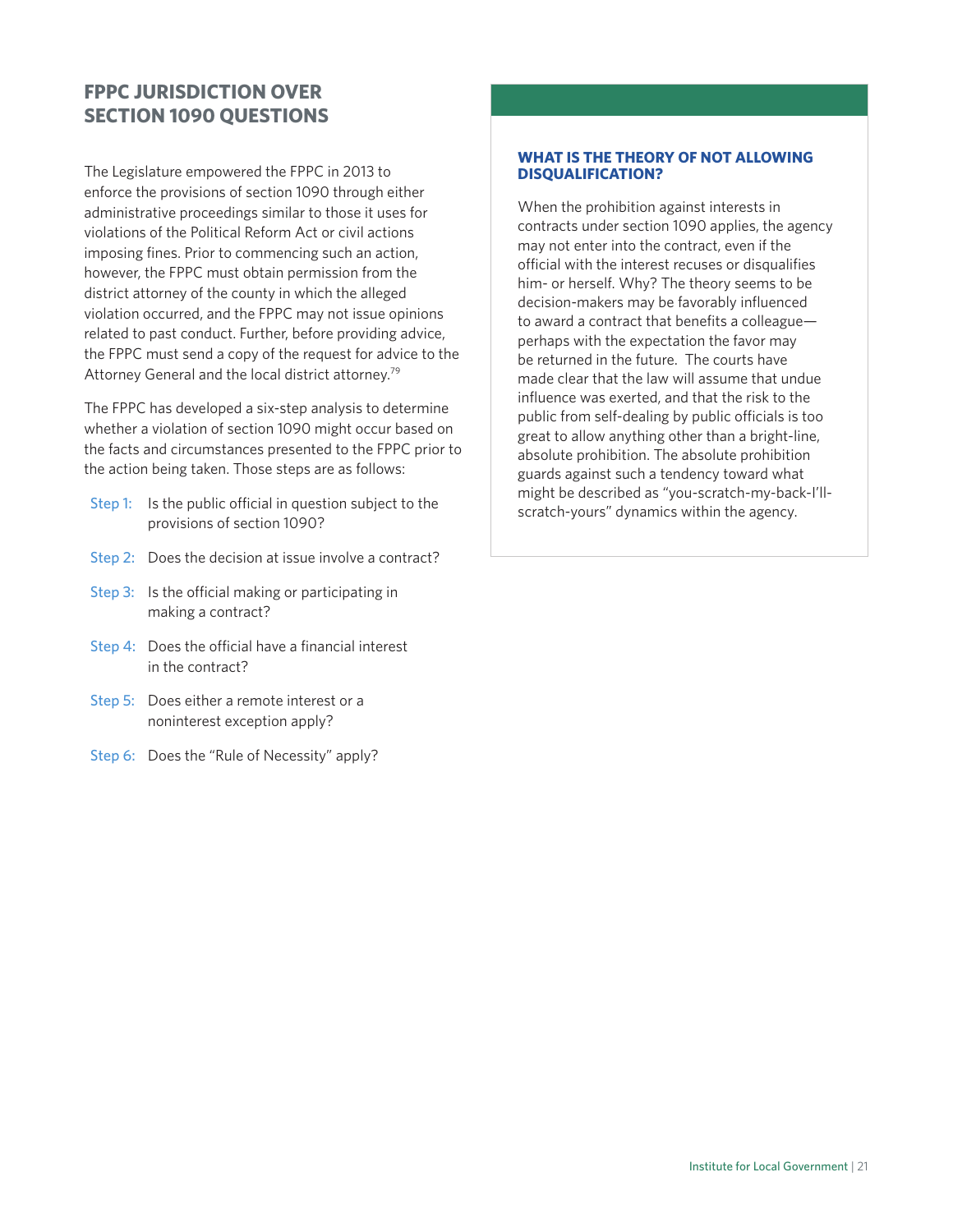## FPPC JURISDICTION OVER SECTION 1090 QUESTIONS

The Legislature empowered the FPPC in 2013 to enforce the provisions of section 1090 through either administrative proceedings similar to those it uses for violations of the Political Reform Act or civil actions imposing fines. Prior to commencing such an action, however, the FPPC must obtain permission from the district attorney of the county in which the alleged violation occurred, and the FPPC may not issue opinions related to past conduct. Further, before providing advice, the FPPC must send a copy of the request for advice to the Attorney General and the local district attorney.[79]

The FPPC has developed a six-step analysis to determine whether a violation of section 1090 might occur based on the facts and circumstances presented to the FPPC prior to the action being taken. Those steps are as follows:

- Step 1: Is the public official in question subject to the provisions of section 1090?
- Step 2: Does the decision at issue involve a contract?
- Step 3: Is the official making or participating in making a contract?
- Step 4: Does the official have a financial interest in the contract?
- Step 5: Does either a remote interest or a noninterest exception apply?
- Step 6: Does the "Rule of Necessity" apply?

### WHAT IS THE THEORY OF NOT ALLOWING DISQUALIFICATION?

When the prohibition against interests in contracts under section 1090 applies, the agency may not enter into the contract, even if the official with the interest recuses or disqualifies him- or herself. Why? The theory seems to be decision-makers may be favorably influenced to award a contract that benefits a colleague—perhaps with the expectation the favor may be returned in the future. The courts have made clear that the law will assume that undue influence was exerted, and that the risk to the public from self-dealing by public officials is too great to allow anything other than a bright-line, absolute prohibition. The absolute prohibition guards against such a tendency toward what might be described as "you-scratch-my-back-I'll-scratch-yours" dynamics within the agency.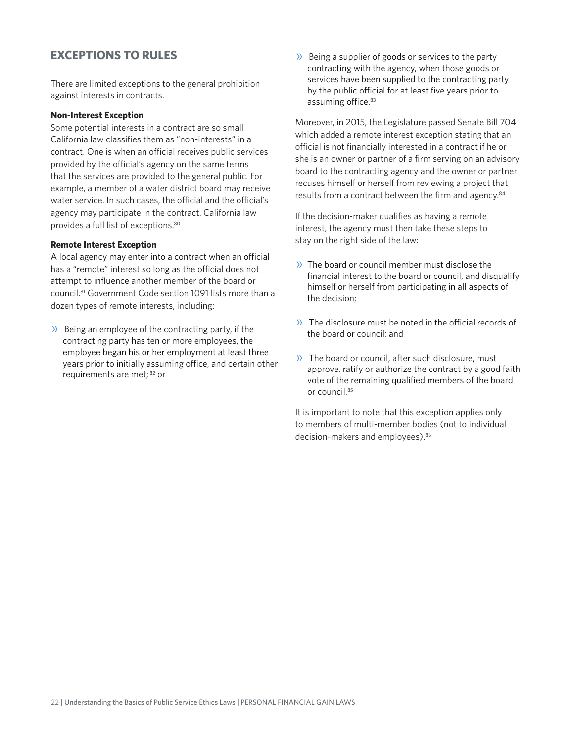## EXCEPTIONS TO RULES

There are limited exceptions to the general prohibition against interests in contracts.

**Non-Interest Exception**

Some potential interests in a contract are so small California law classifies them as "non-interests" in a contract. One is when an official receives public services provided by the official's agency on the same terms that the services are provided to the general public. For example, a member of a water district board may receive water service. In such cases, the official and the official's agency may participate in the contract. California law provides a full list of exceptions.[80]

**Remote Interest Exception**

A local agency may enter into a contract when an official has a "remote" interest so long as the official does not attempt to influence another member of the board or council.[81] Government Code section 1091 lists more than a dozen types of remote interests, including:

- Being an employee of the contracting party, if the contracting party has ten or more employees, the employee began his or her employment at least three years prior to initially assuming office, and certain other requirements are met;[82] or
- Being a supplier of goods or services to the party contracting with the agency, when those goods or services have been supplied to the contracting party by the public official for at least five years prior to assuming office.[83]

Moreover, in 2015, the Legislature passed Senate Bill 704 which added a remote interest exception stating that an official is not financially interested in a contract if he or she is an owner or partner of a firm serving on an advisory board to the contracting agency and the owner or partner recuses himself or herself from reviewing a project that results from a contract between the firm and agency.[84]

If the decision-maker qualifies as having a remote interest, the agency must then take these steps to stay on the right side of the law:

- The board or council member must disclose the financial interest to the board or council, and disqualify himself or herself from participating in all aspects of the decision;
- The disclosure must be noted in the official records of the board or council; and
- The board or council, after such disclosure, must approve, ratify or authorize the contract by a good faith vote of the remaining qualified members of the board or council.[85]

It is important to note that this exception applies only to members of multi-member bodies (not to individual decision-makers and employees).[86]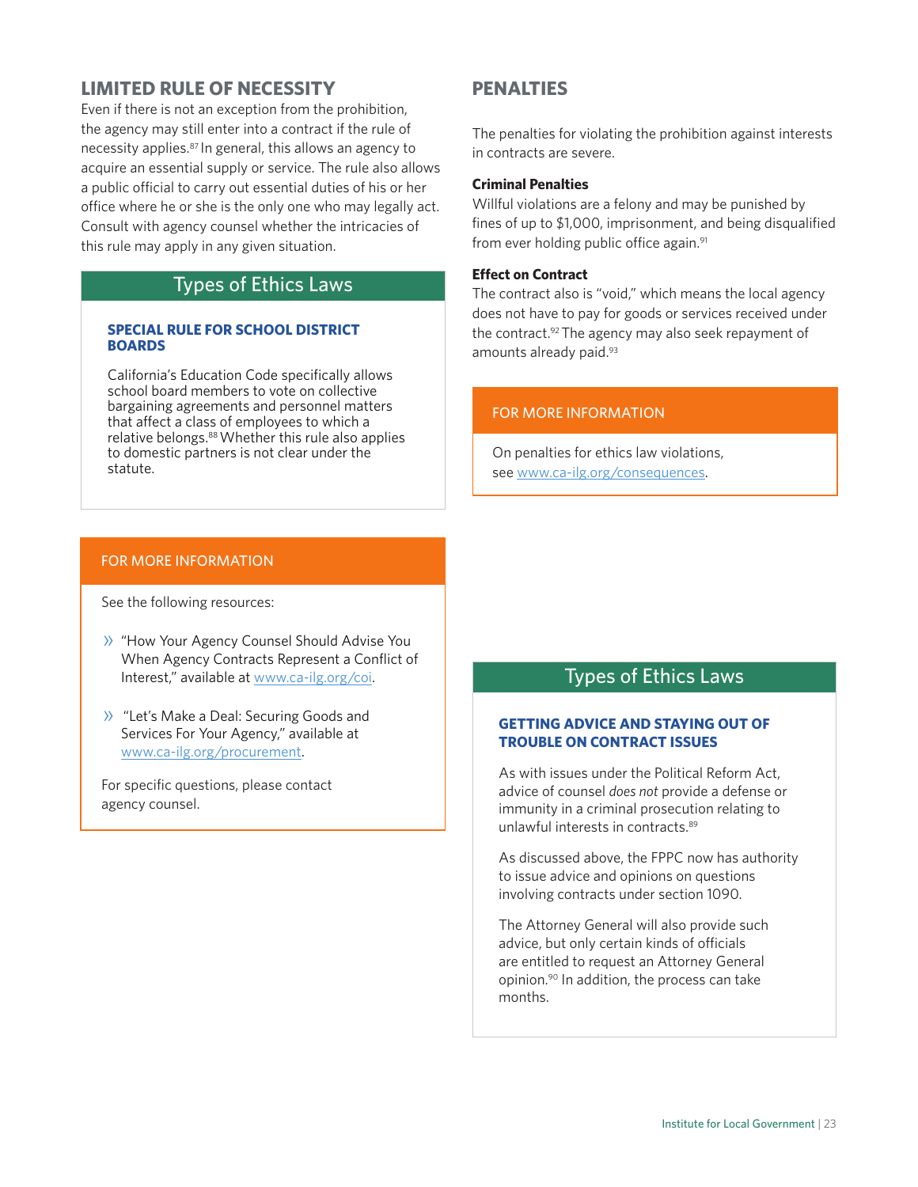## LIMITED RULE OF NECESSITY

Even if there is not an exception from the prohibition, the agency may still enter into a contract if the rule of necessity applies.[87] In general, this allows an agency to acquire an essential supply or service. The rule also allows a public official to carry out essential duties of his or her office where he or she is the only one who may legally act. Consult with agency counsel whether the intricacies of this rule may apply in any given situation.

### Types of Ethics Laws

**SPECIAL RULE FOR SCHOOL DISTRICT BOARDS**

California's Education Code specifically allows school board members to vote on collective bargaining agreements and personnel matters that affect a class of employees to which a relative belongs.[88] Whether this rule also applies to domestic partners is not clear under the statute.

### FOR MORE INFORMATION

See the following resources:

- "How Your Agency Counsel Should Advise You When Agency Contracts Represent a Conflict of Interest," available at www.ca-ilg.org/coi.
- "Let's Make a Deal: Securing Goods and Services For Your Agency," available at www.ca-ilg.org/procurement.

For specific questions, please contact agency counsel.

## PENALTIES

The penalties for violating the prohibition against interests in contracts are severe.

### Criminal Penalties

Willful violations are a felony and may be punished by fines of up to $1,000, imprisonment, and being disqualified from ever holding public office again.[91]

### Effect on Contract

The contract also is "void," which means the local agency does not have to pay for goods or services received under the contract.[92] The agency may also seek repayment of amounts already paid.[93]

### FOR MORE INFORMATION

On penalties for ethics law violations, see www.ca-ilg.org/consequences.

### Types of Ethics Laws

**GETTING ADVICE AND STAYING OUT OF TROUBLE ON CONTRACT ISSUES**

As with issues under the Political Reform Act, advice of counsel *does not* provide a defense or immunity in a criminal prosecution relating to unlawful interests in contracts.[89]

As discussed above, the FPPC now has authority to issue advice and opinions on questions involving contracts under section 1090.

The Attorney General will also provide such advice, but only certain kinds of officials are entitled to request an Attorney General opinion.[90] In addition, the process can take months.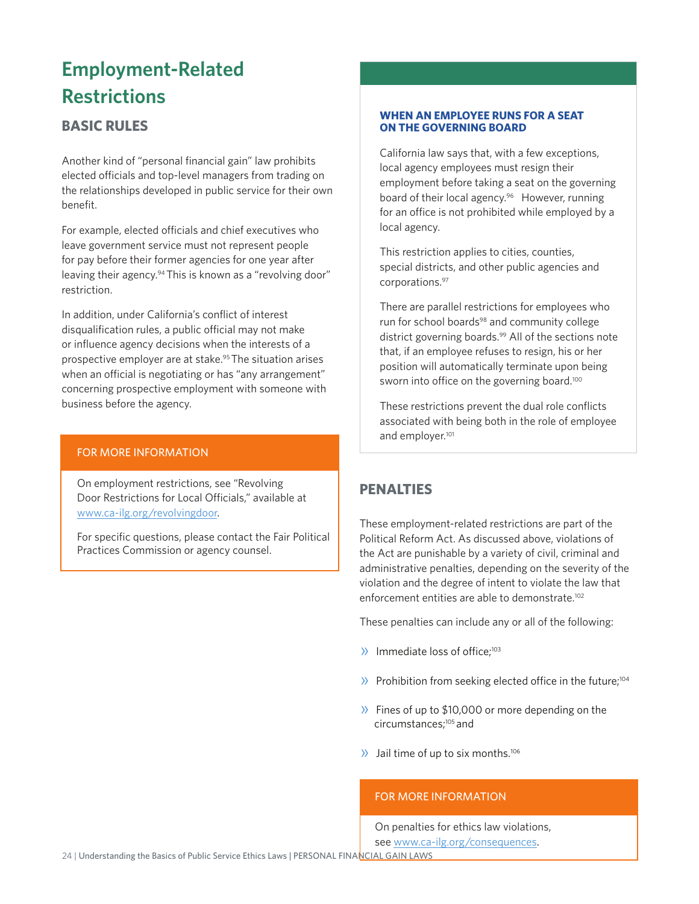# Employment-Related Restrictions

## BASIC RULES

Another kind of "personal financial gain" law prohibits elected officials and top-level managers from trading on the relationships developed in public service for their own benefit.

For example, elected officials and chief executives who leave government service must not represent people for pay before their former agencies for one year after leaving their agency.[94] This is known as a "revolving door" restriction.

In addition, under California's conflict of interest disqualification rules, a public official may not make or influence agency decisions when the interests of a prospective employer are at stake.[95] The situation arises when an official is negotiating or has "any arrangement" concerning prospective employment with someone with business before the agency.

**FOR MORE INFORMATION**

On employment restrictions, see "Revolving Door Restrictions for Local Officials," available at www.ca-ilg.org/revolvingdoor.

For specific questions, please contact the Fair Political Practices Commission or agency counsel.

### WHEN AN EMPLOYEE RUNS FOR A SEAT ON THE GOVERNING BOARD

California law says that, with a few exceptions, local agency employees must resign their employment before taking a seat on the governing board of their local agency.[96] However, running for an office is not prohibited while employed by a local agency.

This restriction applies to cities, counties, special districts, and other public agencies and corporations.[97]

There are parallel restrictions for employees who run for school boards[98] and community college district governing boards.[99] All of the sections note that, if an employee refuses to resign, his or her position will automatically terminate upon being sworn into office on the governing board.[100]

These restrictions prevent the dual role conflicts associated with being both in the role of employee and employer.[101]

## PENALTIES

These employment-related restrictions are part of the Political Reform Act. As discussed above, violations of the Act are punishable by a variety of civil, criminal and administrative penalties, depending on the severity of the violation and the degree of intent to violate the law that enforcement entities are able to demonstrate.[102]

These penalties can include any or all of the following:

- Immediate loss of office;[103]
- Prohibition from seeking elected office in the future;[104]
- Fines of up to $10,000 or more depending on the circumstances;[105] and
- Jail time of up to six months.[106]

**FOR MORE INFORMATION**

On penalties for ethics law violations, see www.ca-ilg.org/consequences.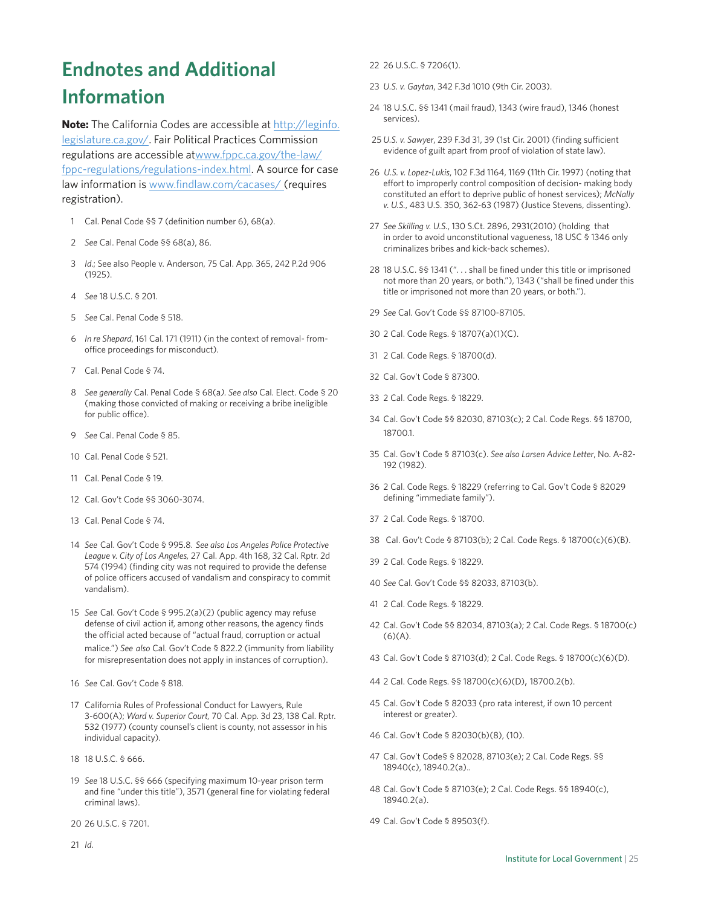# Endnotes and Additional Information

**Note:** The California Codes are accessible at http://leginfo.legislature.ca.gov/. Fair Political Practices Commission regulations are accessible atwww.fppc.ca.gov/the-law/fppc-regulations/regulations-index.html. A source for case law information is www.findlaw.com/cacases/ (requires registration).

1. Cal. Penal Code §§ 7 (definition number 6), 68(a).
2. *See* Cal. Penal Code §§ 68(a), 86.
3. *Id.*; See also People v. Anderson, 75 Cal. App. 365, 242 P.2d 906 (1925).
4. *See* 18 U.S.C. § 201.
5. *See* Cal. Penal Code § 518.
6. *In re Shepard*, 161 Cal. 171 (1911) (in the context of removal- from-office proceedings for misconduct).
7. Cal. Penal Code § 74.
8. *See generally* Cal. Penal Code § 68(a*). See also* Cal. Elect. Code § 20 (making those convicted of making or receiving a bribe ineligible for public office).
9. *See* Cal. Penal Code § 85.
10. Cal. Penal Code § 521.
11. Cal. Penal Code § 19.
12. Cal. Gov't Code §§ 3060-3074.
13. Cal. Penal Code § 74.
14. *See* Cal. Gov't Code § 995.8. *See also Los Angeles Police Protective League v. City of Los Angeles,* 27 Cal. App. 4th 168, 32 Cal. Rptr. 2d 574 (1994) (finding city was not required to provide the defense of police officers accused of vandalism and conspiracy to commit vandalism).
15. *See* Cal. Gov't Code § 995.2(a)(2) (public agency may refuse defense of civil action if, among other reasons, the agency finds the official acted because of "actual fraud, corruption or actual malice.") *See also* Cal. Gov't Code § 822.2 (immunity from liability for misrepresentation does not apply in instances of corruption).
16. *See* Cal. Gov't Code § 818.
17. California Rules of Professional Conduct for Lawyers, Rule 3-600(A); *Ward v. Superior Court,* 70 Cal. App. 3d 23, 138 Cal. Rptr. 532 (1977) (county counsel's client is county, not assessor in his individual capacity).
18. 18 U.S.C. § 666.
19. *See* 18 U.S.C. §§ 666 (specifying maximum 10-year prison term and fine "under this title"), 3571 (general fine for violating federal criminal laws).
20. 26 U.S.C. § 7201.
21. *Id.*
22. 26 U.S.C. § 7206(1).
23. *U.S. v. Gaytan*, 342 F.3d 1010 (9th Cir. 2003).
24. 18 U.S.C. §§ 1341 (mail fraud), 1343 (wire fraud), 1346 (honest services).
25. *U.S. v. Sawyer*, 239 F.3d 31, 39 (1st Cir. 2001) (finding sufficient evidence of guilt apart from proof of violation of state law).
26. *U.S. v. Lopez-Lukis*, 102 F.3d 1164, 1169 (11th Cir. 1997) (noting that effort to improperly control composition of decision- making body constituted an effort to deprive public of honest services); *McNally v. U.S.*, 483 U.S. 350, 362-63 (1987) (Justice Stevens, dissenting).
27. *See Skilling v. U.S.*, 130 S.Ct. 2896, 2931(2010) (holding that in order to avoid unconstitutional vagueness, 18 USC § 1346 only criminalizes bribes and kick-back schemes).
28. 18 U.S.C. §§ 1341 (". . . shall be fined under this title or imprisoned not more than 20 years, or both."), 1343 ("shall be fined under this title or imprisoned not more than 20 years, or both.").
29. *See* Cal. Gov't Code §§ 87100-87105.
30. 2 Cal. Code Regs. § 18707(a)(1)(C).
31. 2 Cal. Code Regs. § 18700(d).
32. Cal. Gov't Code § 87300.
33. 2 Cal. Code Regs. § 18229.
34. Cal. Gov't Code §§ 82030, 87103(c); 2 Cal. Code Regs. §§ 18700, 18700.1.
35. Cal. Gov't Code § 87103(c). *See also Larsen Advice Letter*, No. A-82-192 (1982).
36. 2 Cal. Code Regs. § 18229 (referring to Cal. Gov't Code § 82029 defining "immediate family").
37. 2 Cal. Code Regs. § 18700.
38. Cal. Gov't Code § 87103(b); 2 Cal. Code Regs. § 18700(c)(6)(B).
39. 2 Cal. Code Regs. § 18229.
40. *See* Cal. Gov't Code §§ 82033, 87103(b).
41. 2 Cal. Code Regs. § 18229.
42. Cal. Gov't Code §§ 82034, 87103(a); 2 Cal. Code Regs. § 18700(c)(6)(A).
43. Cal. Gov't Code § 87103(d); 2 Cal. Code Regs. § 18700(c)(6)(D).
44. 2 Cal. Code Regs. §§ 18700(c)(6)(D), 18700.2(b).
45. Cal. Gov't Code § 82033 (pro rata interest, if own 10 percent interest or greater).
46. Cal. Gov't Code § 82030(b)(8), (10).
47. Cal. Gov't Code§ § 82028, 87103(e); 2 Cal. Code Regs. §§ 18940(c), 18940.2(a)..
48. Cal. Gov't Code § 87103(e); 2 Cal. Code Regs. §§ 18940(c), 18940.2(a).
49. Cal. Gov't Code § 89503(f).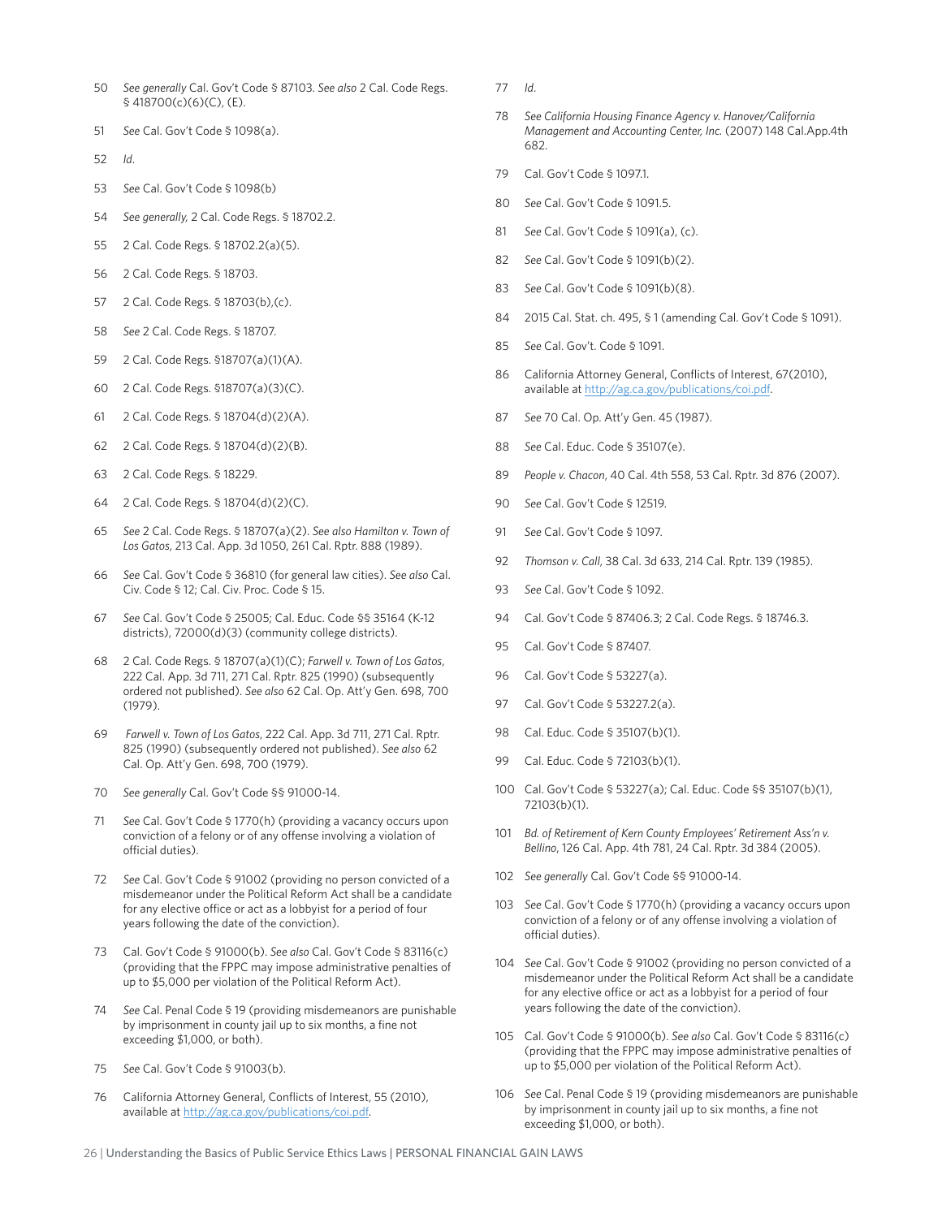50 *See generally* Cal. Gov't Code § 87103. *See also* 2 Cal. Code Regs. § 418700(c)(6)(C), (E).

51 *See* Cal. Gov't Code § 1098(a).

52 *Id.*

53 *See* Cal. Gov't Code § 1098(b)

54 *See generally,* 2 Cal. Code Regs. § 18702.2.

55 2 Cal. Code Regs. § 18702.2(a)(5).

56 2 Cal. Code Regs. § 18703.

57 2 Cal. Code Regs. § 18703(b),(c).

58 *See* 2 Cal. Code Regs. § 18707.

59 2 Cal. Code Regs. §18707(a)(1)(A).

60 2 Cal. Code Regs. §18707(a)(3)(C).

61 2 Cal. Code Regs. § 18704(d)(2)(A).

62 2 Cal. Code Regs. § 18704(d)(2)(B).

63 2 Cal. Code Regs. § 18229.

64 2 Cal. Code Regs. § 18704(d)(2)(C).

65 *See* 2 Cal. Code Regs. § 18707(a)(2). *See also Hamilton v. Town of Los Gatos,* 213 Cal. App. 3d 1050, 261 Cal. Rptr. 888 (1989).

66 *See* Cal. Gov't Code § 36810 (for general law cities). *See also* Cal. Civ. Code § 12; Cal. Civ. Proc. Code § 15.

67 *See* Cal. Gov't Code § 25005; Cal. Educ. Code §§ 35164 (K-12 districts), 72000(d)(3) (community college districts).

68 2 Cal. Code Regs. § 18707(a)(1)(C); *Farwell v. Town of Los Gatos,* 222 Cal. App. 3d 711, 271 Cal. Rptr. 825 (1990) (subsequently ordered not published). *See also* 62 Cal. Op. Att'y Gen. 698, 700 (1979).

69 *Farwell v. Town of Los Gatos,* 222 Cal. App. 3d 711, 271 Cal. Rptr. 825 (1990) (subsequently ordered not published). *See also* 62 Cal. Op. Att'y Gen. 698, 700 (1979).

70 *See generally* Cal. Gov't Code §§ 91000-14.

71 *See* Cal. Gov't Code § 1770(h) (providing a vacancy occurs upon conviction of a felony or of any offense involving a violation of official duties).

72 *See* Cal. Gov't Code § 91002 (providing no person convicted of a misdemeanor under the Political Reform Act shall be a candidate for any elective office or act as a lobbyist for a period of four years following the date of the conviction).

73 Cal. Gov't Code § 91000(b). *See also* Cal. Gov't Code § 83116(c) (providing that the FPPC may impose administrative penalties of up to $5,000 per violation of the Political Reform Act).

74 *See* Cal. Penal Code § 19 (providing misdemeanors are punishable by imprisonment in county jail up to six months, a fine not exceeding $1,000, or both).

75 *See* Cal. Gov't Code § 91003(b).

76 California Attorney General, Conflicts of Interest, 55 (2010), available at http://ag.ca.gov/publications/coi.pdf.

77 *Id.*

78 *See California Housing Finance Agency v. Hanover/California Management and Accounting Center, Inc.* (2007) 148 Cal.App.4th 682.

79 Cal. Gov't Code § 1097.1.

80 *See* Cal. Gov't Code § 1091.5.

81 *See* Cal. Gov't Code § 1091(a), (c).

82 *See* Cal. Gov't Code § 1091(b)(2).

83 *See* Cal. Gov't Code § 1091(b)(8).

84 2015 Cal. Stat. ch. 495, § 1 (amending Cal. Gov't Code § 1091).

85 *See* Cal. Gov't. Code § 1091.

86 California Attorney General, Conflicts of Interest, 67(2010), available at http://ag.ca.gov/publications/coi.pdf.

87 *See* 70 Cal. Op. Att'y Gen. 45 (1987).

88 *See* Cal. Educ. Code § 35107(e).

89 *People v. Chacon*, 40 Cal. 4th 558, 53 Cal. Rptr. 3d 876 (2007).

90 *See* Cal. Gov't Code § 12519.

91 *See* Cal. Gov't Code § 1097.

92 *Thomson v. Call*, 38 Cal. 3d 633, 214 Cal. Rptr. 139 (1985).

93 *See* Cal. Gov't Code § 1092.

94 Cal. Gov't Code § 87406.3; 2 Cal. Code Regs. § 18746.3.

95 Cal. Gov't Code § 87407.

96 Cal. Gov't Code § 53227(a).

97 Cal. Gov't Code § 53227.2(a).

98 Cal. Educ. Code § 35107(b)(1).

99 Cal. Educ. Code § 72103(b)(1).

100 Cal. Gov't Code § 53227(a); Cal. Educ. Code §§ 35107(b)(1), 72103(b)(1).

101 *Bd. of Retirement of Kern County Employees' Retirement Ass'n v. Bellino*, 126 Cal. App. 4th 781, 24 Cal. Rptr. 3d 384 (2005).

102 *See generally* Cal. Gov't Code §§ 91000-14.

103 *See* Cal. Gov't Code § 1770(h) (providing a vacancy occurs upon conviction of a felony or of any offense involving a violation of official duties).

104 *See* Cal. Gov't Code § 91002 (providing no person convicted of a misdemeanor under the Political Reform Act shall be a candidate for any elective office or act as a lobbyist for a period of four years following the date of the conviction).

105 Cal. Gov't Code § 91000(b). *See also* Cal. Gov't Code § 83116(c) (providing that the FPPC may impose administrative penalties of up to $5,000 per violation of the Political Reform Act).

106 *See* Cal. Penal Code § 19 (providing misdemeanors are punishable by imprisonment in county jail up to six months, a fine not exceeding $1,000, or both).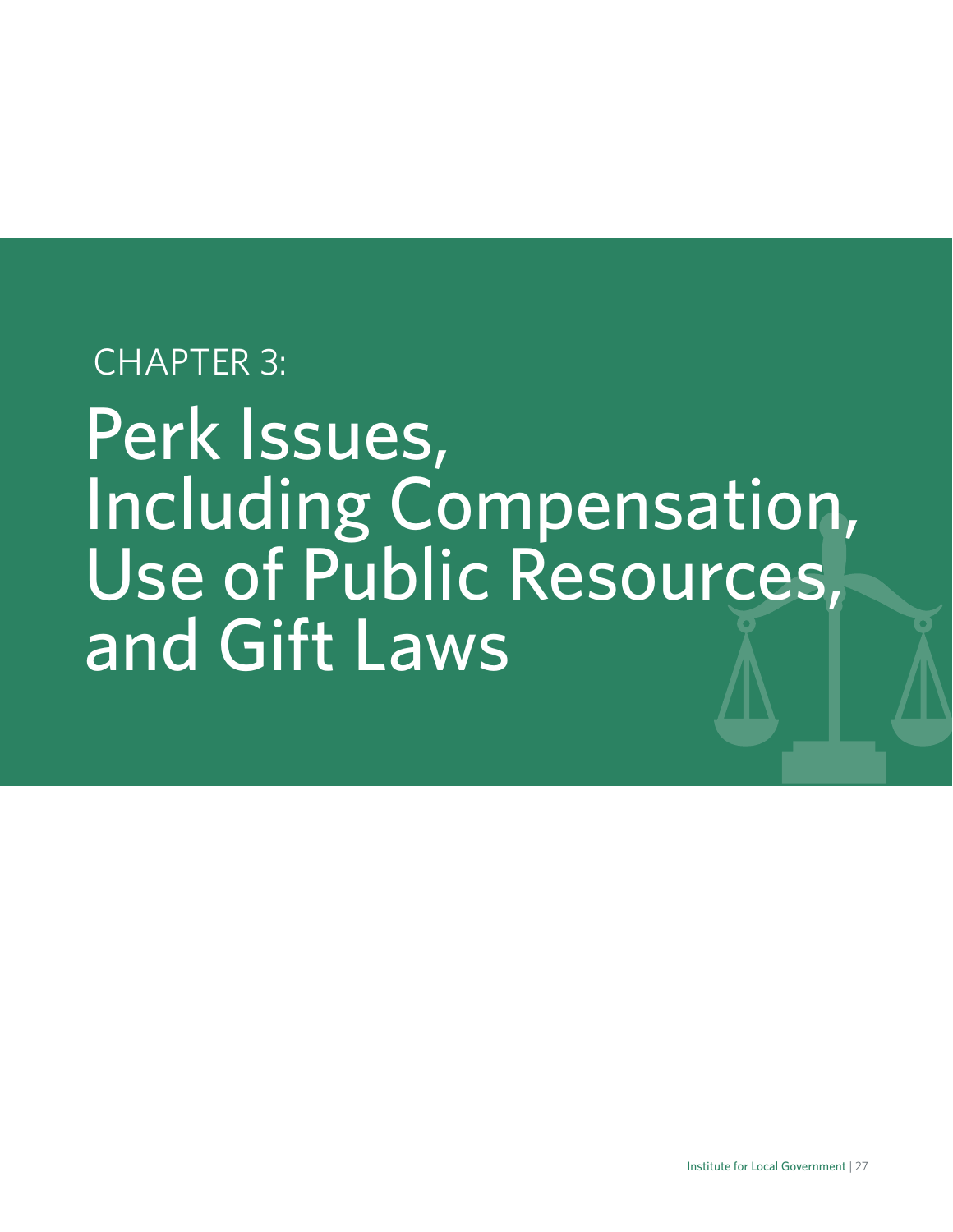CHAPTER 3:

# Perk Issues, Including Compensation, Use of Public Resources, and Gift Laws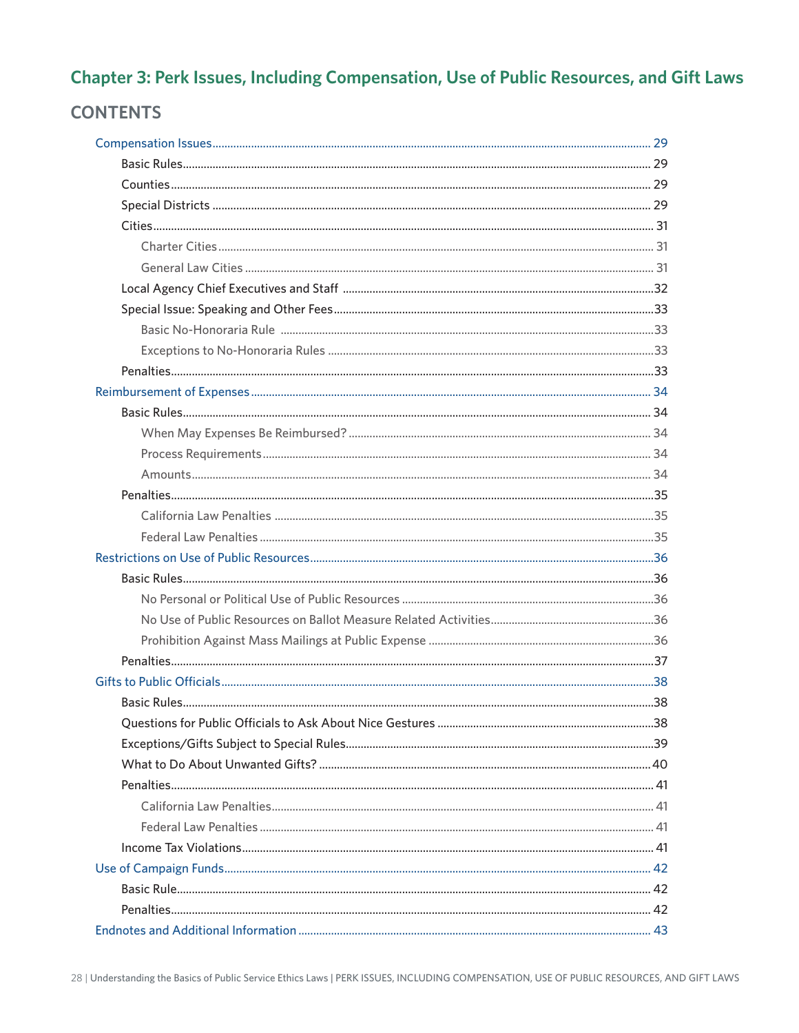## Chapter 3: Perk Issues, Including Compensation, Use of Public Resources, and Gift Laws

### CONTENTS

- Compensation Issues ..... 29
  - Basic Rules ..... 29
  - Counties ..... 29
  - Special Districts ..... 29
  - Cities ..... 31
    - Charter Cities ..... 31
    - General Law Cities ..... 31
  - Local Agency Chief Executives and Staff ..... 32
  - Special Issue: Speaking and Other Fees ..... 33
    - Basic No-Honoraria Rule ..... 33
    - Exceptions to No-Honoraria Rules ..... 33
  - Penalties ..... 33
- Reimbursement of Expenses ..... 34
  - Basic Rules ..... 34
    - When May Expenses Be Reimbursed? ..... 34
    - Process Requirements ..... 34
    - Amounts ..... 34
  - Penalties ..... 35
    - California Law Penalties ..... 35
    - Federal Law Penalties ..... 35
- Restrictions on Use of Public Resources ..... 36
  - Basic Rules ..... 36
    - No Personal or Political Use of Public Resources ..... 36
    - No Use of Public Resources on Ballot Measure Related Activities ..... 36
    - Prohibition Against Mass Mailings at Public Expense ..... 36
  - Penalties ..... 37
- Gifts to Public Officials ..... 38
  - Basic Rules ..... 38
  - Questions for Public Officials to Ask About Nice Gestures ..... 38
  - Exceptions/Gifts Subject to Special Rules ..... 39
  - What to Do About Unwanted Gifts? ..... 40
  - Penalties ..... 41
    - California Law Penalties ..... 41
    - Federal Law Penalties ..... 41
  - Income Tax Violations ..... 41
- Use of Campaign Funds ..... 42
  - Basic Rule ..... 42
  - Penalties ..... 42
- Endnotes and Additional Information ..... 43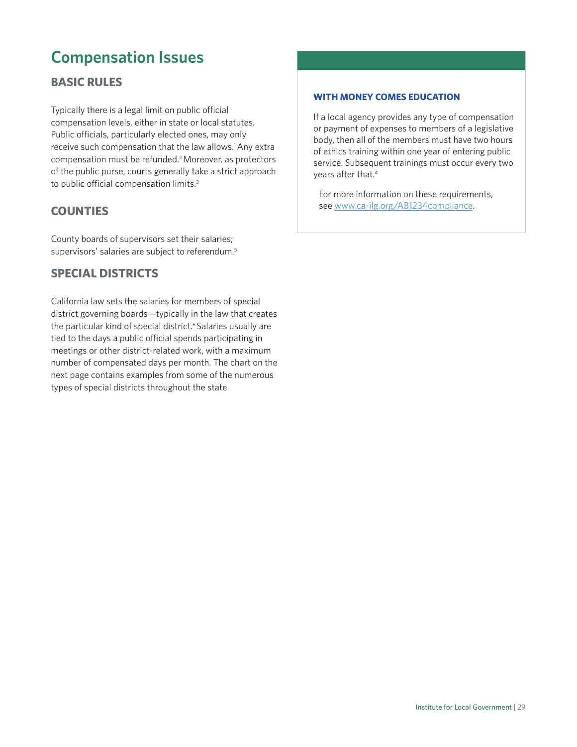# Compensation Issues

## BASIC RULES

Typically there is a legal limit on public official compensation levels, either in state or local statutes. Public officials, particularly elected ones, may only receive such compensation that the law allows.[1] Any extra compensation must be refunded.[2] Moreover, as protectors of the public purse, courts generally take a strict approach to public official compensation limits.[3]

## COUNTIES

County boards of supervisors set their salaries; supervisors' salaries are subject to referendum.[5]

## SPECIAL DISTRICTS

California law sets the salaries for members of special district governing boards—typically in the law that creates the particular kind of special district.[6] Salaries usually are tied to the days a public official spends participating in meetings or other district-related work, with a maximum number of compensated days per month. The chart on the next page contains examples from some of the numerous types of special districts throughout the state.

### WITH MONEY COMES EDUCATION

If a local agency provides any type of compensation or payment of expenses to members of a legislative body, then all of the members must have two hours of ethics training within one year of entering public service. Subsequent trainings must occur every two years after that.[4]

For more information on these requirements, see www.ca-ilg.org/AB1234compliance.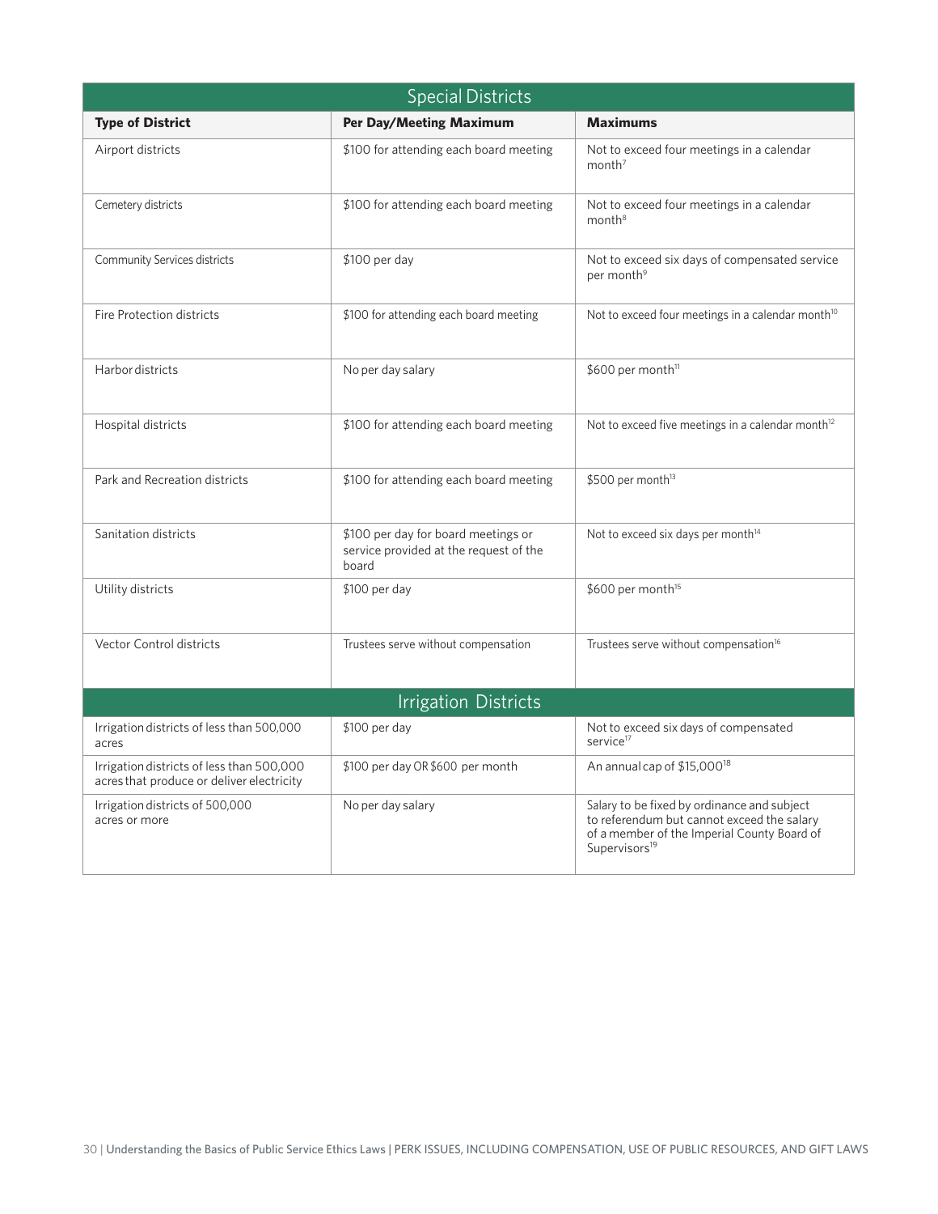| Special Districts | | |
|---|---|---|
| **Type of District** | **Per Day/Meeting Maximum** | **Maximums** |
| Airport districts | $100 for attending each board meeting | Not to exceed four meetings in a calendar month[7] |
| Cemetery districts | $100 for attending each board meeting | Not to exceed four meetings in a calendar month[8] |
| Community Services districts | $100 per day | Not to exceed six days of compensated service per month[9] |
| Fire Protection districts | $100 for attending each board meeting | Not to exceed four meetings in a calendar month[10] |
| Harbor districts | No per day salary | $600 per month[11] |
| Hospital districts | $100 for attending each board meeting | Not to exceed five meetings in a calendar month[12] |
| Park and Recreation districts | $100 for attending each board meeting | $500 per month[13] |
| Sanitation districts | $100 per day for board meetings or service provided at the request of the board | Not to exceed six days per month[14] |
| Utility districts | $100 per day | $600 per month[15] |
| Vector Control districts | Trustees serve without compensation | Trustees serve without compensation[16] |
| **Irrigation Districts** | | |
| Irrigation districts of less than 500,000 acres | $100 per day | Not to exceed six days of compensated service[17] |
| Irrigation districts of less than 500,000 acres that produce or deliver electricity | $100 per day OR $600 per month | An annual cap of $15,000[18] |
| Irrigation districts of 500,000 acres or more | No per day salary | Salary to be fixed by ordinance and subject to referendum but cannot exceed the salary of a member of the Imperial County Board of Supervisors[19] |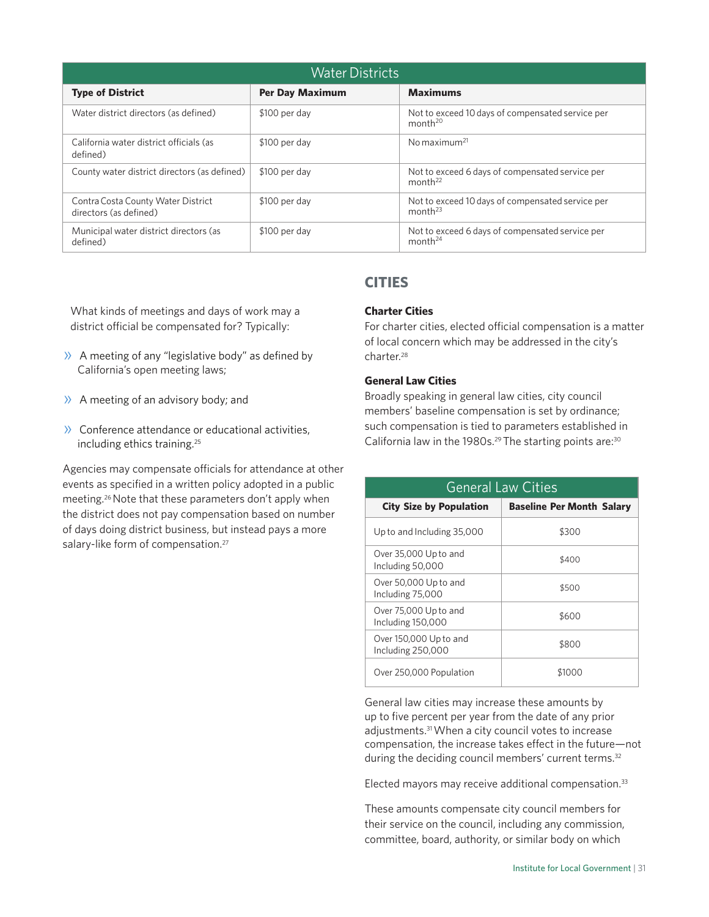| Water Districts | | |
|---|---|---|
| **Type of District** | **Per Day Maximum** | **Maximums** |
| Water district directors (as defined) | $100 per day | Not to exceed 10 days of compensated service per month[20] |
| California water district officials (as defined) | $100 per day | No maximum[21] |
| County water district directors (as defined) | $100 per day | Not to exceed 6 days of compensated service per month[22] |
| Contra Costa County Water District directors (as defined) | $100 per day | Not to exceed 10 days of compensated service per month[23] |
| Municipal water district directors (as defined) | $100 per day | Not to exceed 6 days of compensated service per month[24] |

What kinds of meetings and days of work may a district official be compensated for? Typically:

- A meeting of any "legislative body" as defined by California's open meeting laws;
- A meeting of an advisory body; and
- Conference attendance or educational activities, including ethics training.[25]

Agencies may compensate officials for attendance at other events as specified in a written policy adopted in a public meeting.[26] Note that these parameters don't apply when the district does not pay compensation based on number of days doing district business, but instead pays a more salary-like form of compensation.[27]

## CITIES

### Charter Cities

For charter cities, elected official compensation is a matter of local concern which may be addressed in the city's charter.[28]

### General Law Cities

Broadly speaking in general law cities, city council members' baseline compensation is set by ordinance; such compensation is tied to parameters established in California law in the 1980s.[29] The starting points are:[30]

| General Law Cities | |
|---|---|
| **City Size by Population** | **Baseline Per Month Salary** |
| Up to and Including 35,000 | $300 |
| Over 35,000 Up to and Including 50,000 | $400 |
| Over 50,000 Up to and Including 75,000 | $500 |
| Over 75,000 Up to and Including 150,000 | $600 |
| Over 150,000 Up to and Including 250,000 | $800 |
| Over 250,000 Population | $1000 |

General law cities may increase these amounts by up to five percent per year from the date of any prior adjustments.[31] When a city council votes to increase compensation, the increase takes effect in the future—not during the deciding council members' current terms.[32]

Elected mayors may receive additional compensation.[33]

These amounts compensate city council members for their service on the council, including any commission, committee, board, authority, or similar body on which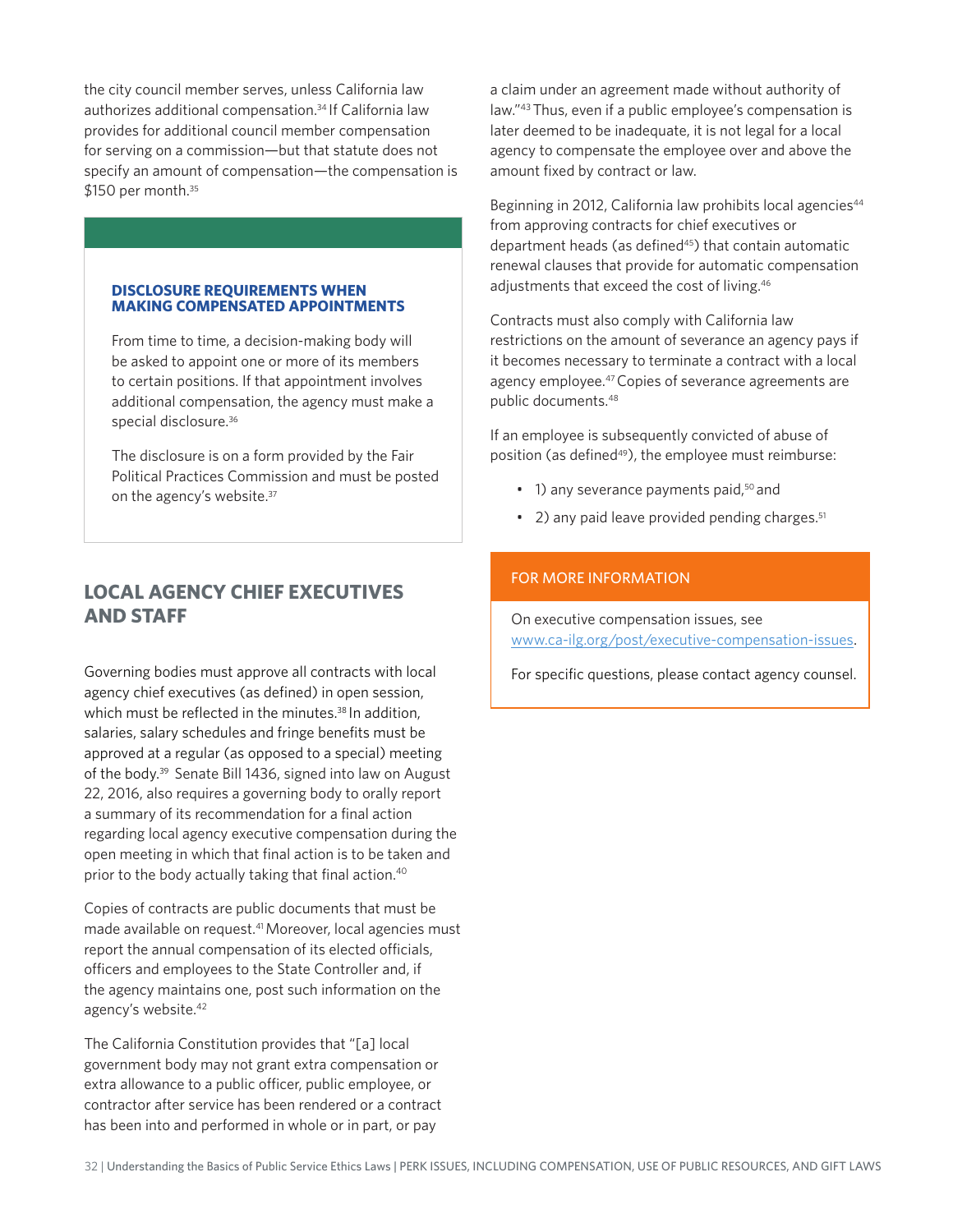the city council member serves, unless California law authorizes additional compensation.[34] If California law provides for additional council member compensation for serving on a commission—but that statute does not specify an amount of compensation—the compensation is $150 per month.[35]

**DISCLOSURE REQUIREMENTS WHEN MAKING COMPENSATED APPOINTMENTS**

From time to time, a decision-making body will be asked to appoint one or more of its members to certain positions. If that appointment involves additional compensation, the agency must make a special disclosure.[36]

The disclosure is on a form provided by the Fair Political Practices Commission and must be posted on the agency's website.[37]

## LOCAL AGENCY CHIEF EXECUTIVES AND STAFF

Governing bodies must approve all contracts with local agency chief executives (as defined) in open session, which must be reflected in the minutes.[38] In addition, salaries, salary schedules and fringe benefits must be approved at a regular (as opposed to a special) meeting of the body.[39] Senate Bill 1436, signed into law on August 22, 2016, also requires a governing body to orally report a summary of its recommendation for a final action regarding local agency executive compensation during the open meeting in which that final action is to be taken and prior to the body actually taking that final action.[40]

Copies of contracts are public documents that must be made available on request.[41] Moreover, local agencies must report the annual compensation of its elected officials, officers and employees to the State Controller and, if the agency maintains one, post such information on the agency's website.[42]

The California Constitution provides that "[a] local government body may not grant extra compensation or extra allowance to a public officer, public employee, or contractor after service has been rendered or a contract has been into and performed in whole or in part, or pay a claim under an agreement made without authority of law."[43] Thus, even if a public employee's compensation is later deemed to be inadequate, it is not legal for a local agency to compensate the employee over and above the amount fixed by contract or law.

Beginning in 2012, California law prohibits local agencies[44] from approving contracts for chief executives or department heads (as defined[45]) that contain automatic renewal clauses that provide for automatic compensation adjustments that exceed the cost of living.[46]

Contracts must also comply with California law restrictions on the amount of severance an agency pays if it becomes necessary to terminate a contract with a local agency employee.[47] Copies of severance agreements are public documents.[48]

If an employee is subsequently convicted of abuse of position (as defined[49]), the employee must reimburse:

- 1) any severance payments paid,[50] and
- 2) any paid leave provided pending charges.[51]

**FOR MORE INFORMATION**

On executive compensation issues, see www.ca-ilg.org/post/executive-compensation-issues.

For specific questions, please contact agency counsel.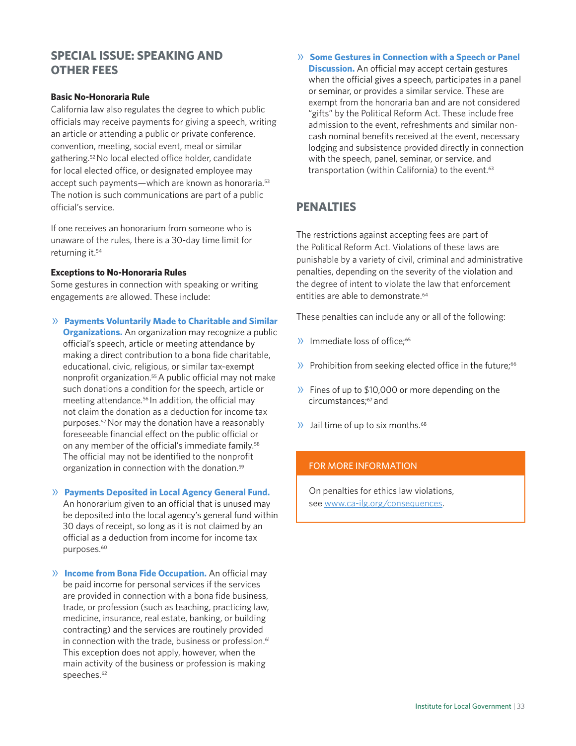## SPECIAL ISSUE: SPEAKING AND OTHER FEES

### Basic No-Honoraria Rule

California law also regulates the degree to which public officials may receive payments for giving a speech, writing an article or attending a public or private conference, convention, meeting, social event, meal or similar gathering.[52] No local elected office holder, candidate for local elected office, or designated employee may accept such payments—which are known as honoraria.[53] The notion is such communications are part of a public official's service.

If one receives an honorarium from someone who is unaware of the rules, there is a 30-day time limit for returning it.[54]

### Exceptions to No-Honoraria Rules

Some gestures in connection with speaking or writing engagements are allowed. These include:

- **Payments Voluntarily Made to Charitable and Similar Organizations.** An organization may recognize a public official's speech, article or meeting attendance by making a direct contribution to a bona fide charitable, educational, civic, religious, or similar tax-exempt nonprofit organization.[55] A public official may not make such donations a condition for the speech, article or meeting attendance.[56] In addition, the official may not claim the donation as a deduction for income tax purposes.[57] Nor may the donation have a reasonably foreseeable financial effect on the public official or on any member of the official's immediate family.[58] The official may not be identified to the nonprofit organization in connection with the donation.[59]

- **Payments Deposited in Local Agency General Fund.** An honorarium given to an official that is unused may be deposited into the local agency's general fund within 30 days of receipt, so long as it is not claimed by an official as a deduction from income for income tax purposes.[60]

- **Income from Bona Fide Occupation.** An official may be paid income for personal services if the services are provided in connection with a bona fide business, trade, or profession (such as teaching, practicing law, medicine, insurance, real estate, banking, or building contracting) and the services are routinely provided in connection with the trade, business or profession.[61] This exception does not apply, however, when the main activity of the business or profession is making speeches.[62]

- **Some Gestures in Connection with a Speech or Panel Discussion.** An official may accept certain gestures when the official gives a speech, participates in a panel or seminar, or provides a similar service. These are exempt from the honoraria ban and are not considered "gifts" by the Political Reform Act. These include free admission to the event, refreshments and similar non-cash nominal benefits received at the event, necessary lodging and subsistence provided directly in connection with the speech, panel, seminar, or service, and transportation (within California) to the event.[63]

## PENALTIES

The restrictions against accepting fees are part of the Political Reform Act. Violations of these laws are punishable by a variety of civil, criminal and administrative penalties, depending on the severity of the violation and the degree of intent to violate the law that enforcement entities are able to demonstrate.[64]

These penalties can include any or all of the following:

- Immediate loss of office;[65]
- Prohibition from seeking elected office in the future;[66]
- Fines of up to $10,000 or more depending on the circumstances;[67] and
- Jail time of up to six months.[68]

**FOR MORE INFORMATION**

On penalties for ethics law violations, see www.ca-ilg.org/consequences.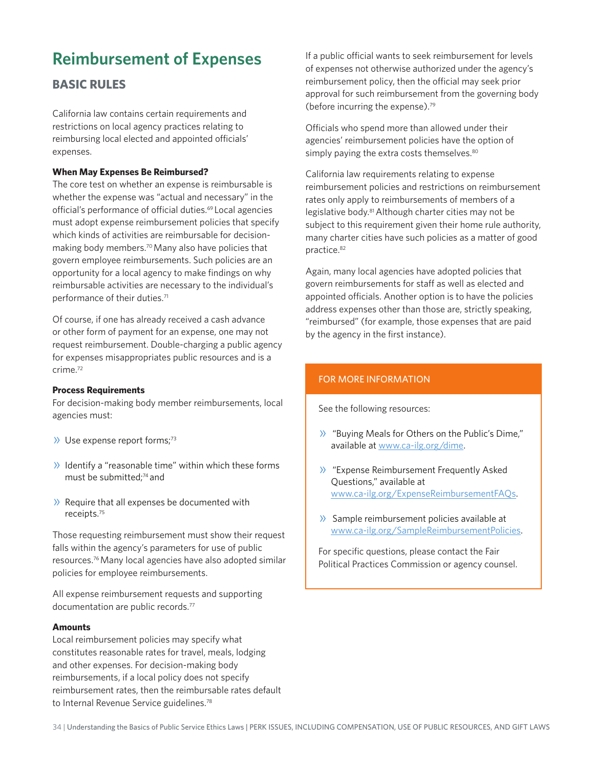# Reimbursement of Expenses

## BASIC RULES

California law contains certain requirements and restrictions on local agency practices relating to reimbursing local elected and appointed officials' expenses.

**When May Expenses Be Reimbursed?**

The core test on whether an expense is reimbursable is whether the expense was "actual and necessary" in the official's performance of official duties.[69] Local agencies must adopt expense reimbursement policies that specify which kinds of activities are reimbursable for decision-making body members.[70] Many also have policies that govern employee reimbursements. Such policies are an opportunity for a local agency to make findings on why reimbursable activities are necessary to the individual's performance of their duties.[71]

Of course, if one has already received a cash advance or other form of payment for an expense, one may not request reimbursement. Double-charging a public agency for expenses misappropriates public resources and is a crime.[72]

**Process Requirements**

For decision-making body member reimbursements, local agencies must:

- Use expense report forms;[73]
- Identify a "reasonable time" within which these forms must be submitted;[74] and
- Require that all expenses be documented with receipts.[75]

Those requesting reimbursement must show their request falls within the agency's parameters for use of public resources.[76] Many local agencies have also adopted similar policies for employee reimbursements.

All expense reimbursement requests and supporting documentation are public records.[77]

**Amounts**

Local reimbursement policies may specify what constitutes reasonable rates for travel, meals, lodging and other expenses. For decision-making body reimbursements, if a local policy does not specify reimbursement rates, then the reimbursable rates default to Internal Revenue Service guidelines.[78]

If a public official wants to seek reimbursement for levels of expenses not otherwise authorized under the agency's reimbursement policy, then the official may seek prior approval for such reimbursement from the governing body (before incurring the expense).[79]

Officials who spend more than allowed under their agencies' reimbursement policies have the option of simply paying the extra costs themselves.[80]

California law requirements relating to expense reimbursement policies and restrictions on reimbursement rates only apply to reimbursements of members of a legislative body.[81] Although charter cities may not be subject to this requirement given their home rule authority, many charter cities have such policies as a matter of good practice.[82]

Again, many local agencies have adopted policies that govern reimbursements for staff as well as elected and appointed officials. Another option is to have the policies address expenses other than those are, strictly speaking, "reimbursed" (for example, those expenses that are paid by the agency in the first instance).

**FOR MORE INFORMATION**

See the following resources:

- "Buying Meals for Others on the Public's Dime," available at www.ca-ilg.org/dime.
- "Expense Reimbursement Frequently Asked Questions," available at www.ca-ilg.org/ExpenseReimbursementFAQs.
- Sample reimbursement policies available at www.ca-ilg.org/SampleReimbursementPolicies.

For specific questions, please contact the Fair Political Practices Commission or agency counsel.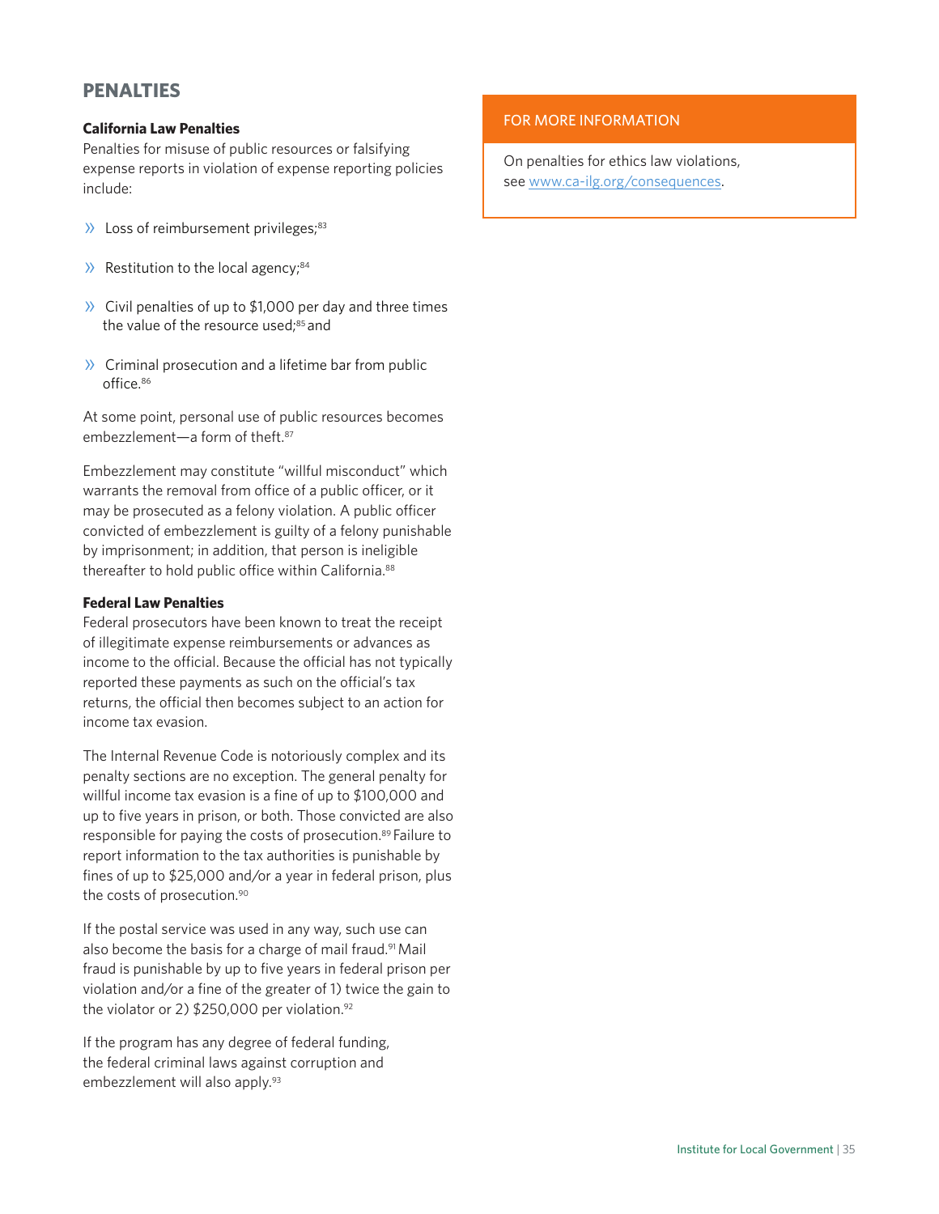## PENALTIES

**California Law Penalties**

Penalties for misuse of public resources or falsifying expense reports in violation of expense reporting policies include:

- Loss of reimbursement privileges;[83]
- Restitution to the local agency;[84]
- Civil penalties of up to $1,000 per day and three times the value of the resource used;[85] and
- Criminal prosecution and a lifetime bar from public office.[86]

At some point, personal use of public resources becomes embezzlement—a form of theft.[87]

Embezzlement may constitute "willful misconduct" which warrants the removal from office of a public officer, or it may be prosecuted as a felony violation. A public officer convicted of embezzlement is guilty of a felony punishable by imprisonment; in addition, that person is ineligible thereafter to hold public office within California.[88]

**Federal Law Penalties**

Federal prosecutors have been known to treat the receipt of illegitimate expense reimbursements or advances as income to the official. Because the official has not typically reported these payments as such on the official's tax returns, the official then becomes subject to an action for income tax evasion.

The Internal Revenue Code is notoriously complex and its penalty sections are no exception. The general penalty for willful income tax evasion is a fine of up to $100,000 and up to five years in prison, or both. Those convicted are also responsible for paying the costs of prosecution.[89] Failure to report information to the tax authorities is punishable by fines of up to $25,000 and/or a year in federal prison, plus the costs of prosecution.[90]

If the postal service was used in any way, such use can also become the basis for a charge of mail fraud.[91] Mail fraud is punishable by up to five years in federal prison per violation and/or a fine of the greater of 1) twice the gain to the violator or 2) $250,000 per violation.[92]

If the program has any degree of federal funding, the federal criminal laws against corruption and embezzlement will also apply.[93]

**FOR MORE INFORMATION**

On penalties for ethics law violations, see www.ca-ilg.org/consequences.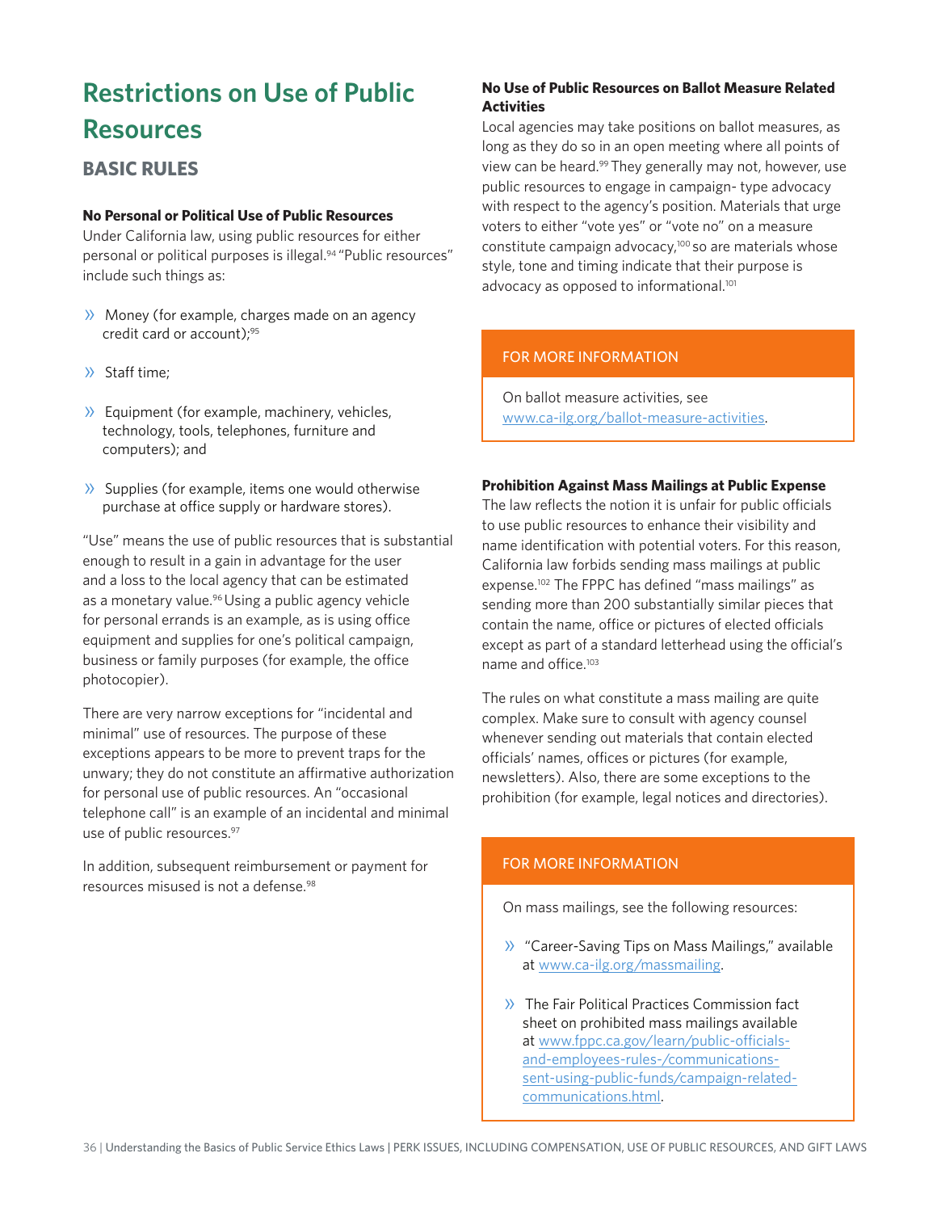# Restrictions on Use of Public Resources

## BASIC RULES

### No Personal or Political Use of Public Resources

Under California law, using public resources for either personal or political purposes is illegal.[94] "Public resources" include such things as:

- Money (for example, charges made on an agency credit card or account);[95]
- Staff time;
- Equipment (for example, machinery, vehicles, technology, tools, telephones, furniture and computers); and
- Supplies (for example, items one would otherwise purchase at office supply or hardware stores).

"Use" means the use of public resources that is substantial enough to result in a gain in advantage for the user and a loss to the local agency that can be estimated as a monetary value.[96] Using a public agency vehicle for personal errands is an example, as is using office equipment and supplies for one's political campaign, business or family purposes (for example, the office photocopier).

There are very narrow exceptions for "incidental and minimal" use of resources. The purpose of these exceptions appears to be more to prevent traps for the unwary; they do not constitute an affirmative authorization for personal use of public resources. An "occasional telephone call" is an example of an incidental and minimal use of public resources.[97]

In addition, subsequent reimbursement or payment for resources misused is not a defense.[98]

### No Use of Public Resources on Ballot Measure Related Activities

Local agencies may take positions on ballot measures, as long as they do so in an open meeting where all points of view can be heard.[99] They generally may not, however, use public resources to engage in campaign- type advocacy with respect to the agency's position. Materials that urge voters to either "vote yes" or "vote no" on a measure constitute campaign advocacy,[100] so are materials whose style, tone and timing indicate that their purpose is advocacy as opposed to informational.[101]

> **FOR MORE INFORMATION**
>
> On ballot measure activities, see www.ca-ilg.org/ballot-measure-activities.

### Prohibition Against Mass Mailings at Public Expense

The law reflects the notion it is unfair for public officials to use public resources to enhance their visibility and name identification with potential voters. For this reason, California law forbids sending mass mailings at public expense.[102] The FPPC has defined "mass mailings" as sending more than 200 substantially similar pieces that contain the name, office or pictures of elected officials except as part of a standard letterhead using the official's name and office.[103]

The rules on what constitute a mass mailing are quite complex. Make sure to consult with agency counsel whenever sending out materials that contain elected officials' names, offices or pictures (for example, newsletters). Also, there are some exceptions to the prohibition (for example, legal notices and directories).

> **FOR MORE INFORMATION**
>
> On mass mailings, see the following resources:
>
> - "Career-Saving Tips on Mass Mailings," available at www.ca-ilg.org/massmailing.
> - The Fair Political Practices Commission fact sheet on prohibited mass mailings available at www.fppc.ca.gov/learn/public-officials-and-employees-rules-/communications-sent-using-public-funds/campaign-related-communications.html.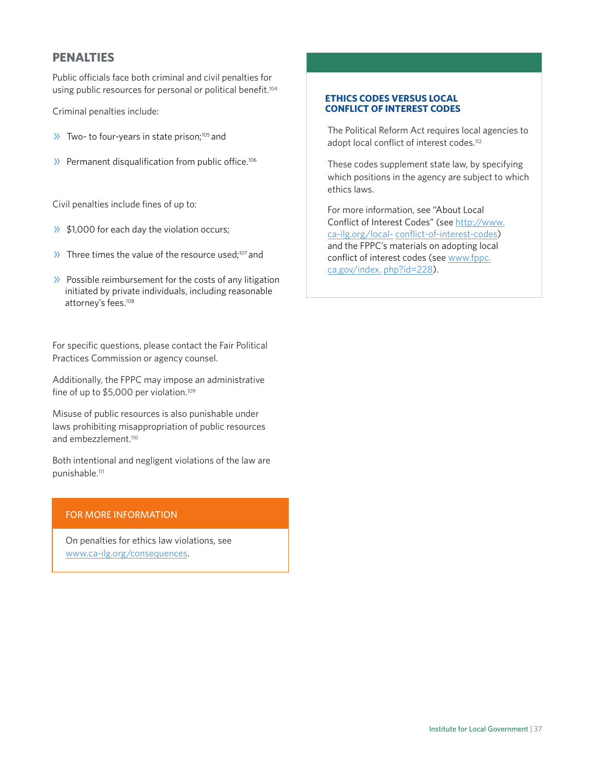## PENALTIES

Public officials face both criminal and civil penalties for using public resources for personal or political benefit.[104]

Criminal penalties include:

- Two- to four-years in state prison;[105] and
- Permanent disqualification from public office.[106]

Civil penalties include fines of up to:

- $1,000 for each day the violation occurs;
- Three times the value of the resource used;[107] and
- Possible reimbursement for the costs of any litigation initiated by private individuals, including reasonable attorney's fees.[108]

For specific questions, please contact the Fair Political Practices Commission or agency counsel.

Additionally, the FPPC may impose an administrative fine of up to $5,000 per violation.[109]

Misuse of public resources is also punishable under laws prohibiting misappropriation of public resources and embezzlement.[110]

Both intentional and negligent violations of the law are punishable.[111]

### FOR MORE INFORMATION

On penalties for ethics law violations, see www.ca-ilg.org/consequences.

### ETHICS CODES VERSUS LOCAL CONFLICT OF INTEREST CODES

The Political Reform Act requires local agencies to adopt local conflict of interest codes.[112]

These codes supplement state law, by specifying which positions in the agency are subject to which ethics laws.

For more information, see "About Local Conflict of Interest Codes" (see http://www.ca-ilg.org/local-conflict-of-interest-codes) and the FPPC's materials on adopting local conflict of interest codes (see www.fppc.ca.gov/index.php?id=228).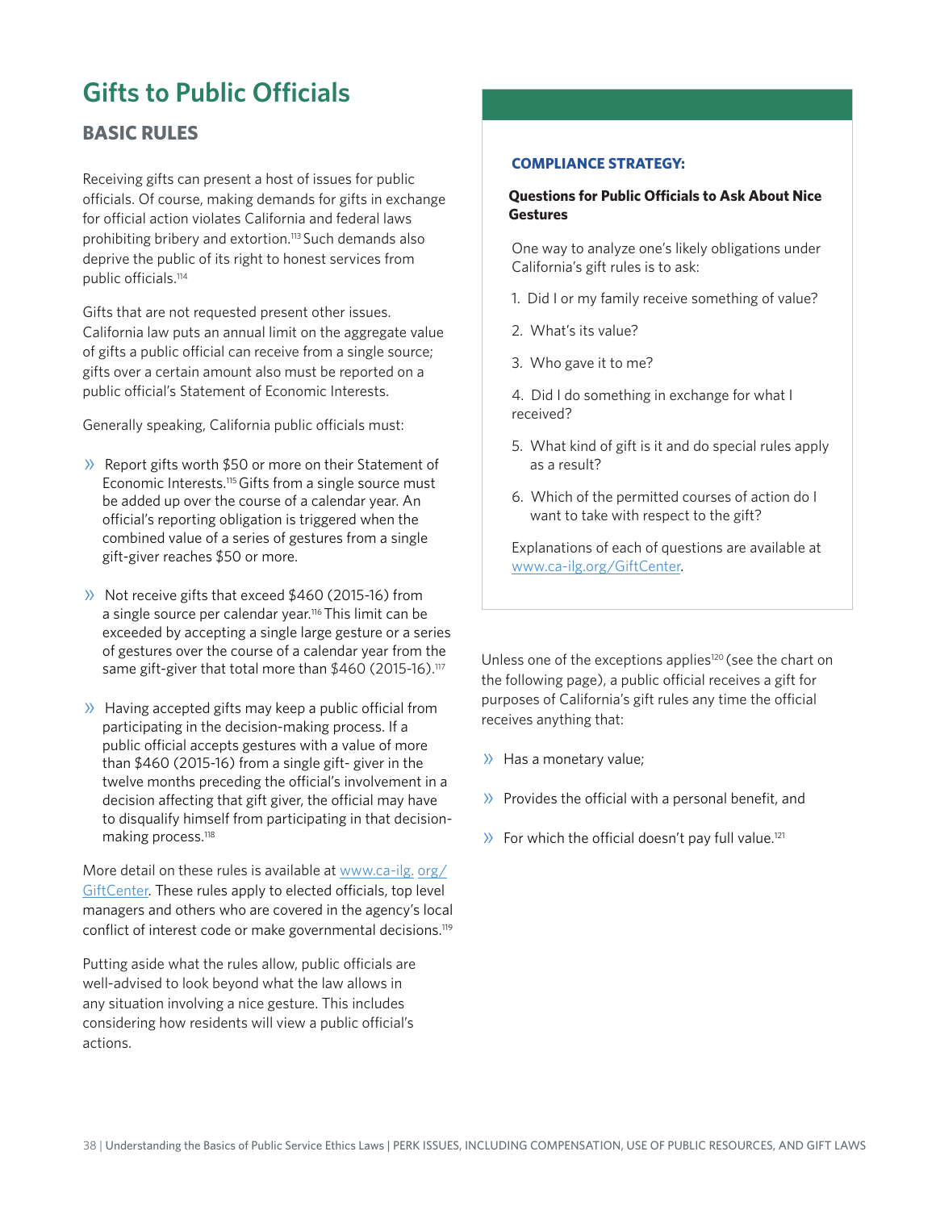# Gifts to Public Officials

## BASIC RULES

Receiving gifts can present a host of issues for public officials. Of course, making demands for gifts in exchange for official action violates California and federal laws prohibiting bribery and extortion.[113] Such demands also deprive the public of its right to honest services from public officials.[114]

Gifts that are not requested present other issues. California law puts an annual limit on the aggregate value of gifts a public official can receive from a single source; gifts over a certain amount also must be reported on a public official's Statement of Economic Interests.

Generally speaking, California public officials must:

- Report gifts worth $50 or more on their Statement of Economic Interests.[115] Gifts from a single source must be added up over the course of a calendar year. An official's reporting obligation is triggered when the combined value of a series of gestures from a single gift-giver reaches $50 or more.
- Not receive gifts that exceed $460 (2015-16) from a single source per calendar year.[116] This limit can be exceeded by accepting a single large gesture or a series of gestures over the course of a calendar year from the same gift-giver that total more than $460 (2015-16).[117]
- Having accepted gifts may keep a public official from participating in the decision-making process. If a public official accepts gestures with a value of more than $460 (2015-16) from a single gift- giver in the twelve months preceding the official's involvement in a decision affecting that gift giver, the official may have to disqualify himself from participating in that decision-making process.[118]

More detail on these rules is available at www.ca-ilg. org/ GiftCenter. These rules apply to elected officials, top level managers and others who are covered in the agency's local conflict of interest code or make governmental decisions.[119]

Putting aside what the rules allow, public officials are well-advised to look beyond what the law allows in any situation involving a nice gesture. This includes considering how residents will view a public official's actions.

**COMPLIANCE STRATEGY:**

**Questions for Public Officials to Ask About Nice Gestures**

One way to analyze one's likely obligations under California's gift rules is to ask:

1. Did I or my family receive something of value?
2. What's its value?
3. Who gave it to me?
4. Did I do something in exchange for what I received?
5. What kind of gift is it and do special rules apply as a result?
6. Which of the permitted courses of action do I want to take with respect to the gift?

Explanations of each of questions are available at www.ca-ilg.org/GiftCenter.

Unless one of the exceptions applies[120] (see the chart on the following page), a public official receives a gift for purposes of California's gift rules any time the official receives anything that:

- Has a monetary value;
- Provides the official with a personal benefit, and
- For which the official doesn't pay full value.[121]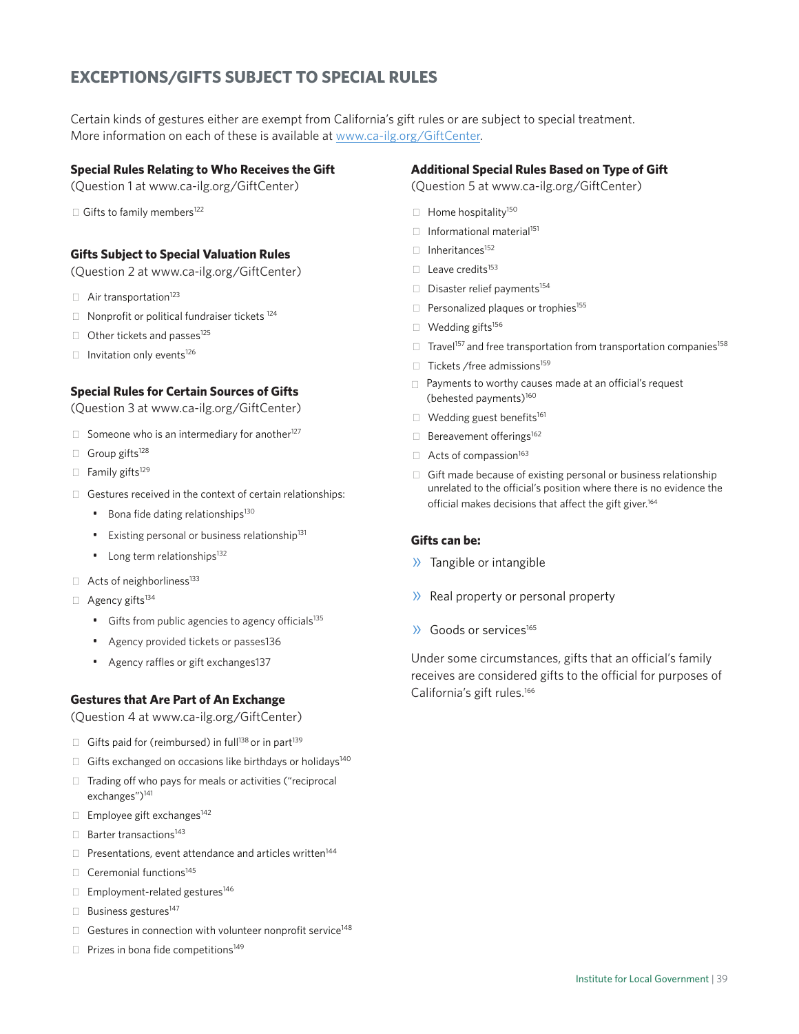## EXCEPTIONS/GIFTS SUBJECT TO SPECIAL RULES

Certain kinds of gestures either are exempt from California's gift rules or are subject to special treatment. More information on each of these is available at www.ca-ilg.org/GiftCenter.

### Special Rules Relating to Who Receives the Gift

(Question 1 at www.ca-ilg.org/GiftCenter)

- Gifts to family members[122]

### Gifts Subject to Special Valuation Rules

(Question 2 at www.ca-ilg.org/GiftCenter)

- Air transportation[123]
- Nonprofit or political fundraiser tickets [124]
- Other tickets and passes[125]
- Invitation only events[126]

### Special Rules for Certain Sources of Gifts

(Question 3 at www.ca-ilg.org/GiftCenter)

- Someone who is an intermediary for another[127]
- Group gifts[128]
- Family gifts[129]
- Gestures received in the context of certain relationships:
  - Bona fide dating relationships[130]
  - Existing personal or business relationship[131]
  - Long term relationships[132]
- Acts of neighborliness[133]
- Agency gifts[134]
  - Gifts from public agencies to agency officials[135]
  - Agency provided tickets or passes136
  - Agency raffles or gift exchanges137

### Gestures that Are Part of An Exchange

(Question 4 at www.ca-ilg.org/GiftCenter)

- Gifts paid for (reimbursed) in full[138] or in part[139]
- Gifts exchanged on occasions like birthdays or holidays[140]
- Trading off who pays for meals or activities ("reciprocal exchanges")[141]
- Employee gift exchanges[142]
- Barter transactions[143]
- Presentations, event attendance and articles written[144]
- Ceremonial functions[145]
- Employment-related gestures[146]
- Business gestures[147]
- Gestures in connection with volunteer nonprofit service[148]
- Prizes in bona fide competitions[149]

### Additional Special Rules Based on Type of Gift

(Question 5 at www.ca-ilg.org/GiftCenter)

- Home hospitality[150]
- Informational material[151]
- Inheritances[152]
- Leave credits[153]
- Disaster relief payments[154]
- Personalized plaques or trophies[155]
- Wedding gifts[156]
- Travel[157] and free transportation from transportation companies[158]
- Tickets /free admissions[159]
- Payments to worthy causes made at an official's request (behested payments)[160]
- Wedding guest benefits[161]
- Bereavement offerings[162]
- Acts of compassion[163]
- Gift made because of existing personal or business relationship unrelated to the official's position where there is no evidence the official makes decisions that affect the gift giver.[164]

### Gifts can be:

- Tangible or intangible
- Real property or personal property
- Goods or services[165]

Under some circumstances, gifts that an official's family receives are considered gifts to the official for purposes of California's gift rules.[166]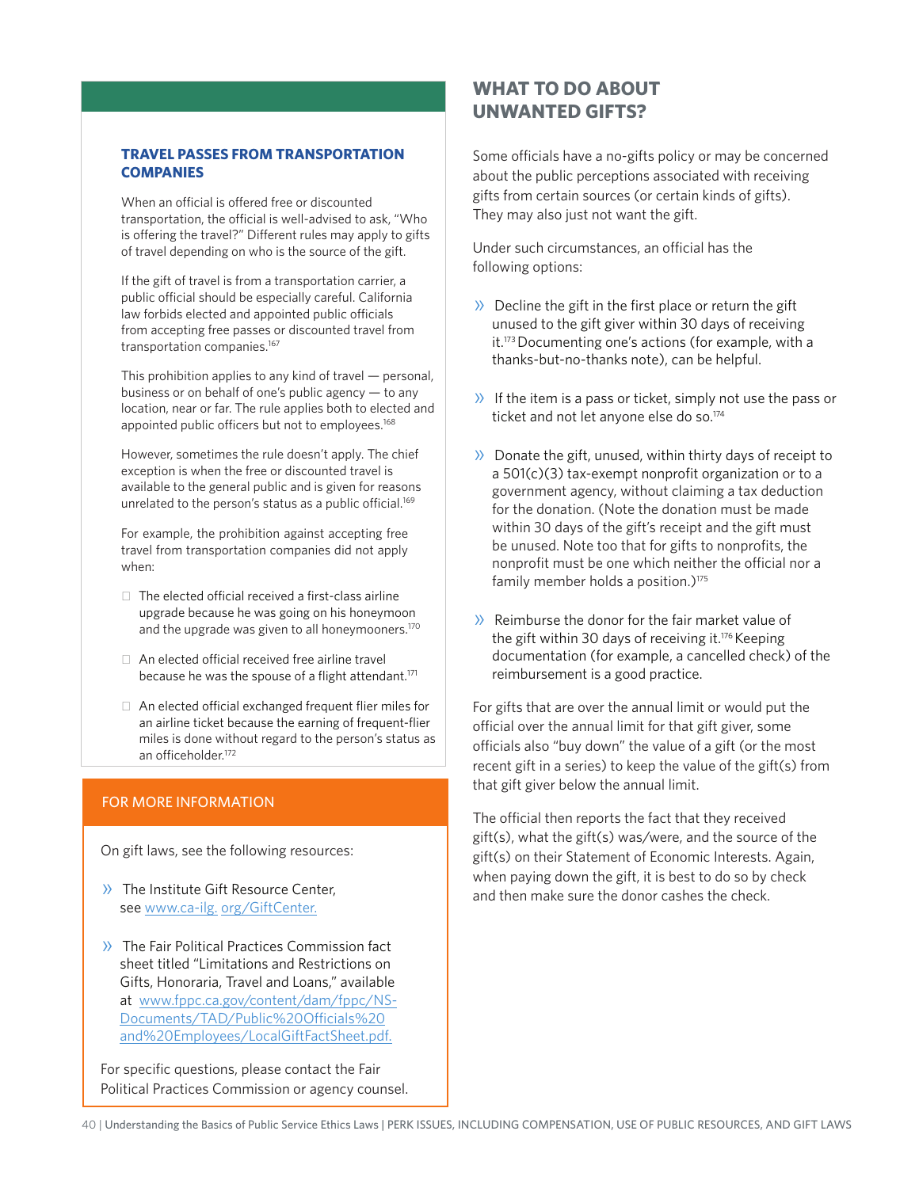### TRAVEL PASSES FROM TRANSPORTATION COMPANIES

When an official is offered free or discounted transportation, the official is well-advised to ask, "Who is offering the travel?" Different rules may apply to gifts of travel depending on who is the source of the gift.

If the gift of travel is from a transportation carrier, a public official should be especially careful. California law forbids elected and appointed public officials from accepting free passes or discounted travel from transportation companies.[167]

This prohibition applies to any kind of travel — personal, business or on behalf of one's public agency — to any location, near or far. The rule applies both to elected and appointed public officers but not to employees.[168]

However, sometimes the rule doesn't apply. The chief exception is when the free or discounted travel is available to the general public and is given for reasons unrelated to the person's status as a public official.[169]

For example, the prohibition against accepting free travel from transportation companies did not apply when:

- The elected official received a first-class airline upgrade because he was going on his honeymoon and the upgrade was given to all honeymooners.[170]
- An elected official received free airline travel because he was the spouse of a flight attendant.[171]
- An elected official exchanged frequent flier miles for an airline ticket because the earning of frequent-flier miles is done without regard to the person's status as an officeholder.[172]

### FOR MORE INFORMATION

On gift laws, see the following resources:

- The Institute Gift Resource Center, see www.ca-ilg. org/GiftCenter.
- The Fair Political Practices Commission fact sheet titled "Limitations and Restrictions on Gifts, Honoraria, Travel and Loans," available at www.fppc.ca.gov/content/dam/fppc/NS-Documents/TAD/Public%20Officials%20and%20Employees/LocalGiftFactSheet.pdf.

For specific questions, please contact the Fair Political Practices Commission or agency counsel.

## WHAT TO DO ABOUT UNWANTED GIFTS?

Some officials have a no-gifts policy or may be concerned about the public perceptions associated with receiving gifts from certain sources (or certain kinds of gifts). They may also just not want the gift.

Under such circumstances, an official has the following options:

- Decline the gift in the first place or return the gift unused to the gift giver within 30 days of receiving it.[173] Documenting one's actions (for example, with a thanks-but-no-thanks note), can be helpful.
- If the item is a pass or ticket, simply not use the pass or ticket and not let anyone else do so.[174]
- Donate the gift, unused, within thirty days of receipt to a 501(c)(3) tax-exempt nonprofit organization or to a government agency, without claiming a tax deduction for the donation. (Note the donation must be made within 30 days of the gift's receipt and the gift must be unused. Note too that for gifts to nonprofits, the nonprofit must be one which neither the official nor a family member holds a position.)[175]
- Reimburse the donor for the fair market value of the gift within 30 days of receiving it.[176] Keeping documentation (for example, a cancelled check) of the reimbursement is a good practice.

For gifts that are over the annual limit or would put the official over the annual limit for that gift giver, some officials also "buy down" the value of a gift (or the most recent gift in a series) to keep the value of the gift(s) from that gift giver below the annual limit.

The official then reports the fact that they received gift(s), what the gift(s) was/were, and the source of the gift(s) on their Statement of Economic Interests. Again, when paying down the gift, it is best to do so by check and then make sure the donor cashes the check.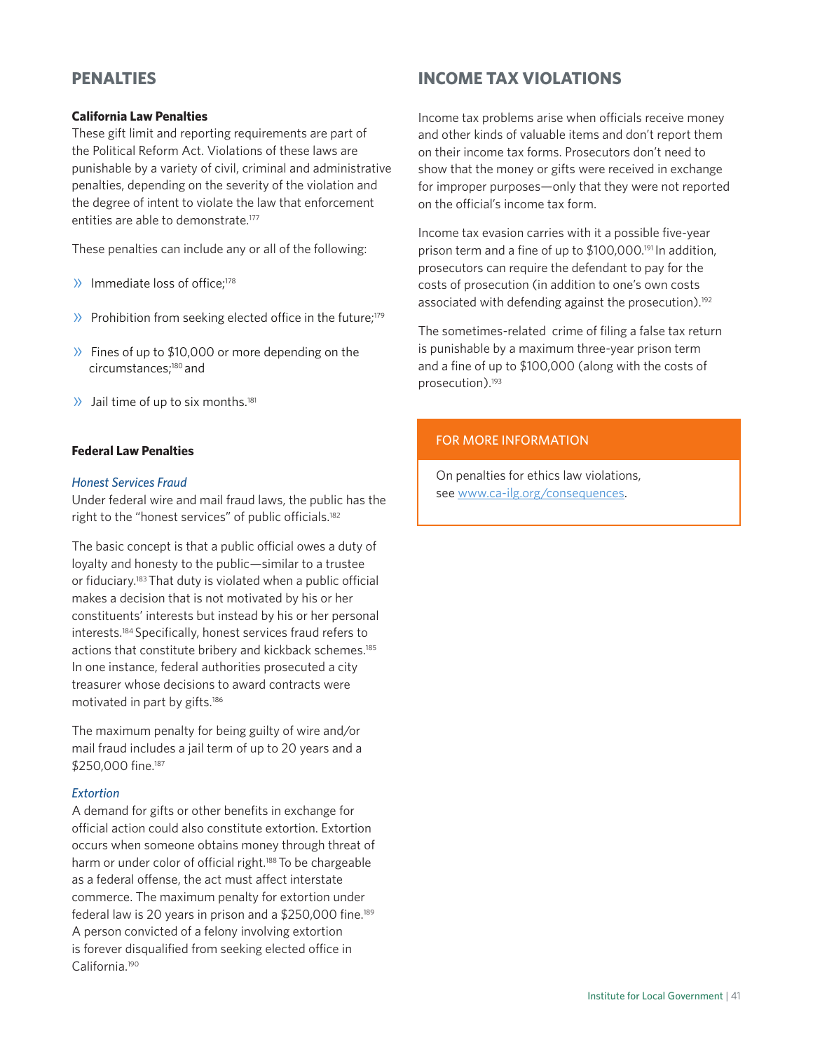## PENALTIES

### California Law Penalties

These gift limit and reporting requirements are part of the Political Reform Act. Violations of these laws are punishable by a variety of civil, criminal and administrative penalties, depending on the severity of the violation and the degree of intent to violate the law that enforcement entities are able to demonstrate.[177]

These penalties can include any or all of the following:

- Immediate loss of office;[178]
- Prohibition from seeking elected office in the future;[179]
- Fines of up to $10,000 or more depending on the circumstances;[180] and
- Jail time of up to six months.[181]

### Federal Law Penalties

#### *Honest Services Fraud*

Under federal wire and mail fraud laws, the public has the right to the "honest services" of public officials.[182]

The basic concept is that a public official owes a duty of loyalty and honesty to the public—similar to a trustee or fiduciary.[183] That duty is violated when a public official makes a decision that is not motivated by his or her constituents' interests but instead by his or her personal interests.[184] Specifically, honest services fraud refers to actions that constitute bribery and kickback schemes.[185] In one instance, federal authorities prosecuted a city treasurer whose decisions to award contracts were motivated in part by gifts.[186]

The maximum penalty for being guilty of wire and/or mail fraud includes a jail term of up to 20 years and a $250,000 fine.[187]

#### *Extortion*

A demand for gifts or other benefits in exchange for official action could also constitute extortion. Extortion occurs when someone obtains money through threat of harm or under color of official right.[188] To be chargeable as a federal offense, the act must affect interstate commerce. The maximum penalty for extortion under federal law is 20 years in prison and a $250,000 fine.[189] A person convicted of a felony involving extortion is forever disqualified from seeking elected office in California.[190]

## INCOME TAX VIOLATIONS

Income tax problems arise when officials receive money and other kinds of valuable items and don't report them on their income tax forms. Prosecutors don't need to show that the money or gifts were received in exchange for improper purposes—only that they were not reported on the official's income tax form.

Income tax evasion carries with it a possible five-year prison term and a fine of up to $100,000.[191] In addition, prosecutors can require the defendant to pay for the costs of prosecution (in addition to one's own costs associated with defending against the prosecution).[192]

The sometimes-related crime of filing a false tax return is punishable by a maximum three-year prison term and a fine of up to $100,000 (along with the costs of prosecution).[193]

**FOR MORE INFORMATION**

On penalties for ethics law violations, see www.ca-ilg.org/consequences.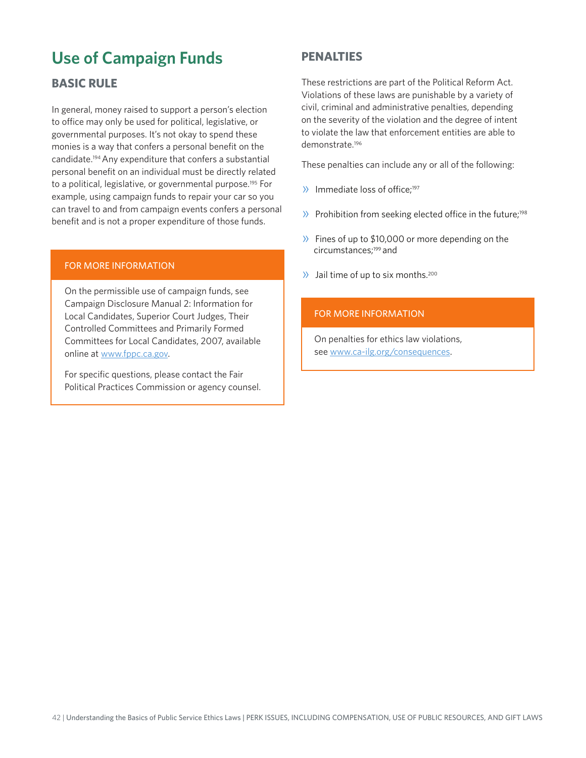# Use of Campaign Funds

## BASIC RULE

In general, money raised to support a person's election to office may only be used for political, legislative, or governmental purposes. It's not okay to spend these monies is a way that confers a personal benefit on the candidate.[194] Any expenditure that confers a substantial personal benefit on an individual must be directly related to a political, legislative, or governmental purpose.[195] For example, using campaign funds to repair your car so you can travel to and from campaign events confers a personal benefit and is not a proper expenditure of those funds.

> **FOR MORE INFORMATION**
>
> On the permissible use of campaign funds, see Campaign Disclosure Manual 2: Information for Local Candidates, Superior Court Judges, Their Controlled Committees and Primarily Formed Committees for Local Candidates, 2007, available online at [www.fppc.ca.gov](http://www.fppc.ca.gov).
>
> For specific questions, please contact the Fair Political Practices Commission or agency counsel.

## PENALTIES

These restrictions are part of the Political Reform Act. Violations of these laws are punishable by a variety of civil, criminal and administrative penalties, depending on the severity of the violation and the degree of intent to violate the law that enforcement entities are able to demonstrate.[196]

These penalties can include any or all of the following:

- Immediate loss of office;[197]
- Prohibition from seeking elected office in the future;[198]
- Fines of up to $10,000 or more depending on the circumstances;[199] and
- Jail time of up to six months.[200]

> **FOR MORE INFORMATION**
>
> On penalties for ethics law violations, see [www.ca-ilg.org/consequences](http://www.ca-ilg.org/consequences).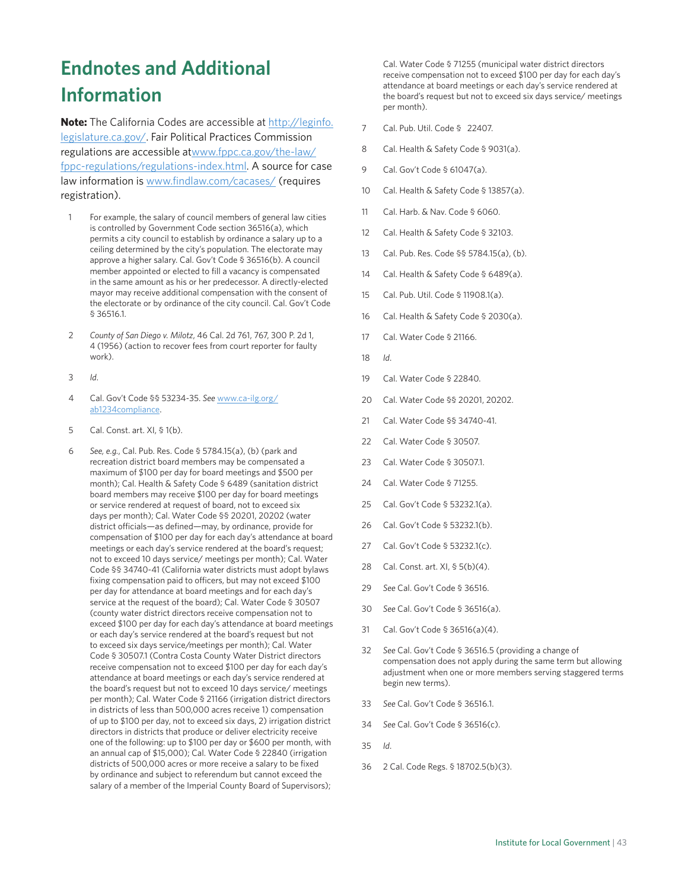# Endnotes and Additional Information

**Note:** The California Codes are accessible at http://leginfo.legislature.ca.gov/. Fair Political Practices Commission regulations are accessible at www.fppc.ca.gov/the-law/fppc-regulations/regulations-index.html. A source for case law information is www.findlaw.com/cacases/ (requires registration).

1. For example, the salary of council members of general law cities is controlled by Government Code section 36516(a), which permits a city council to establish by ordinance a salary up to a ceiling determined by the city's population. The electorate may approve a higher salary. Cal. Gov't Code § 36516(b). A council member appointed or elected to fill a vacancy is compensated in the same amount as his or her predecessor. A directly-elected mayor may receive additional compensation with the consent of the electorate or by ordinance of the city council. Cal. Gov't Code § 36516.1.

2. *County of San Diego v. Milotz*, 46 Cal. 2d 761, 767, 300 P. 2d 1, 4 (1956) (action to recover fees from court reporter for faulty work).

3. *Id.*

4. Cal. Gov't Code §§ 53234-35. *See* www.ca-ilg.org/ab1234compliance.

5. Cal. Const. art. XI, § 1(b).

6. *See, e.g.*, Cal. Pub. Res. Code § 5784.15(a), (b) (park and recreation district board members may be compensated a maximum of $100 per day for board meetings and $500 per month); Cal. Health & Safety Code § 6489 (sanitation district board members may receive $100 per day for board meetings or service rendered at request of board, not to exceed six days per month); Cal. Water Code §§ 20201, 20202 (water district officials—as defined—may, by ordinance, provide for compensation of $100 per day for each day's attendance at board meetings or each day's service rendered at the board's request; not to exceed 10 days service/ meetings per month); Cal. Water Code §§ 34740-41 (California water districts must adopt bylaws fixing compensation paid to officers, but may not exceed $100 per day for attendance at board meetings and for each day's service at the request of the board); Cal. Water Code § 30507 (county water district directors receive compensation not to exceed $100 per day for each day's attendance at board meetings or each day's service rendered at the board's request but not to exceed six days service/meetings per month); Cal. Water Code § 30507.1 (Contra Costa County Water District directors receive compensation not to exceed $100 per day for each day's attendance at board meetings or each day's service rendered at the board's request but not to exceed 10 days service/ meetings per month); Cal. Water Code § 21166 (irrigation district directors in districts of less than 500,000 acres receive 1) compensation of up to $100 per day, not to exceed six days, 2) irrigation district directors in districts that produce or deliver electricity receive one of the following: up to $100 per day or $600 per month, with an annual cap of $15,000); Cal. Water Code § 22840 (irrigation districts of 500,000 acres or more receive a salary to be fixed by ordinance and subject to referendum but cannot exceed the salary of a member of the Imperial County Board of Supervisors); Cal. Water Code § 71255 (municipal water district directors receive compensation not to exceed $100 per day for each day's attendance at board meetings or each day's service rendered at the board's request but not to exceed six days service/ meetings per month).

7. Cal. Pub. Util. Code § 22407.

8. Cal. Health & Safety Code § 9031(a).

9. Cal. Gov't Code § 61047(a).

10. Cal. Health & Safety Code § 13857(a).

11. Cal. Harb. & Nav. Code § 6060.

12. Cal. Health & Safety Code § 32103.

13. Cal. Pub. Res. Code §§ 5784.15(a), (b).

14. Cal. Health & Safety Code § 6489(a).

15. Cal. Pub. Util. Code § 11908.1(a).

16. Cal. Health & Safety Code § 2030(a).

17. Cal. Water Code § 21166.

18. *Id.*

19. Cal. Water Code § 22840.

20. Cal. Water Code §§ 20201, 20202.

21. Cal. Water Code §§ 34740-41.

22. Cal. Water Code § 30507.

23. Cal. Water Code § 30507.1.

24. Cal. Water Code § 71255.

25. Cal. Gov't Code § 53232.1(a).

26. Cal. Gov't Code § 53232.1(b).

27. Cal. Gov't Code § 53232.1(c).

28. Cal. Const. art. XI, § 5(b)(4).

29. *See* Cal. Gov't Code § 36516.

30. *See* Cal. Gov't Code § 36516(a).

31. Cal. Gov't Code § 36516(a)(4).

32. *See* Cal. Gov't Code § 36516.5 (providing a change of compensation does not apply during the same term but allowing adjustment when one or more members serving staggered terms begin new terms).

33. *See* Cal. Gov't Code § 36516.1.

34. *See* Cal. Gov't Code § 36516(c).

35. *Id.*

36. 2 Cal. Code Regs. § 18702.5(b)(3).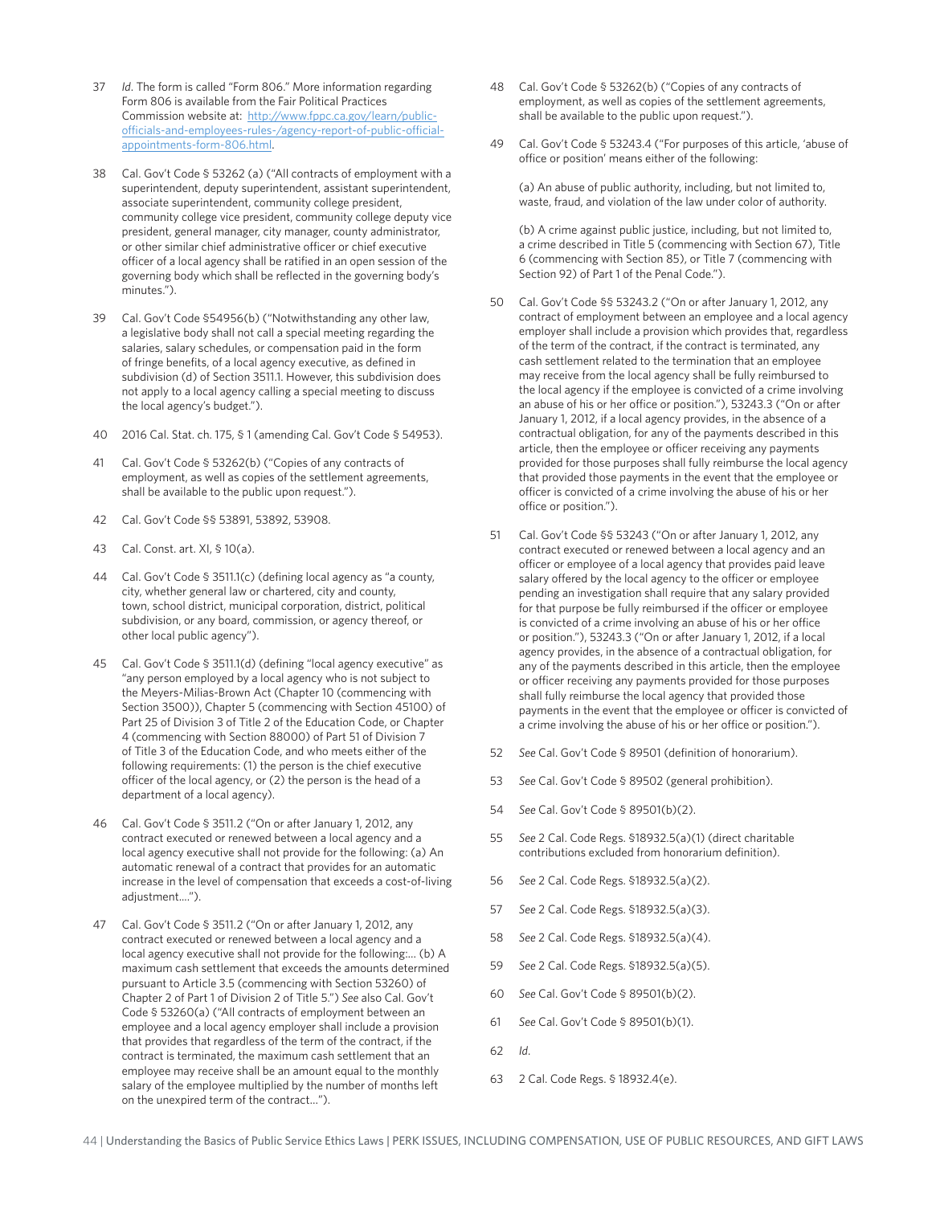37 *Id*. The form is called "Form 806." More information regarding Form 806 is available from the Fair Political Practices Commission website at: [http://www.fppc.ca.gov/learn/public-officials-and-employees-rules-/agency-report-of-public-official-appointments-form-806.html](http://www.fppc.ca.gov/learn/public-officials-and-employees-rules-/agency-report-of-public-official-appointments-form-806.html).

38 Cal. Gov't Code § 53262 (a) ("All contracts of employment with a superintendent, deputy superintendent, assistant superintendent, associate superintendent, community college president, community college vice president, community college deputy vice president, general manager, city manager, county administrator, or other similar chief administrative officer or chief executive officer of a local agency shall be ratified in an open session of the governing body which shall be reflected in the governing body's minutes.").

39 Cal. Gov't Code §54956(b) ("Notwithstanding any other law, a legislative body shall not call a special meeting regarding the salaries, salary schedules, or compensation paid in the form of fringe benefits, of a local agency executive, as defined in subdivision (d) of Section 3511.1. However, this subdivision does not apply to a local agency calling a special meeting to discuss the local agency's budget.").

40 2016 Cal. Stat. ch. 175, § 1 (amending Cal. Gov't Code § 54953).

41 Cal. Gov't Code § 53262(b) ("Copies of any contracts of employment, as well as copies of the settlement agreements, shall be available to the public upon request.").

42 Cal. Gov't Code §§ 53891, 53892, 53908.

43 Cal. Const. art. XI, § 10(a).

44 Cal. Gov't Code § 3511.1(c) (defining local agency as "a county, city, whether general law or chartered, city and county, town, school district, municipal corporation, district, political subdivision, or any board, commission, or agency thereof, or other local public agency").

45 Cal. Gov't Code § 3511.1(d) (defining "local agency executive" as "any person employed by a local agency who is not subject to the Meyers-Milias-Brown Act (Chapter 10 (commencing with Section 3500)), Chapter 5 (commencing with Section 45100) of Part 25 of Division 3 of Title 2 of the Education Code, or Chapter 4 (commencing with Section 88000) of Part 51 of Division 7 of Title 3 of the Education Code, and who meets either of the following requirements: (1) the person is the chief executive officer of the local agency, or (2) the person is the head of a department of a local agency).

46 Cal. Gov't Code § 3511.2 ("On or after January 1, 2012, any contract executed or renewed between a local agency and a local agency executive shall not provide for the following: (a) An automatic renewal of a contract that provides for an automatic increase in the level of compensation that exceeds a cost-of-living adjustment….").

47 Cal. Gov't Code § 3511.2 ("On or after January 1, 2012, any contract executed or renewed between a local agency and a local agency executive shall not provide for the following:… (b) A maximum cash settlement that exceeds the amounts determined pursuant to Article 3.5 (commencing with Section 53260) of Chapter 2 of Part 1 of Division 2 of Title 5.") *See* also Cal. Gov't Code § 53260(a) ("All contracts of employment between an employee and a local agency employer shall include a provision that provides that regardless of the term of the contract, if the contract is terminated, the maximum cash settlement that an employee may receive shall be an amount equal to the monthly salary of the employee multiplied by the number of months left on the unexpired term of the contract…").

48 Cal. Gov't Code § 53262(b) ("Copies of any contracts of employment, as well as copies of the settlement agreements, shall be available to the public upon request.").

49 Cal. Gov't Code § 53243.4 ("For purposes of this article, 'abuse of office or position' means either of the following:

(a) An abuse of public authority, including, but not limited to, waste, fraud, and violation of the law under color of authority.

(b) A crime against public justice, including, but not limited to, a crime described in Title 5 (commencing with Section 67), Title 6 (commencing with Section 85), or Title 7 (commencing with Section 92) of Part 1 of the Penal Code.").

50 Cal. Gov't Code §§ 53243.2 ("On or after January 1, 2012, any contract of employment between an employee and a local agency employer shall include a provision which provides that, regardless of the term of the contract, if the contract is terminated, any cash settlement related to the termination that an employee may receive from the local agency shall be fully reimbursed to the local agency if the employee is convicted of a crime involving an abuse of his or her office or position."), 53243.3 ("On or after January 1, 2012, if a local agency provides, in the absence of a contractual obligation, for any of the payments described in this article, then the employee or officer receiving any payments provided for those purposes shall fully reimburse the local agency that provided those payments in the event that the employee or officer is convicted of a crime involving the abuse of his or her office or position.").

51 Cal. Gov't Code §§ 53243 ("On or after January 1, 2012, any contract executed or renewed between a local agency and an officer or employee of a local agency that provides paid leave salary offered by the local agency to the officer or employee pending an investigation shall require that any salary provided for that purpose be fully reimbursed if the officer or employee is convicted of a crime involving an abuse of his or her office or position."), 53243.3 ("On or after January 1, 2012, if a local agency provides, in the absence of a contractual obligation, for any of the payments described in this article, then the employee or officer receiving any payments provided for those purposes shall fully reimburse the local agency that provided those payments in the event that the employee or officer is convicted of a crime involving the abuse of his or her office or position.").

52 *See* Cal. Gov't Code § 89501 (definition of honorarium).

53 *See* Cal. Gov't Code § 89502 (general prohibition).

54 *See* Cal. Gov't Code § 89501(b)(2).

55 *See* 2 Cal. Code Regs. §18932.5(a)(1) (direct charitable contributions excluded from honorarium definition).

56 *See* 2 Cal. Code Regs. §18932.5(a)(2).

57 *See* 2 Cal. Code Regs. §18932.5(a)(3).

58 *See* 2 Cal. Code Regs. §18932.5(a)(4).

59 *See* 2 Cal. Code Regs. §18932.5(a)(5).

60 *See* Cal. Gov't Code § 89501(b)(2).

61 *See* Cal. Gov't Code § 89501(b)(1).

62 *Id*.

63 2 Cal. Code Regs. § 18932.4(e).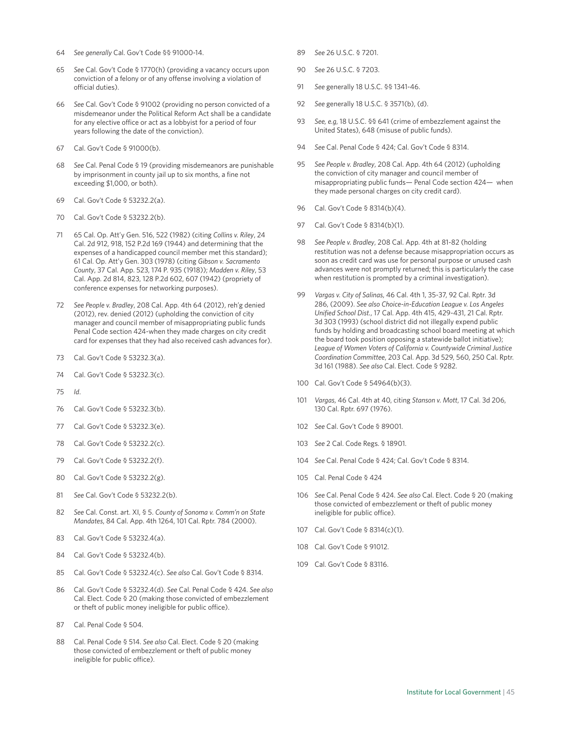64 *See generally* Cal. Gov't Code §§ 91000-14.

65 *See* Cal. Gov't Code § 1770(h) (providing a vacancy occurs upon conviction of a felony or of any offense involving a violation of official duties).

66 *See* Cal. Gov't Code § 91002 (providing no person convicted of a misdemeanor under the Political Reform Act shall be a candidate for any elective office or act as a lobbyist for a period of four years following the date of the conviction).

67 Cal. Gov't Code § 91000(b).

68 *See* Cal. Penal Code § 19 (providing misdemeanors are punishable by imprisonment in county jail up to six months, a fine not exceeding $1,000, or both).

69 Cal. Gov't Code § 53232.2(a).

70 Cal. Gov't Code § 53232.2(b).

71 65 Cal. Op. Att'y Gen. 516, 522 (1982) (citing *Collins v. Riley*, 24 Cal. 2d 912, 918, 152 P.2d 169 (1944) and determining that the expenses of a handicapped council member met this standard); 61 Cal. Op. Att'y Gen. 303 (1978) (citing *Gibson v. Sacramento County*, 37 Cal. App. 523, 174 P. 935 (1918)); *Madden v. Riley*, 53 Cal. App. 2d 814, 823, 128 P.2d 602, 607 (1942) (propriety of conference expenses for networking purposes).

72 *See People v. Bradley*, 208 Cal. App. 4th 64 (2012), reh'g denied (2012), rev. denied (2012) (upholding the conviction of city manager and council member of misappropriating public funds Penal Code section 424-when they made charges on city credit card for expenses that they had also received cash advances for).

73 Cal. Gov't Code § 53232.3(a).

74 Cal. Gov't Code § 53232.3(c).

75 *Id*.

76 Cal. Gov't Code § 53232.3(b).

77 Cal. Gov't Code § 53232.3(e).

78 Cal. Gov't Code § 53232.2(c).

79 Cal. Gov't Code § 53232.2(f).

80 Cal. Gov't Code § 53232.2(g).

81 *See* Cal. Gov't Code § 53232.2(b).

82 *See* Cal. Const. art. XI, § 5. *County of Sonoma v. Comm'n on State Mandates*, 84 Cal. App. 4th 1264, 101 Cal. Rptr. 784 (2000).

83 Cal. Gov't Code § 53232.4(a).

84 Cal. Gov't Code § 53232.4(b).

85 Cal. Gov't Code § 53232.4(c). *See also* Cal. Gov't Code § 8314.

86 Cal. Gov't Code § 53232.4(d). *See* Cal. Penal Code § 424. *See also* Cal. Elect. Code § 20 (making those convicted of embezzlement or theft of public money ineligible for public office).

87 Cal. Penal Code § 504.

88 Cal. Penal Code § 514. *See also* Cal. Elect. Code § 20 (making those convicted of embezzlement or theft of public money ineligible for public office).

89 *See* 26 U.S.C. § 7201.

90 *See* 26 U.S.C. § 7203.

91 *See* generally 18 U.S.C. §§ 1341-46.

92 *See* generally 18 U.S.C. § 3571(b), (d).

93 *See, e.g*, 18 U.S.C. §§ 641 (crime of embezzlement against the United States), 648 (misuse of public funds).

94 *See* Cal. Penal Code § 424; Cal. Gov't Code § 8314.

95 *See People v. Bradley*, 208 Cal. App. 4th 64 (2012) (upholding the conviction of city manager and council member of misappropriating public funds— Penal Code section 424— when they made personal charges on city credit card).

96 Cal. Gov't Code § 8314(b)(4).

97 Cal. Gov't Code § 8314(b)(1).

98 *See People v. Bradley*, 208 Cal. App. 4th at 81-82 (holding restitution was not a defense because misappropriation occurs as soon as credit card was use for personal purpose or unused cash advances were not promptly returned; this is particularly the case when restitution is prompted by a criminal investigation).

99 *Vargas v. City of Salinas*, 46 Cal. 4th 1, 35-37, 92 Cal. Rptr. 3d 286, (2009). *See also Choice-in-Education League v. Los Angeles Unified School Dist.*, 17 Cal. App. 4th 415, 429-431, 21 Cal. Rptr. 3d 303 (1993) (school district did not illegally expend public funds by holding and broadcasting school board meeting at which the board took position opposing a statewide ballot initiative); *League of Women Voters of California v. Countywide Criminal Justice Coordination Committee*, 203 Cal. App. 3d 529, 560, 250 Cal. Rptr. 3d 161 (1988). *See also* Cal. Elect. Code § 9282.

100 Cal. Gov't Code § 54964(b)(3).

101 *Vargas*, 46 Cal. 4th at 40, citing *Stanson v. Mott*, 17 Cal. 3d 206, 130 Cal. Rptr. 697 (1976).

102 *See* Cal. Gov't Code § 89001.

103 *See* 2 Cal. Code Regs. § 18901.

104 *See* Cal. Penal Code § 424; Cal. Gov't Code § 8314.

105 Cal. Penal Code § 424

106 *See* Cal. Penal Code § 424. *See also* Cal. Elect. Code § 20 (making those convicted of embezzlement or theft of public money ineligible for public office).

107 Cal. Gov't Code § 8314(c)(1).

108 Cal. Gov't Code § 91012.

109 Cal. Gov't Code § 83116.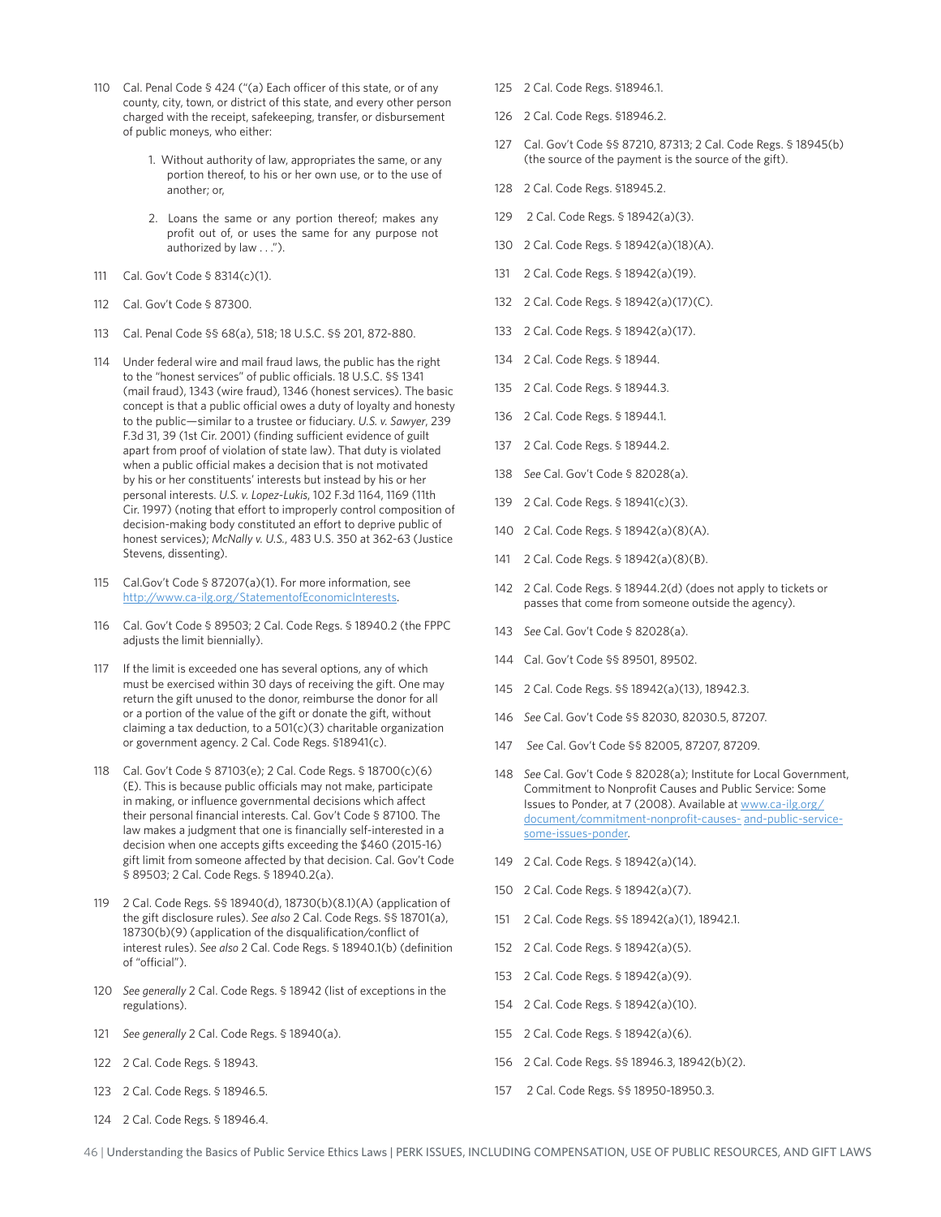110 Cal. Penal Code § 424 ("(a) Each officer of this state, or of any county, city, town, or district of this state, and every other person charged with the receipt, safekeeping, transfer, or disbursement of public moneys, who either:

1. Without authority of law, appropriates the same, or any portion thereof, to his or her own use, or to the use of another; or,

2. Loans the same or any portion thereof; makes any profit out of, or uses the same for any purpose not authorized by law . . .").

111 Cal. Gov't Code § 8314(c)(1).

112 Cal. Gov't Code § 87300.

113 Cal. Penal Code §§ 68(a), 518; 18 U.S.C. §§ 201, 872-880.

114 Under federal wire and mail fraud laws, the public has the right to the "honest services" of public officials. 18 U.S.C. §§ 1341 (mail fraud), 1343 (wire fraud), 1346 (honest services). The basic concept is that a public official owes a duty of loyalty and honesty to the public—similar to a trustee or fiduciary. *U.S. v. Sawyer*, 239 F.3d 31, 39 (1st Cir. 2001) (finding sufficient evidence of guilt apart from proof of violation of state law). That duty is violated when a public official makes a decision that is not motivated by his or her constituents' interests but instead by his or her personal interests. *U.S. v. Lopez-Lukis*, 102 F.3d 1164, 1169 (11th Cir. 1997) (noting that effort to improperly control composition of decision-making body constituted an effort to deprive public of honest services); *McNally v. U.S.*, 483 U.S. 350 at 362-63 (Justice Stevens, dissenting).

115 Cal.Gov't Code § 87207(a)(1). For more information, see http://www.ca-ilg.org/StatementofEconomicInterests.

116 Cal. Gov't Code § 89503; 2 Cal. Code Regs. § 18940.2 (the FPPC adjusts the limit biennially).

117 If the limit is exceeded one has several options, any of which must be exercised within 30 days of receiving the gift. One may return the gift unused to the donor, reimburse the donor for all or a portion of the value of the gift or donate the gift, without claiming a tax deduction, to a 501(c)(3) charitable organization or government agency. 2 Cal. Code Regs. §18941(c).

118 Cal. Gov't Code § 87103(e); 2 Cal. Code Regs. § 18700(c)(6)(E). This is because public officials may not make, participate in making, or influence governmental decisions which affect their personal financial interests. Cal. Gov't Code § 87100. The law makes a judgment that one is financially self-interested in a decision when one accepts gifts exceeding the $460 (2015-16) gift limit from someone affected by that decision. Cal. Gov't Code § 89503; 2 Cal. Code Regs. § 18940.2(a).

119 2 Cal. Code Regs. §§ 18940(d), 18730(b)(8.1)(A) (application of the gift disclosure rules). *See also* 2 Cal. Code Regs. §§ 18701(a), 18730(b)(9) (application of the disqualification/conflict of interest rules). *See also* 2 Cal. Code Regs. § 18940.1(b) (definition of "official").

120 *See generally* 2 Cal. Code Regs. § 18942 (list of exceptions in the regulations).

121 *See generally* 2 Cal. Code Regs. § 18940(a).

122 2 Cal. Code Regs. § 18943.

123 2 Cal. Code Regs. § 18946.5.

124 2 Cal. Code Regs. § 18946.4.

125 2 Cal. Code Regs. §18946.1.

126 2 Cal. Code Regs. §18946.2.

127 Cal. Gov't Code §§ 87210, 87313; 2 Cal. Code Regs. § 18945(b) (the source of the payment is the source of the gift).

128 2 Cal. Code Regs. §18945.2.

129 2 Cal. Code Regs. § 18942(a)(3).

130 2 Cal. Code Regs. § 18942(a)(18)(A).

131 2 Cal. Code Regs. § 18942(a)(19).

132 2 Cal. Code Regs. § 18942(a)(17)(C).

133 2 Cal. Code Regs. § 18942(a)(17).

134 2 Cal. Code Regs. § 18944.

135 2 Cal. Code Regs. § 18944.3.

136 2 Cal. Code Regs. § 18944.1.

137 2 Cal. Code Regs. § 18944.2.

138 *See* Cal. Gov't Code § 82028(a).

139 2 Cal. Code Regs. § 18941(c)(3).

140 2 Cal. Code Regs. § 18942(a)(8)(A).

141 2 Cal. Code Regs. § 18942(a)(8)(B).

142 2 Cal. Code Regs. § 18944.2(d) (does not apply to tickets or passes that come from someone outside the agency).

143 *See* Cal. Gov't Code § 82028(a).

144 Cal. Gov't Code §§ 89501, 89502.

145 2 Cal. Code Regs. §§ 18942(a)(13), 18942.3.

146 *See* Cal. Gov't Code §§ 82030, 82030.5, 87207.

147 *See* Cal. Gov't Code §§ 82005, 87207, 87209.

148 *See* Cal. Gov't Code § 82028(a); Institute for Local Government, Commitment to Nonprofit Causes and Public Service: Some Issues to Ponder, at 7 (2008). Available at www.ca-ilg.org/document/commitment-nonprofit-causes- and-public-service-some-issues-ponder.

149 2 Cal. Code Regs. § 18942(a)(14).

150 2 Cal. Code Regs. § 18942(a)(7).

151 2 Cal. Code Regs. §§ 18942(a)(1), 18942.1.

152 2 Cal. Code Regs. § 18942(a)(5).

153 2 Cal. Code Regs. § 18942(a)(9).

154 2 Cal. Code Regs. § 18942(a)(10).

155 2 Cal. Code Regs. § 18942(a)(6).

156 2 Cal. Code Regs. §§ 18946.3, 18942(b)(2).

157 2 Cal. Code Regs. §§ 18950-18950.3.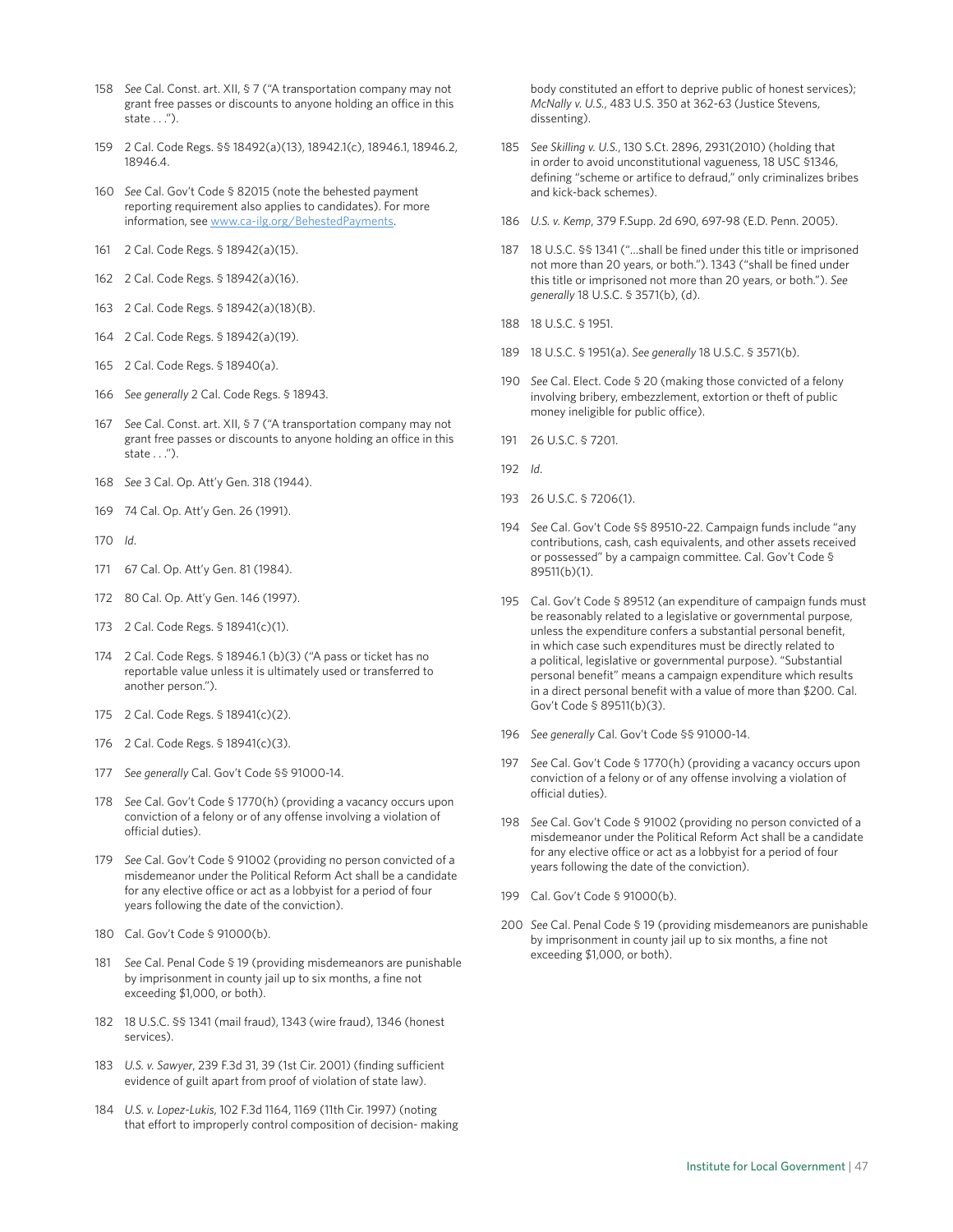158 *See* Cal. Const. art. XII, § 7 ("A transportation company may not grant free passes or discounts to anyone holding an office in this state . . .").

159 2 Cal. Code Regs. §§ 18492(a)(13), 18942.1(c), 18946.1, 18946.2, 18946.4.

160 *See* Cal. Gov't Code § 82015 (note the behested payment reporting requirement also applies to candidates). For more information, see www.ca-ilg.org/BehestedPayments.

161 2 Cal. Code Regs. § 18942(a)(15).

162 2 Cal. Code Regs. § 18942(a)(16).

163 2 Cal. Code Regs. § 18942(a)(18)(B).

164 2 Cal. Code Regs. § 18942(a)(19).

165 2 Cal. Code Regs. § 18940(a).

166 *See generally* 2 Cal. Code Regs. § 18943.

167 *See* Cal. Const. art. XII, § 7 ("A transportation company may not grant free passes or discounts to anyone holding an office in this state . . .").

168 *See* 3 Cal. Op. Att'y Gen. 318 (1944).

169 74 Cal. Op. Att'y Gen. 26 (1991).

170 *Id*.

171 67 Cal. Op. Att'y Gen. 81 (1984).

172 80 Cal. Op. Att'y Gen. 146 (1997).

173 2 Cal. Code Regs. § 18941(c)(1).

174 2 Cal. Code Regs. § 18946.1 (b)(3) ("A pass or ticket has no reportable value unless it is ultimately used or transferred to another person.").

175 2 Cal. Code Regs. § 18941(c)(2).

176 2 Cal. Code Regs. § 18941(c)(3).

177 *See generally* Cal. Gov't Code §§ 91000-14.

178 *See* Cal. Gov't Code § 1770(h) (providing a vacancy occurs upon conviction of a felony or of any offense involving a violation of official duties).

179 *See* Cal. Gov't Code § 91002 (providing no person convicted of a misdemeanor under the Political Reform Act shall be a candidate for any elective office or act as a lobbyist for a period of four years following the date of the conviction).

180 Cal. Gov't Code § 91000(b).

181 *See* Cal. Penal Code § 19 (providing misdemeanors are punishable by imprisonment in county jail up to six months, a fine not exceeding $1,000, or both).

182 18 U.S.C. §§ 1341 (mail fraud), 1343 (wire fraud), 1346 (honest services).

183 *U.S. v. Sawyer*, 239 F.3d 31, 39 (1st Cir. 2001) (finding sufficient evidence of guilt apart from proof of violation of state law).

184 *U.S. v. Lopez-Lukis*, 102 F.3d 1164, 1169 (11th Cir. 1997) (noting that effort to improperly control composition of decision- making body constituted an effort to deprive public of honest services); *McNally v. U.S.*, 483 U.S. 350 at 362-63 (Justice Stevens, dissenting).

185 *See Skilling v. U.S.*, 130 S.Ct. 2896, 2931(2010) (holding that in order to avoid unconstitutional vagueness, 18 USC §1346, defining "scheme or artifice to defraud," only criminalizes bribes and kick-back schemes).

186 *U.S. v. Kemp*, 379 F.Supp. 2d 690, 697-98 (E.D. Penn. 2005).

187 18 U.S.C. §§ 1341 ("…shall be fined under this title or imprisoned not more than 20 years, or both."). 1343 ("shall be fined under this title or imprisoned not more than 20 years, or both."). *See generally* 18 U.S.C. § 3571(b), (d).

188 18 U.S.C. § 1951.

189 18 U.S.C. § 1951(a). *See generally* 18 U.S.C. § 3571(b).

190 *See* Cal. Elect. Code § 20 (making those convicted of a felony involving bribery, embezzlement, extortion or theft of public money ineligible for public office).

191 26 U.S.C. § 7201.

192 *Id*.

193 26 U.S.C. § 7206(1).

194 *See* Cal. Gov't Code §§ 89510-22. Campaign funds include "any contributions, cash, cash equivalents, and other assets received or possessed" by a campaign committee. Cal. Gov't Code § 89511(b)(1).

195 Cal. Gov't Code § 89512 (an expenditure of campaign funds must be reasonably related to a legislative or governmental purpose, unless the expenditure confers a substantial personal benefit, in which case such expenditures must be directly related to a political, legislative or governmental purpose). "Substantial personal benefit" means a campaign expenditure which results in a direct personal benefit with a value of more than $200. Cal. Gov't Code § 89511(b)(3).

196 *See generally* Cal. Gov't Code §§ 91000-14.

197 *See* Cal. Gov't Code § 1770(h) (providing a vacancy occurs upon conviction of a felony or of any offense involving a violation of official duties).

198 *See* Cal. Gov't Code § 91002 (providing no person convicted of a misdemeanor under the Political Reform Act shall be a candidate for any elective office or act as a lobbyist for a period of four years following the date of the conviction).

199 Cal. Gov't Code § 91000(b).

200 *See* Cal. Penal Code § 19 (providing misdemeanors are punishable by imprisonment in county jail up to six months, a fine not exceeding $1,000, or both).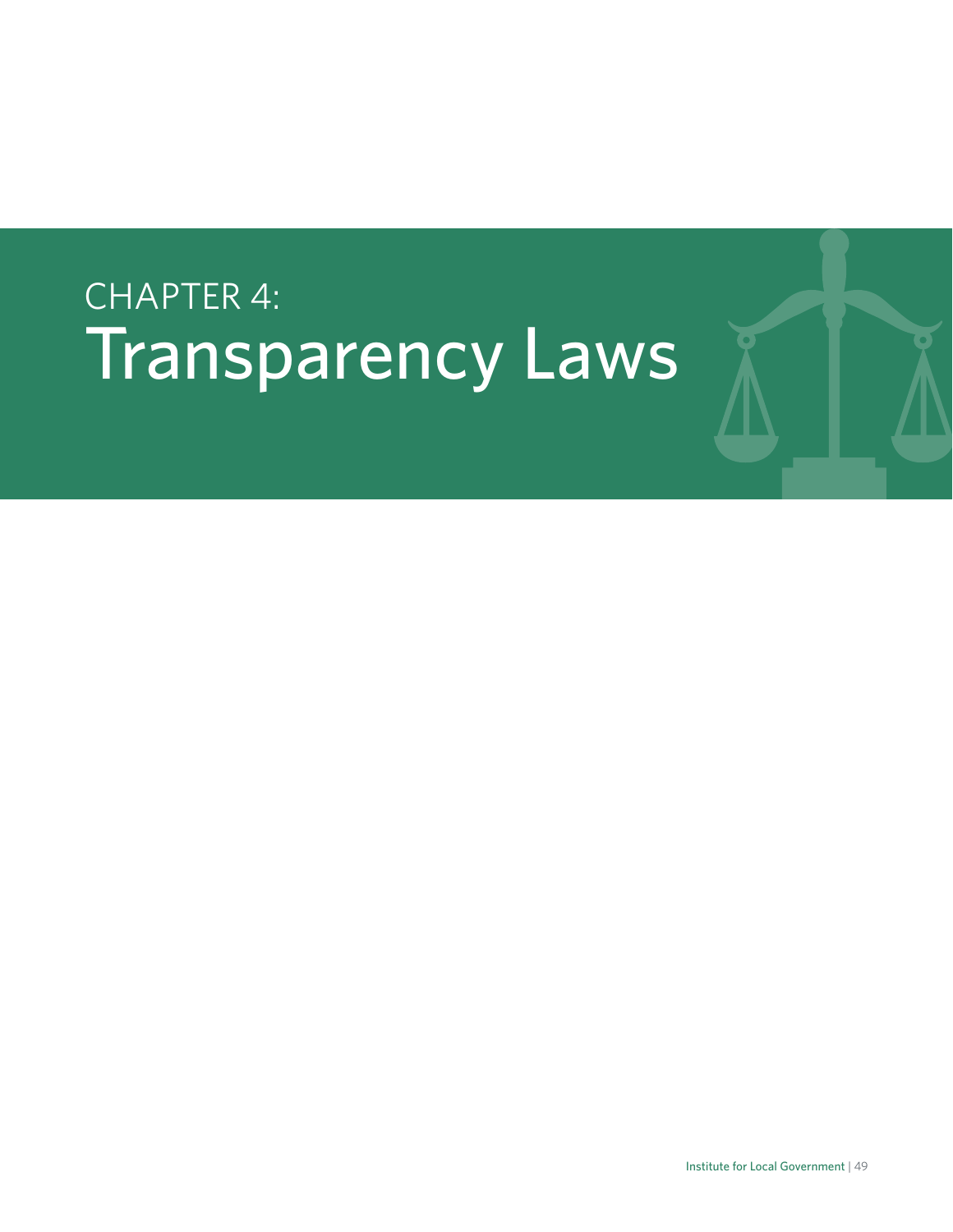# CHAPTER 4: Transparency Laws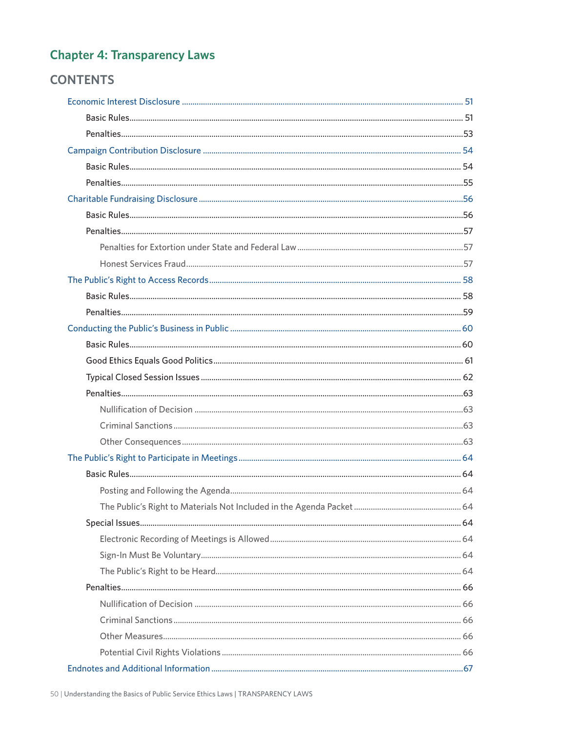## Chapter 4: Transparency Laws

### CONTENTS

- Economic Interest Disclosure ........ 51
  - Basic Rules ........ 51
  - Penalties ........ 53
- Campaign Contribution Disclosure ........ 54
  - Basic Rules ........ 54
  - Penalties ........ 55
- Charitable Fundraising Disclosure ........ 56
  - Basic Rules ........ 56
  - Penalties ........ 57
    - Penalties for Extortion under State and Federal Law ........ 57
    - Honest Services Fraud ........ 57
- The Public's Right to Access Records ........ 58
  - Basic Rules ........ 58
  - Penalties ........ 59
- Conducting the Public's Business in Public ........ 60
  - Basic Rules ........ 60
  - Good Ethics Equals Good Politics ........ 61
  - Typical Closed Session Issues ........ 62
  - Penalties ........ 63
    - Nullification of Decision ........ 63
    - Criminal Sanctions ........ 63
    - Other Consequences ........ 63
- The Public's Right to Participate in Meetings ........ 64
  - Basic Rules ........ 64
    - Posting and Following the Agenda ........ 64
    - The Public's Right to Materials Not Included in the Agenda Packet ........ 64
  - Special Issues ........ 64
    - Electronic Recording of Meetings is Allowed ........ 64
    - Sign-In Must Be Voluntary ........ 64
    - The Public's Right to be Heard ........ 64
  - Penalties ........ 66
    - Nullification of Decision ........ 66
    - Criminal Sanctions ........ 66
    - Other Measures ........ 66
    - Potential Civil Rights Violations ........ 66
- Endnotes and Additional Information ........ 67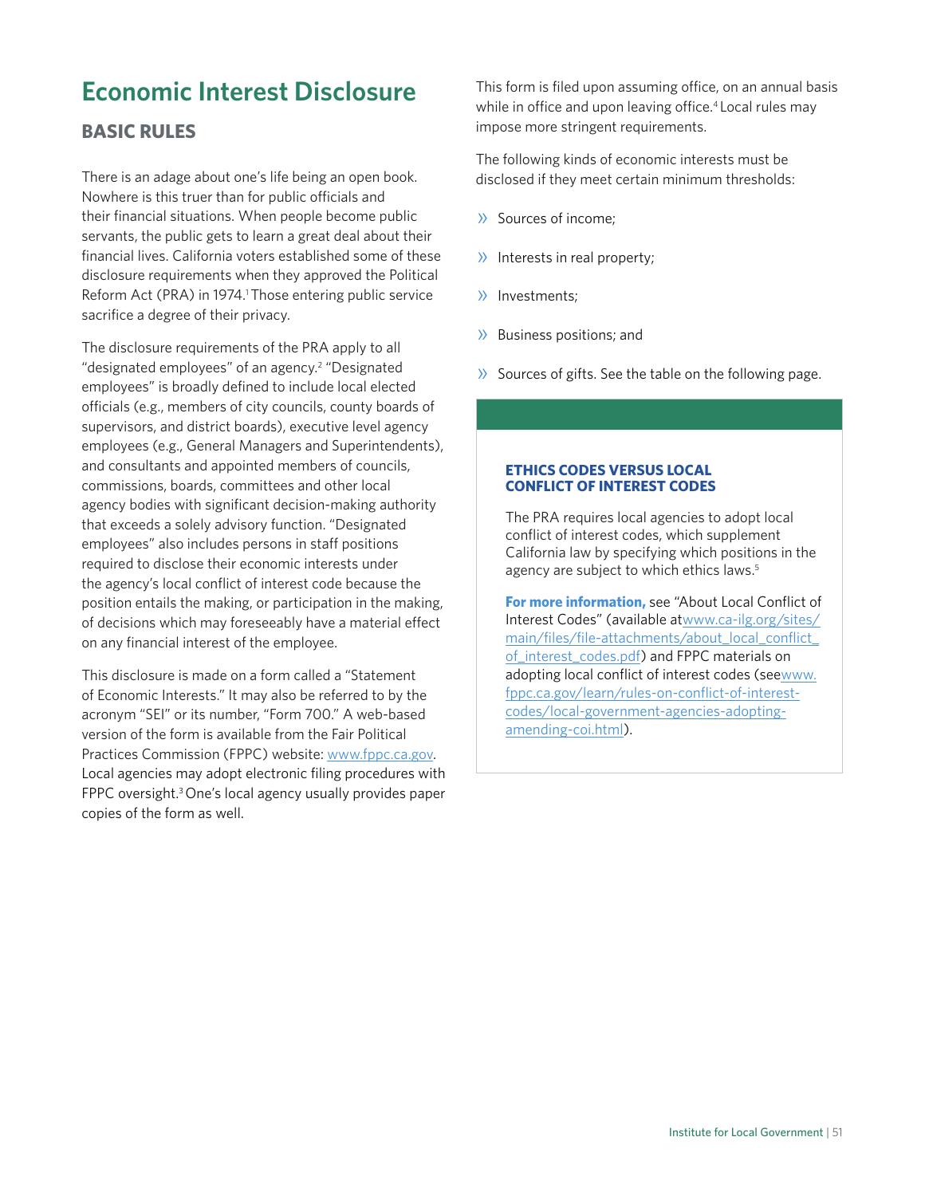# Economic Interest Disclosure

## BASIC RULES

There is an adage about one's life being an open book. Nowhere is this truer than for public officials and their financial situations. When people become public servants, the public gets to learn a great deal about their financial lives. California voters established some of these disclosure requirements when they approved the Political Reform Act (PRA) in 1974.[1] Those entering public service sacrifice a degree of their privacy.

The disclosure requirements of the PRA apply to all "designated employees" of an agency.[2] "Designated employees" is broadly defined to include local elected officials (e.g., members of city councils, county boards of supervisors, and district boards), executive level agency employees (e.g., General Managers and Superintendents), and consultants and appointed members of councils, commissions, boards, committees and other local agency bodies with significant decision-making authority that exceeds a solely advisory function. "Designated employees" also includes persons in staff positions required to disclose their economic interests under the agency's local conflict of interest code because the position entails the making, or participation in the making, of decisions which may foreseeably have a material effect on any financial interest of the employee.

This disclosure is made on a form called a "Statement of Economic Interests." It may also be referred to by the acronym "SEI" or its number, "Form 700." A web-based version of the form is available from the Fair Political Practices Commission (FPPC) website: www.fppc.ca.gov. Local agencies may adopt electronic filing procedures with FPPC oversight.[3] One's local agency usually provides paper copies of the form as well.

This form is filed upon assuming office, on an annual basis while in office and upon leaving office.[4] Local rules may impose more stringent requirements.

The following kinds of economic interests must be disclosed if they meet certain minimum thresholds:

- Sources of income;
- Interests in real property;
- Investments;
- Business positions; and
- Sources of gifts. See the table on the following page.

**ETHICS CODES VERSUS LOCAL CONFLICT OF INTEREST CODES**

The PRA requires local agencies to adopt local conflict of interest codes, which supplement California law by specifying which positions in the agency are subject to which ethics laws.[5]

**For more information,** see "About Local Conflict of Interest Codes" (available at www.ca-ilg.org/sites/main/files/file-attachments/about_local_conflict_of_interest_codes.pdf) and FPPC materials on adopting local conflict of interest codes (see www.fppc.ca.gov/learn/rules-on-conflict-of-interest-codes/local-government-agencies-adopting-amending-coi.html).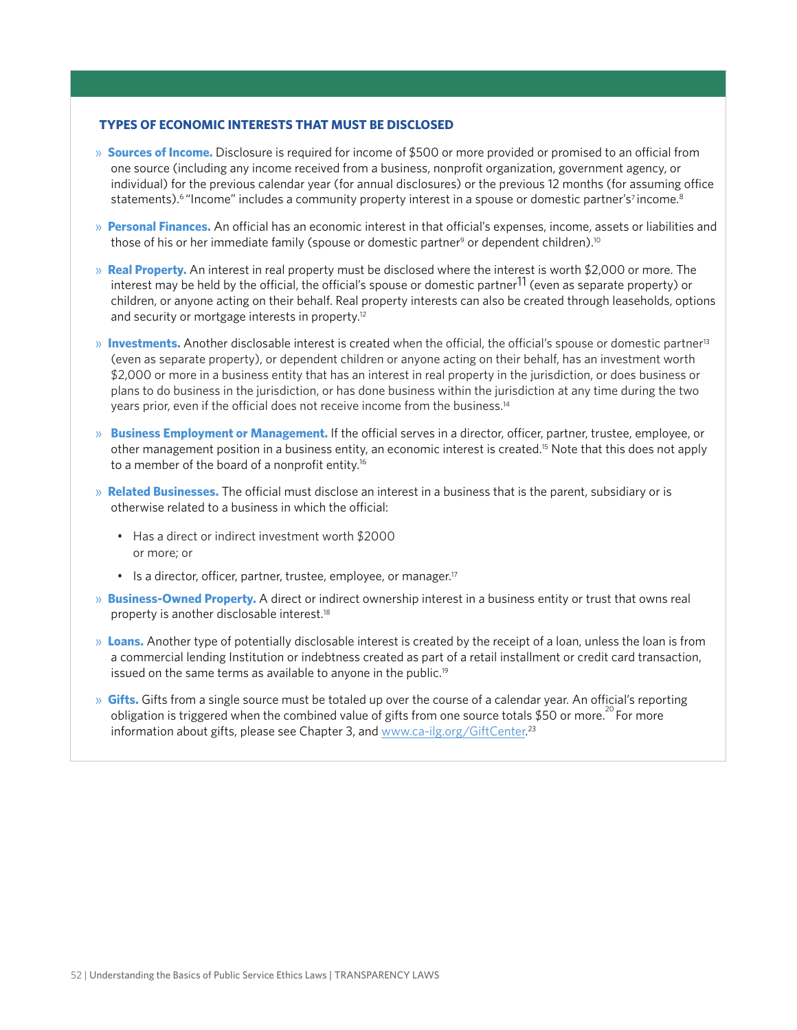### TYPES OF ECONOMIC INTERESTS THAT MUST BE DISCLOSED

- **Sources of Income.** Disclosure is required for income of $500 or more provided or promised to an official from one source (including any income received from a business, nonprofit organization, government agency, or individual) for the previous calendar year (for annual disclosures) or the previous 12 months (for assuming office statements).[6] "Income" includes a community property interest in a spouse or domestic partner's[7] income.[8]
- **Personal Finances.** An official has an economic interest in that official's expenses, income, assets or liabilities and those of his or her immediate family (spouse or domestic partner[9] or dependent children).[10]
- **Real Property.** An interest in real property must be disclosed where the interest is worth $2,000 or more. The interest may be held by the official, the official's spouse or domestic partner[11] (even as separate property) or children, or anyone acting on their behalf. Real property interests can also be created through leaseholds, options and security or mortgage interests in property.[12]
- **Investments.** Another disclosable interest is created when the official, the official's spouse or domestic partner[13] (even as separate property), or dependent children or anyone acting on their behalf, has an investment worth $2,000 or more in a business entity that has an interest in real property in the jurisdiction, or does business or plans to do business in the jurisdiction, or has done business within the jurisdiction at any time during the two years prior, even if the official does not receive income from the business.[14]
- **Business Employment or Management.** If the official serves in a director, officer, partner, trustee, employee, or other management position in a business entity, an economic interest is created.[15] Note that this does not apply to a member of the board of a nonprofit entity.[16]
- **Related Businesses.** The official must disclose an interest in a business that is the parent, subsidiary or is otherwise related to a business in which the official:
  - Has a direct or indirect investment worth $2000 or more; or
  - Is a director, officer, partner, trustee, employee, or manager.[17]
- **Business-Owned Property.** A direct or indirect ownership interest in a business entity or trust that owns real property is another disclosable interest.[18]
- **Loans.** Another type of potentially disclosable interest is created by the receipt of a loan, unless the loan is from a commercial lending Institution or indebtness created as part of a retail installment or credit card transaction, issued on the same terms as available to anyone in the public.[19]
- **Gifts.** Gifts from a single source must be totaled up over the course of a calendar year. An official's reporting obligation is triggered when the combined value of gifts from one source totals $50 or more.[20] For more information about gifts, please see Chapter 3, and www.ca-ilg.org/GiftCenter.[23]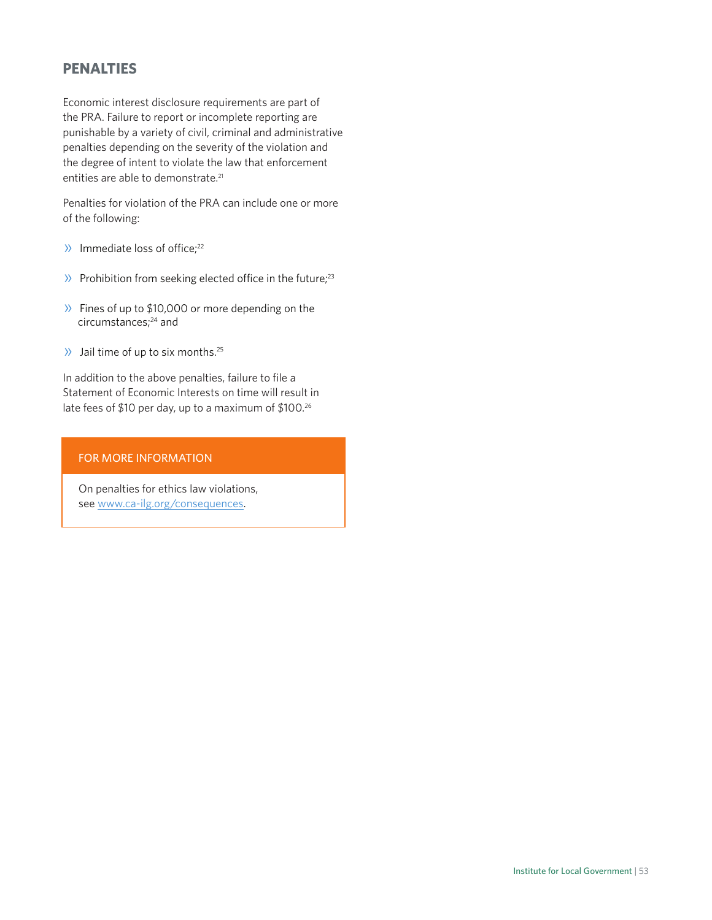## PENALTIES

Economic interest disclosure requirements are part of the PRA. Failure to report or incomplete reporting are punishable by a variety of civil, criminal and administrative penalties depending on the severity of the violation and the degree of intent to violate the law that enforcement entities are able to demonstrate.[21]

Penalties for violation of the PRA can include one or more of the following:

- Immediate loss of office;[22]
- Prohibition from seeking elected office in the future;[23]
- Fines of up to $10,000 or more depending on the circumstances;[24] and
- Jail time of up to six months.[25]

In addition to the above penalties, failure to file a Statement of Economic Interests on time will result in late fees of $10 per day, up to a maximum of $100.[26]

**FOR MORE INFORMATION**

On penalties for ethics law violations, see www.ca-ilg.org/consequences.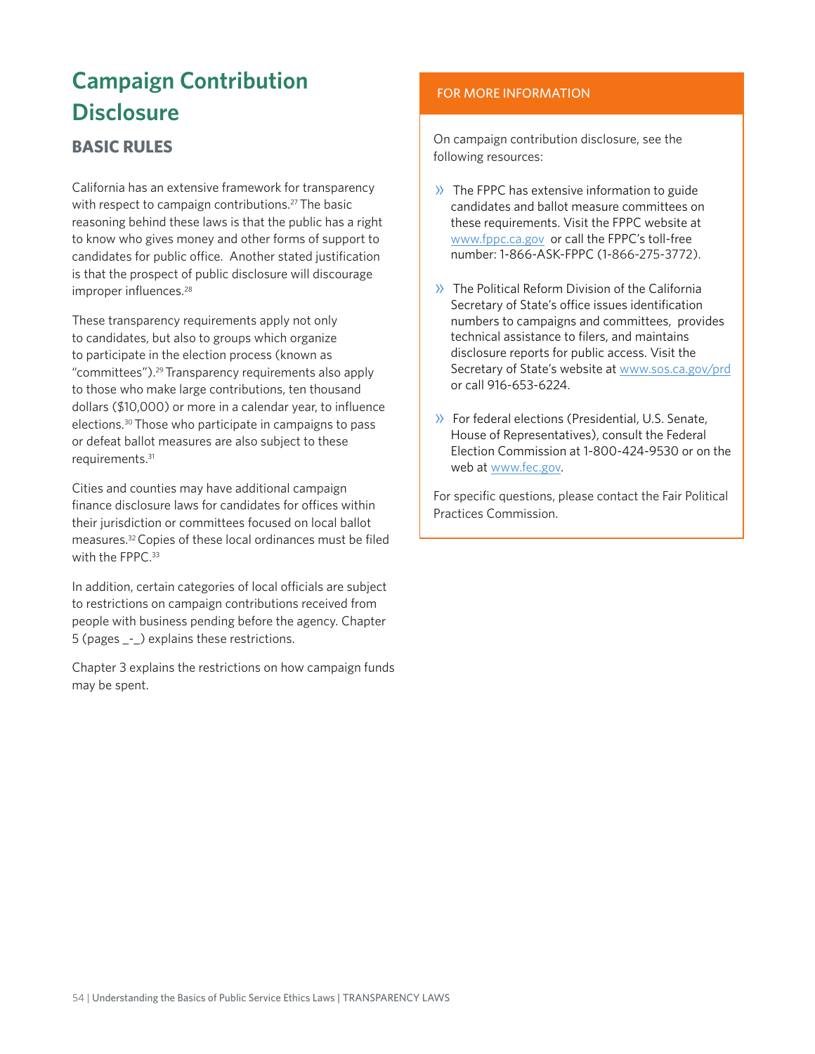# Campaign Contribution Disclosure

## BASIC RULES

California has an extensive framework for transparency with respect to campaign contributions.[27] The basic reasoning behind these laws is that the public has a right to know who gives money and other forms of support to candidates for public office. Another stated justification is that the prospect of public disclosure will discourage improper influences.[28]

These transparency requirements apply not only to candidates, but also to groups which organize to participate in the election process (known as "committees").[29] Transparency requirements also apply to those who make large contributions, ten thousand dollars ($10,000) or more in a calendar year, to influence elections.[30] Those who participate in campaigns to pass or defeat ballot measures are also subject to these requirements.[31]

Cities and counties may have additional campaign finance disclosure laws for candidates for offices within their jurisdiction or committees focused on local ballot measures.[32] Copies of these local ordinances must be filed with the FPPC.[33]

In addition, certain categories of local officials are subject to restrictions on campaign contributions received from people with business pending before the agency. Chapter 5 (pages _-_) explains these restrictions.

Chapter 3 explains the restrictions on how campaign funds may be spent.

### FOR MORE INFORMATION

On campaign contribution disclosure, see the following resources:

- The FPPC has extensive information to guide candidates and ballot measure committees on these requirements. Visit the FPPC website at www.fppc.ca.gov or call the FPPC's toll-free number: 1-866-ASK-FPPC (1-866-275-3772).
- The Political Reform Division of the California Secretary of State's office issues identification numbers to campaigns and committees, provides technical assistance to filers, and maintains disclosure reports for public access. Visit the Secretary of State's website at www.sos.ca.gov/prd or call 916-653-6224.
- For federal elections (Presidential, U.S. Senate, House of Representatives), consult the Federal Election Commission at 1-800-424-9530 or on the web at www.fec.gov.

For specific questions, please contact the Fair Political Practices Commission.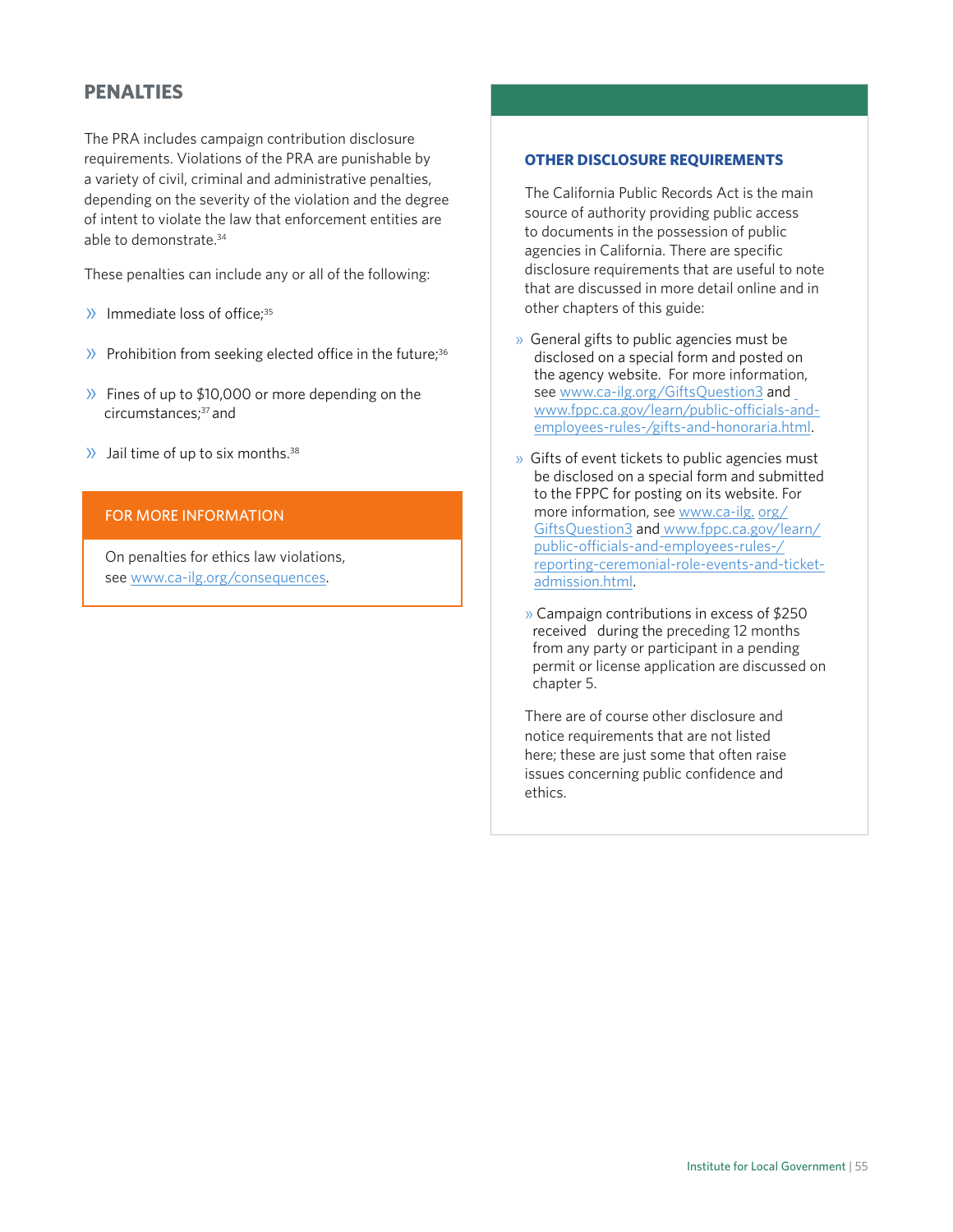## PENALTIES

The PRA includes campaign contribution disclosure requirements. Violations of the PRA are punishable by a variety of civil, criminal and administrative penalties, depending on the severity of the violation and the degree of intent to violate the law that enforcement entities are able to demonstrate.[34]

These penalties can include any or all of the following:

- Immediate loss of office;[35]
- Prohibition from seeking elected office in the future;[36]
- Fines of up to $10,000 or more depending on the circumstances;[37] and
- Jail time of up to six months.[38]

**FOR MORE INFORMATION**

On penalties for ethics law violations, see www.ca-ilg.org/consequences.

### OTHER DISCLOSURE REQUIREMENTS

The California Public Records Act is the main source of authority providing public access to documents in the possession of public agencies in California. There are specific disclosure requirements that are useful to note that are discussed in more detail online and in other chapters of this guide:

- General gifts to public agencies must be disclosed on a special form and posted on the agency website. For more information, see www.ca-ilg.org/GiftsQuestion3 and www.fppc.ca.gov/learn/public-officials-and-employees-rules-/gifts-and-honoraria.html.
- Gifts of event tickets to public agencies must be disclosed on a special form and submitted to the FPPC for posting on its website. For more information, see www.ca-ilg. org/GiftsQuestion3 and www.fppc.ca.gov/learn/public-officials-and-employees-rules-/reporting-ceremonial-role-events-and-ticket-admission.html.
- Campaign contributions in excess of $250 received during the preceding 12 months from any party or participant in a pending permit or license application are discussed on chapter 5.

There are of course other disclosure and notice requirements that are not listed here; these are just some that often raise issues concerning public confidence and ethics.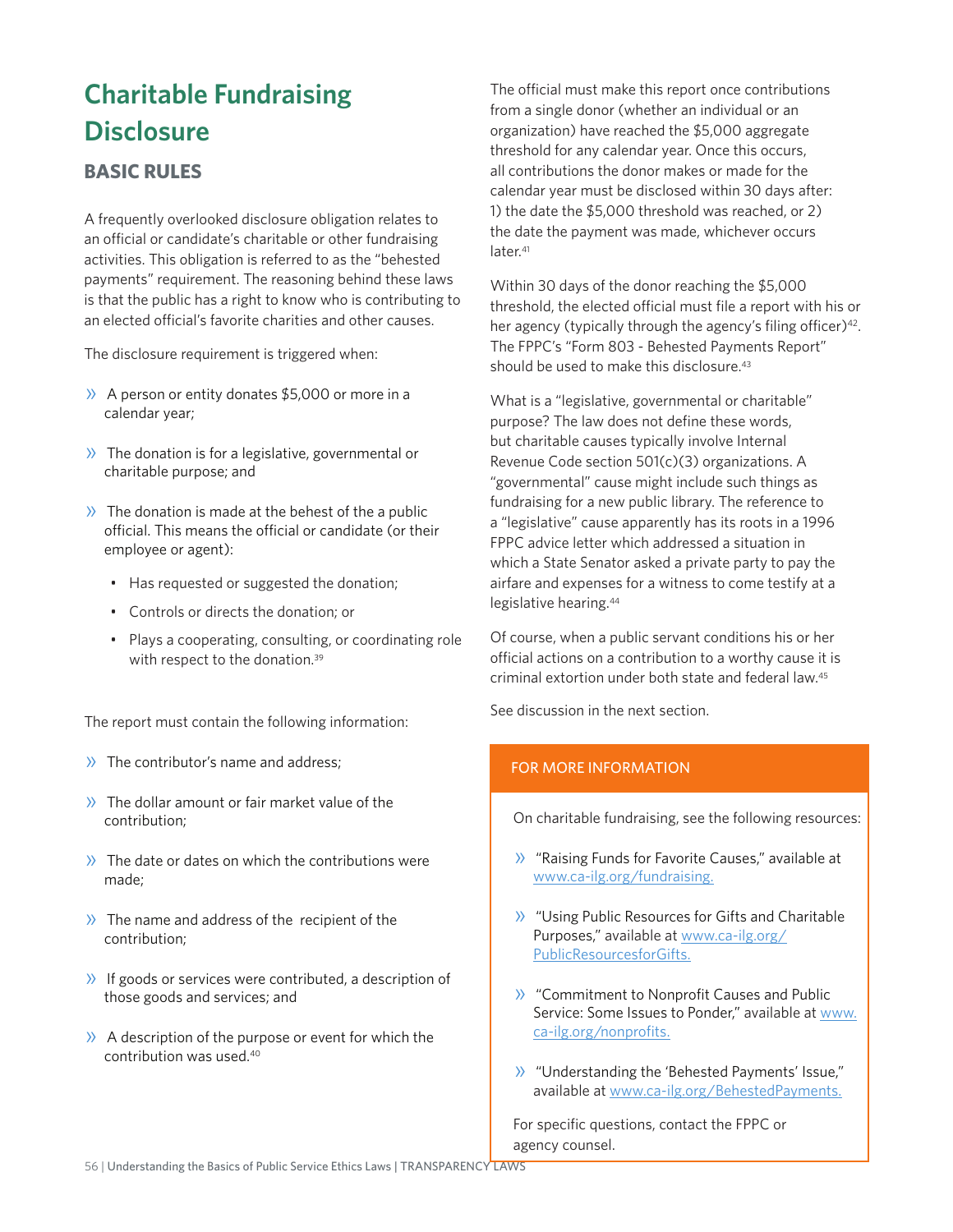# Charitable Fundraising Disclosure

## BASIC RULES

A frequently overlooked disclosure obligation relates to an official or candidate's charitable or other fundraising activities. This obligation is referred to as the "behested payments" requirement. The reasoning behind these laws is that the public has a right to know who is contributing to an elected official's favorite charities and other causes.

The disclosure requirement is triggered when:

- A person or entity donates $5,000 or more in a calendar year;
- The donation is for a legislative, governmental or charitable purpose; and
- The donation is made at the behest of the a public official. This means the official or candidate (or their employee or agent):
    - Has requested or suggested the donation;
    - Controls or directs the donation; or
    - Plays a cooperating, consulting, or coordinating role with respect to the donation.[39]

The report must contain the following information:

- The contributor's name and address;
- The dollar amount or fair market value of the contribution;
- The date or dates on which the contributions were made;
- The name and address of the recipient of the contribution;
- If goods or services were contributed, a description of those goods and services; and
- A description of the purpose or event for which the contribution was used.[40]

The official must make this report once contributions from a single donor (whether an individual or an organization) have reached the $5,000 aggregate threshold for any calendar year. Once this occurs, all contributions the donor makes or made for the calendar year must be disclosed within 30 days after: 1) the date the $5,000 threshold was reached, or 2) the date the payment was made, whichever occurs later.[41]

Within 30 days of the donor reaching the $5,000 threshold, the elected official must file a report with his or her agency (typically through the agency's filing officer)[42]. The FPPC's "Form 803 - Behested Payments Report" should be used to make this disclosure.[43]

What is a "legislative, governmental or charitable" purpose? The law does not define these words, but charitable causes typically involve Internal Revenue Code section 501(c)(3) organizations. A "governmental" cause might include such things as fundraising for a new public library. The reference to a "legislative" cause apparently has its roots in a 1996 FPPC advice letter which addressed a situation in which a State Senator asked a private party to pay the airfare and expenses for a witness to come testify at a legislative hearing.[44]

Of course, when a public servant conditions his or her official actions on a contribution to a worthy cause it is criminal extortion under both state and federal law.[45]

See discussion in the next section.

**FOR MORE INFORMATION**

On charitable fundraising, see the following resources:

- "Raising Funds for Favorite Causes," available at www.ca-ilg.org/fundraising.
- "Using Public Resources for Gifts and Charitable Purposes," available at www.ca-ilg.org/PublicResourcesforGifts.
- "Commitment to Nonprofit Causes and Public Service: Some Issues to Ponder," available at www.ca-ilg.org/nonprofits.
- "Understanding the 'Behested Payments' Issue," available at www.ca-ilg.org/BehestedPayments.

For specific questions, contact the FPPC or agency counsel.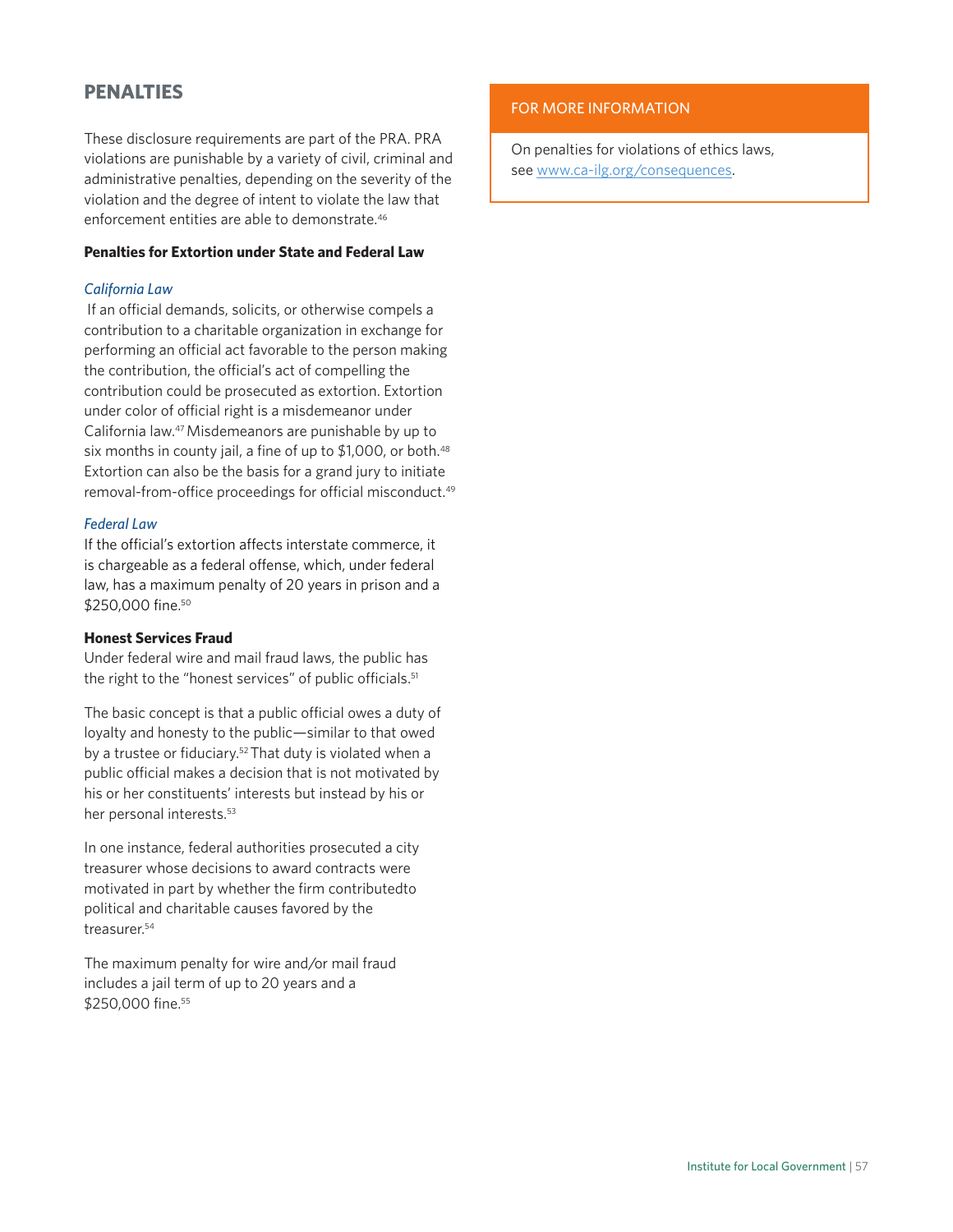## PENALTIES

These disclosure requirements are part of the PRA. PRA violations are punishable by a variety of civil, criminal and administrative penalties, depending on the severity of the violation and the degree of intent to violate the law that enforcement entities are able to demonstrate.[46]

**Penalties for Extortion under State and Federal Law**

*California Law*

If an official demands, solicits, or otherwise compels a contribution to a charitable organization in exchange for performing an official act favorable to the person making the contribution, the official's act of compelling the contribution could be prosecuted as extortion. Extortion under color of official right is a misdemeanor under California law.[47] Misdemeanors are punishable by up to six months in county jail, a fine of up to $1,000, or both.[48] Extortion can also be the basis for a grand jury to initiate removal-from-office proceedings for official misconduct.[49]

*Federal Law*

If the official's extortion affects interstate commerce, it is chargeable as a federal offense, which, under federal law, has a maximum penalty of 20 years in prison and a $250,000 fine.[50]

**Honest Services Fraud**

Under federal wire and mail fraud laws, the public has the right to the "honest services" of public officials.[51]

The basic concept is that a public official owes a duty of loyalty and honesty to the public—similar to that owed by a trustee or fiduciary.[52] That duty is violated when a public official makes a decision that is not motivated by his or her constituents' interests but instead by his or her personal interests.[53]

In one instance, federal authorities prosecuted a city treasurer whose decisions to award contracts were motivated in part by whether the firm contributedto political and charitable causes favored by the treasurer.[54]

The maximum penalty for wire and/or mail fraud includes a jail term of up to 20 years and a $250,000 fine.[55]

**FOR MORE INFORMATION**

On penalties for violations of ethics laws, see www.ca-ilg.org/consequences.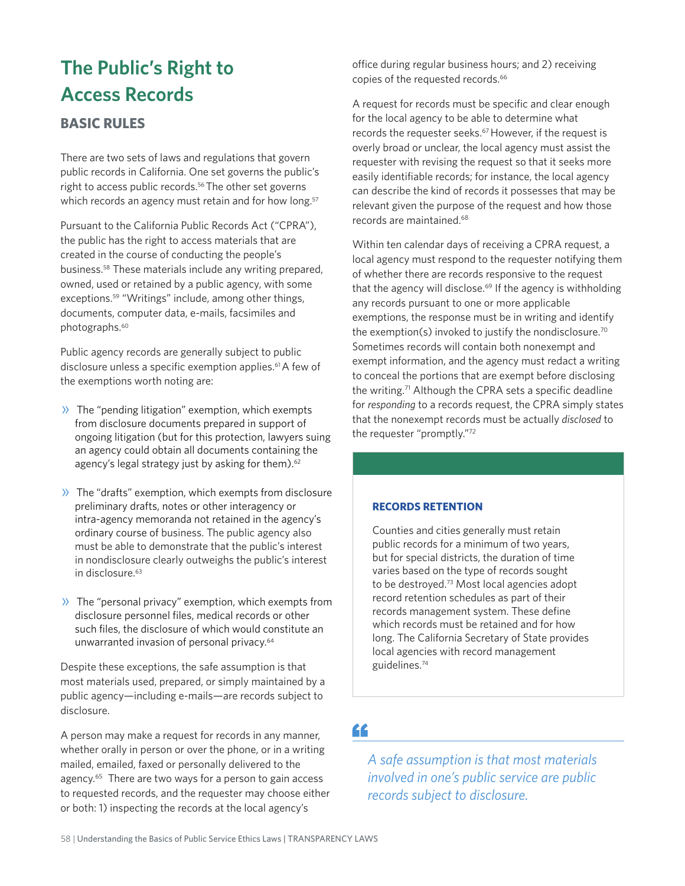# The Public's Right to Access Records

## BASIC RULES

There are two sets of laws and regulations that govern public records in California. One set governs the public's right to access public records.[56] The other set governs which records an agency must retain and for how long.[57]

Pursuant to the California Public Records Act ("CPRA"), the public has the right to access materials that are created in the course of conducting the people's business.[58] These materials include any writing prepared, owned, used or retained by a public agency, with some exceptions.[59] "Writings" include, among other things, documents, computer data, e-mails, facsimiles and photographs.[60]

Public agency records are generally subject to public disclosure unless a specific exemption applies.[61] A few of the exemptions worth noting are:

- The "pending litigation" exemption, which exempts from disclosure documents prepared in support of ongoing litigation (but for this protection, lawyers suing an agency could obtain all documents containing the agency's legal strategy just by asking for them).[62]
- The "drafts" exemption, which exempts from disclosure preliminary drafts, notes or other interagency or intra-agency memoranda not retained in the agency's ordinary course of business. The public agency also must be able to demonstrate that the public's interest in nondisclosure clearly outweighs the public's interest in disclosure.[63]
- The "personal privacy" exemption, which exempts from disclosure personnel files, medical records or other such files, the disclosure of which would constitute an unwarranted invasion of personal privacy.[64]

Despite these exceptions, the safe assumption is that most materials used, prepared, or simply maintained by a public agency—including e-mails—are records subject to disclosure.

A person may make a request for records in any manner, whether orally in person or over the phone, or in a writing mailed, emailed, faxed or personally delivered to the agency.[65] There are two ways for a person to gain access to requested records, and the requester may choose either or both: 1) inspecting the records at the local agency's office during regular business hours; and 2) receiving copies of the requested records.[66]

A request for records must be specific and clear enough for the local agency to be able to determine what records the requester seeks.[67] However, if the request is overly broad or unclear, the local agency must assist the requester with revising the request so that it seeks more easily identifiable records; for instance, the local agency can describe the kind of records it possesses that may be relevant given the purpose of the request and how those records are maintained.[68]

Within ten calendar days of receiving a CPRA request, a local agency must respond to the requester notifying them of whether there are records responsive to the request that the agency will disclose.[69] If the agency is withholding any records pursuant to one or more applicable exemptions, the response must be in writing and identify the exemption(s) invoked to justify the nondisclosure.[70] Sometimes records will contain both nonexempt and exempt information, and the agency must redact a writing to conceal the portions that are exempt before disclosing the writing.[71] Although the CPRA sets a specific deadline for *responding* to a records request, the CPRA simply states that the nonexempt records must be actually *disclosed* to the requester "promptly."[72]

### RECORDS RETENTION

Counties and cities generally must retain public records for a minimum of two years, but for special districts, the duration of time varies based on the type of records sought to be destroyed.[73] Most local agencies adopt record retention schedules as part of their records management system. These define which records must be retained and for how long. The California Secretary of State provides local agencies with record management guidelines.[74]

> *A safe assumption is that most materials involved in one's public service are public records subject to disclosure.*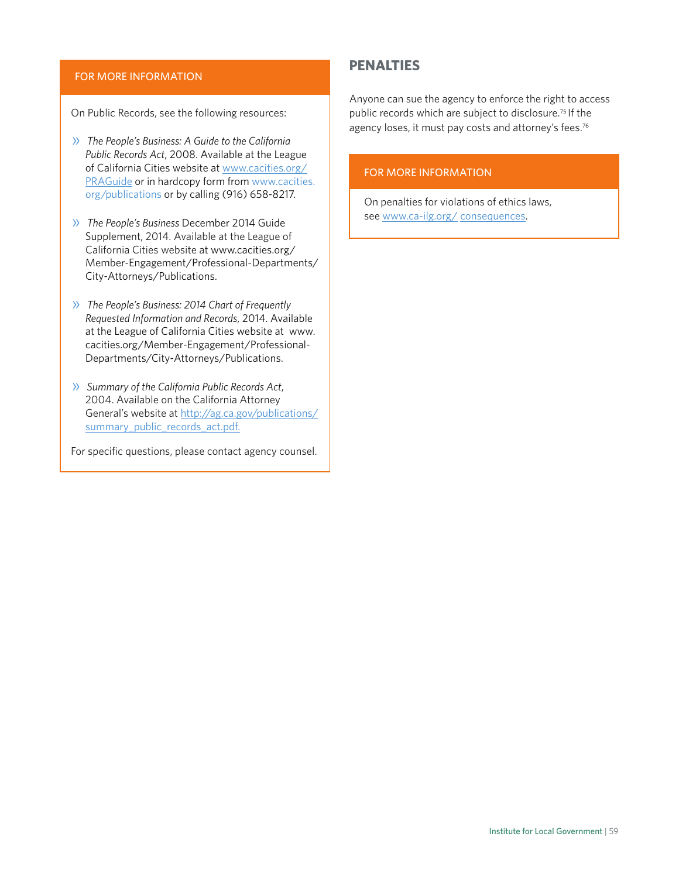### FOR MORE INFORMATION

On Public Records, see the following resources:

- *The People's Business: A Guide to the California Public Records Act*, 2008. Available at the League of California Cities website at www.cacities.org/PRAGuide or in hardcopy form from www.cacities.org/publications or by calling (916) 658-8217.
- *The People's Business* December 2014 Guide Supplement, 2014. Available at the League of California Cities website at www.cacities.org/Member-Engagement/Professional-Departments/City-Attorneys/Publications.
- *The People's Business: 2014 Chart of Frequently Requested Information and Records*, 2014. Available at the League of California Cities website at www.cacities.org/Member-Engagement/Professional-Departments/City-Attorneys/Publications.
- *Summary of the California Public Records Act*, 2004. Available on the California Attorney General's website at http://ag.ca.gov/publications/summary_public_records_act.pdf.

For specific questions, please contact agency counsel.

## PENALTIES

Anyone can sue the agency to enforce the right to access public records which are subject to disclosure.[75] If the agency loses, it must pay costs and attorney's fees.[76]

### FOR MORE INFORMATION

On penalties for violations of ethics laws, see www.ca-ilg.org/consequences.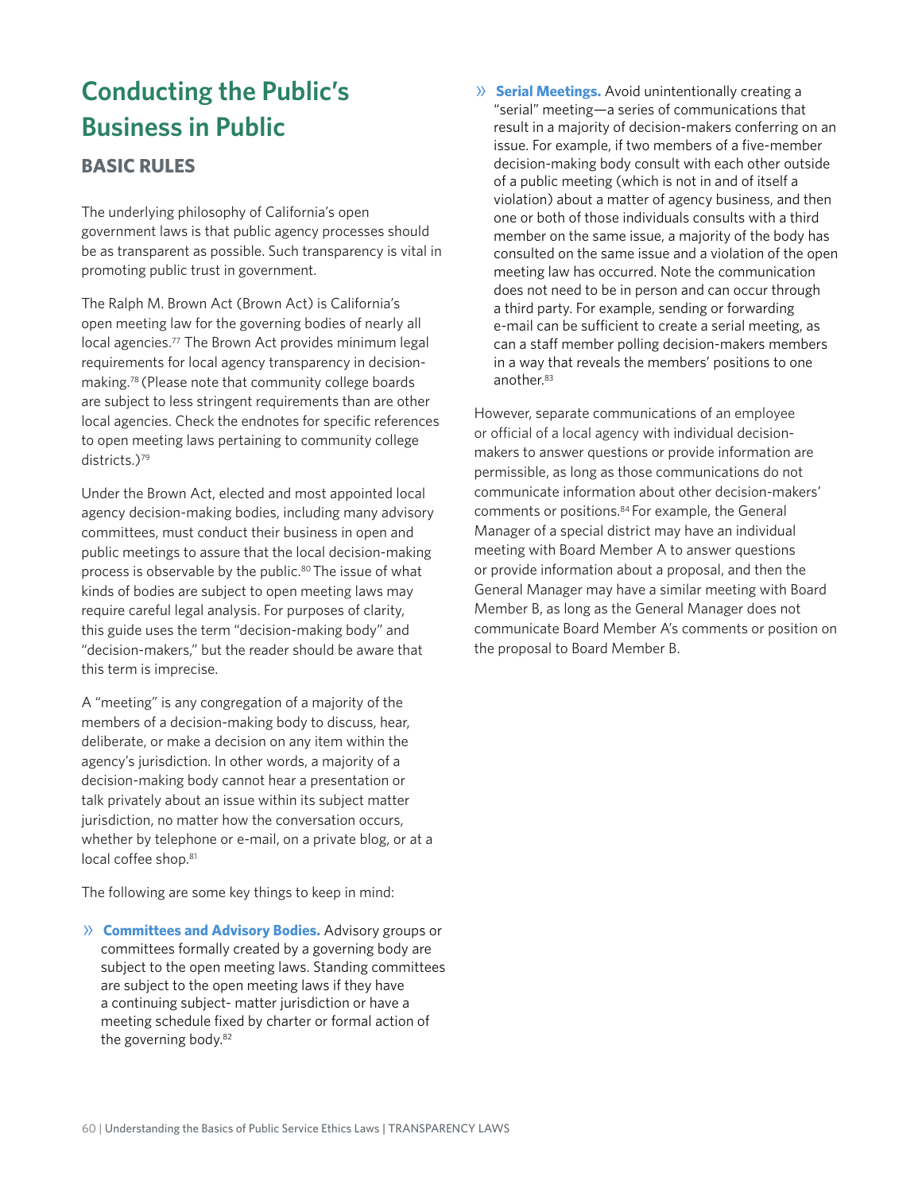# Conducting the Public's Business in Public

## BASIC RULES

The underlying philosophy of California's open government laws is that public agency processes should be as transparent as possible. Such transparency is vital in promoting public trust in government.

The Ralph M. Brown Act (Brown Act) is California's open meeting law for the governing bodies of nearly all local agencies.[77] The Brown Act provides minimum legal requirements for local agency transparency in decision-making.[78] (Please note that community college boards are subject to less stringent requirements than are other local agencies. Check the endnotes for specific references to open meeting laws pertaining to community college districts.)[79]

Under the Brown Act, elected and most appointed local agency decision-making bodies, including many advisory committees, must conduct their business in open and public meetings to assure that the local decision-making process is observable by the public.[80] The issue of what kinds of bodies are subject to open meeting laws may require careful legal analysis. For purposes of clarity, this guide uses the term "decision-making body" and "decision-makers," but the reader should be aware that this term is imprecise.

A "meeting" is any congregation of a majority of the members of a decision-making body to discuss, hear, deliberate, or make a decision on any item within the agency's jurisdiction. In other words, a majority of a decision-making body cannot hear a presentation or talk privately about an issue within its subject matter jurisdiction, no matter how the conversation occurs, whether by telephone or e-mail, on a private blog, or at a local coffee shop.[81]

The following are some key things to keep in mind:

- **Committees and Advisory Bodies.** Advisory groups or committees formally created by a governing body are subject to the open meeting laws. Standing committees are subject to the open meeting laws if they have a continuing subject- matter jurisdiction or have a meeting schedule fixed by charter or formal action of the governing body.[82]
- **Serial Meetings.** Avoid unintentionally creating a "serial" meeting—a series of communications that result in a majority of decision-makers conferring on an issue. For example, if two members of a five-member decision-making body consult with each other outside of a public meeting (which is not in and of itself a violation) about a matter of agency business, and then one or both of those individuals consults with a third member on the same issue, a majority of the body has consulted on the same issue and a violation of the open meeting law has occurred. Note the communication does not need to be in person and can occur through a third party. For example, sending or forwarding e-mail can be sufficient to create a serial meeting, as can a staff member polling decision-makers members in a way that reveals the members' positions to one another.[83]

However, separate communications of an employee or official of a local agency with individual decision-makers to answer questions or provide information are permissible, as long as those communications do not communicate information about other decision-makers' comments or positions.[84] For example, the General Manager of a special district may have an individual meeting with Board Member A to answer questions or provide information about a proposal, and then the General Manager may have a similar meeting with Board Member B, as long as the General Manager does not communicate Board Member A's comments or position on the proposal to Board Member B.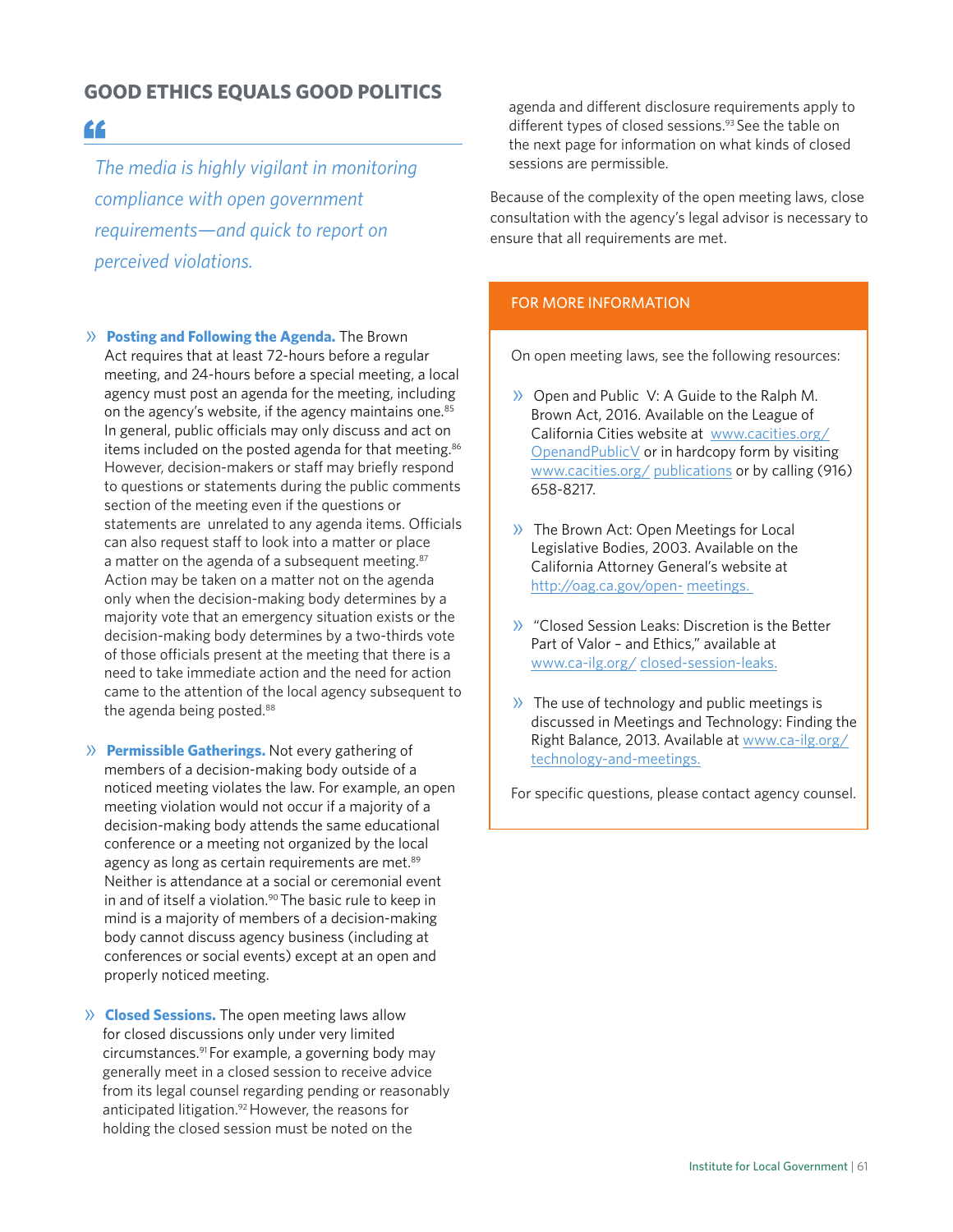## GOOD ETHICS EQUALS GOOD POLITICS

> *The media is highly vigilant in monitoring compliance with open government requirements—and quick to report on perceived violations.*

- **Posting and Following the Agenda.** The Brown Act requires that at least 72-hours before a regular meeting, and 24-hours before a special meeting, a local agency must post an agenda for the meeting, including on the agency's website, if the agency maintains one.[85] In general, public officials may only discuss and act on items included on the posted agenda for that meeting.[86] However, decision-makers or staff may briefly respond to questions or statements during the public comments section of the meeting even if the questions or statements are unrelated to any agenda items. Officials can also request staff to look into a matter or place a matter on the agenda of a subsequent meeting.[87] Action may be taken on a matter not on the agenda only when the decision-making body determines by a majority vote that an emergency situation exists or the decision-making body determines by a two-thirds vote of those officials present at the meeting that there is a need to take immediate action and the need for action came to the attention of the local agency subsequent to the agenda being posted.[88]

- **Permissible Gatherings.** Not every gathering of members of a decision-making body outside of a noticed meeting violates the law. For example, an open meeting violation would not occur if a majority of a decision-making body attends the same educational conference or a meeting not organized by the local agency as long as certain requirements are met.[89] Neither is attendance at a social or ceremonial event in and of itself a violation.[90] The basic rule to keep in mind is a majority of members of a decision-making body cannot discuss agency business (including at conferences or social events) except at an open and properly noticed meeting.

- **Closed Sessions.** The open meeting laws allow for closed discussions only under very limited circumstances.[91] For example, a governing body may generally meet in a closed session to receive advice from its legal counsel regarding pending or reasonably anticipated litigation.[92] However, the reasons for holding the closed session must be noted on the agenda and different disclosure requirements apply to different types of closed sessions.[93] See the table on the next page for information on what kinds of closed sessions are permissible.

Because of the complexity of the open meeting laws, close consultation with the agency's legal advisor is necessary to ensure that all requirements are met.

### FOR MORE INFORMATION

On open meeting laws, see the following resources:

- Open and Public V: A Guide to the Ralph M. Brown Act, 2016. Available on the League of California Cities website at www.cacities.org/OpenandPublicV or in hardcopy form by visiting www.cacities.org/publications or by calling (916) 658-8217.
- The Brown Act: Open Meetings for Local Legislative Bodies, 2003. Available on the California Attorney General's website at http://oag.ca.gov/open-meetings.
- "Closed Session Leaks: Discretion is the Better Part of Valor – and Ethics," available at www.ca-ilg.org/closed-session-leaks.
- The use of technology and public meetings is discussed in Meetings and Technology: Finding the Right Balance, 2013. Available at www.ca-ilg.org/technology-and-meetings.

For specific questions, please contact agency counsel.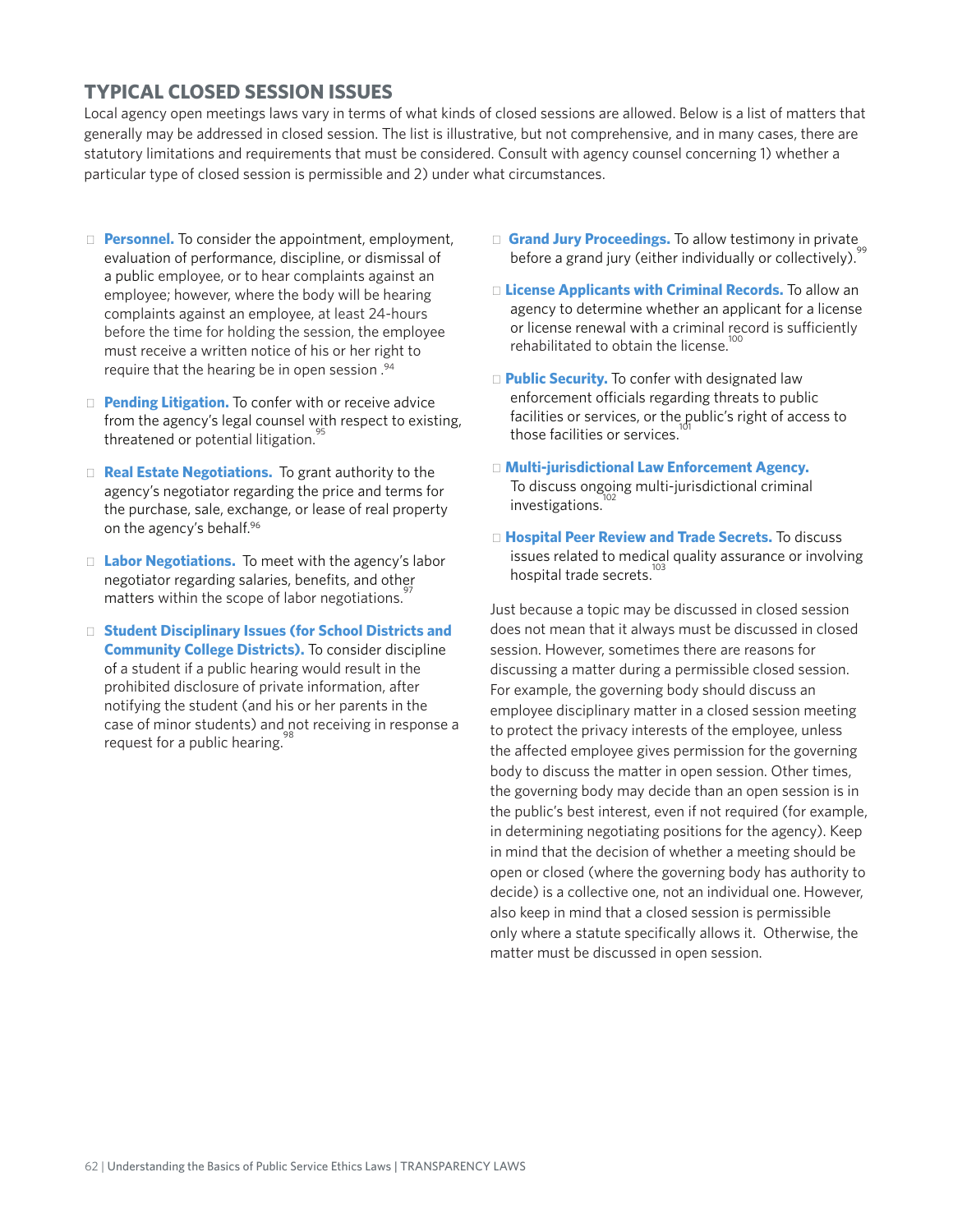## TYPICAL CLOSED SESSION ISSUES

Local agency open meetings laws vary in terms of what kinds of closed sessions are allowed. Below is a list of matters that generally may be addressed in closed session. The list is illustrative, but not comprehensive, and in many cases, there are statutory limitations and requirements that must be considered. Consult with agency counsel concerning 1) whether a particular type of closed session is permissible and 2) under what circumstances.

- **Personnel.** To consider the appointment, employment, evaluation of performance, discipline, or dismissal of a public employee, or to hear complaints against an employee; however, where the body will be hearing complaints against an employee, at least 24-hours before the time for holding the session, the employee must receive a written notice of his or her right to require that the hearing be in open session .[94]
- **Pending Litigation.** To confer with or receive advice from the agency's legal counsel with respect to existing, threatened or potential litigation.[95]
- **Real Estate Negotiations.** To grant authority to the agency's negotiator regarding the price and terms for the purchase, sale, exchange, or lease of real property on the agency's behalf.[96]
- **Labor Negotiations.** To meet with the agency's labor negotiator regarding salaries, benefits, and other matters within the scope of labor negotiations.[97]
- **Student Disciplinary Issues (for School Districts and Community College Districts).** To consider discipline of a student if a public hearing would result in the prohibited disclosure of private information, after notifying the student (and his or her parents in the case of minor students) and not receiving in response a request for a public hearing.[98]
- **Grand Jury Proceedings.** To allow testimony in private before a grand jury (either individually or collectively).[99]
- **License Applicants with Criminal Records.** To allow an agency to determine whether an applicant for a license or license renewal with a criminal record is sufficiently rehabilitated to obtain the license.[100]
- **Public Security.** To confer with designated law enforcement officials regarding threats to public facilities or services, or the public's right of access to those facilities or services.[101]
- **Multi-jurisdictional Law Enforcement Agency.** To discuss ongoing multi-jurisdictional criminal investigations.[102]
- **Hospital Peer Review and Trade Secrets.** To discuss issues related to medical quality assurance or involving hospital trade secrets.[103]

Just because a topic may be discussed in closed session does not mean that it always must be discussed in closed session. However, sometimes there are reasons for discussing a matter during a permissible closed session. For example, the governing body should discuss an employee disciplinary matter in a closed session meeting to protect the privacy interests of the employee, unless the affected employee gives permission for the governing body to discuss the matter in open session. Other times, the governing body may decide than an open session is in the public's best interest, even if not required (for example, in determining negotiating positions for the agency). Keep in mind that the decision of whether a meeting should be open or closed (where the governing body has authority to decide) is a collective one, not an individual one. However, also keep in mind that a closed session is permissible only where a statute specifically allows it. Otherwise, the matter must be discussed in open session.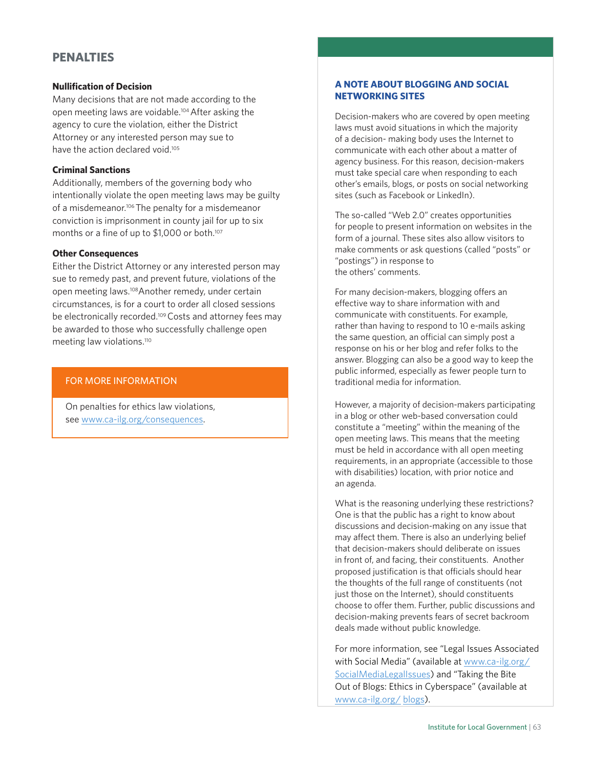## PENALTIES

### Nullification of Decision

Many decisions that are not made according to the open meeting laws are voidable.[104] After asking the agency to cure the violation, either the District Attorney or any interested person may sue to have the action declared void.[105]

### Criminal Sanctions

Additionally, members of the governing body who intentionally violate the open meeting laws may be guilty of a misdemeanor.[106] The penalty for a misdemeanor conviction is imprisonment in county jail for up to six months or a fine of up to $1,000 or both.[107]

### Other Consequences

Either the District Attorney or any interested person may sue to remedy past, and prevent future, violations of the open meeting laws.[108] Another remedy, under certain circumstances, is for a court to order all closed sessions be electronically recorded.[109] Costs and attorney fees may be awarded to those who successfully challenge open meeting law violations.[110]

**FOR MORE INFORMATION**

On penalties for ethics law violations, see www.ca-ilg.org/consequences.

### A NOTE ABOUT BLOGGING AND SOCIAL NETWORKING SITES

Decision-makers who are covered by open meeting laws must avoid situations in which the majority of a decision- making body uses the Internet to communicate with each other about a matter of agency business. For this reason, decision-makers must take special care when responding to each other's emails, blogs, or posts on social networking sites (such as Facebook or LinkedIn).

The so-called "Web 2.0" creates opportunities for people to present information on websites in the form of a journal. These sites also allow visitors to make comments or ask questions (called "posts" or "postings") in response to the others' comments.

For many decision-makers, blogging offers an effective way to share information with and communicate with constituents. For example, rather than having to respond to 10 e-mails asking the same question, an official can simply post a response on his or her blog and refer folks to the answer. Blogging can also be a good way to keep the public informed, especially as fewer people turn to traditional media for information.

However, a majority of decision-makers participating in a blog or other web-based conversation could constitute a "meeting" within the meaning of the open meeting laws. This means that the meeting must be held in accordance with all open meeting requirements, in an appropriate (accessible to those with disabilities) location, with prior notice and an agenda.

What is the reasoning underlying these restrictions? One is that the public has a right to know about discussions and decision-making on any issue that may affect them. There is also an underlying belief that decision-makers should deliberate on issues in front of, and facing, their constituents. Another proposed justification is that officials should hear the thoughts of the full range of constituents (not just those on the Internet), should constituents choose to offer them. Further, public discussions and decision-making prevents fears of secret backroom deals made without public knowledge.

For more information, see "Legal Issues Associated with Social Media" (available at www.ca-ilg.org/SocialMediaLegalIssues) and "Taking the Bite Out of Blogs: Ethics in Cyberspace" (available at www.ca-ilg.org/ blogs).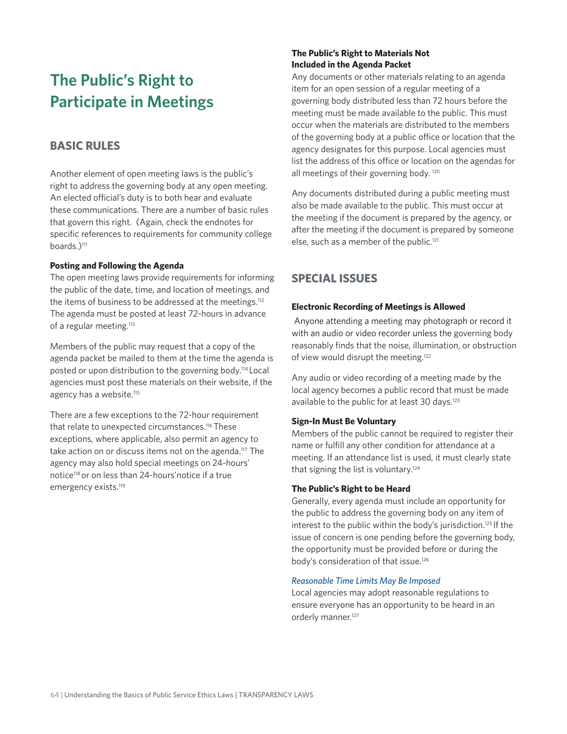# The Public's Right to Participate in Meetings

## BASIC RULES

Another element of open meeting laws is the public's right to address the governing body at any open meeting. An elected official's duty is to both hear and evaluate these communications. There are a number of basic rules that govern this right. (Again, check the endnotes for specific references to requirements for community college boards.)[111]

**Posting and Following the Agenda**

The open meeting laws provide requirements for informing the public of the date, time, and location of meetings, and the items of business to be addressed at the meetings.[112] The agenda must be posted at least 72-hours in advance of a regular meeting.[113]

Members of the public may request that a copy of the agenda packet be mailed to them at the time the agenda is posted or upon distribution to the governing body.[114] Local agencies must post these materials on their website, if the agency has a website.[115]

There are a few exceptions to the 72-hour requirement that relate to unexpected circumstances.[116] These exceptions, where applicable, also permit an agency to take action on or discuss items not on the agenda.[117] The agency may also hold special meetings on 24-hours' notice[118] or on less than 24-hours'notice if a true emergency exists.[119]

**The Public's Right to Materials Not Included in the Agenda Packet**

Any documents or other materials relating to an agenda item for an open session of a regular meeting of a governing body distributed less than 72 hours before the meeting must be made available to the public. This must occur when the materials are distributed to the members of the governing body at a public office or location that the agency designates for this purpose. Local agencies must list the address of this office or location on the agendas for all meetings of their governing body.[120]

Any documents distributed during a public meeting must also be made available to the public. This must occur at the meeting if the document is prepared by the agency, or after the meeting if the document is prepared by someone else, such as a member of the public.[121]

## SPECIAL ISSUES

**Electronic Recording of Meetings is Allowed**

Anyone attending a meeting may photograph or record it with an audio or video recorder unless the governing body reasonably finds that the noise, illumination, or obstruction of view would disrupt the meeting.[122]

Any audio or video recording of a meeting made by the local agency becomes a public record that must be made available to the public for at least 30 days.[123]

**Sign-In Must Be Voluntary**

Members of the public cannot be required to register their name or fulfill any other condition for attendance at a meeting. If an attendance list is used, it must clearly state that signing the list is voluntary.[124]

**The Public's Right to be Heard**

Generally, every agenda must include an opportunity for the public to address the governing body on any item of interest to the public within the body's jurisdiction.[125] If the issue of concern is one pending before the governing body, the opportunity must be provided before or during the body's consideration of that issue.[126]

*Reasonable Time Limits May Be Imposed*

Local agencies may adopt reasonable regulations to ensure everyone has an opportunity to be heard in an orderly manner.[127]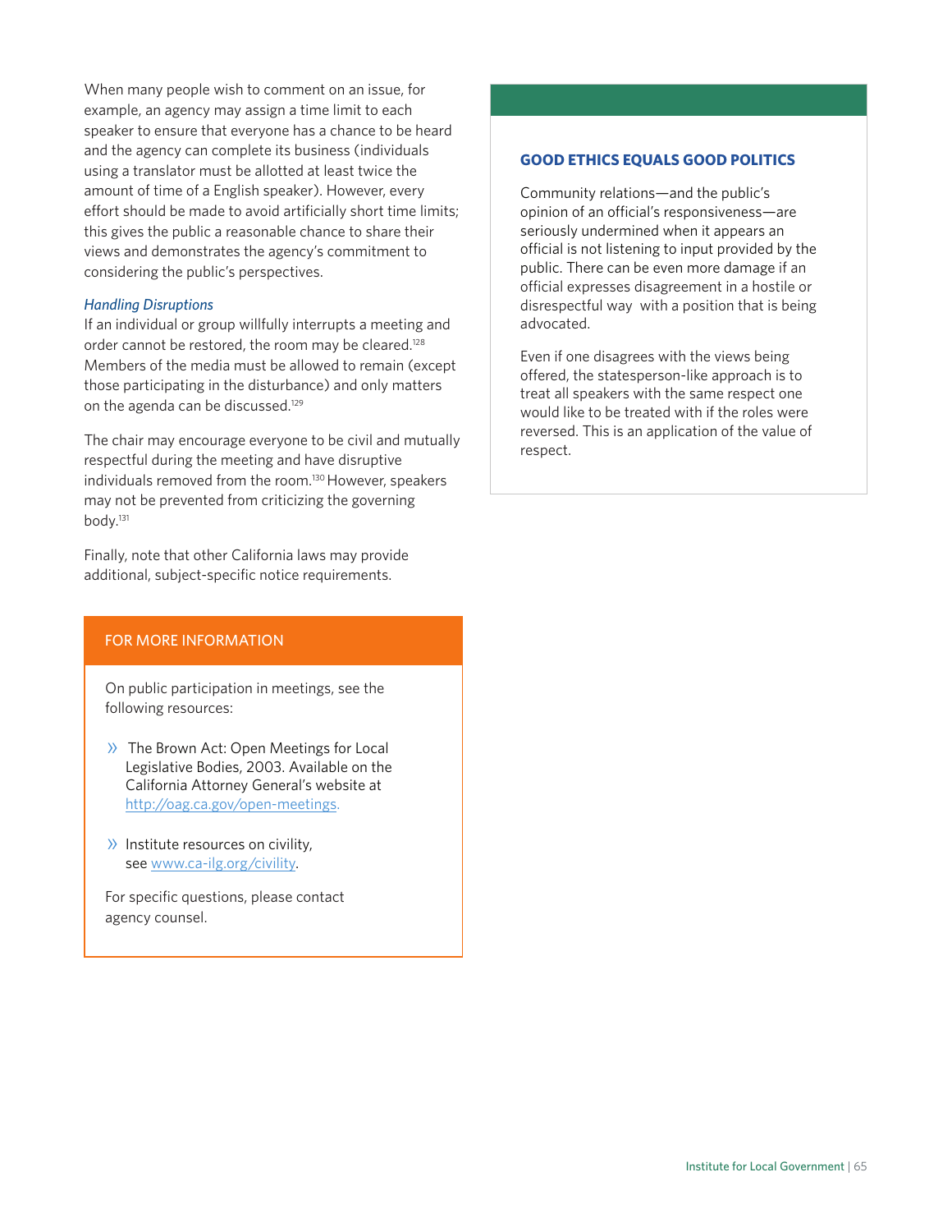When many people wish to comment on an issue, for example, an agency may assign a time limit to each speaker to ensure that everyone has a chance to be heard and the agency can complete its business (individuals using a translator must be allotted at least twice the amount of time of a English speaker). However, every effort should be made to avoid artificially short time limits; this gives the public a reasonable chance to share their views and demonstrates the agency's commitment to considering the public's perspectives.

*Handling Disruptions*

If an individual or group willfully interrupts a meeting and order cannot be restored, the room may be cleared.[128] Members of the media must be allowed to remain (except those participating in the disturbance) and only matters on the agenda can be discussed.[129]

The chair may encourage everyone to be civil and mutually respectful during the meeting and have disruptive individuals removed from the room.[130] However, speakers may not be prevented from criticizing the governing body.[131]

Finally, note that other California laws may provide additional, subject-specific notice requirements.

### FOR MORE INFORMATION

On public participation in meetings, see the following resources:

- The Brown Act: Open Meetings for Local Legislative Bodies, 2003. Available on the California Attorney General's website at http://oag.ca.gov/open-meetings.
- Institute resources on civility, see www.ca-ilg.org/civility.

For specific questions, please contact agency counsel.

### GOOD ETHICS EQUALS GOOD POLITICS

Community relations—and the public's opinion of an official's responsiveness—are seriously undermined when it appears an official is not listening to input provided by the public. There can be even more damage if an official expresses disagreement in a hostile or disrespectful way with a position that is being advocated.

Even if one disagrees with the views being offered, the statesperson-like approach is to treat all speakers with the same respect one would like to be treated with if the roles were reversed. This is an application of the value of respect.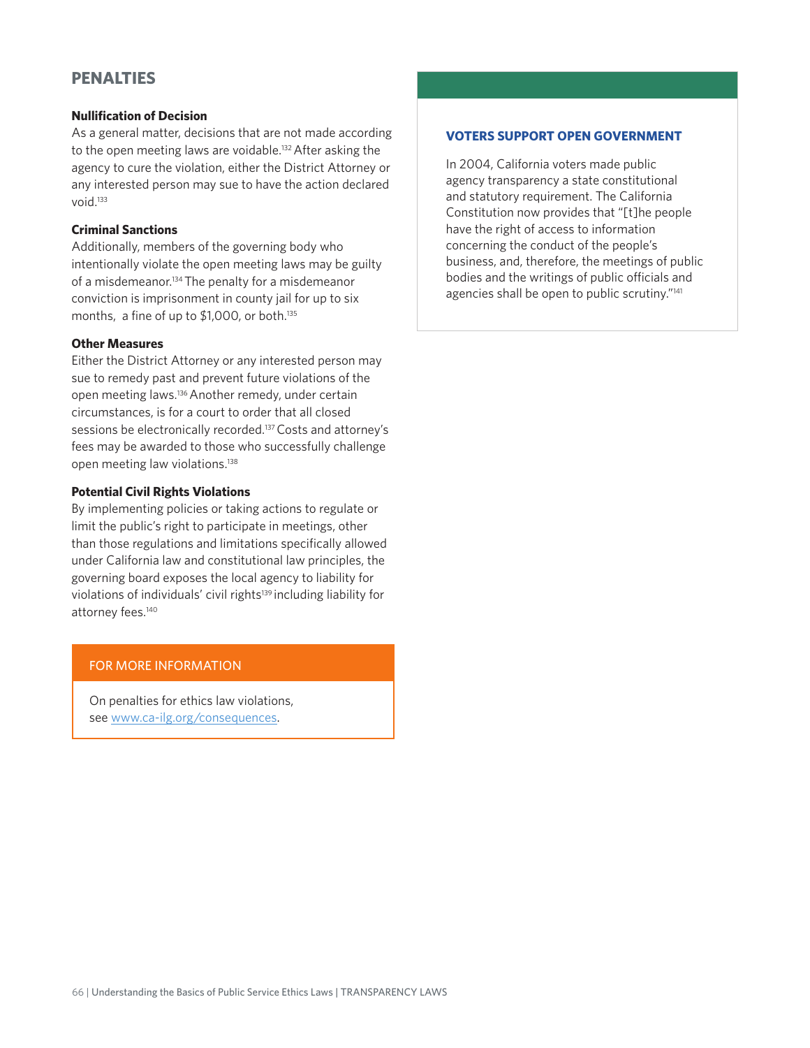## PENALTIES

### Nullification of Decision

As a general matter, decisions that are not made according to the open meeting laws are voidable.[132] After asking the agency to cure the violation, either the District Attorney or any interested person may sue to have the action declared void.[133]

### Criminal Sanctions

Additionally, members of the governing body who intentionally violate the open meeting laws may be guilty of a misdemeanor.[134] The penalty for a misdemeanor conviction is imprisonment in county jail for up to six months, a fine of up to $1,000, or both.[135]

### Other Measures

Either the District Attorney or any interested person may sue to remedy past and prevent future violations of the open meeting laws.[136] Another remedy, under certain circumstances, is for a court to order that all closed sessions be electronically recorded.[137] Costs and attorney's fees may be awarded to those who successfully challenge open meeting law violations.[138]

### Potential Civil Rights Violations

By implementing policies or taking actions to regulate or limit the public's right to participate in meetings, other than those regulations and limitations specifically allowed under California law and constitutional law principles, the governing board exposes the local agency to liability for violations of individuals' civil rights[139] including liability for attorney fees.[140]

> **FOR MORE INFORMATION**
>
> On penalties for ethics law violations, see www.ca-ilg.org/consequences.

> **VOTERS SUPPORT OPEN GOVERNMENT**
>
> In 2004, California voters made public agency transparency a state constitutional and statutory requirement. The California Constitution now provides that "[t]he people have the right of access to information concerning the conduct of the people's business, and, therefore, the meetings of public bodies and the writings of public officials and agencies shall be open to public scrutiny."[141]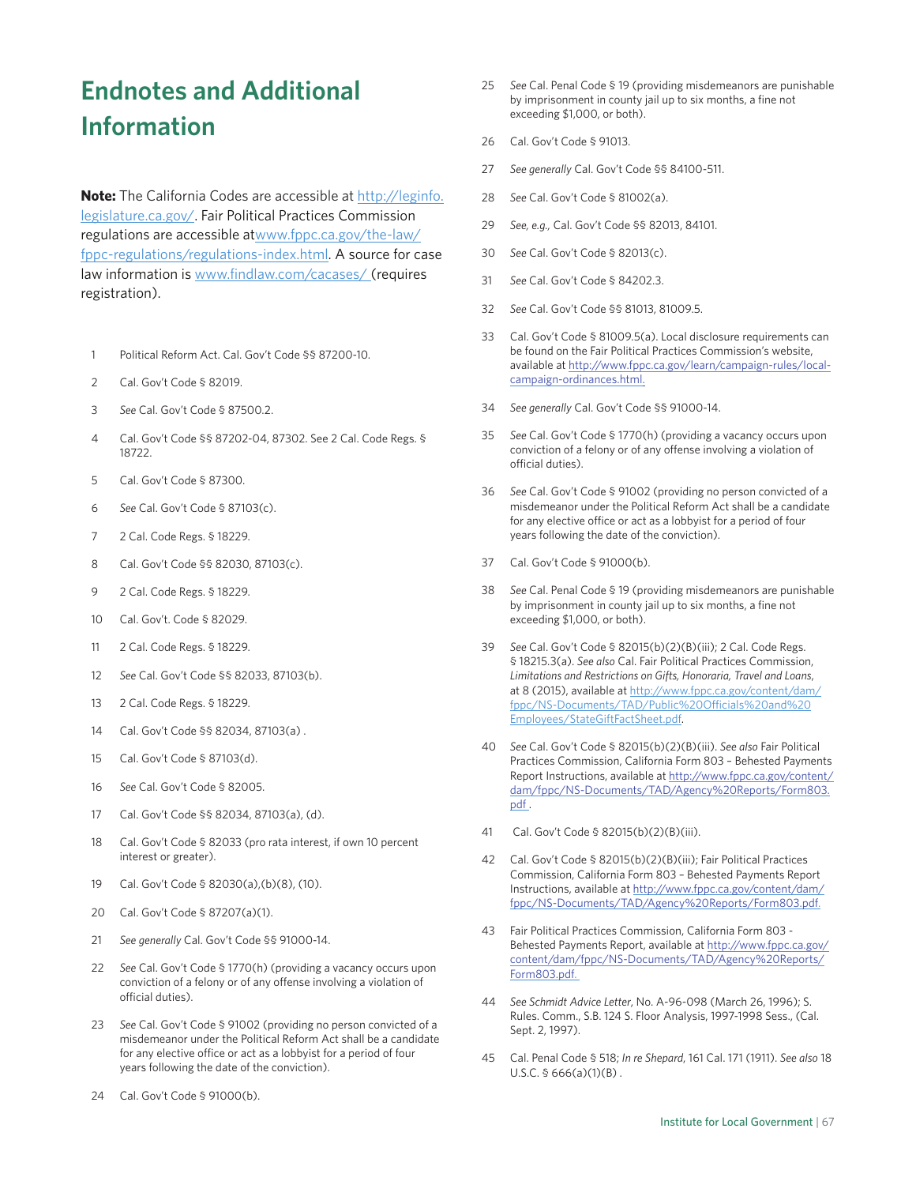# Endnotes and Additional Information

**Note:** The California Codes are accessible at http://leginfo.legislature.ca.gov/. Fair Political Practices Commission regulations are accessible atwww.fppc.ca.gov/the-law/fppc-regulations/regulations-index.html. A source for case law information is www.findlaw.com/cacases/ (requires registration).

1. Political Reform Act. Cal. Gov't Code §§ 87200-10.
2. Cal. Gov't Code § 82019.
3. *See* Cal. Gov't Code § 87500.2.
4. Cal. Gov't Code §§ 87202-04, 87302. See 2 Cal. Code Regs. § 18722.
5. Cal. Gov't Code § 87300.
6. *See* Cal. Gov't Code § 87103(c).
7. 2 Cal. Code Regs. § 18229.
8. Cal. Gov't Code §§ 82030, 87103(c).
9. 2 Cal. Code Regs. § 18229.
10. Cal. Gov't. Code § 82029.
11. 2 Cal. Code Regs. § 18229.
12. *See* Cal. Gov't Code §§ 82033, 87103(b).
13. 2 Cal. Code Regs. § 18229.
14. Cal. Gov't Code §§ 82034, 87103(a) .
15. Cal. Gov't Code § 87103(d).
16. *See* Cal. Gov't Code § 82005.
17. Cal. Gov't Code §§ 82034, 87103(a), (d).
18. Cal. Gov't Code § 82033 (pro rata interest, if own 10 percent interest or greater).
19. Cal. Gov't Code § 82030(a),(b)(8), (10).
20. Cal. Gov't Code § 87207(a)(1).
21. *See generally* Cal. Gov't Code §§ 91000-14.
22. *See* Cal. Gov't Code § 1770(h) (providing a vacancy occurs upon conviction of a felony or of any offense involving a violation of official duties).
23. *See* Cal. Gov't Code § 91002 (providing no person convicted of a misdemeanor under the Political Reform Act shall be a candidate for any elective office or act as a lobbyist for a period of four years following the date of the conviction).
24. Cal. Gov't Code § 91000(b).
25. *See* Cal. Penal Code § 19 (providing misdemeanors are punishable by imprisonment in county jail up to six months, a fine not exceeding $1,000, or both).
26. Cal. Gov't Code § 91013.
27. *See generally* Cal. Gov't Code §§ 84100-511.
28. *See* Cal. Gov't Code § 81002(a).
29. *See, e.g.,* Cal. Gov't Code §§ 82013, 84101.
30. *See* Cal. Gov't Code § 82013(c).
31. *See* Cal. Gov't Code § 84202.3.
32. *See* Cal. Gov't Code §§ 81013, 81009.5.
33. Cal. Gov't Code § 81009.5(a). Local disclosure requirements can be found on the Fair Political Practices Commission's website, available at http://www.fppc.ca.gov/learn/campaign-rules/local-campaign-ordinances.html.
34. *See generally* Cal. Gov't Code §§ 91000-14.
35. *See* Cal. Gov't Code § 1770(h) (providing a vacancy occurs upon conviction of a felony or of any offense involving a violation of official duties).
36. *See* Cal. Gov't Code § 91002 (providing no person convicted of a misdemeanor under the Political Reform Act shall be a candidate for any elective office or act as a lobbyist for a period of four years following the date of the conviction).
37. Cal. Gov't Code § 91000(b).
38. *See* Cal. Penal Code § 19 (providing misdemeanors are punishable by imprisonment in county jail up to six months, a fine not exceeding $1,000, or both).
39. *See* Cal. Gov't Code § 82015(b)(2)(B)(iii); 2 Cal. Code Regs. § 18215.3(a). *See also* Cal. Fair Political Practices Commission, *Limitations and Restrictions on Gifts, Honoraria, Travel and Loans*, at 8 (2015), available at http://www.fppc.ca.gov/content/dam/fppc/NS-Documents/TAD/Public%20Officials%20and%20Employees/StateGiftFactSheet.pdf.
40. *See* Cal. Gov't Code § 82015(b)(2)(B)(iii). *See also* Fair Political Practices Commission, California Form 803 – Behested Payments Report Instructions, available at http://www.fppc.ca.gov/content/dam/fppc/NS-Documents/TAD/Agency%20Reports/Form803.pdf .
41. Cal. Gov't Code § 82015(b)(2)(B)(iii).
42. Cal. Gov't Code § 82015(b)(2)(B)(iii); Fair Political Practices Commission, California Form 803 – Behested Payments Report Instructions, available at http://www.fppc.ca.gov/content/dam/fppc/NS-Documents/TAD/Agency%20Reports/Form803.pdf.
43. Fair Political Practices Commission, California Form 803 - Behested Payments Report, available at http://www.fppc.ca.gov/content/dam/fppc/NS-Documents/TAD/Agency%20Reports/Form803.pdf.
44. *See Schmidt Advice Letter*, No. A-96-098 (March 26, 1996); S. Rules. Comm., S.B. 124 S. Floor Analysis, 1997-1998 Sess., (Cal. Sept. 2, 1997).
45. Cal. Penal Code § 518; *In re Shepard*, 161 Cal. 171 (1911). *See also* 18 U.S.C. § 666(a)(1)(B) .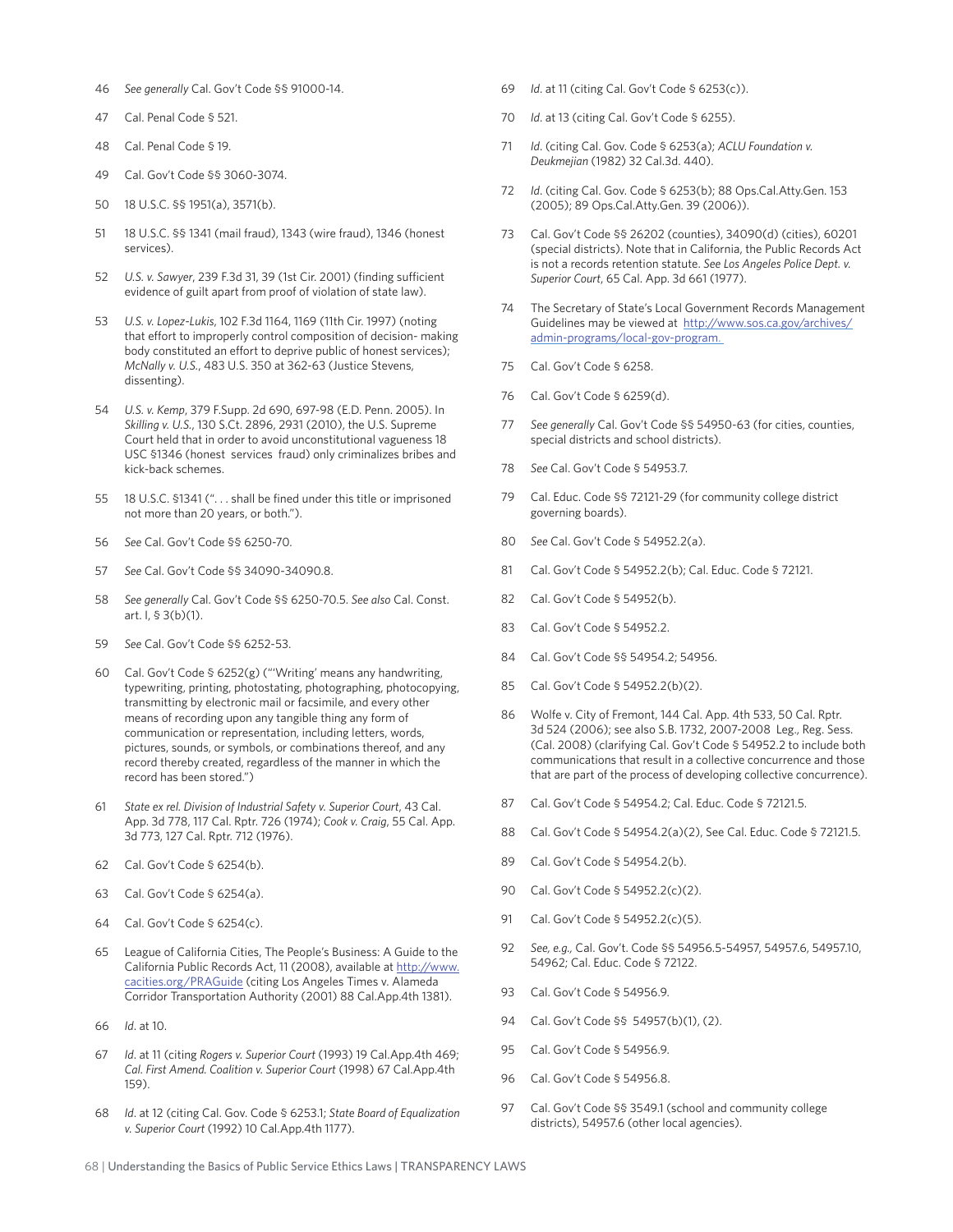46 *See generally* Cal. Gov't Code §§ 91000-14.

47 Cal. Penal Code § 521.

48 Cal. Penal Code § 19.

49 Cal. Gov't Code §§ 3060-3074.

50 18 U.S.C. §§ 1951(a), 3571(b).

51 18 U.S.C. §§ 1341 (mail fraud), 1343 (wire fraud), 1346 (honest services).

52 *U.S. v. Sawyer*, 239 F.3d 31, 39 (1st Cir. 2001) (finding sufficient evidence of guilt apart from proof of violation of state law).

53 *U.S. v. Lopez-Lukis*, 102 F.3d 1164, 1169 (11th Cir. 1997) (noting that effort to improperly control composition of decision- making body constituted an effort to deprive public of honest services); *McNally v. U.S.*, 483 U.S. 350 at 362-63 (Justice Stevens, dissenting).

54 *U.S. v. Kemp*, 379 F.Supp. 2d 690, 697-98 (E.D. Penn. 2005). In *Skilling v. U.S.*, 130 S.Ct. 2896, 2931 (2010), the U.S. Supreme Court held that in order to avoid unconstitutional vagueness 18 USC §1346 (honest services fraud) only criminalizes bribes and kick-back schemes.

55 18 U.S.C. §1341 (". . . shall be fined under this title or imprisoned not more than 20 years, or both.").

56 *See* Cal. Gov't Code §§ 6250-70.

57 *See* Cal. Gov't Code §§ 34090-34090.8.

58 *See generally* Cal. Gov't Code §§ 6250-70.5. *See also* Cal. Const. art. I, § 3(b)(1).

59 *See* Cal. Gov't Code §§ 6252-53.

60 Cal. Gov't Code § 6252(g) ("'Writing' means any handwriting, typewriting, printing, photostating, photographing, photocopying, transmitting by electronic mail or facsimile, and every other means of recording upon any tangible thing any form of communication or representation, including letters, words, pictures, sounds, or symbols, or combinations thereof, and any record thereby created, regardless of the manner in which the record has been stored.")

61 *State ex rel. Division of Industrial Safety v. Superior Court*, 43 Cal. App. 3d 778, 117 Cal. Rptr. 726 (1974); *Cook v. Craig*, 55 Cal. App. 3d 773, 127 Cal. Rptr. 712 (1976).

62 Cal. Gov't Code § 6254(b).

63 Cal. Gov't Code § 6254(a).

64 Cal. Gov't Code § 6254(c).

65 League of California Cities, The People's Business: A Guide to the California Public Records Act, 11 (2008), available at http://www.cacities.org/PRAGuide (citing Los Angeles Times v. Alameda Corridor Transportation Authority (2001) 88 Cal.App.4th 1381).

66 *Id.* at 10.

67 *Id.* at 11 (citing *Rogers v. Superior Court* (1993) 19 Cal.App.4th 469; *Cal. First Amend. Coalition v. Superior Court* (1998) 67 Cal.App.4th 159).

68 *Id.* at 12 (citing Cal. Gov. Code § 6253.1; *State Board of Equalization v. Superior Court* (1992) 10 Cal.App.4th 1177).

69 *Id.* at 11 (citing Cal. Gov't Code § 6253(c)).

70 *Id.* at 13 (citing Cal. Gov't Code § 6255).

71 *Id.* (citing Cal. Gov. Code § 6253(a); *ACLU Foundation v. Deukmejian* (1982) 32 Cal.3d. 440).

72 *Id.* (citing Cal. Gov. Code § 6253(b); 88 Ops.Cal.Atty.Gen. 153 (2005); 89 Ops.Cal.Atty.Gen. 39 (2006)).

73 Cal. Gov't Code §§ 26202 (counties), 34090(d) (cities), 60201 (special districts). Note that in California, the Public Records Act is not a records retention statute. *See Los Angeles Police Dept. v. Superior Court*, 65 Cal. App. 3d 661 (1977).

74 The Secretary of State's Local Government Records Management Guidelines may be viewed at http://www.sos.ca.gov/archives/admin-programs/local-gov-program.

75 Cal. Gov't Code § 6258.

76 Cal. Gov't Code § 6259(d).

77 *See generally* Cal. Gov't Code §§ 54950-63 (for cities, counties, special districts and school districts).

78 *See* Cal. Gov't Code § 54953.7.

79 Cal. Educ. Code §§ 72121-29 (for community college district governing boards).

80 *See* Cal. Gov't Code § 54952.2(a).

81 Cal. Gov't Code § 54952.2(b); Cal. Educ. Code § 72121.

82 Cal. Gov't Code § 54952(b).

83 Cal. Gov't Code § 54952.2.

84 Cal. Gov't Code §§ 54954.2; 54956.

85 Cal. Gov't Code § 54952.2(b)(2).

86 Wolfe v. City of Fremont, 144 Cal. App. 4th 533, 50 Cal. Rptr. 3d 524 (2006); see also S.B. 1732, 2007-2008 Leg., Reg. Sess. (Cal. 2008) (clarifying Cal. Gov't Code § 54952.2 to include both communications that result in a collective concurrence and those that are part of the process of developing collective concurrence).

87 Cal. Gov't Code § 54954.2; Cal. Educ. Code § 72121.5.

88 Cal. Gov't Code § 54954.2(a)(2), See Cal. Educ. Code § 72121.5.

89 Cal. Gov't Code § 54954.2(b).

90 Cal. Gov't Code § 54952.2(c)(2).

91 Cal. Gov't Code § 54952.2(c)(5).

92 *See, e.g.,* Cal. Gov't. Code §§ 54956.5-54957, 54957.6, 54957.10, 54962; Cal. Educ. Code § 72122.

93 Cal. Gov't Code § 54956.9.

94 Cal. Gov't Code §§ 54957(b)(1), (2).

95 Cal. Gov't Code § 54956.9.

96 Cal. Gov't Code § 54956.8.

97 Cal. Gov't Code §§ 3549.1 (school and community college districts), 54957.6 (other local agencies).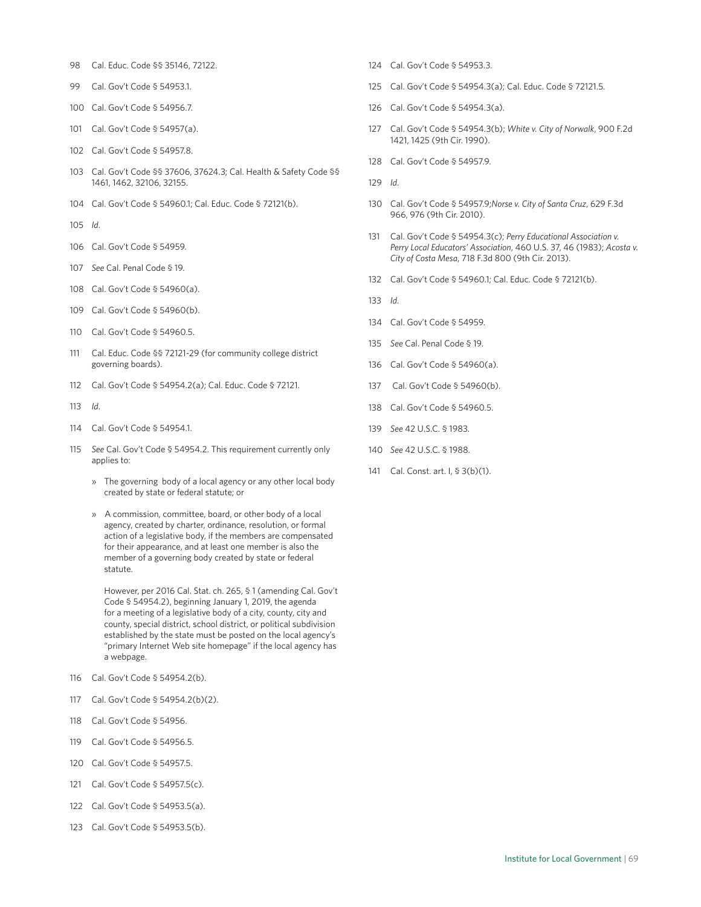98 Cal. Educ. Code §§ 35146, 72122.

99 Cal. Gov't Code § 54953.1.

100 Cal. Gov't Code § 54956.7.

101 Cal. Gov't Code § 54957(a).

102 Cal. Gov't Code § 54957.8.

103 Cal. Gov't Code §§ 37606, 37624.3; Cal. Health & Safety Code §§ 1461, 1462, 32106, 32155.

104 Cal. Gov't Code § 54960.1; Cal. Educ. Code § 72121(b).

105 *Id*.

106 Cal. Gov't Code § 54959.

107 *See* Cal. Penal Code § 19.

108 Cal. Gov't Code § 54960(a).

109 Cal. Gov't Code § 54960(b).

110 Cal. Gov't Code § 54960.5.

111 Cal. Educ. Code §§ 72121-29 (for community college district governing boards).

112 Cal. Gov't Code § 54954.2(a); Cal. Educ. Code § 72121.

113 *Id*.

114 Cal. Gov't Code § 54954.1.

115 *See* Cal. Gov't Code § 54954.2. This requirement currently only applies to:

- The governing body of a local agency or any other local body created by state or federal statute; or
- A commission, committee, board, or other body of a local agency, created by charter, ordinance, resolution, or formal action of a legislative body, if the members are compensated for their appearance, and at least one member is also the member of a governing body created by state or federal statute.

  However, per 2016 Cal. Stat. ch. 265, § 1 (amending Cal. Gov't Code § 54954.2), beginning January 1, 2019, the agenda for a meeting of a legislative body of a city, county, city and county, special district, school district, or political subdivision established by the state must be posted on the local agency's "primary Internet Web site homepage" if the local agency has a webpage.

116 Cal. Gov't Code § 54954.2(b).

117 Cal. Gov't Code § 54954.2(b)(2).

118 Cal. Gov't Code § 54956.

119 Cal. Gov't Code § 54956.5.

120 Cal. Gov't Code § 54957.5.

121 Cal. Gov't Code § 54957.5(c).

122 Cal. Gov't Code § 54953.5(a).

123 Cal. Gov't Code § 54953.5(b).

124 Cal. Gov't Code § 54953.3.

125 Cal. Gov't Code § 54954.3(a); Cal. Educ. Code § 72121.5.

126 Cal. Gov't Code § 54954.3(a).

127 Cal. Gov't Code § 54954.3(b); *White v. City of Norwalk*, 900 F.2d 1421, 1425 (9th Cir. 1990).

128 Cal. Gov't Code § 54957.9.

129 *Id*.

130 Cal. Gov't Code § 54957.9; *Norse v. City of Santa Cruz*, 629 F.3d 966, 976 (9th Cir. 2010).

131 Cal. Gov't Code § 54954.3(c); *Perry Educational Association v. Perry Local Educators' Association*, 460 U.S. 37, 46 (1983); *Acosta v. City of Costa Mesa*, 718 F.3d 800 (9th Cir. 2013).

132 Cal. Gov't Code § 54960.1; Cal. Educ. Code § 72121(b).

133 *Id*.

134 Cal. Gov't Code § 54959.

135 *See* Cal. Penal Code § 19.

136 Cal. Gov't Code § 54960(a).

137 Cal. Gov't Code § 54960(b).

138 Cal. Gov't Code § 54960.5.

139 *See* 42 U.S.C. § 1983.

140 *See* 42 U.S.C. § 1988.

141 Cal. Const. art. I, § 3(b)(1).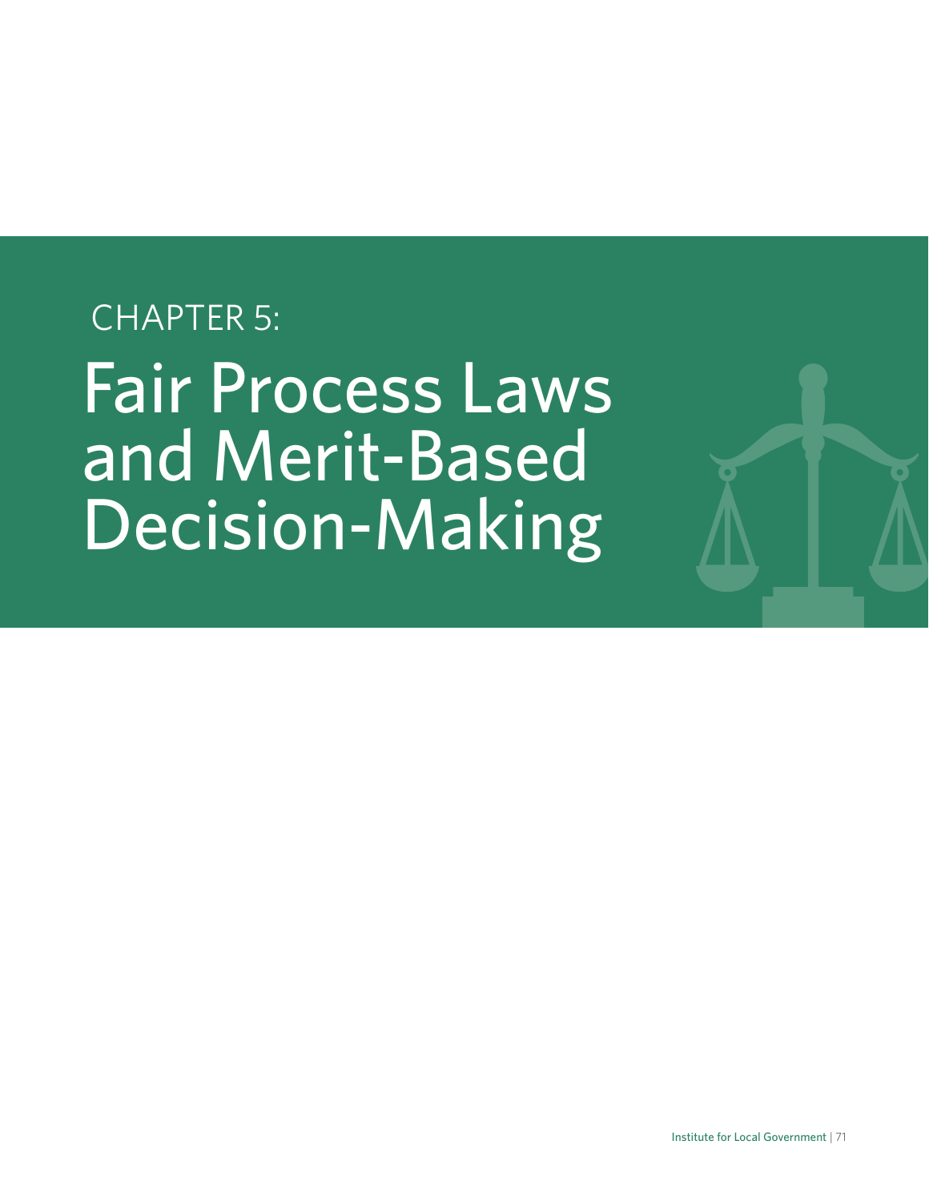CHAPTER 5:

# Fair Process Laws and Merit-Based Decision-Making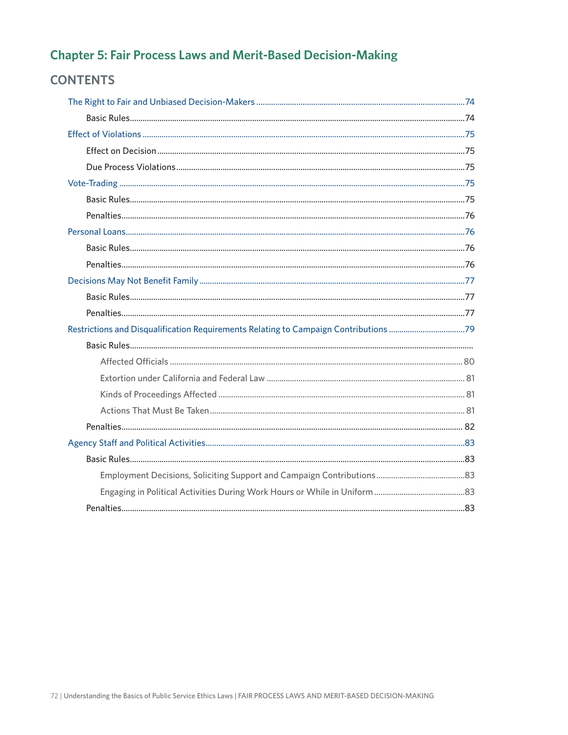# Chapter 5: Fair Process Laws and Merit-Based Decision-Making

## CONTENTS

- The Right to Fair and Unbiased Decision-Makers ........ 74
  - Basic Rules ........ 74
- Effect of Violations ........ 75
  - Effect on Decision ........ 75
  - Due Process Violations ........ 75
- Vote-Trading ........ 75
  - Basic Rules ........ 75
  - Penalties ........ 76
- Personal Loans ........ 76
  - Basic Rules ........ 76
  - Penalties ........ 76
- Decisions May Not Benefit Family ........ 77
  - Basic Rules ........ 77
  - Penalties ........ 77
- Restrictions and Disqualification Requirements Relating to Campaign Contributions ........ 79
  - Basic Rules ........
    - Affected Officials ........ 80
    - Extortion under California and Federal Law ........ 81
    - Kinds of Proceedings Affected ........ 81
    - Actions That Must Be Taken ........ 81
  - Penalties ........ 82
- Agency Staff and Political Activities ........ 83
  - Basic Rules ........ 83
    - Employment Decisions, Soliciting Support and Campaign Contributions ........ 83
    - Engaging in Political Activities During Work Hours or While in Uniform ........ 83
  - Penalties ........ 83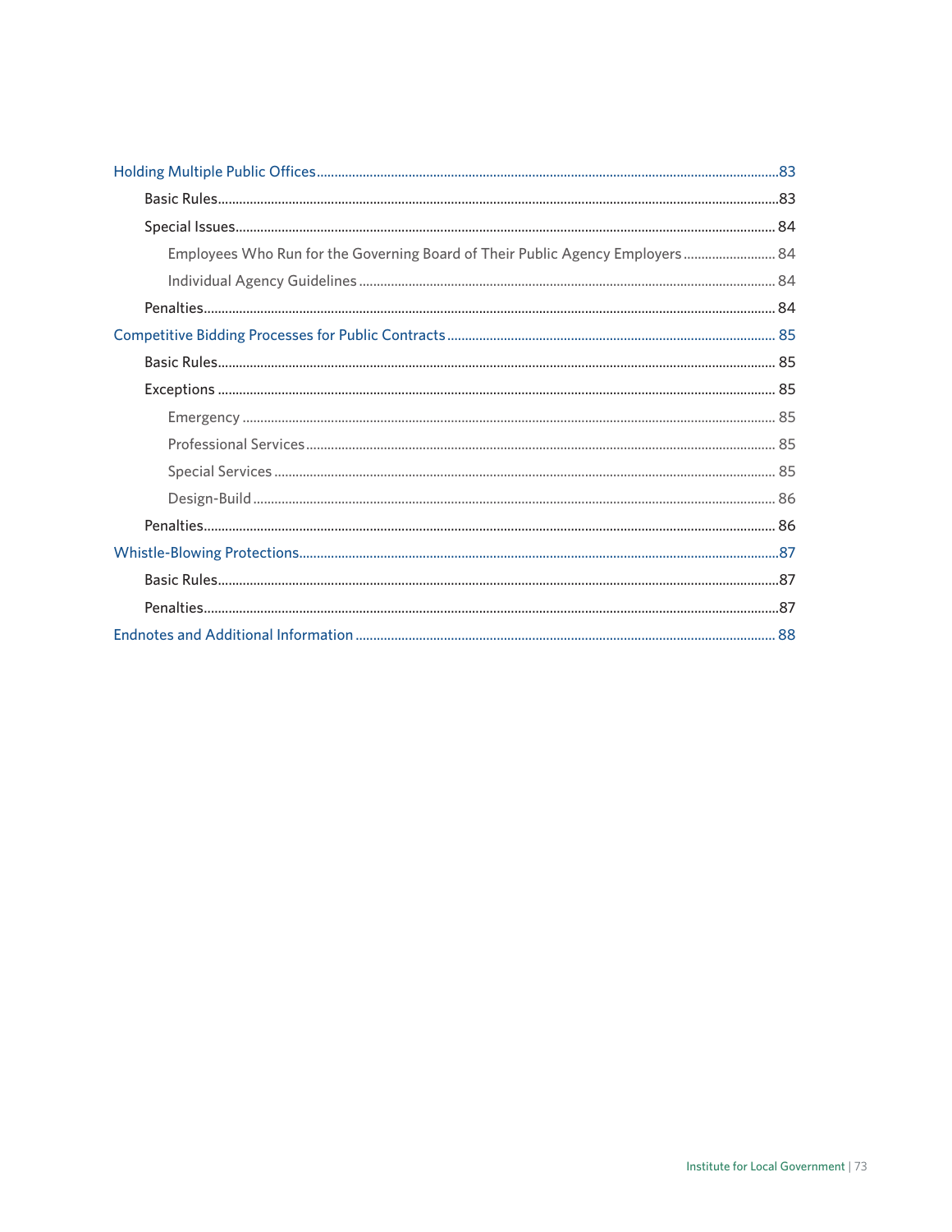- Holding Multiple Public Offices ..... 83
  - Basic Rules ..... 83
  - Special Issues ..... 84
    - Employees Who Run for the Governing Board of Their Public Agency Employers ..... 84
    - Individual Agency Guidelines ..... 84
  - Penalties ..... 84
- Competitive Bidding Processes for Public Contracts ..... 85
  - Basic Rules ..... 85
  - Exceptions ..... 85
    - Emergency ..... 85
    - Professional Services ..... 85
    - Special Services ..... 85
    - Design-Build ..... 86
  - Penalties ..... 86
- Whistle-Blowing Protections ..... 87
  - Basic Rules ..... 87
  - Penalties ..... 87
- Endnotes and Additional Information ..... 88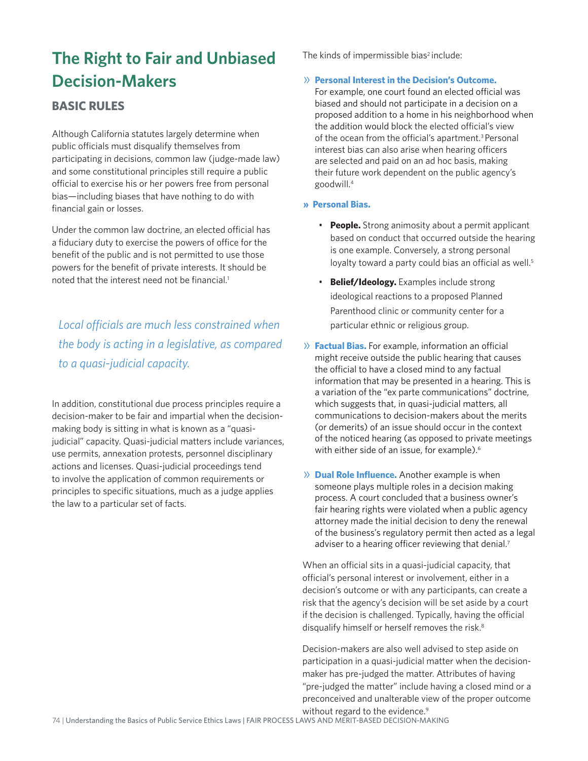# The Right to Fair and Unbiased Decision-Makers

## BASIC RULES

Although California statutes largely determine when public officials must disqualify themselves from participating in decisions, common law (judge-made law) and some constitutional principles still require a public official to exercise his or her powers free from personal bias—including biases that have nothing to do with financial gain or losses.

Under the common law doctrine, an elected official has a fiduciary duty to exercise the powers of office for the benefit of the public and is not permitted to use those powers for the benefit of private interests. It should be noted that the interest need not be financial.[1]

*Local officials are much less constrained when the body is acting in a legislative, as compared to a quasi-judicial capacity.*

In addition, constitutional due process principles require a decision-maker to be fair and impartial when the decision-making body is sitting in what is known as a "quasi-judicial" capacity. Quasi-judicial matters include variances, use permits, annexation protests, personnel disciplinary actions and licenses. Quasi-judicial proceedings tend to involve the application of common requirements or principles to specific situations, much as a judge applies the law to a particular set of facts.

The kinds of impermissible bias[2] include:

» **Personal Interest in the Decision's Outcome.** For example, one court found an elected official was biased and should not participate in a decision on a proposed addition to a home in his neighborhood when the addition would block the elected official's view of the ocean from the official's apartment.[3] Personal interest bias can also arise when hearing officers are selected and paid on an ad hoc basis, making their future work dependent on the public agency's goodwill.[4]

» **Personal Bias.**

- **People.** Strong animosity about a permit applicant based on conduct that occurred outside the hearing is one example. Conversely, a strong personal loyalty toward a party could bias an official as well.[5]
- **Belief/Ideology.** Examples include strong ideological reactions to a proposed Planned Parenthood clinic or community center for a particular ethnic or religious group.

» **Factual Bias.** For example, information an official might receive outside the public hearing that causes the official to have a closed mind to any factual information that may be presented in a hearing. This is a variation of the "ex parte communications" doctrine, which suggests that, in quasi-judicial matters, all communications to decision-makers about the merits (or demerits) of an issue should occur in the context of the noticed hearing (as opposed to private meetings with either side of an issue, for example).[6]

» **Dual Role Influence.** Another example is when someone plays multiple roles in a decision making process. A court concluded that a business owner's fair hearing rights were violated when a public agency attorney made the initial decision to deny the renewal of the business's regulatory permit then acted as a legal adviser to a hearing officer reviewing that denial.[7]

When an official sits in a quasi-judicial capacity, that official's personal interest or involvement, either in a decision's outcome or with any participants, can create a risk that the agency's decision will be set aside by a court if the decision is challenged. Typically, having the official disqualify himself or herself removes the risk.[8]

Decision-makers are also well advised to step aside on participation in a quasi-judicial matter when the decision-maker has pre-judged the matter. Attributes of having "pre-judged the matter" include having a closed mind or a preconceived and unalterable view of the proper outcome without regard to the evidence.[9]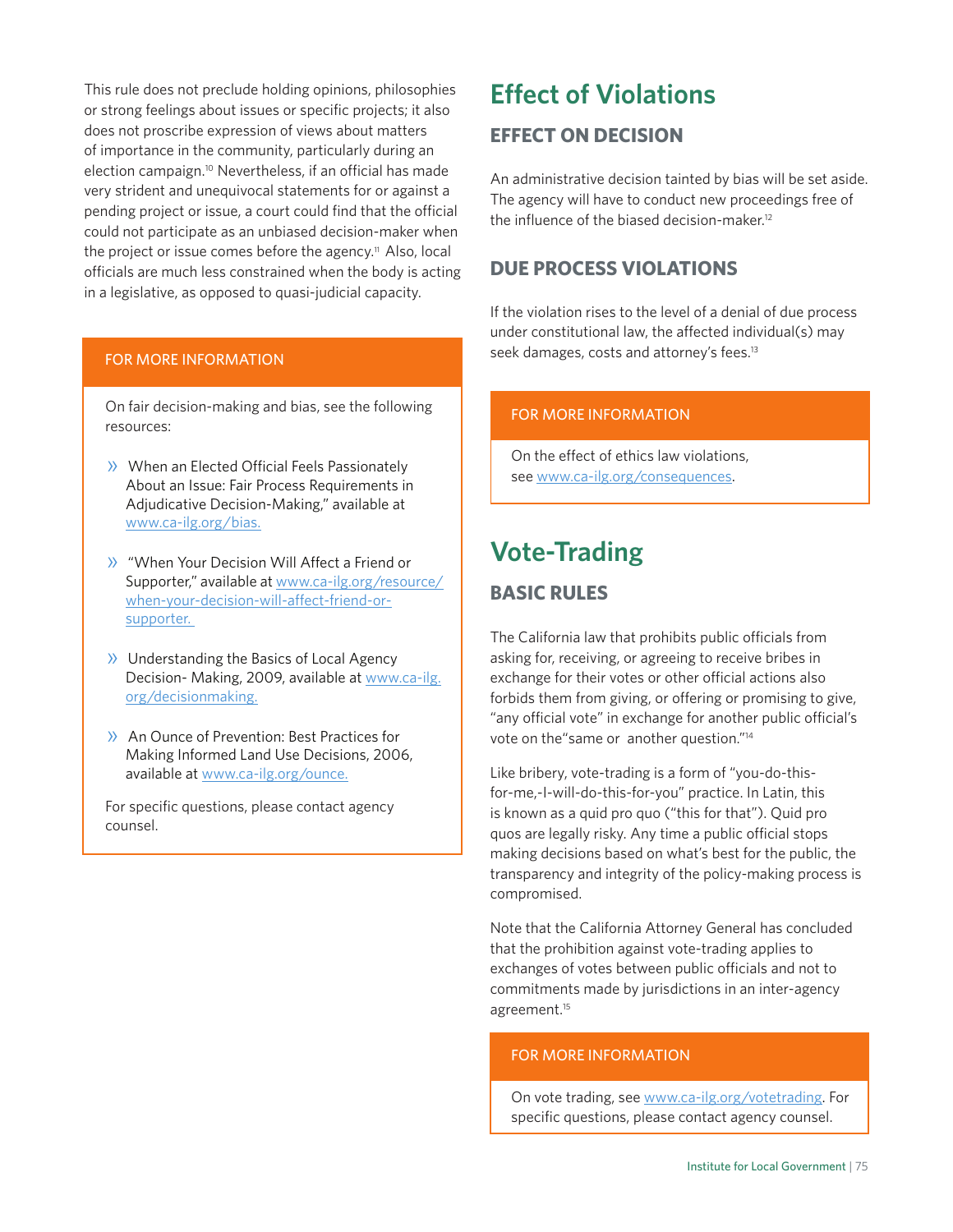This rule does not preclude holding opinions, philosophies or strong feelings about issues or specific projects; it also does not proscribe expression of views about matters of importance in the community, particularly during an election campaign.[10] Nevertheless, if an official has made very strident and unequivocal statements for or against a pending project or issue, a court could find that the official could not participate as an unbiased decision-maker when the project or issue comes before the agency.[11] Also, local officials are much less constrained when the body is acting in a legislative, as opposed to quasi-judicial capacity.

FOR MORE INFORMATION

On fair decision-making and bias, see the following resources:

- When an Elected Official Feels Passionately About an Issue: Fair Process Requirements in Adjudicative Decision-Making," available at www.ca-ilg.org/bias.
- "When Your Decision Will Affect a Friend or Supporter," available at www.ca-ilg.org/resource/when-your-decision-will-affect-friend-or-supporter.
- Understanding the Basics of Local Agency Decision- Making, 2009, available at www.ca-ilg.org/decisionmaking.
- An Ounce of Prevention: Best Practices for Making Informed Land Use Decisions, 2006, available at www.ca-ilg.org/ounce.

For specific questions, please contact agency counsel.

# Effect of Violations

## EFFECT ON DECISION

An administrative decision tainted by bias will be set aside. The agency will have to conduct new proceedings free of the influence of the biased decision-maker.[12]

## DUE PROCESS VIOLATIONS

If the violation rises to the level of a denial of due process under constitutional law, the affected individual(s) may seek damages, costs and attorney's fees.[13]

FOR MORE INFORMATION

On the effect of ethics law violations, see www.ca-ilg.org/consequences.

# Vote-Trading

## BASIC RULES

The California law that prohibits public officials from asking for, receiving, or agreeing to receive bribes in exchange for their votes or other official actions also forbids them from giving, or offering or promising to give, "any official vote" in exchange for another public official's vote on the"same or another question."[14]

Like bribery, vote-trading is a form of "you-do-this-for-me,-I-will-do-this-for-you" practice. In Latin, this is known as a quid pro quo ("this for that"). Quid pro quos are legally risky. Any time a public official stops making decisions based on what's best for the public, the transparency and integrity of the policy-making process is compromised.

Note that the California Attorney General has concluded that the prohibition against vote-trading applies to exchanges of votes between public officials and not to commitments made by jurisdictions in an inter-agency agreement.[15]

FOR MORE INFORMATION

On vote trading, see www.ca-ilg.org/votetrading. For specific questions, please contact agency counsel.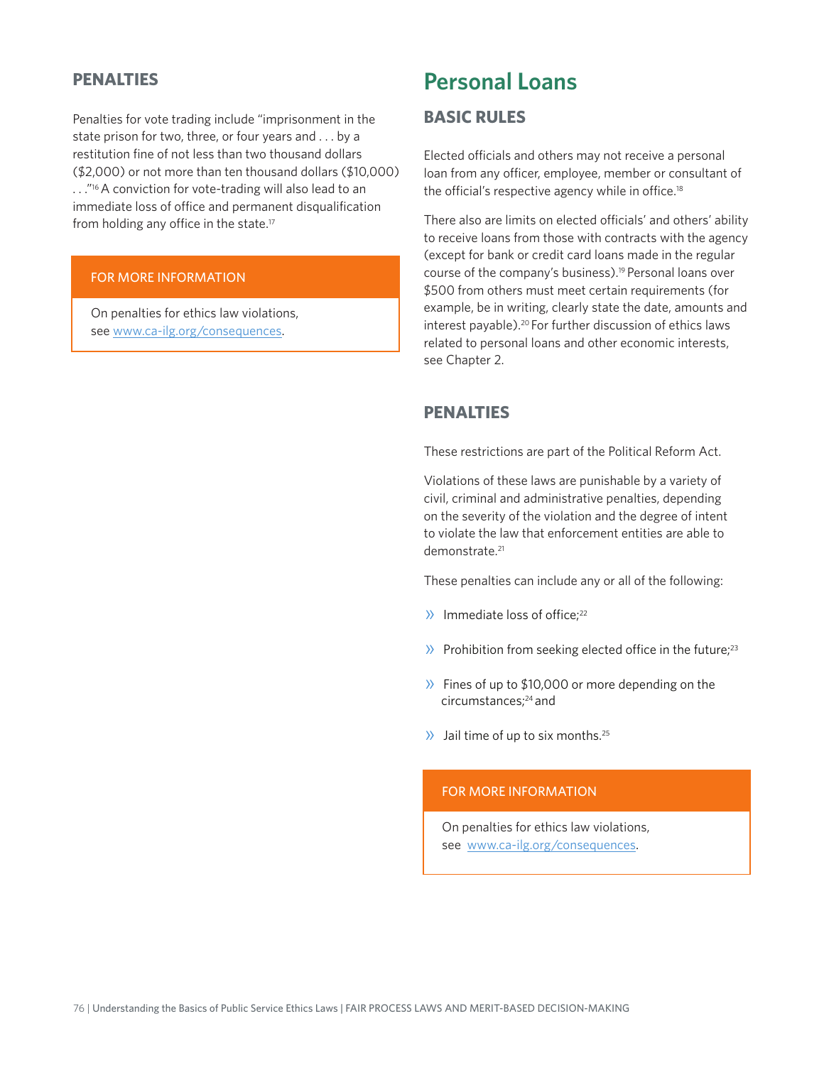### PENALTIES

Penalties for vote trading include "imprisonment in the state prison for two, three, or four years and . . . by a restitution fine of not less than two thousand dollars ($2,000) or not more than ten thousand dollars ($10,000) . . ."[16] A conviction for vote-trading will also lead to an immediate loss of office and permanent disqualification from holding any office in the state.[17]

> **FOR MORE INFORMATION**
>
> On penalties for ethics law violations, see [www.ca-ilg.org/consequences](www.ca-ilg.org/consequences).

## Personal Loans

### BASIC RULES

Elected officials and others may not receive a personal loan from any officer, employee, member or consultant of the official's respective agency while in office.[18]

There also are limits on elected officials' and others' ability to receive loans from those with contracts with the agency (except for bank or credit card loans made in the regular course of the company's business).[19] Personal loans over $500 from others must meet certain requirements (for example, be in writing, clearly state the date, amounts and interest payable).[20] For further discussion of ethics laws related to personal loans and other economic interests, see Chapter 2.

### PENALTIES

These restrictions are part of the Political Reform Act.

Violations of these laws are punishable by a variety of civil, criminal and administrative penalties, depending on the severity of the violation and the degree of intent to violate the law that enforcement entities are able to demonstrate.[21]

These penalties can include any or all of the following:

- Immediate loss of office;[22]
- Prohibition from seeking elected office in the future;[23]
- Fines of up to $10,000 or more depending on the circumstances;[24] and
- Jail time of up to six months.[25]

> **FOR MORE INFORMATION**
>
> On penalties for ethics law violations, see [www.ca-ilg.org/consequences](www.ca-ilg.org/consequences).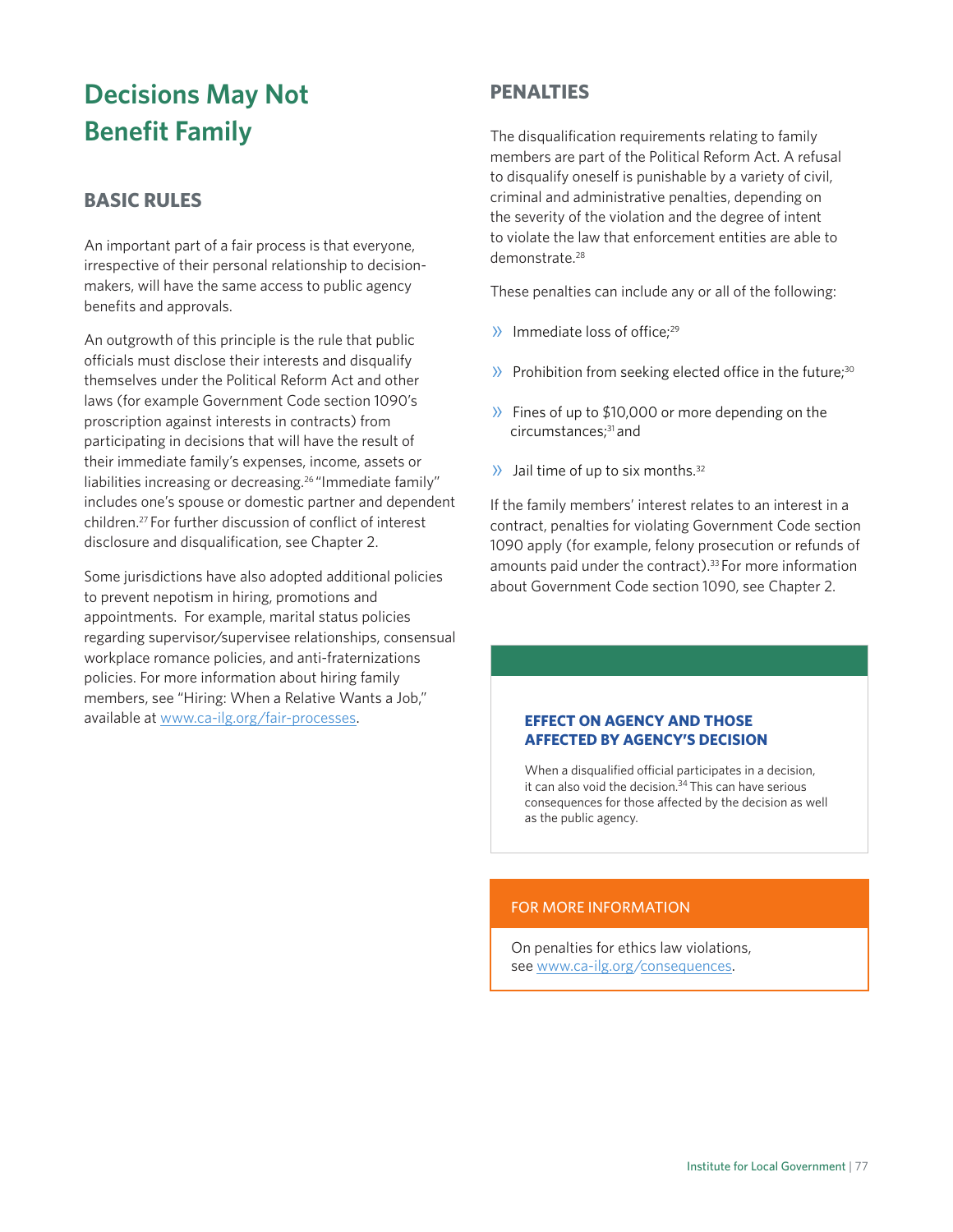# Decisions May Not Benefit Family

## BASIC RULES

An important part of a fair process is that everyone, irrespective of their personal relationship to decision-makers, will have the same access to public agency benefits and approvals.

An outgrowth of this principle is the rule that public officials must disclose their interests and disqualify themselves under the Political Reform Act and other laws (for example Government Code section 1090's proscription against interests in contracts) from participating in decisions that will have the result of their immediate family's expenses, income, assets or liabilities increasing or decreasing.[26] "Immediate family" includes one's spouse or domestic partner and dependent children.[27] For further discussion of conflict of interest disclosure and disqualification, see Chapter 2.

Some jurisdictions have also adopted additional policies to prevent nepotism in hiring, promotions and appointments. For example, marital status policies regarding supervisor/supervisee relationships, consensual workplace romance policies, and anti-fraternizations policies. For more information about hiring family members, see "Hiring: When a Relative Wants a Job," available at www.ca-ilg.org/fair-processes.

## PENALTIES

The disqualification requirements relating to family members are part of the Political Reform Act. A refusal to disqualify oneself is punishable by a variety of civil, criminal and administrative penalties, depending on the severity of the violation and the degree of intent to violate the law that enforcement entities are able to demonstrate.[28]

These penalties can include any or all of the following:

- Immediate loss of office;[29]
- Prohibition from seeking elected office in the future;[30]
- Fines of up to $10,000 or more depending on the circumstances;[31] and
- Jail time of up to six months.[32]

If the family members' interest relates to an interest in a contract, penalties for violating Government Code section 1090 apply (for example, felony prosecution or refunds of amounts paid under the contract).[33] For more information about Government Code section 1090, see Chapter 2.

### EFFECT ON AGENCY AND THOSE AFFECTED BY AGENCY'S DECISION

When a disqualified official participates in a decision, it can also void the decision.[34] This can have serious consequences for those affected by the decision as well as the public agency.

### FOR MORE INFORMATION

On penalties for ethics law violations, see www.ca-ilg.org/consequences.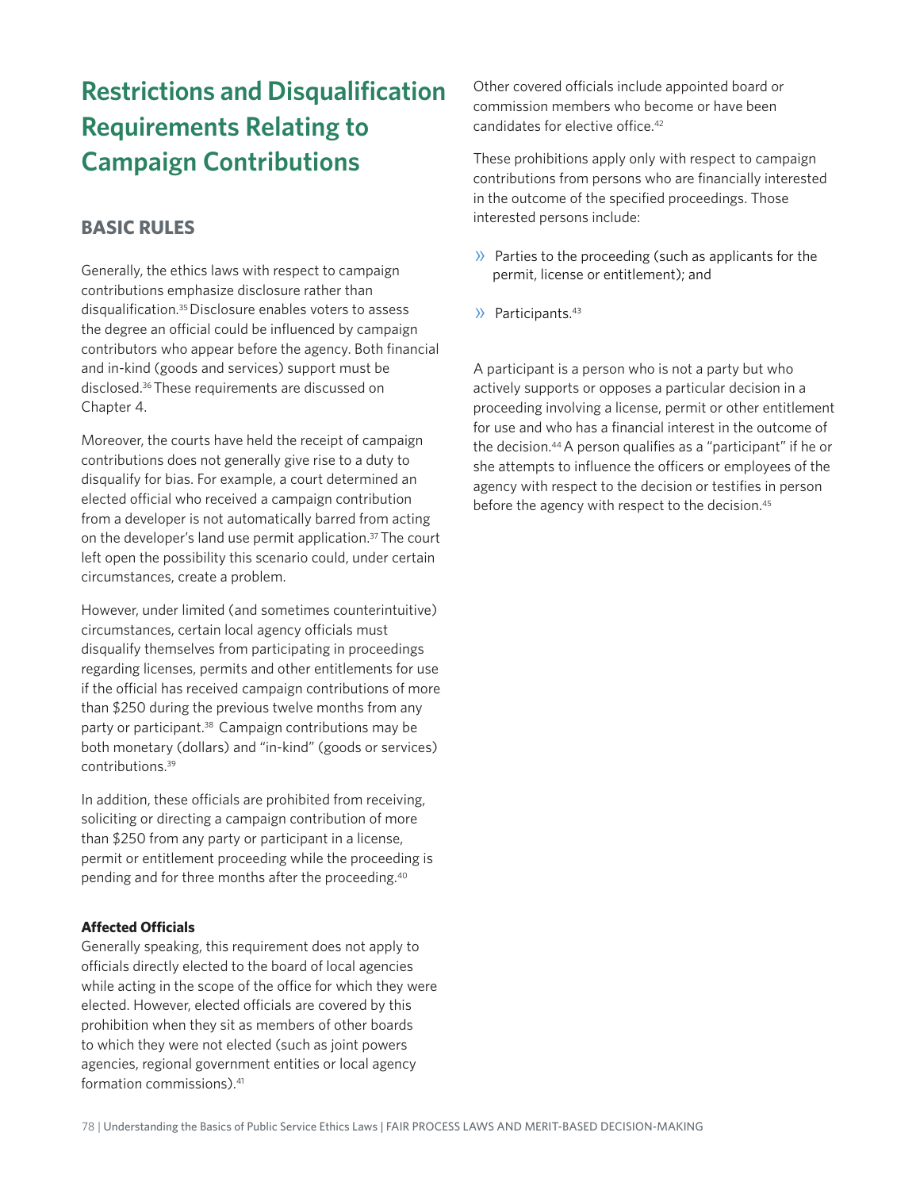# Restrictions and Disqualification Requirements Relating to Campaign Contributions

## BASIC RULES

Generally, the ethics laws with respect to campaign contributions emphasize disclosure rather than disqualification.[35] Disclosure enables voters to assess the degree an official could be influenced by campaign contributors who appear before the agency. Both financial and in-kind (goods and services) support must be disclosed.[36] These requirements are discussed on Chapter 4.

Moreover, the courts have held the receipt of campaign contributions does not generally give rise to a duty to disqualify for bias. For example, a court determined an elected official who received a campaign contribution from a developer is not automatically barred from acting on the developer's land use permit application.[37] The court left open the possibility this scenario could, under certain circumstances, create a problem.

However, under limited (and sometimes counterintuitive) circumstances, certain local agency officials must disqualify themselves from participating in proceedings regarding licenses, permits and other entitlements for use if the official has received campaign contributions of more than $250 during the previous twelve months from any party or participant.[38] Campaign contributions may be both monetary (dollars) and "in-kind" (goods or services) contributions.[39]

In addition, these officials are prohibited from receiving, soliciting or directing a campaign contribution of more than $250 from any party or participant in a license, permit or entitlement proceeding while the proceeding is pending and for three months after the proceeding.[40]

**Affected Officials**

Generally speaking, this requirement does not apply to officials directly elected to the board of local agencies while acting in the scope of the office for which they were elected. However, elected officials are covered by this prohibition when they sit as members of other boards to which they were not elected (such as joint powers agencies, regional government entities or local agency formation commissions).[41]

Other covered officials include appointed board or commission members who become or have been candidates for elective office.[42]

These prohibitions apply only with respect to campaign contributions from persons who are financially interested in the outcome of the specified proceedings. Those interested persons include:

- Parties to the proceeding (such as applicants for the permit, license or entitlement); and
- Participants.[43]

A participant is a person who is not a party but who actively supports or opposes a particular decision in a proceeding involving a license, permit or other entitlement for use and who has a financial interest in the outcome of the decision.[44] A person qualifies as a "participant" if he or she attempts to influence the officers or employees of the agency with respect to the decision or testifies in person before the agency with respect to the decision.[45]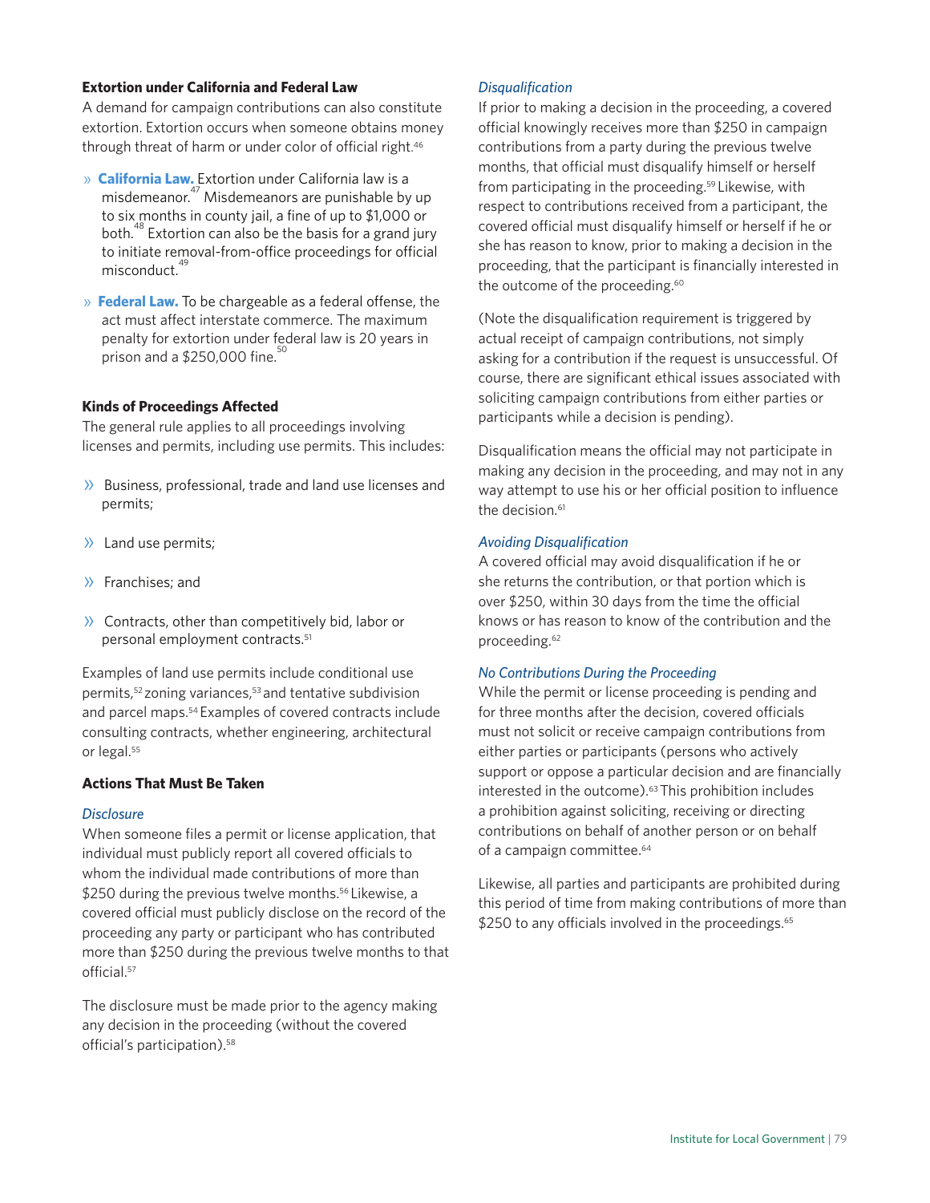### Extortion under California and Federal Law

A demand for campaign contributions can also constitute extortion. Extortion occurs when someone obtains money through threat of harm or under color of official right.[46]

- **California Law.** Extortion under California law is a misdemeanor.[47] Misdemeanors are punishable by up to six months in county jail, a fine of up to $1,000 or both.[48] Extortion can also be the basis for a grand jury to initiate removal-from-office proceedings for official misconduct.[49]
- **Federal Law.** To be chargeable as a federal offense, the act must affect interstate commerce. The maximum penalty for extortion under federal law is 20 years in prison and a $250,000 fine.[50]

### Kinds of Proceedings Affected

The general rule applies to all proceedings involving licenses and permits, including use permits. This includes:

- Business, professional, trade and land use licenses and permits;
- Land use permits;
- Franchises; and
- Contracts, other than competitively bid, labor or personal employment contracts.[51]

Examples of land use permits include conditional use permits,[52] zoning variances,[53] and tentative subdivision and parcel maps.[54] Examples of covered contracts include consulting contracts, whether engineering, architectural or legal.[55]

### Actions That Must Be Taken

*Disclosure*

When someone files a permit or license application, that individual must publicly report all covered officials to whom the individual made contributions of more than $250 during the previous twelve months.[56] Likewise, a covered official must publicly disclose on the record of the proceeding any party or participant who has contributed more than $250 during the previous twelve months to that official.[57]

The disclosure must be made prior to the agency making any decision in the proceeding (without the covered official's participation).[58]

*Disqualification*

If prior to making a decision in the proceeding, a covered official knowingly receives more than $250 in campaign contributions from a party during the previous twelve months, that official must disqualify himself or herself from participating in the proceeding.[59] Likewise, with respect to contributions received from a participant, the covered official must disqualify himself or herself if he or she has reason to know, prior to making a decision in the proceeding, that the participant is financially interested in the outcome of the proceeding.[60]

(Note the disqualification requirement is triggered by actual receipt of campaign contributions, not simply asking for a contribution if the request is unsuccessful. Of course, there are significant ethical issues associated with soliciting campaign contributions from either parties or participants while a decision is pending).

Disqualification means the official may not participate in making any decision in the proceeding, and may not in any way attempt to use his or her official position to influence the decision.[61]

*Avoiding Disqualification*

A covered official may avoid disqualification if he or she returns the contribution, or that portion which is over $250, within 30 days from the time the official knows or has reason to know of the contribution and the proceeding.[62]

*No Contributions During the Proceeding*

While the permit or license proceeding is pending and for three months after the decision, covered officials must not solicit or receive campaign contributions from either parties or participants (persons who actively support or oppose a particular decision and are financially interested in the outcome).[63] This prohibition includes a prohibition against soliciting, receiving or directing contributions on behalf of another person or on behalf of a campaign committee.[64]

Likewise, all parties and participants are prohibited during this period of time from making contributions of more than $250 to any officials involved in the proceedings.[65]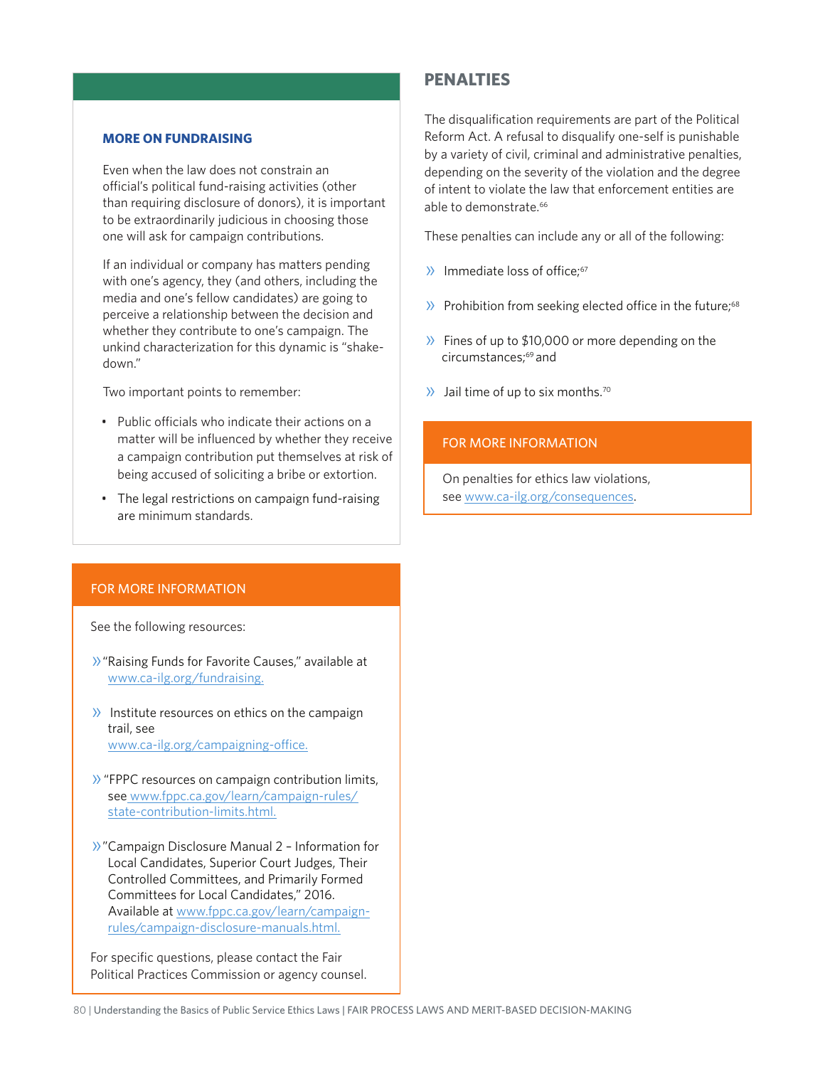### MORE ON FUNDRAISING

Even when the law does not constrain an official's political fund-raising activities (other than requiring disclosure of donors), it is important to be extraordinarily judicious in choosing those one will ask for campaign contributions.

If an individual or company has matters pending with one's agency, they (and others, including the media and one's fellow candidates) are going to perceive a relationship between the decision and whether they contribute to one's campaign. The unkind characterization for this dynamic is "shake-down."

Two important points to remember:

- Public officials who indicate their actions on a matter will be influenced by whether they receive a campaign contribution put themselves at risk of being accused of soliciting a bribe or extortion.
- The legal restrictions on campaign fund-raising are minimum standards.

### FOR MORE INFORMATION

See the following resources:

- "Raising Funds for Favorite Causes," available at www.ca-ilg.org/fundraising.
- Institute resources on ethics on the campaign trail, see www.ca-ilg.org/campaigning-office.
- "FPPC resources on campaign contribution limits, see www.fppc.ca.gov/learn/campaign-rules/state-contribution-limits.html.
- "Campaign Disclosure Manual 2 – Information for Local Candidates, Superior Court Judges, Their Controlled Committees, and Primarily Formed Committees for Local Candidates," 2016. Available at www.fppc.ca.gov/learn/campaign-rules/campaign-disclosure-manuals.html.

For specific questions, please contact the Fair Political Practices Commission or agency counsel.

## PENALTIES

The disqualification requirements are part of the Political Reform Act. A refusal to disqualify one-self is punishable by a variety of civil, criminal and administrative penalties, depending on the severity of the violation and the degree of intent to violate the law that enforcement entities are able to demonstrate.[66]

These penalties can include any or all of the following:

- Immediate loss of office;[67]
- Prohibition from seeking elected office in the future;[68]
- Fines of up to $10,000 or more depending on the circumstances;[69] and
- Jail time of up to six months.[70]

### FOR MORE INFORMATION

On penalties for ethics law violations, see www.ca-ilg.org/consequences.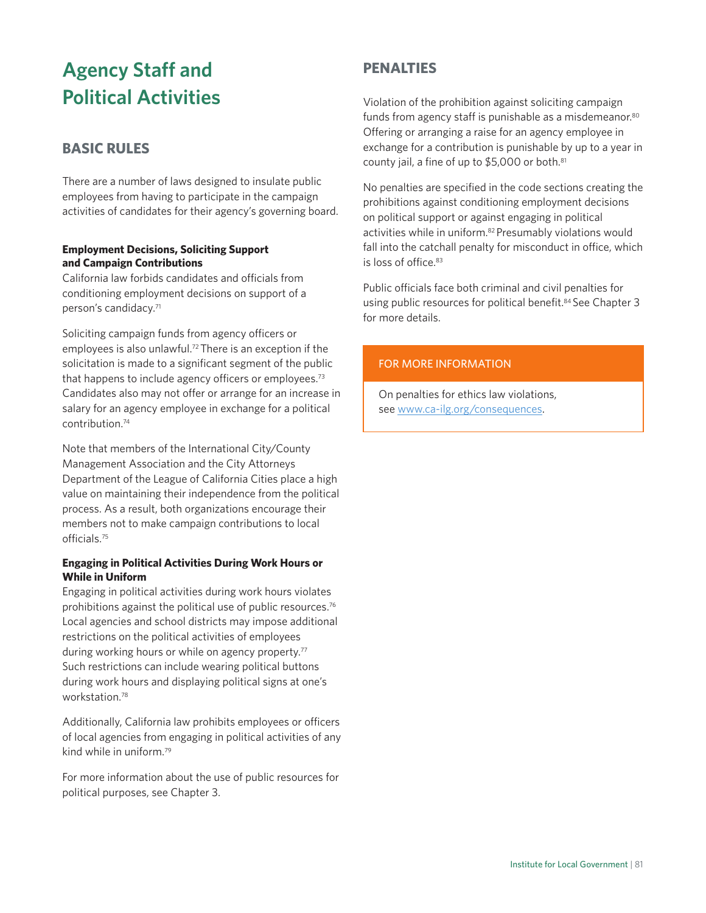# Agency Staff and Political Activities

## BASIC RULES

There are a number of laws designed to insulate public employees from having to participate in the campaign activities of candidates for their agency's governing board.

### Employment Decisions, Soliciting Support and Campaign Contributions

California law forbids candidates and officials from conditioning employment decisions on support of a person's candidacy.[71]

Soliciting campaign funds from agency officers or employees is also unlawful.[72] There is an exception if the solicitation is made to a significant segment of the public that happens to include agency officers or employees.[73] Candidates also may not offer or arrange for an increase in salary for an agency employee in exchange for a political contribution.[74]

Note that members of the International City/County Management Association and the City Attorneys Department of the League of California Cities place a high value on maintaining their independence from the political process. As a result, both organizations encourage their members not to make campaign contributions to local officials.[75]

### Engaging in Political Activities During Work Hours or While in Uniform

Engaging in political activities during work hours violates prohibitions against the political use of public resources.[76] Local agencies and school districts may impose additional restrictions on the political activities of employees during working hours or while on agency property.[77] Such restrictions can include wearing political buttons during work hours and displaying political signs at one's workstation.[78]

Additionally, California law prohibits employees or officers of local agencies from engaging in political activities of any kind while in uniform.[79]

For more information about the use of public resources for political purposes, see Chapter 3.

## PENALTIES

Violation of the prohibition against soliciting campaign funds from agency staff is punishable as a misdemeanor.[80] Offering or arranging a raise for an agency employee in exchange for a contribution is punishable by up to a year in county jail, a fine of up to $5,000 or both.[81]

No penalties are specified in the code sections creating the prohibitions against conditioning employment decisions on political support or against engaging in political activities while in uniform.[82] Presumably violations would fall into the catchall penalty for misconduct in office, which is loss of office.[83]

Public officials face both criminal and civil penalties for using public resources for political benefit.[84] See Chapter 3 for more details.

> **FOR MORE INFORMATION**
>
> On penalties for ethics law violations, see www.ca-ilg.org/consequences.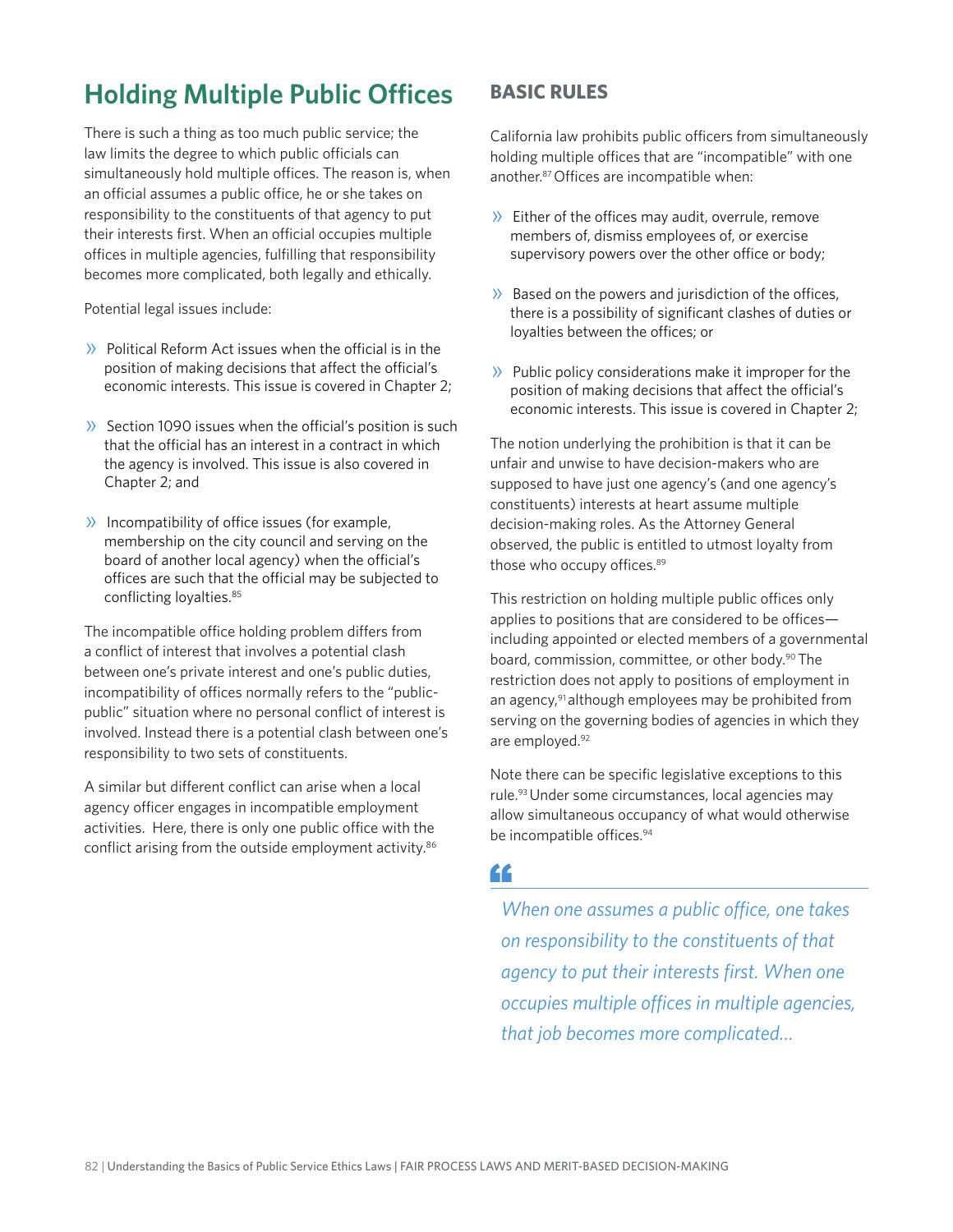# Holding Multiple Public Offices

There is such a thing as too much public service; the law limits the degree to which public officials can simultaneously hold multiple offices. The reason is, when an official assumes a public office, he or she takes on responsibility to the constituents of that agency to put their interests first. When an official occupies multiple offices in multiple agencies, fulfilling that responsibility becomes more complicated, both legally and ethically.

Potential legal issues include:

- Political Reform Act issues when the official is in the position of making decisions that affect the official's economic interests. This issue is covered in Chapter 2;
- Section 1090 issues when the official's position is such that the official has an interest in a contract in which the agency is involved. This issue is also covered in Chapter 2; and
- Incompatibility of office issues (for example, membership on the city council and serving on the board of another local agency) when the official's offices are such that the official may be subjected to conflicting loyalties.[85]

The incompatible office holding problem differs from a conflict of interest that involves a potential clash between one's private interest and one's public duties, incompatibility of offices normally refers to the "public-public" situation where no personal conflict of interest is involved. Instead there is a potential clash between one's responsibility to two sets of constituents.

A similar but different conflict can arise when a local agency officer engages in incompatible employment activities. Here, there is only one public office with the conflict arising from the outside employment activity.[86]

## BASIC RULES

California law prohibits public officers from simultaneously holding multiple offices that are "incompatible" with one another.[87] Offices are incompatible when:

- Either of the offices may audit, overrule, remove members of, dismiss employees of, or exercise supervisory powers over the other office or body;
- Based on the powers and jurisdiction of the offices, there is a possibility of significant clashes of duties or loyalties between the offices; or
- Public policy considerations make it improper for the position of making decisions that affect the official's economic interests. This issue is covered in Chapter 2;

The notion underlying the prohibition is that it can be unfair and unwise to have decision-makers who are supposed to have just one agency's (and one agency's constituents) interests at heart assume multiple decision-making roles. As the Attorney General observed, the public is entitled to utmost loyalty from those who occupy offices.[89]

This restriction on holding multiple public offices only applies to positions that are considered to be offices—including appointed or elected members of a governmental board, commission, committee, or other body.[90] The restriction does not apply to positions of employment in an agency,[91] although employees may be prohibited from serving on the governing bodies of agencies in which they are employed.[92]

Note there can be specific legislative exceptions to this rule.[93] Under some circumstances, local agencies may allow simultaneous occupancy of what would otherwise be incompatible offices.[94]

> *When one assumes a public office, one takes on responsibility to the constituents of that agency to put their interests first. When one occupies multiple offices in multiple agencies, that job becomes more complicated…*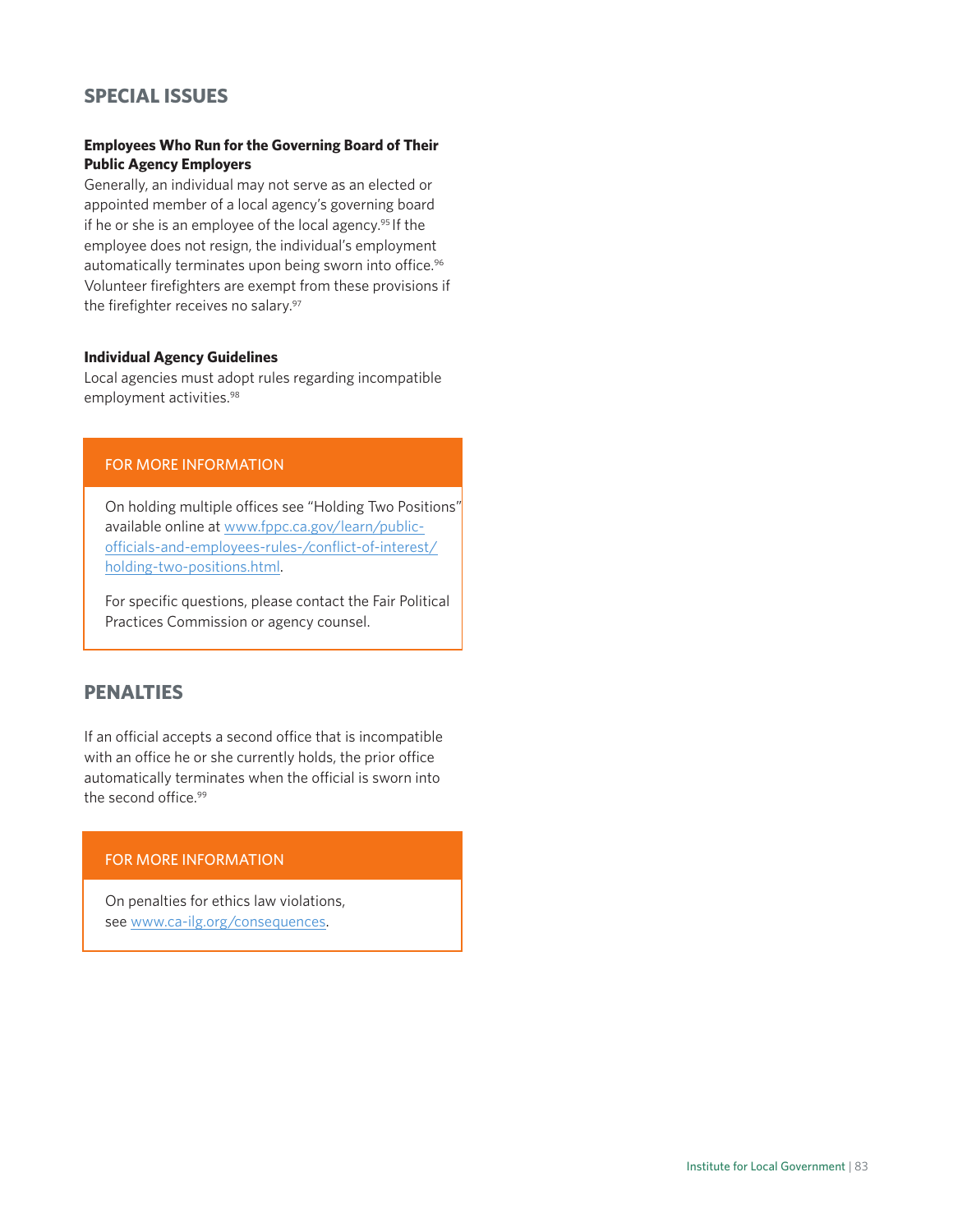## SPECIAL ISSUES

**Employees Who Run for the Governing Board of Their Public Agency Employers**

Generally, an individual may not serve as an elected or appointed member of a local agency's governing board if he or she is an employee of the local agency.[95] If the employee does not resign, the individual's employment automatically terminates upon being sworn into office.[96] Volunteer firefighters are exempt from these provisions if the firefighter receives no salary.[97]

**Individual Agency Guidelines**

Local agencies must adopt rules regarding incompatible employment activities.[98]

> FOR MORE INFORMATION
>
> On holding multiple offices see "Holding Two Positions" available online at www.fppc.ca.gov/learn/public-officials-and-employees-rules-/conflict-of-interest/holding-two-positions.html.
>
> For specific questions, please contact the Fair Political Practices Commission or agency counsel.

## PENALTIES

If an official accepts a second office that is incompatible with an office he or she currently holds, the prior office automatically terminates when the official is sworn into the second office.[99]

> FOR MORE INFORMATION
>
> On penalties for ethics law violations, see www.ca-ilg.org/consequences.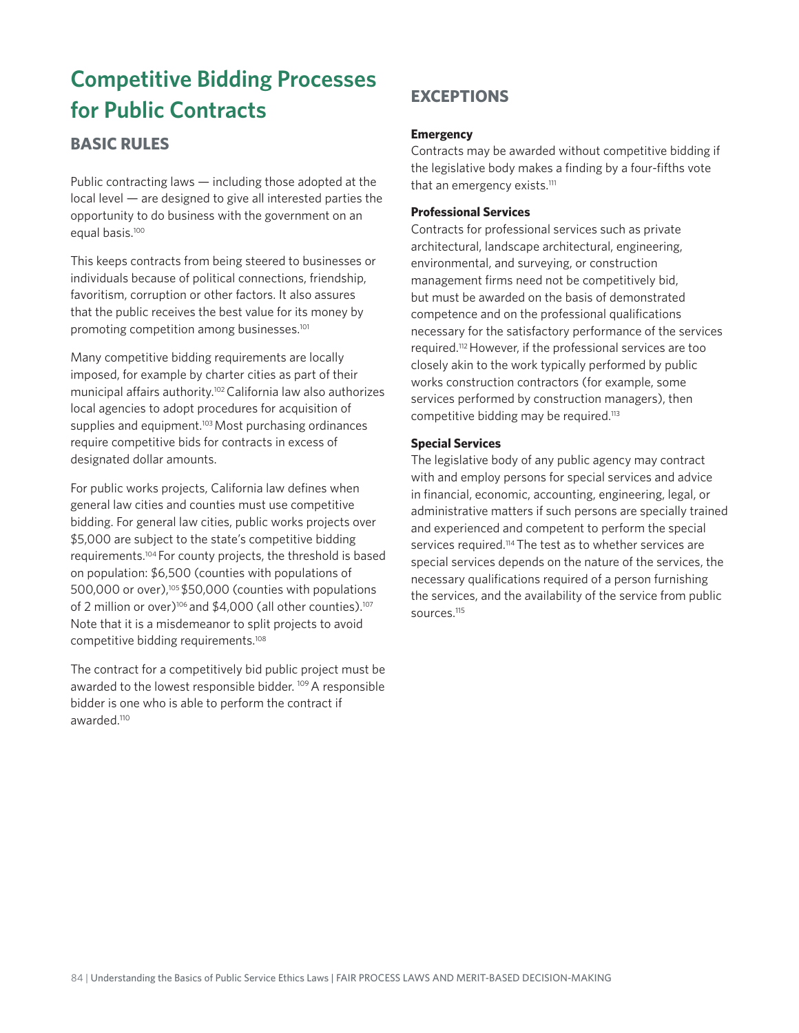# Competitive Bidding Processes for Public Contracts

## BASIC RULES

Public contracting laws — including those adopted at the local level — are designed to give all interested parties the opportunity to do business with the government on an equal basis.[100]

This keeps contracts from being steered to businesses or individuals because of political connections, friendship, favoritism, corruption or other factors. It also assures that the public receives the best value for its money by promoting competition among businesses.[101]

Many competitive bidding requirements are locally imposed, for example by charter cities as part of their municipal affairs authority.[102] California law also authorizes local agencies to adopt procedures for acquisition of supplies and equipment.[103] Most purchasing ordinances require competitive bids for contracts in excess of designated dollar amounts.

For public works projects, California law defines when general law cities and counties must use competitive bidding. For general law cities, public works projects over $5,000 are subject to the state's competitive bidding requirements.[104] For county projects, the threshold is based on population: $6,500 (counties with populations of 500,000 or over),[105] $50,000 (counties with populations of 2 million or over)[106] and $4,000 (all other counties).[107] Note that it is a misdemeanor to split projects to avoid competitive bidding requirements.[108]

The contract for a competitively bid public project must be awarded to the lowest responsible bidder.[109] A responsible bidder is one who is able to perform the contract if awarded.[110]

## EXCEPTIONS

**Emergency**

Contracts may be awarded without competitive bidding if the legislative body makes a finding by a four-fifths vote that an emergency exists.[111]

**Professional Services**

Contracts for professional services such as private architectural, landscape architectural, engineering, environmental, and surveying, or construction management firms need not be competitively bid, but must be awarded on the basis of demonstrated competence and on the professional qualifications necessary for the satisfactory performance of the services required.[112] However, if the professional services are too closely akin to the work typically performed by public works construction contractors (for example, some services performed by construction managers), then competitive bidding may be required.[113]

**Special Services**

The legislative body of any public agency may contract with and employ persons for special services and advice in financial, economic, accounting, engineering, legal, or administrative matters if such persons are specially trained and experienced and competent to perform the special services required.[114] The test as to whether services are special services depends on the nature of the services, the necessary qualifications required of a person furnishing the services, and the availability of the service from public sources.[115]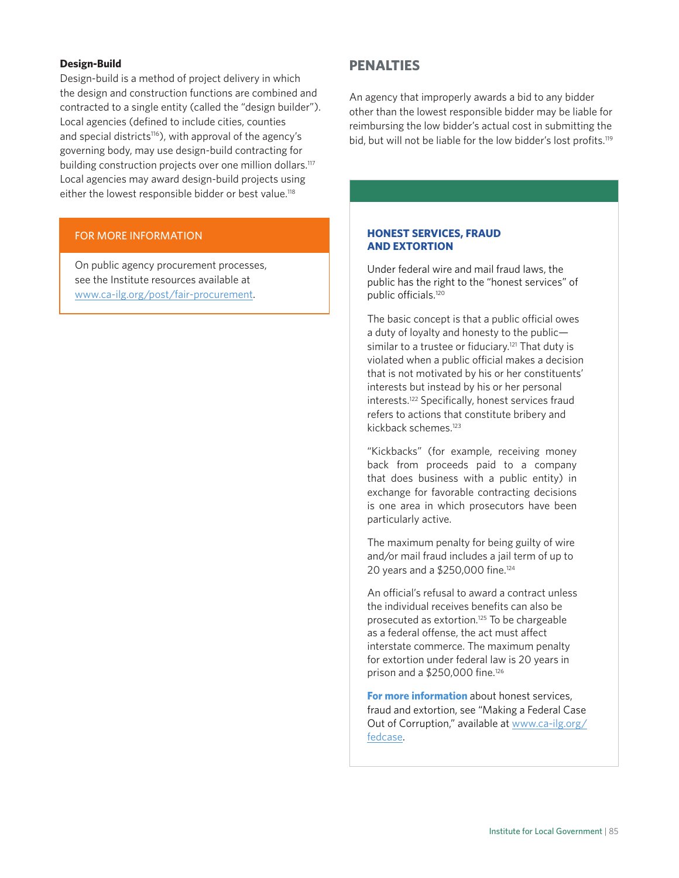**Design-Build**

Design-build is a method of project delivery in which the design and construction functions are combined and contracted to a single entity (called the "design builder"). Local agencies (defined to include cities, counties and special districts[116]), with approval of the agency's governing body, may use design-build contracting for building construction projects over one million dollars.[117] Local agencies may award design-build projects using either the lowest responsible bidder or best value.[118]

> **FOR MORE INFORMATION**
>
> On public agency procurement processes, see the Institute resources available at [www.ca-ilg.org/post/fair-procurement](www.ca-ilg.org/post/fair-procurement).

## PENALTIES

An agency that improperly awards a bid to any bidder other than the lowest responsible bidder may be liable for reimbursing the low bidder's actual cost in submitting the bid, but will not be liable for the low bidder's lost profits.[119]

### HONEST SERVICES, FRAUD AND EXTORTION

Under federal wire and mail fraud laws, the public has the right to the "honest services" of public officials.[120]

The basic concept is that a public official owes a duty of loyalty and honesty to the public—similar to a trustee or fiduciary.[121] That duty is violated when a public official makes a decision that is not motivated by his or her constituents' interests but instead by his or her personal interests.[122] Specifically, honest services fraud refers to actions that constitute bribery and kickback schemes.[123]

"Kickbacks" (for example, receiving money back from proceeds paid to a company that does business with a public entity) in exchange for favorable contracting decisions is one area in which prosecutors have been particularly active.

The maximum penalty for being guilty of wire and/or mail fraud includes a jail term of up to 20 years and a $250,000 fine.[124]

An official's refusal to award a contract unless the individual receives benefits can also be prosecuted as extortion.[125] To be chargeable as a federal offense, the act must affect interstate commerce. The maximum penalty for extortion under federal law is 20 years in prison and a $250,000 fine.[126]

**For more information** about honest services, fraud and extortion, see "Making a Federal Case Out of Corruption," available at [www.ca-ilg.org/fedcase](www.ca-ilg.org/fedcase).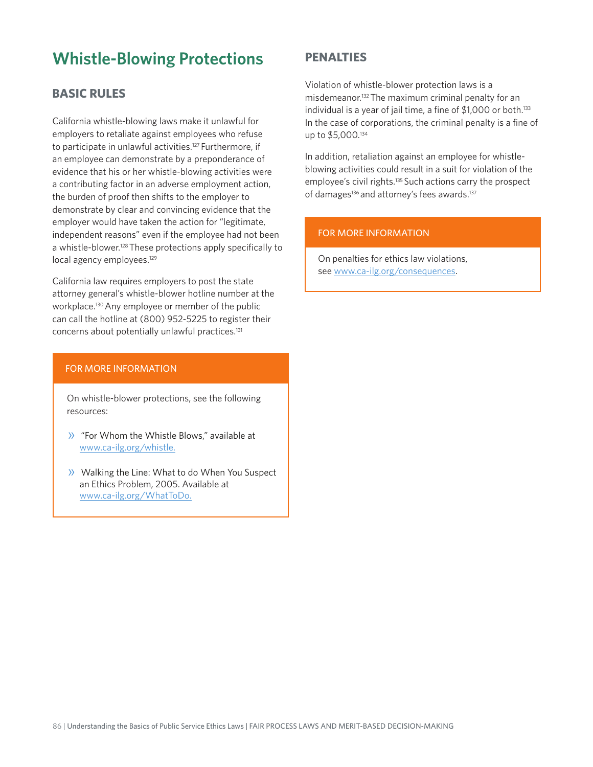# Whistle-Blowing Protections

## BASIC RULES

California whistle-blowing laws make it unlawful for employers to retaliate against employees who refuse to participate in unlawful activities.[127] Furthermore, if an employee can demonstrate by a preponderance of evidence that his or her whistle-blowing activities were a contributing factor in an adverse employment action, the burden of proof then shifts to the employer to demonstrate by clear and convincing evidence that the employer would have taken the action for "legitimate, independent reasons" even if the employee had not been a whistle-blower.[128] These protections apply specifically to local agency employees.[129]

California law requires employers to post the state attorney general's whistle-blower hotline number at the workplace.[130] Any employee or member of the public can call the hotline at (800) 952-5225 to register their concerns about potentially unlawful practices.[131]

> **FOR MORE INFORMATION**
>
> On whistle-blower protections, see the following resources:
>
> - "For Whom the Whistle Blows," available at www.ca-ilg.org/whistle.
> - Walking the Line: What to do When You Suspect an Ethics Problem, 2005. Available at www.ca-ilg.org/WhatToDo.

## PENALTIES

Violation of whistle-blower protection laws is a misdemeanor.[132] The maximum criminal penalty for an individual is a year of jail time, a fine of $1,000 or both.[133] In the case of corporations, the criminal penalty is a fine of up to $5,000.[134]

In addition, retaliation against an employee for whistle-blowing activities could result in a suit for violation of the employee's civil rights.[135] Such actions carry the prospect of damages[136] and attorney's fees awards.[137]

> **FOR MORE INFORMATION**
>
> On penalties for ethics law violations, see www.ca-ilg.org/consequences.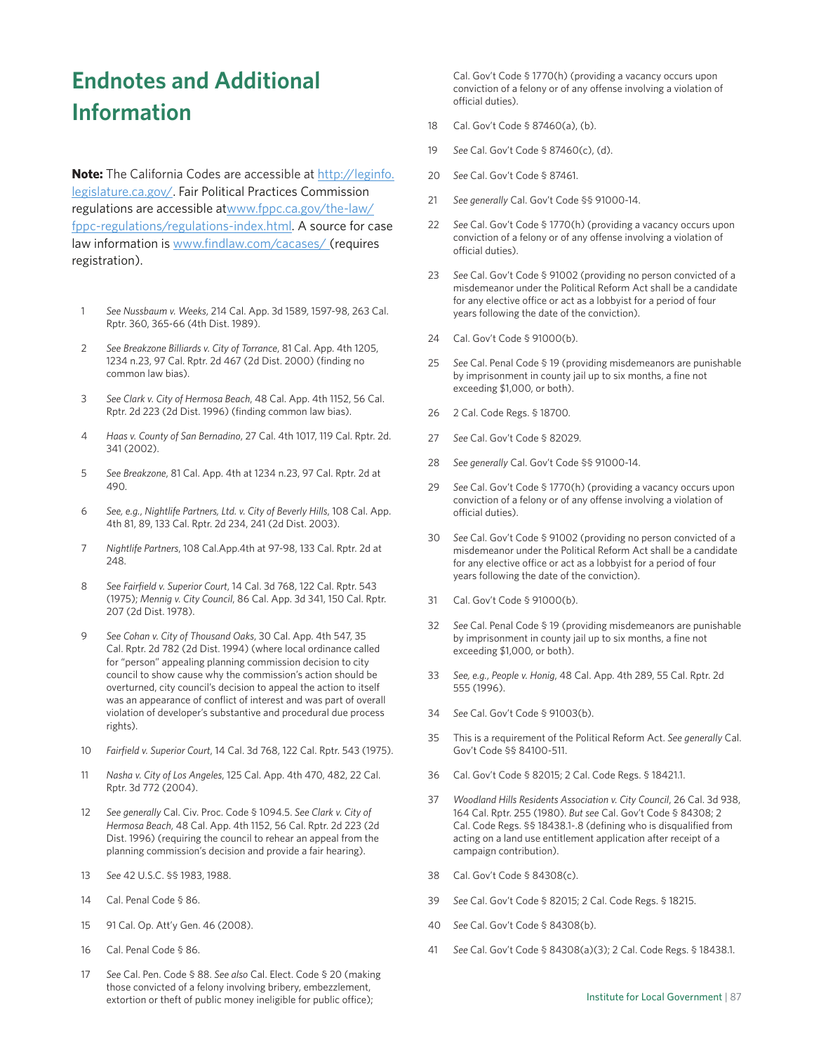# Endnotes and Additional Information

**Note:** The California Codes are accessible at http://leginfo.legislature.ca.gov/. Fair Political Practices Commission regulations are accessible atwww.fppc.ca.gov/the-law/fppc-regulations/regulations-index.html. A source for case law information is www.findlaw.com/cacases/ (requires registration).

1. *See Nussbaum v. Weeks*, 214 Cal. App. 3d 1589, 1597-98, 263 Cal. Rptr. 360, 365-66 (4th Dist. 1989).
2. *See Breakzone Billiards v. City of Torrance*, 81 Cal. App. 4th 1205, 1234 n.23, 97 Cal. Rptr. 2d 467 (2d Dist. 2000) (finding no common law bias).
3. *See Clark v. City of Hermosa Beach*, 48 Cal. App. 4th 1152, 56 Cal. Rptr. 2d 223 (2d Dist. 1996) (finding common law bias).
4. *Haas v. County of San Bernadino*, 27 Cal. 4th 1017, 119 Cal. Rptr. 2d. 341 (2002).
5. *See Breakzone*, 81 Cal. App. 4th at 1234 n.23, 97 Cal. Rptr. 2d at 490.
6. *See, e.g., Nightlife Partners, Ltd. v. City of Beverly Hills*, 108 Cal. App. 4th 81, 89, 133 Cal. Rptr. 2d 234, 241 (2d Dist. 2003).
7. *Nightlife Partners*, 108 Cal.App.4th at 97-98, 133 Cal. Rptr. 2d at 248.
8. *See Fairfield v. Superior Court*, 14 Cal. 3d 768, 122 Cal. Rptr. 543 (1975); *Mennig v. City Council*, 86 Cal. App. 3d 341, 150 Cal. Rptr. 207 (2d Dist. 1978).
9. *See Cohan v. City of Thousand Oaks*, 30 Cal. App. 4th 547, 35 Cal. Rptr. 2d 782 (2d Dist. 1994) (where local ordinance called for "person" appealing planning commission decision to city council to show cause why the commission's action should be overturned, city council's decision to appeal the action to itself was an appearance of conflict of interest and was part of overall violation of developer's substantive and procedural due process rights).
10. *Fairfield v. Superior Court*, 14 Cal. 3d 768, 122 Cal. Rptr. 543 (1975).
11. *Nasha v. City of Los Angeles*, 125 Cal. App. 4th 470, 482, 22 Cal. Rptr. 3d 772 (2004).
12. *See generally* Cal. Civ. Proc. Code § 1094.5. *See Clark v. City of Hermosa Beach*, 48 Cal. App. 4th 1152, 56 Cal. Rptr. 2d 223 (2d Dist. 1996) (requiring the council to rehear an appeal from the planning commission's decision and provide a fair hearing).
13. *See* 42 U.S.C. §§ 1983, 1988.
14. Cal. Penal Code § 86.
15. 91 Cal. Op. Att'y Gen. 46 (2008).
16. Cal. Penal Code § 86.
17. *See* Cal. Pen. Code § 88. *See also* Cal. Elect. Code § 20 (making those convicted of a felony involving bribery, embezzlement, extortion or theft of public money ineligible for public office); Cal. Gov't Code § 1770(h) (providing a vacancy occurs upon conviction of a felony or of any offense involving a violation of official duties).
18. Cal. Gov't Code § 87460(a), (b).
19. *See* Cal. Gov't Code § 87460(c), (d).
20. *See* Cal. Gov't Code § 87461.
21. *See generally* Cal. Gov't Code §§ 91000-14.
22. *See* Cal. Gov't Code § 1770(h) (providing a vacancy occurs upon conviction of a felony or of any offense involving a violation of official duties).
23. *See* Cal. Gov't Code § 91002 (providing no person convicted of a misdemeanor under the Political Reform Act shall be a candidate for any elective office or act as a lobbyist for a period of four years following the date of the conviction).
24. Cal. Gov't Code § 91000(b).
25. *See* Cal. Penal Code § 19 (providing misdemeanors are punishable by imprisonment in county jail up to six months, a fine not exceeding $1,000, or both).
26. 2 Cal. Code Regs. § 18700.
27. *See* Cal. Gov't Code § 82029.
28. *See generally* Cal. Gov't Code §§ 91000-14.
29. *See* Cal. Gov't Code § 1770(h) (providing a vacancy occurs upon conviction of a felony or of any offense involving a violation of official duties).
30. *See* Cal. Gov't Code § 91002 (providing no person convicted of a misdemeanor under the Political Reform Act shall be a candidate for any elective office or act as a lobbyist for a period of four years following the date of the conviction).
31. Cal. Gov't Code § 91000(b).
32. *See* Cal. Penal Code § 19 (providing misdemeanors are punishable by imprisonment in county jail up to six months, a fine not exceeding $1,000, or both).
33. *See, e.g., People v. Honig*, 48 Cal. App. 4th 289, 55 Cal. Rptr. 2d 555 (1996).
34. *See* Cal. Gov't Code § 91003(b).
35. This is a requirement of the Political Reform Act. *See generally* Cal. Gov't Code §§ 84100-511.
36. Cal. Gov't Code § 82015; 2 Cal. Code Regs. § 18421.1.
37. *Woodland Hills Residents Association v. City Council*, 26 Cal. 3d 938, 164 Cal. Rptr. 255 (1980). *But see* Cal. Gov't Code § 84308; 2 Cal. Code Regs. §§ 18438.1-.8 (defining who is disqualified from acting on a land use entitlement application after receipt of a campaign contribution).
38. Cal. Gov't Code § 84308(c).
39. *See* Cal. Gov't Code § 82015; 2 Cal. Code Regs. § 18215.
40. *See* Cal. Gov't Code § 84308(b).
41. *See* Cal. Gov't Code § 84308(a)(3); 2 Cal. Code Regs. § 18438.1.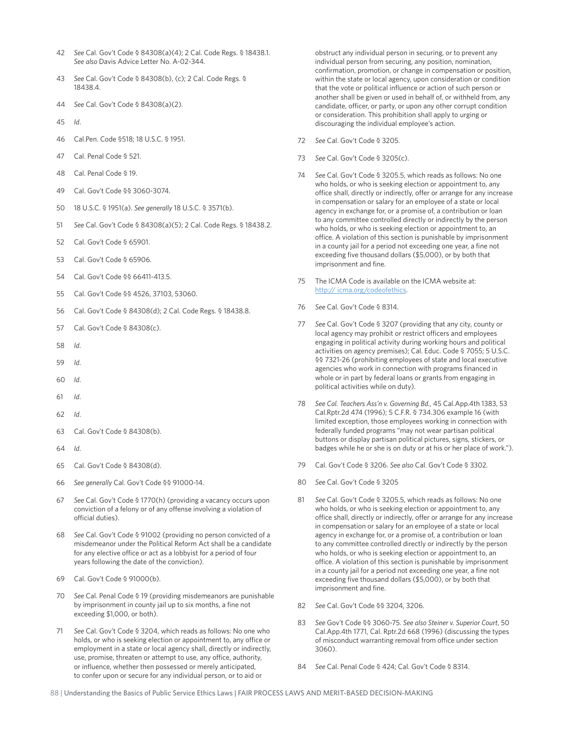42 *See* Cal. Gov't Code § 84308(a)(4); 2 Cal. Code Regs. § 18438.1. *See also* Davis Advice Letter No. A-02-344.

43 *See* Cal. Gov't Code § 84308(b), (c); 2 Cal. Code Regs. § 18438.4.

44 *See* Cal. Gov't Code § 84308(a)(2).

45 *Id*.

46 Cal.Pen. Code §518; 18 U.S.C. § 1951.

47 Cal. Penal Code § 521.

48 Cal. Penal Code § 19.

49 Cal. Gov't Code §§ 3060-3074.

50 18 U.S.C. § 1951(a). *See generally* 18 U.S.C. § 3571(b).

51 *See* Cal. Gov't Code § 84308(a)(5); 2 Cal. Code Regs. § 18438.2.

52 Cal. Gov't Code § 65901.

53 Cal. Gov't Code § 65906.

54 Cal. Gov't Code §§ 66411-413.5.

55 Cal. Gov't Code §§ 4526, 37103, 53060.

56 Cal. Gov't Code § 84308(d); 2 Cal. Code Regs. § 18438.8.

57 Cal. Gov't Code § 84308(c).

58 *Id*.

59 *Id*.

60 *Id*.

61 *Id*.

62 *Id*.

63 Cal. Gov't Code § 84308(b).

64 *Id*.

65 Cal. Gov't Code § 84308(d).

66 *See generally* Cal. Gov't Code §§ 91000-14.

67 *See* Cal. Gov't Code § 1770(h) (providing a vacancy occurs upon conviction of a felony or of any offense involving a violation of official duties).

68 *See* Cal. Gov't Code § 91002 (providing no person convicted of a misdemeanor under the Political Reform Act shall be a candidate for any elective office or act as a lobbyist for a period of four years following the date of the conviction).

69 Cal. Gov't Code § 91000(b).

70 *See* Cal. Penal Code § 19 (providing misdemeanors are punishable by imprisonment in county jail up to six months, a fine not exceeding $1,000, or both).

71 *See* Cal. Gov't Code § 3204, which reads as follows: No one who holds, or who is seeking election or appointment to, any office or employment in a state or local agency shall, directly or indirectly, use, promise, threaten or attempt to use, any office, authority, or influence, whether then possessed or merely anticipated, to confer upon or secure for any individual person, or to aid or obstruct any individual person in securing, or to prevent any individual person from securing, any position, nomination, confirmation, promotion, or change in compensation or position, within the state or local agency, upon consideration or condition that the vote or political influence or action of such person or another shall be given or used in behalf of, or withheld from, any candidate, officer, or party, or upon any other corrupt condition or consideration. This prohibition shall apply to urging or discouraging the individual employee's action.

72 *See* Cal. Gov't Code § 3205.

73 *See* Cal. Gov't Code § 3205(c).

74 *See* Cal. Gov't Code § 3205.5, which reads as follows: No one who holds, or who is seeking election or appointment to, any office shall, directly or indirectly, offer or arrange for any increase in compensation or salary for an employee of a state or local agency in exchange for, or a promise of, a contribution or loan to any committee controlled directly or indirectly by the person who holds, or who is seeking election or appointment to, an office. A violation of this section is punishable by imprisonment in a county jail for a period not exceeding one year, a fine not exceeding five thousand dollars ($5,000), or by both that imprisonment and fine.

75 The ICMA Code is available on the ICMA website at: http:// icma.org/codeofethics.

76 *See* Cal. Gov't Code § 8314.

77 *See* Cal. Gov't Code § 3207 (providing that any city, county or local agency may prohibit or restrict officers and employees engaging in political activity during working hours and political activities on agency premises); Cal. Educ. Code § 7055; 5 U.S.C. §§ 7321-26 (prohibiting employees of state and local executive agencies who work in connection with programs financed in whole or in part by federal loans or grants from engaging in political activities while on duty).

78 *See Cal. Teachers Ass'n v. Governing Bd.*, 45 Cal.App.4th 1383, 53 Cal.Rptr.2d 474 (1996); 5 C.F.R. § 734.306 example 16 (with limited exception, those employees working in connection with federally funded programs "may not wear partisan political buttons or display partisan political pictures, signs, stickers, or badges while he or she is on duty or at his or her place of work.").

79 Cal. Gov't Code § 3206. *See also* Cal. Gov't Code § 3302.

80 *See* Cal. Gov't Code § 3205

81 *See* Cal. Gov't Code § 3205.5, which reads as follows: No one who holds, or who is seeking election or appointment to, any office shall, directly or indirectly, offer or arrange for any increase in compensation or salary for an employee of a state or local agency in exchange for, or a promise of, a contribution or loan to any committee controlled directly or indirectly by the person who holds, or who is seeking election or appointment to, an office. A violation of this section is punishable by imprisonment in a county jail for a period not exceeding one year, a fine not exceeding five thousand dollars ($5,000), or by both that imprisonment and fine.

82 *See* Cal. Gov't Code §§ 3204, 3206.

83 *See* Gov't Code §§ 3060-75. *See also Steiner v. Superior Court*, 50 Cal.App.4th 1771, Cal. Rptr.2d 668 (1996) (discussing the types of misconduct warranting removal from office under section 3060).

84 *See* Cal. Penal Code § 424; Cal. Gov't Code § 8314.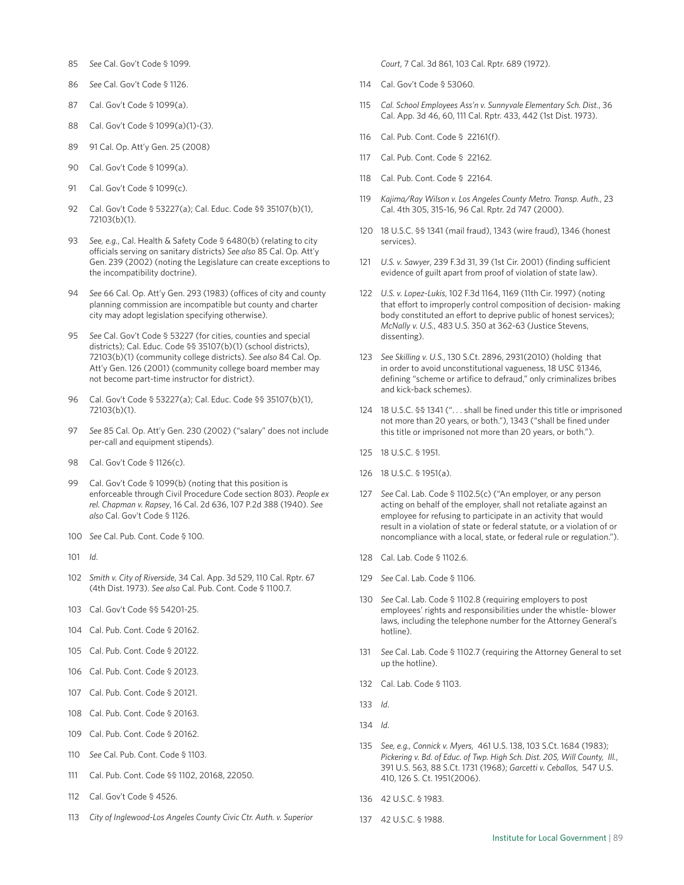85 *See* Cal. Gov't Code § 1099.

86 *See* Cal. Gov't Code § 1126.

87 Cal. Gov't Code § 1099(a).

88 Cal. Gov't Code § 1099(a)(1)-(3).

89 91 Cal. Op. Att'y Gen. 25 (2008)

90 Cal. Gov't Code § 1099(a).

91 Cal. Gov't Code § 1099(c).

92 Cal. Gov't Code § 53227(a); Cal. Educ. Code §§ 35107(b)(1), 72103(b)(1).

93 *See, e.g.,* Cal. Health & Safety Code § 6480(b) (relating to city officials serving on sanitary districts) *See also* 85 Cal. Op. Att'y Gen. 239 (2002) (noting the Legislature can create exceptions to the incompatibility doctrine).

94 *See* 66 Cal. Op. Att'y Gen. 293 (1983) (offices of city and county planning commission are incompatible but county and charter city may adopt legislation specifying otherwise).

95 *See* Cal. Gov't Code § 53227 (for cities, counties and special districts); Cal. Educ. Code §§ 35107(b)(1) (school districts), 72103(b)(1) (community college districts). *See also* 84 Cal. Op. Att'y Gen. 126 (2001) (community college board member may not become part-time instructor for district).

96 Cal. Gov't Code § 53227(a); Cal. Educ. Code §§ 35107(b)(1), 72103(b)(1).

97 *See* 85 Cal. Op. Att'y Gen. 230 (2002) ("salary" does not include per-call and equipment stipends).

98 Cal. Gov't Code § 1126(c).

99 Cal. Gov't Code § 1099(b) (noting that this position is enforceable through Civil Procedure Code section 803). *People ex rel. Chapman v. Rapsey*, 16 Cal. 2d 636, 107 P.2d 388 (1940). *See also* Cal. Gov't Code § 1126.

100 *See* Cal. Pub. Cont. Code § 100.

101 *Id.*

102 *Smith v. City of Riverside*, 34 Cal. App. 3d 529, 110 Cal. Rptr. 67 (4th Dist. 1973). *See also* Cal. Pub. Cont. Code § 1100.7.

103 Cal. Gov't Code §§ 54201-25.

104 Cal. Pub. Cont. Code § 20162.

105 Cal. Pub. Cont. Code § 20122.

106 Cal. Pub. Cont. Code § 20123.

107 Cal. Pub. Cont. Code § 20121.

108 Cal. Pub. Cont. Code § 20163.

109 Cal. Pub. Cont. Code § 20162.

110 *See* Cal. Pub. Cont. Code § 1103.

111 Cal. Pub. Cont. Code §§ 1102, 20168, 22050.

112 Cal. Gov't Code § 4526.

113 *City of Inglewood-Los Angeles County Civic Ctr. Auth. v. Superior Court*, 7 Cal. 3d 861, 103 Cal. Rptr. 689 (1972).

114 Cal. Gov't Code § 53060.

115 *Cal. School Employees Ass'n v. Sunnyvale Elementary Sch. Dist.*, 36 Cal. App. 3d 46, 60, 111 Cal. Rptr. 433, 442 (1st Dist. 1973).

116 Cal. Pub. Cont. Code § 22161(f).

117 Cal. Pub. Cont. Code § 22162.

118 Cal. Pub. Cont. Code § 22164.

119 *Kajima/Ray Wilson v. Los Angeles County Metro. Transp. Auth.*, 23 Cal. 4th 305, 315-16, 96 Cal. Rptr. 2d 747 (2000).

120 18 U.S.C. §§ 1341 (mail fraud), 1343 (wire fraud), 1346 (honest services).

121 *U.S. v. Sawyer*, 239 F.3d 31, 39 (1st Cir. 2001) (finding sufficient evidence of guilt apart from proof of violation of state law).

122 *U.S. v. Lopez-Lukis*, 102 F.3d 1164, 1169 (11th Cir. 1997) (noting that effort to improperly control composition of decision- making body constituted an effort to deprive public of honest services); *McNally v. U.S.*, 483 U.S. 350 at 362-63 (Justice Stevens, dissenting).

123 *See Skilling v. U.S.*, 130 S.Ct. 2896, 2931(2010) (holding that in order to avoid unconstitutional vagueness, 18 USC §1346, defining "scheme or artifice to defraud," only criminalizes bribes and kick-back schemes).

124 18 U.S.C. §§ 1341 (". . . shall be fined under this title or imprisoned not more than 20 years, or both."), 1343 ("shall be fined under this title or imprisoned not more than 20 years, or both.").

125 18 U.S.C. § 1951.

126 18 U.S.C. § 1951(a).

127 *See* Cal. Lab. Code § 1102.5(c) ("An employer, or any person acting on behalf of the employer, shall not retaliate against an employee for refusing to participate in an activity that would result in a violation of state or federal statute, or a violation of or noncompliance with a local, state, or federal rule or regulation.").

128 Cal. Lab. Code § 1102.6.

129 *See* Cal. Lab. Code § 1106.

130 *See* Cal. Lab. Code § 1102.8 (requiring employers to post employees' rights and responsibilities under the whistle- blower laws, including the telephone number for the Attorney General's hotline).

131 *See* Cal. Lab. Code § 1102.7 (requiring the Attorney General to set up the hotline).

132 Cal. Lab. Code § 1103.

133 *Id.*

134 *Id.*

135 *See, e.g., Connick v. Myers*, 461 U.S. 138, 103 S.Ct. 1684 (1983); *Pickering v. Bd. of Educ. of Twp. High Sch. Dist. 205, Will County, Ill.*, 391 U.S. 563, 88 S.Ct. 1731 (1968); *Garcetti v. Ceballos*, 547 U.S. 410, 126 S. Ct. 1951(2006).

136 42 U.S.C. § 1983.

137 42 U.S.C. § 1988.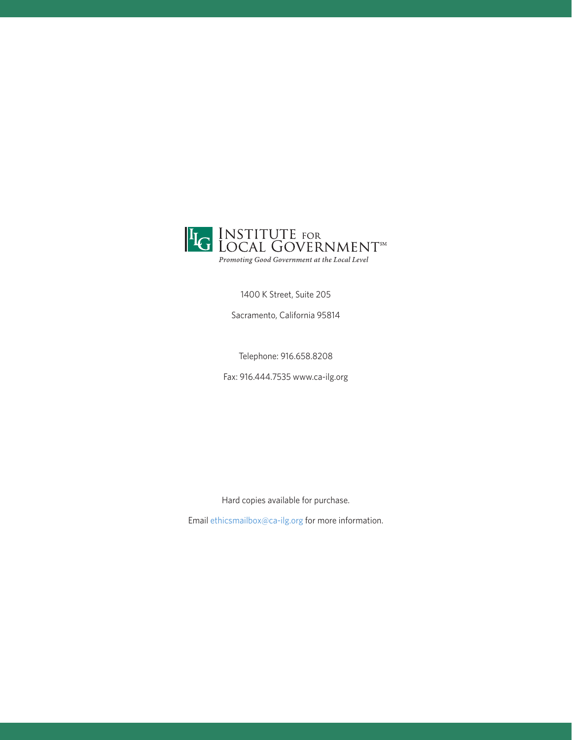INSTITUTE FOR LOCAL GOVERNMENT℠

*Promoting Good Government at the Local Level*

1400 K Street, Suite 205

Sacramento, California 95814

Telephone: 916.658.8208

Fax: 916.444.7535 www.ca-ilg.org

Hard copies available for purchase.

Email ethicsmailbox@ca-ilg.org for more information.